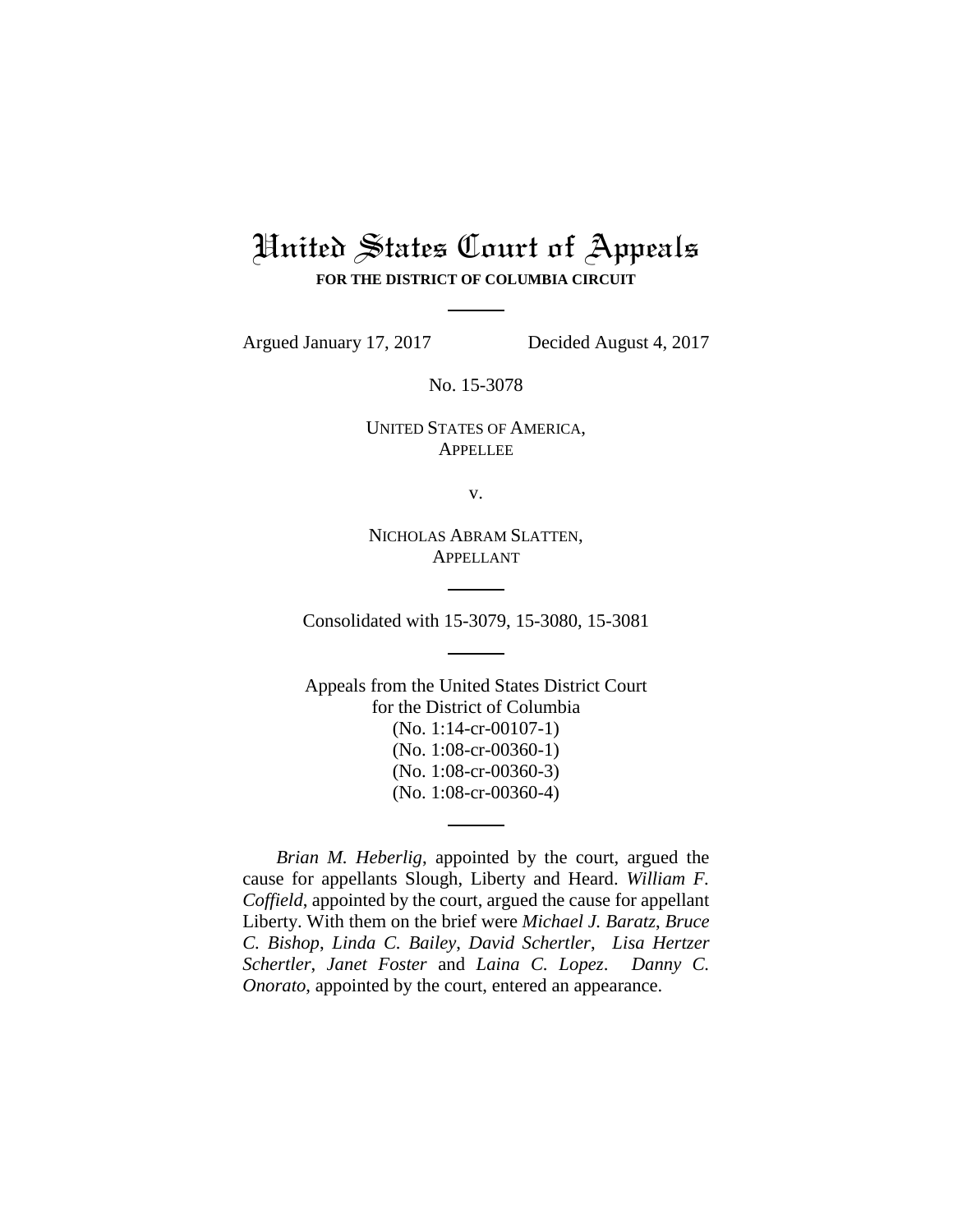# United States Court of Appeals

**FOR THE DISTRICT OF COLUMBIA CIRCUIT**

Argued January 17, 2017 Decided August 4, 2017

No. 15-3078

UNITED STATES OF AMERICA,
APPELLEE

v.

NICHOLAS ABRAM SLATTEN,
APPELLANT

Consolidated with 15-3079, 15-3080, 15-3081

Appeals from the United States District Court
for the District of Columbia
(No. 1:14-cr-00107-1)
(No. 1:08-cr-00360-1)
(No. 1:08-cr-00360-3)
(No. 1:08-cr-00360-4)

*Brian M. Heberlig*, appointed by the court, argued the cause for appellants Slough, Liberty and Heard. *William F. Coffield*, appointed by the court, argued the cause for appellant Liberty. With them on the brief were *Michael J. Baratz*, *Bruce C. Bishop*, *Linda C. Bailey*, *David Schertler*, *Lisa Hertzer Schertler*, *Janet Foster* and *Laina C. Lopez*. *Danny C. Onorato*, appointed by the court, entered an appearance.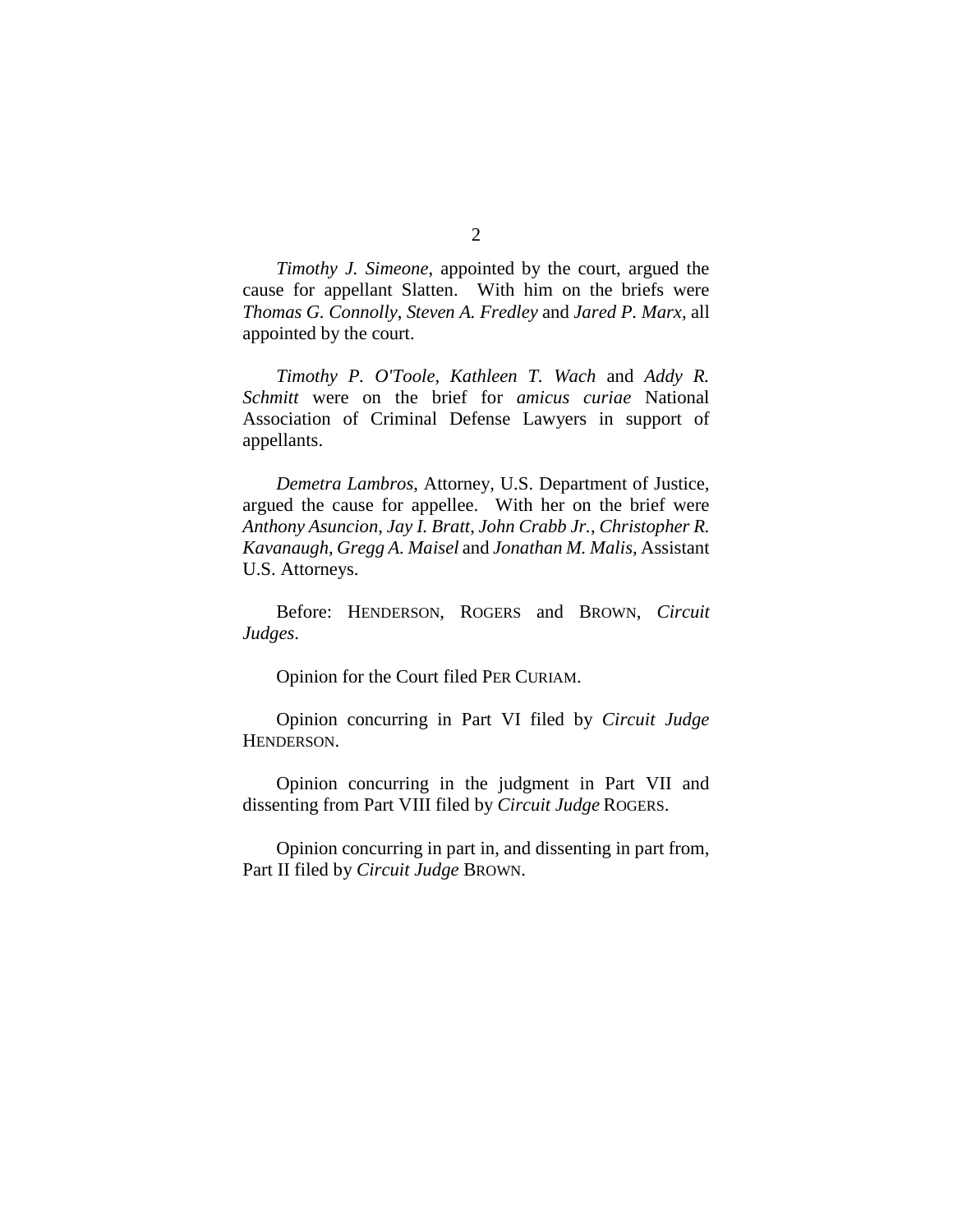*Timothy J. Simeone*, appointed by the court, argued the cause for appellant Slatten. With him on the briefs were *Thomas G. Connolly*, *Steven A. Fredley* and *Jared P. Marx*, all appointed by the court.

*Timothy P. O'Toole*, *Kathleen T. Wach* and *Addy R. Schmitt* were on the brief for *amicus curiae* National Association of Criminal Defense Lawyers in support of appellants.

*Demetra Lambros*, Attorney, U.S. Department of Justice, argued the cause for appellee. With her on the brief were *Anthony Asuncion*, *Jay I. Bratt*, *John Crabb Jr.*, *Christopher R. Kavanaugh*, *Gregg A. Maisel* and *Jonathan M. Malis*, Assistant U.S. Attorneys.

Before: HENDERSON, ROGERS and BROWN, *Circuit Judges*.

Opinion for the Court filed PER CURIAM.

Opinion concurring in Part VI filed by *Circuit Judge* HENDERSON.

Opinion concurring in the judgment in Part VII and dissenting from Part VIII filed by *Circuit Judge* ROGERS.

Opinion concurring in part in, and dissenting in part from, Part II filed by *Circuit Judge* BROWN.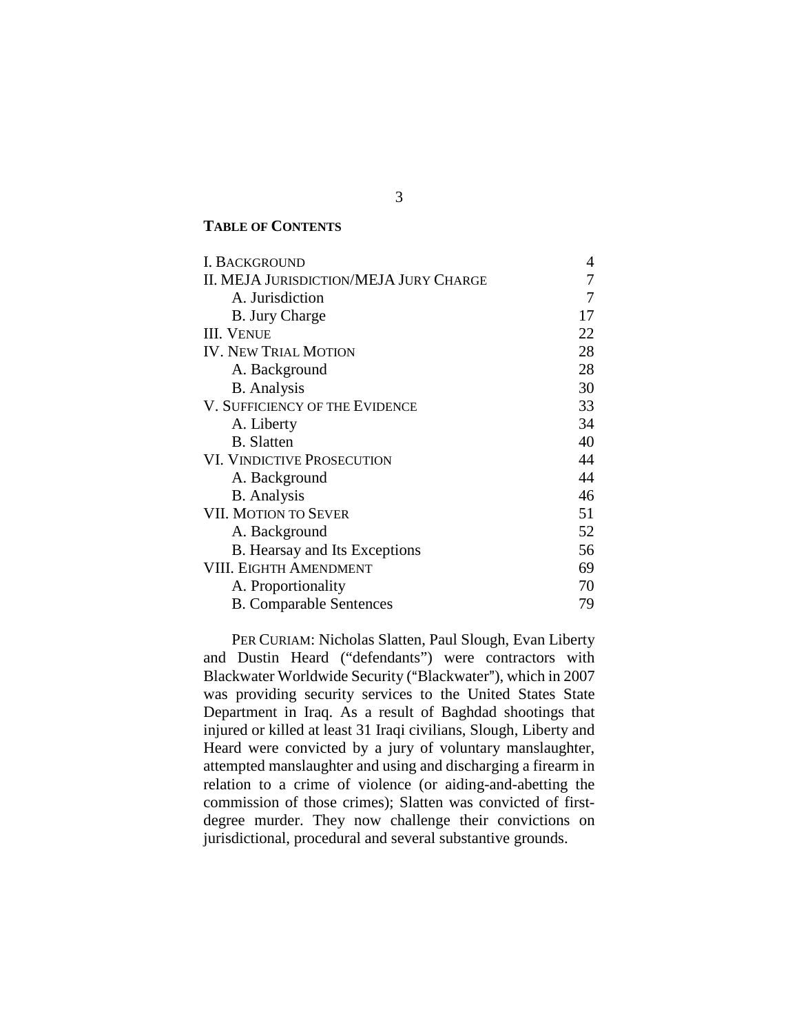**TABLE OF CONTENTS**

| | |
|---|---|
| I. BACKGROUND | 4 |
| II. MEJA JURISDICTION/MEJA JURY CHARGE | 7 |
| A. Jurisdiction | 7 |
| B. Jury Charge | 17 |
| III. VENUE | 22 |
| IV. NEW TRIAL MOTION | 28 |
| A. Background | 28 |
| B. Analysis | 30 |
| V. SUFFICIENCY OF THE EVIDENCE | 33 |
| A. Liberty | 34 |
| B. Slatten | 40 |
| VI. VINDICTIVE PROSECUTION | 44 |
| A. Background | 44 |
| B. Analysis | 46 |
| VII. MOTION TO SEVER | 51 |
| A. Background | 52 |
| B. Hearsay and Its Exceptions | 56 |
| VIII. EIGHTH AMENDMENT | 69 |
| A. Proportionality | 70 |
| B. Comparable Sentences | 79 |

PER CURIAM: Nicholas Slatten, Paul Slough, Evan Liberty and Dustin Heard ("defendants") were contractors with Blackwater Worldwide Security ("Blackwater"), which in 2007 was providing security services to the United States State Department in Iraq. As a result of Baghdad shootings that injured or killed at least 31 Iraqi civilians, Slough, Liberty and Heard were convicted by a jury of voluntary manslaughter, attempted manslaughter and using and discharging a firearm in relation to a crime of violence (or aiding-and-abetting the commission of those crimes); Slatten was convicted of first-degree murder. They now challenge their convictions on jurisdictional, procedural and several substantive grounds.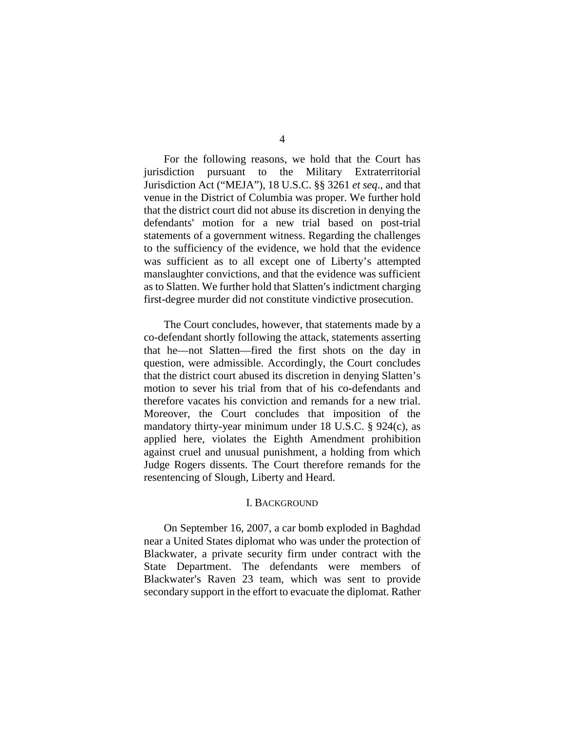For the following reasons, we hold that the Court has jurisdiction pursuant to the Military Extraterritorial Jurisdiction Act ("MEJA"), 18 U.S.C. §§ 3261 *et seq*., and that venue in the District of Columbia was proper. We further hold that the district court did not abuse its discretion in denying the defendants' motion for a new trial based on post-trial statements of a government witness. Regarding the challenges to the sufficiency of the evidence, we hold that the evidence was sufficient as to all except one of Liberty's attempted manslaughter convictions, and that the evidence was sufficient as to Slatten. We further hold that Slatten's indictment charging first-degree murder did not constitute vindictive prosecution.

The Court concludes, however, that statements made by a co-defendant shortly following the attack, statements asserting that he—not Slatten—fired the first shots on the day in question, were admissible. Accordingly, the Court concludes that the district court abused its discretion in denying Slatten's motion to sever his trial from that of his co-defendants and therefore vacates his conviction and remands for a new trial. Moreover, the Court concludes that imposition of the mandatory thirty-year minimum under 18 U.S.C. § 924(c), as applied here, violates the Eighth Amendment prohibition against cruel and unusual punishment, a holding from which Judge Rogers dissents. The Court therefore remands for the resentencing of Slough, Liberty and Heard.

## I. Background

On September 16, 2007, a car bomb exploded in Baghdad near a United States diplomat who was under the protection of Blackwater, a private security firm under contract with the State Department. The defendants were members of Blackwater's Raven 23 team, which was sent to provide secondary support in the effort to evacuate the diplomat. Rather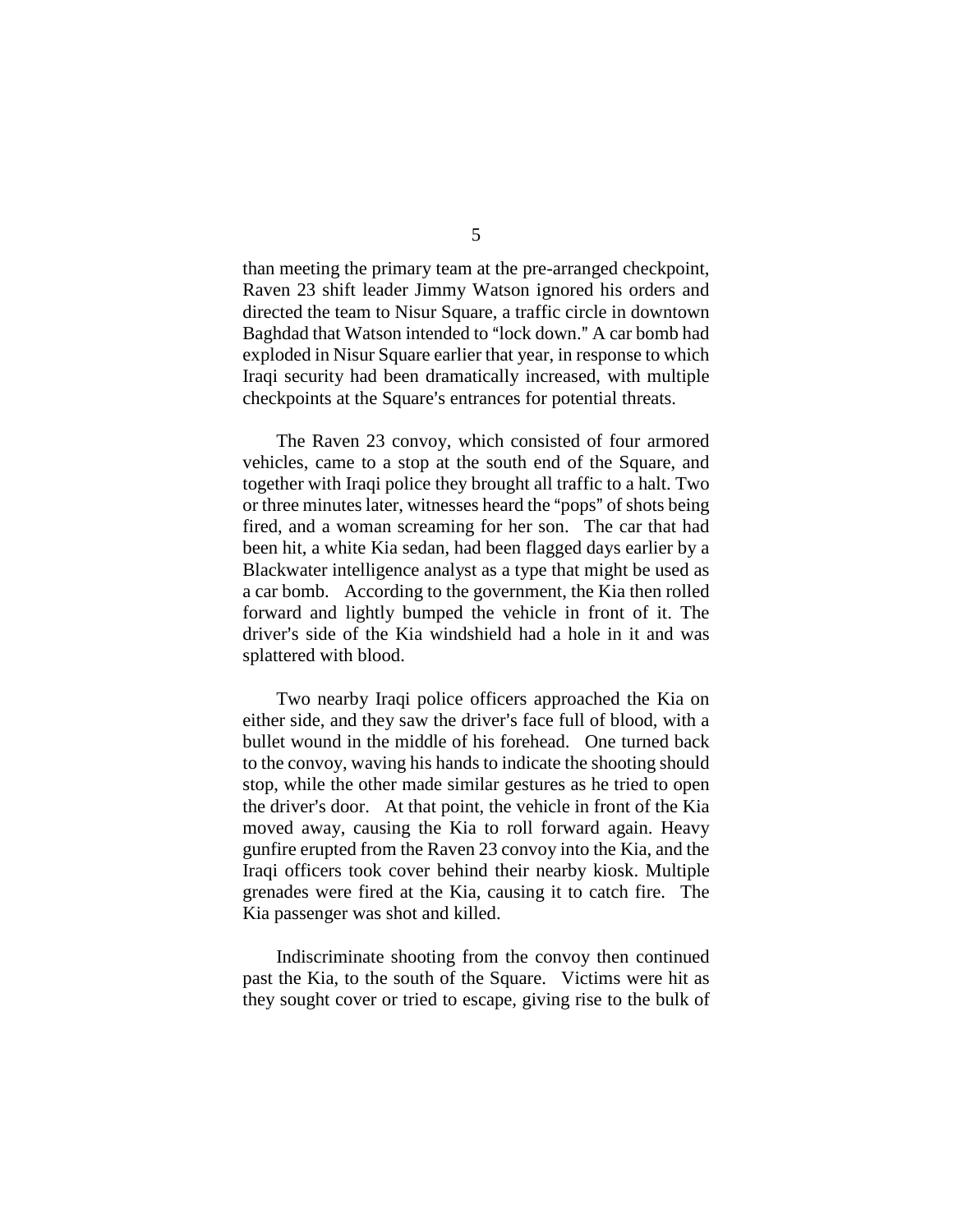than meeting the primary team at the pre-arranged checkpoint, Raven 23 shift leader Jimmy Watson ignored his orders and directed the team to Nisur Square, a traffic circle in downtown Baghdad that Watson intended to "lock down." A car bomb had exploded in Nisur Square earlier that year, in response to which Iraqi security had been dramatically increased, with multiple checkpoints at the Square's entrances for potential threats.

The Raven 23 convoy, which consisted of four armored vehicles, came to a stop at the south end of the Square, and together with Iraqi police they brought all traffic to a halt. Two or three minutes later, witnesses heard the "pops" of shots being fired, and a woman screaming for her son. The car that had been hit, a white Kia sedan, had been flagged days earlier by a Blackwater intelligence analyst as a type that might be used as a car bomb. According to the government, the Kia then rolled forward and lightly bumped the vehicle in front of it. The driver's side of the Kia windshield had a hole in it and was splattered with blood.

Two nearby Iraqi police officers approached the Kia on either side, and they saw the driver's face full of blood, with a bullet wound in the middle of his forehead. One turned back to the convoy, waving his hands to indicate the shooting should stop, while the other made similar gestures as he tried to open the driver's door. At that point, the vehicle in front of the Kia moved away, causing the Kia to roll forward again. Heavy gunfire erupted from the Raven 23 convoy into the Kia, and the Iraqi officers took cover behind their nearby kiosk. Multiple grenades were fired at the Kia, causing it to catch fire. The Kia passenger was shot and killed.

Indiscriminate shooting from the convoy then continued past the Kia, to the south of the Square. Victims were hit as they sought cover or tried to escape, giving rise to the bulk of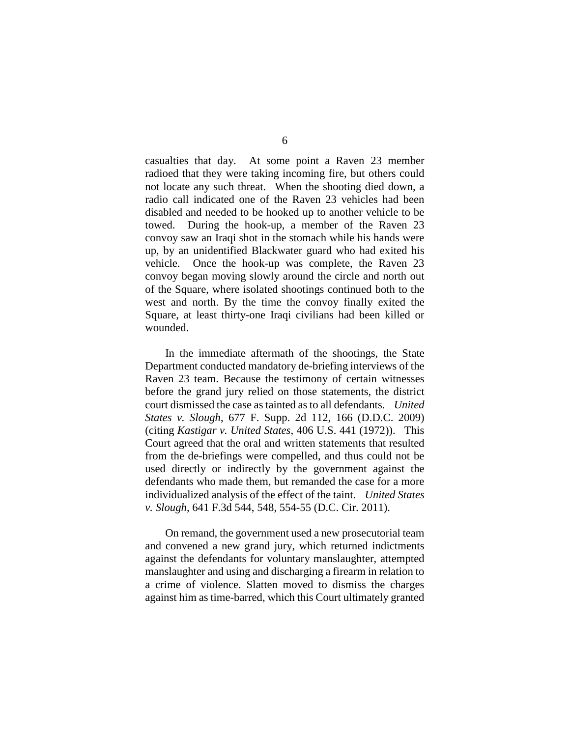casualties that day. At some point a Raven 23 member radioed that they were taking incoming fire, but others could not locate any such threat. When the shooting died down, a radio call indicated one of the Raven 23 vehicles had been disabled and needed to be hooked up to another vehicle to be towed. During the hook-up, a member of the Raven 23 convoy saw an Iraqi shot in the stomach while his hands were up, by an unidentified Blackwater guard who had exited his vehicle. Once the hook-up was complete, the Raven 23 convoy began moving slowly around the circle and north out of the Square, where isolated shootings continued both to the west and north. By the time the convoy finally exited the Square, at least thirty-one Iraqi civilians had been killed or wounded.

In the immediate aftermath of the shootings, the State Department conducted mandatory de-briefing interviews of the Raven 23 team. Because the testimony of certain witnesses before the grand jury relied on those statements, the district court dismissed the case as tainted as to all defendants. *United States v. Slough*, 677 F. Supp. 2d 112, 166 (D.D.C. 2009) (citing *Kastigar v. United States*, 406 U.S. 441 (1972)). This Court agreed that the oral and written statements that resulted from the de-briefings were compelled, and thus could not be used directly or indirectly by the government against the defendants who made them, but remanded the case for a more individualized analysis of the effect of the taint. *United States v. Slough*, 641 F.3d 544, 548, 554-55 (D.C. Cir. 2011).

On remand, the government used a new prosecutorial team and convened a new grand jury, which returned indictments against the defendants for voluntary manslaughter, attempted manslaughter and using and discharging a firearm in relation to a crime of violence. Slatten moved to dismiss the charges against him as time-barred, which this Court ultimately granted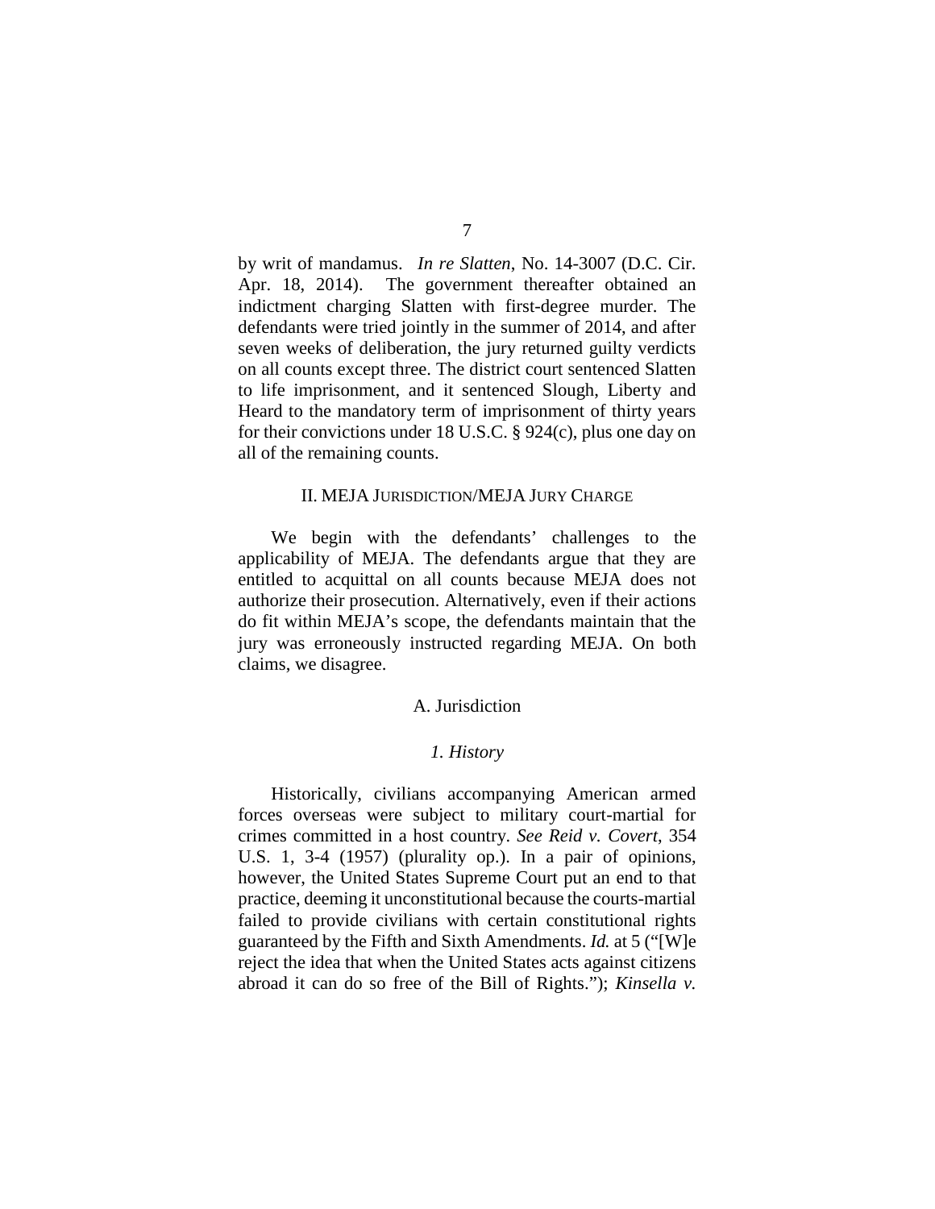by writ of mandamus. *In re Slatten*, No. 14-3007 (D.C. Cir. Apr. 18, 2014). The government thereafter obtained an indictment charging Slatten with first-degree murder. The defendants were tried jointly in the summer of 2014, and after seven weeks of deliberation, the jury returned guilty verdicts on all counts except three. The district court sentenced Slatten to life imprisonment, and it sentenced Slough, Liberty and Heard to the mandatory term of imprisonment of thirty years for their convictions under 18 U.S.C. § 924(c), plus one day on all of the remaining counts.

## II. MEJA JURISDICTION/MEJA JURY CHARGE

We begin with the defendants' challenges to the applicability of MEJA. The defendants argue that they are entitled to acquittal on all counts because MEJA does not authorize their prosecution. Alternatively, even if their actions do fit within MEJA's scope, the defendants maintain that the jury was erroneously instructed regarding MEJA. On both claims, we disagree.

### A. Jurisdiction

#### *1. History*

Historically, civilians accompanying American armed forces overseas were subject to military court-martial for crimes committed in a host country. *See Reid v. Covert*, 354 U.S. 1, 3-4 (1957) (plurality op.). In a pair of opinions, however, the United States Supreme Court put an end to that practice, deeming it unconstitutional because the courts-martial failed to provide civilians with certain constitutional rights guaranteed by the Fifth and Sixth Amendments. *Id.* at 5 ("[W]e reject the idea that when the United States acts against citizens abroad it can do so free of the Bill of Rights."); *Kinsella v.*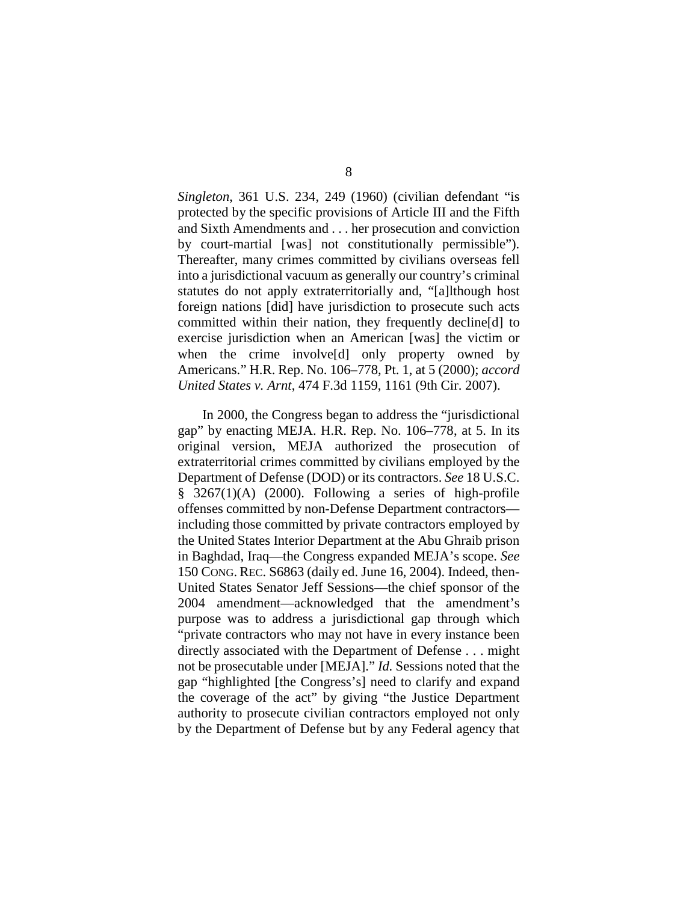*Singleton*, 361 U.S. 234, 249 (1960) (civilian defendant "is protected by the specific provisions of Article III and the Fifth and Sixth Amendments and . . . her prosecution and conviction by court-martial [was] not constitutionally permissible"). Thereafter, many crimes committed by civilians overseas fell into a jurisdictional vacuum as generally our country's criminal statutes do not apply extraterritorially and, "[a]lthough host foreign nations [did] have jurisdiction to prosecute such acts committed within their nation, they frequently decline[d] to exercise jurisdiction when an American [was] the victim or when the crime involve[d] only property owned by Americans." H.R. Rep. No. 106–778, Pt. 1, at 5 (2000); *accord United States v. Arnt*, 474 F.3d 1159, 1161 (9th Cir. 2007).

In 2000, the Congress began to address the "jurisdictional gap" by enacting MEJA. H.R. Rep. No. 106–778, at 5. In its original version, MEJA authorized the prosecution of extraterritorial crimes committed by civilians employed by the Department of Defense (DOD) or its contractors. *See* 18 U.S.C. § 3267(1)(A) (2000). Following a series of high-profile offenses committed by non-Defense Department contractors—including those committed by private contractors employed by the United States Interior Department at the Abu Ghraib prison in Baghdad, Iraq—the Congress expanded MEJA's scope. *See* 150 CONG. REC. S6863 (daily ed. June 16, 2004). Indeed, then-United States Senator Jeff Sessions—the chief sponsor of the 2004 amendment—acknowledged that the amendment's purpose was to address a jurisdictional gap through which "private contractors who may not have in every instance been directly associated with the Department of Defense . . . might not be prosecutable under [MEJA]." *Id.* Sessions noted that the gap "highlighted [the Congress's] need to clarify and expand the coverage of the act" by giving "the Justice Department authority to prosecute civilian contractors employed not only by the Department of Defense but by any Federal agency that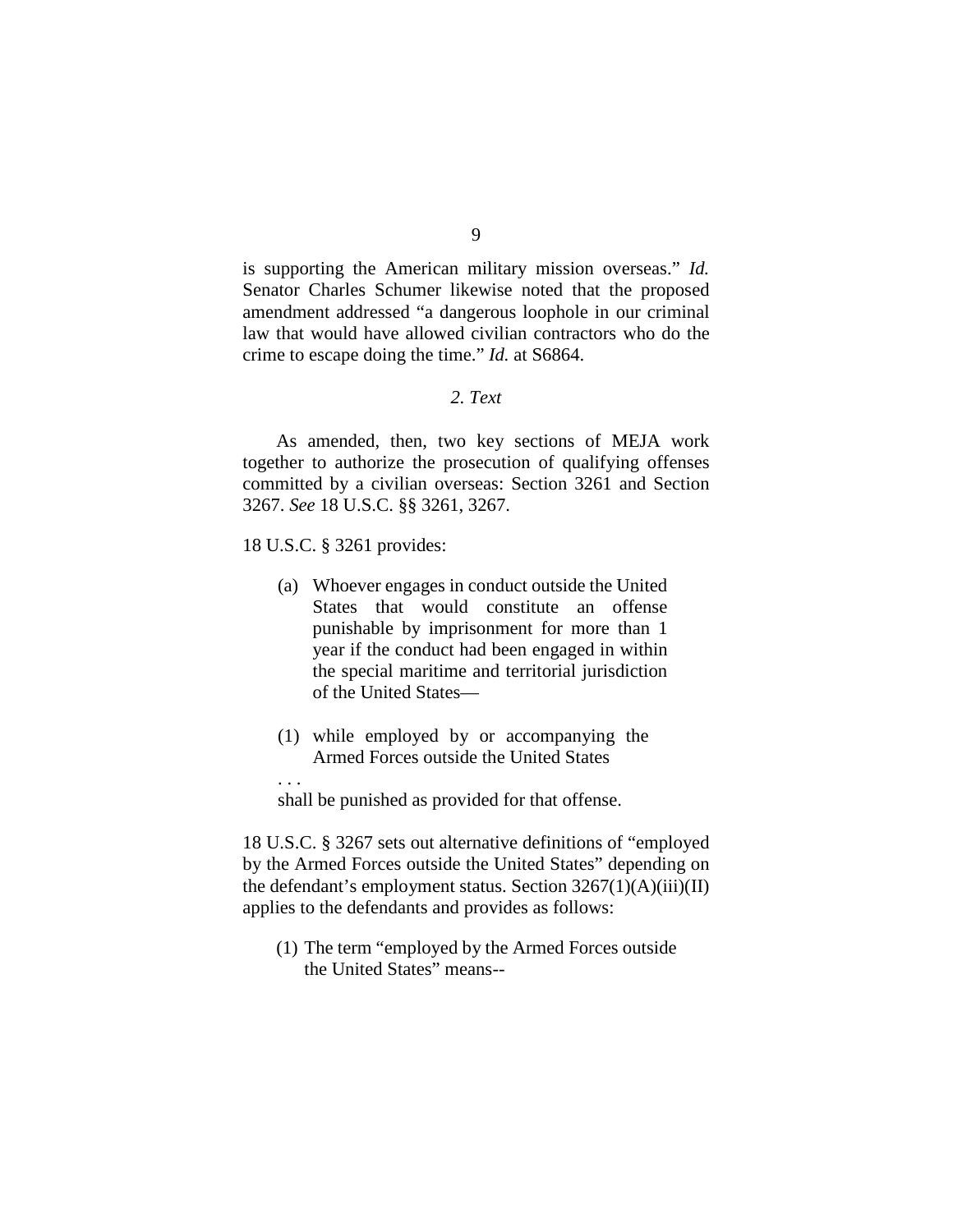is supporting the American military mission overseas." *Id.* Senator Charles Schumer likewise noted that the proposed amendment addressed "a dangerous loophole in our criminal law that would have allowed civilian contractors who do the crime to escape doing the time." *Id.* at S6864.

### *2. Text*

As amended, then, two key sections of MEJA work together to authorize the prosecution of qualifying offenses committed by a civilian overseas: Section 3261 and Section 3267. *See* 18 U.S.C. §§ 3261, 3267.

18 U.S.C. § 3261 provides:

> (a) Whoever engages in conduct outside the United States that would constitute an offense punishable by imprisonment for more than 1 year if the conduct had been engaged in within the special maritime and territorial jurisdiction of the United States—
>
> (1) while employed by or accompanying the Armed Forces outside the United States
>
> . . .
>
> shall be punished as provided for that offense.

18 U.S.C. § 3267 sets out alternative definitions of "employed by the Armed Forces outside the United States" depending on the defendant's employment status. Section 3267(1)(A)(iii)(II) applies to the defendants and provides as follows:

> (1) The term "employed by the Armed Forces outside the United States" means--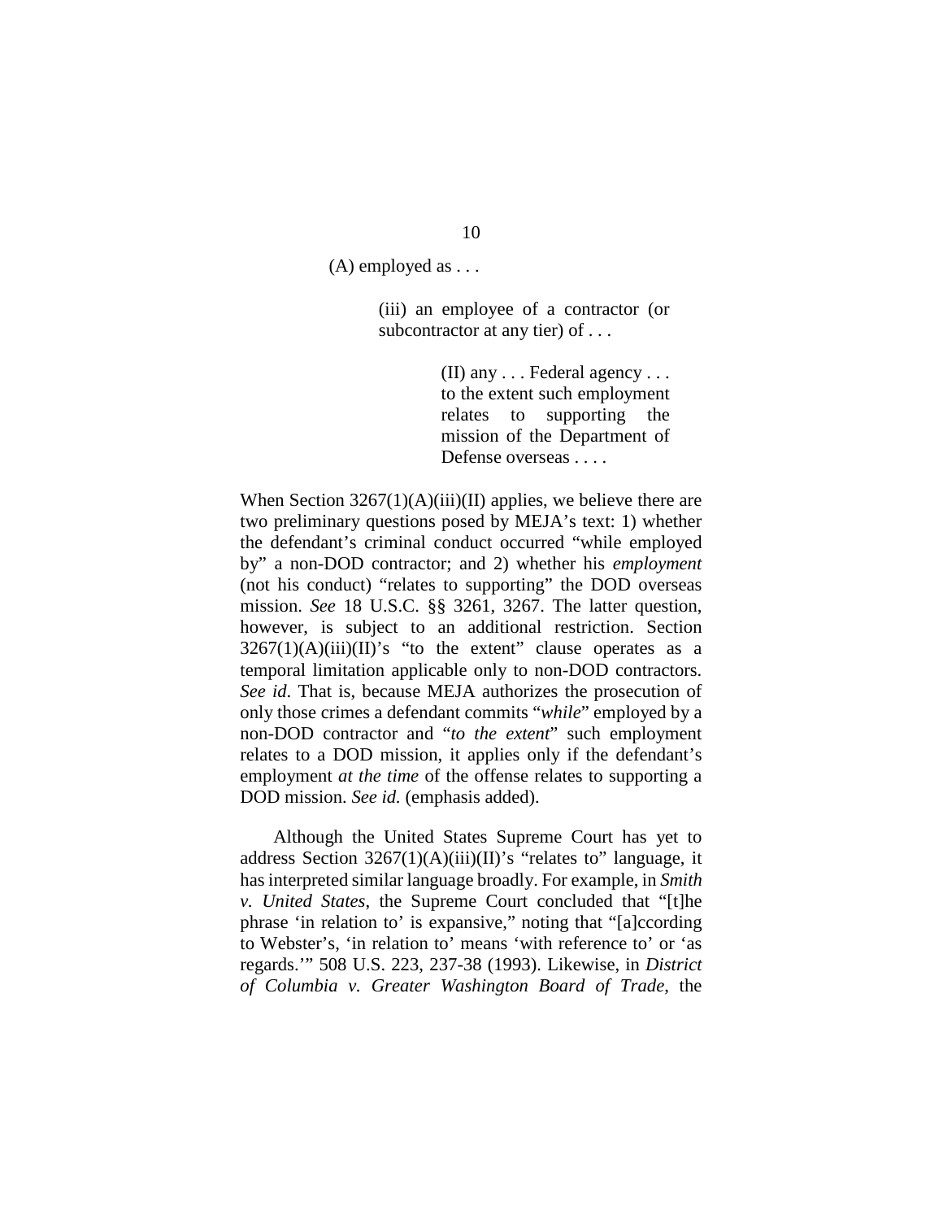> (A) employed as . . .
>
> > (iii) an employee of a contractor (or subcontractor at any tier) of . . .
> >
> > > (II) any . . . Federal agency . . . to the extent such employment relates to supporting the mission of the Department of Defense overseas . . . .

When Section 3267(1)(A)(iii)(II) applies, we believe there are two preliminary questions posed by MEJA's text: 1) whether the defendant's criminal conduct occurred "while employed by" a non-DOD contractor; and 2) whether his *employment* (not his conduct) "relates to supporting" the DOD overseas mission. *See* 18 U.S.C. §§ 3261, 3267. The latter question, however, is subject to an additional restriction. Section 3267(1)(A)(iii)(II)'s "to the extent" clause operates as a temporal limitation applicable only to non-DOD contractors. *See id*. That is, because MEJA authorizes the prosecution of only those crimes a defendant commits "*while*" employed by a non-DOD contractor and "*to the extent*" such employment relates to a DOD mission, it applies only if the defendant's employment *at the time* of the offense relates to supporting a DOD mission. *See id.* (emphasis added).

Although the United States Supreme Court has yet to address Section 3267(1)(A)(iii)(II)'s "relates to" language, it has interpreted similar language broadly. For example, in *Smith v. United States*, the Supreme Court concluded that "[t]he phrase 'in relation to' is expansive," noting that "[a]ccording to Webster's, 'in relation to' means 'with reference to' or 'as regards.'" 508 U.S. 223, 237-38 (1993). Likewise, in *District of Columbia v. Greater Washington Board of Trade*, the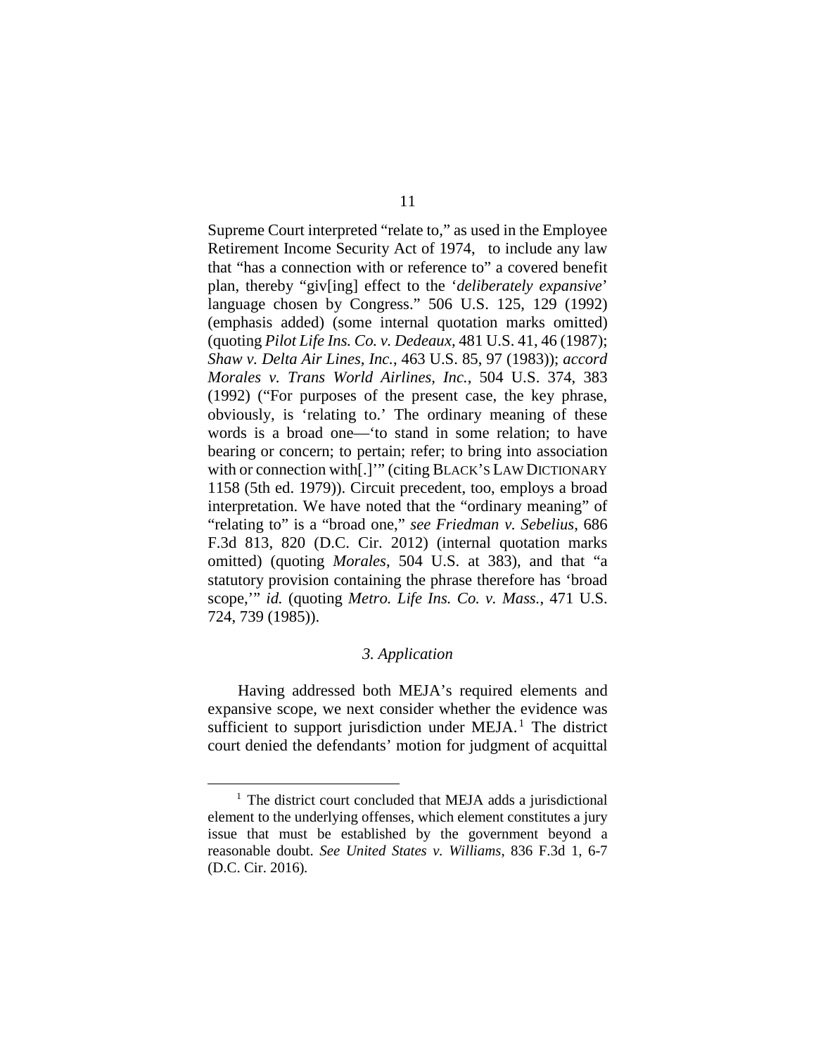Supreme Court interpreted "relate to," as used in the Employee Retirement Income Security Act of 1974, to include any law that "has a connection with or reference to" a covered benefit plan, thereby "giv[ing] effect to the '*deliberately expansive*' language chosen by Congress." 506 U.S. 125, 129 (1992) (emphasis added) (some internal quotation marks omitted) (quoting *Pilot Life Ins. Co. v. Dedeaux*, 481 U.S. 41, 46 (1987); *Shaw v. Delta Air Lines, Inc.*, 463 U.S. 85, 97 (1983)); *accord Morales v. Trans World Airlines, Inc.*, 504 U.S. 374, 383 (1992) ("For purposes of the present case, the key phrase, obviously, is 'relating to.' The ordinary meaning of these words is a broad one—'to stand in some relation; to have bearing or concern; to pertain; refer; to bring into association with or connection with[.]'" (citing BLACK'S LAW DICTIONARY 1158 (5th ed. 1979)). Circuit precedent, too, employs a broad interpretation. We have noted that the "ordinary meaning" of "relating to" is a "broad one," *see Friedman v. Sebelius*, 686 F.3d 813, 820 (D.C. Cir. 2012) (internal quotation marks omitted) (quoting *Morales*, 504 U.S. at 383), and that "a statutory provision containing the phrase therefore has 'broad scope,'" *id.* (quoting *Metro. Life Ins. Co. v. Mass.*, 471 U.S. 724, 739 (1985)).

### *3. Application*

Having addressed both MEJA's required elements and expansive scope, we next consider whether the evidence was sufficient to support jurisdiction under MEJA.[1] The district court denied the defendants' motion for judgment of acquittal

[1] The district court concluded that MEJA adds a jurisdictional element to the underlying offenses, which element constitutes a jury issue that must be established by the government beyond a reasonable doubt. *See United States v. Williams*, 836 F.3d 1, 6-7 (D.C. Cir. 2016).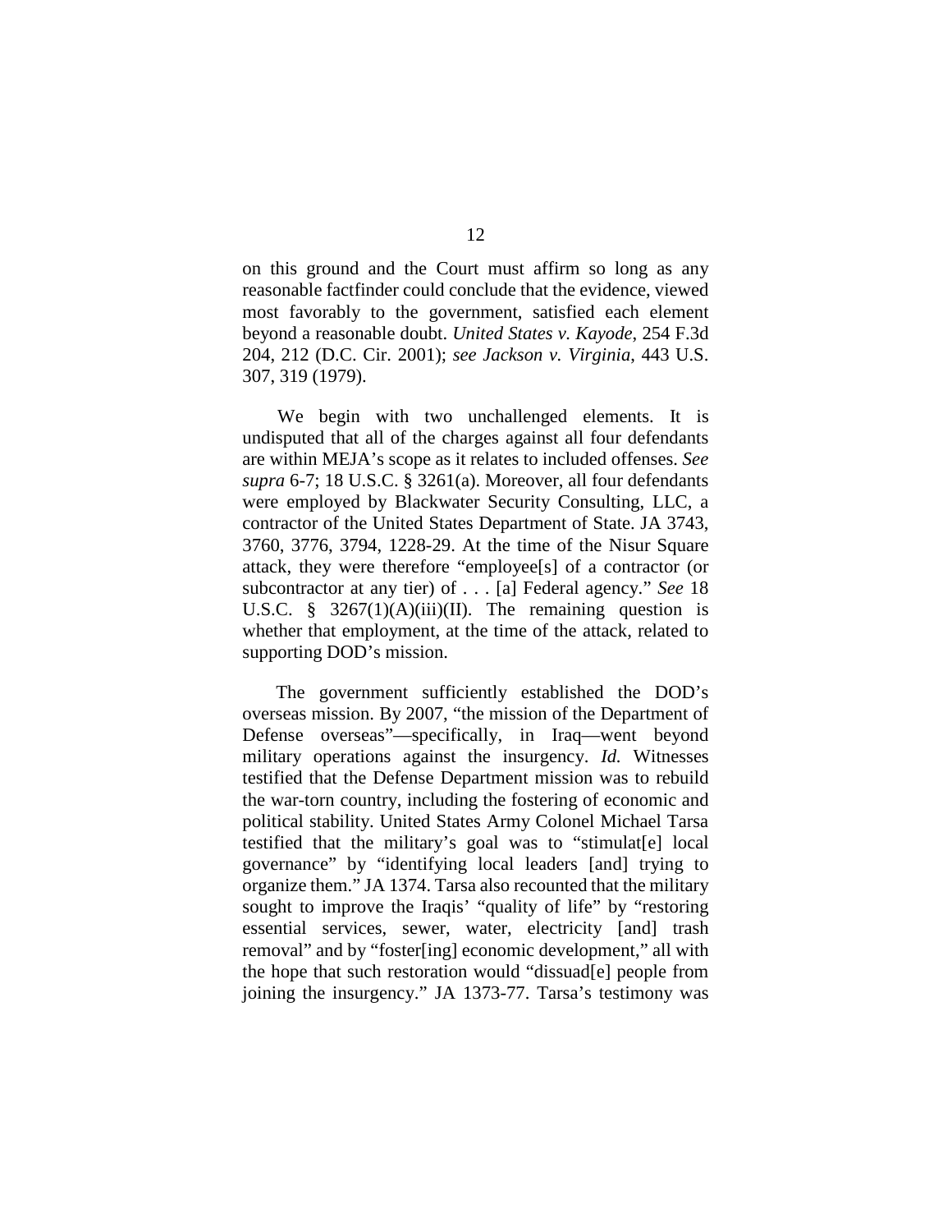on this ground and the Court must affirm so long as any reasonable factfinder could conclude that the evidence, viewed most favorably to the government, satisfied each element beyond a reasonable doubt. *United States v. Kayode*, 254 F.3d 204, 212 (D.C. Cir. 2001); *see Jackson v. Virginia*, 443 U.S. 307, 319 (1979).

We begin with two unchallenged elements. It is undisputed that all of the charges against all four defendants are within MEJA's scope as it relates to included offenses. *See supra* 6-7; 18 U.S.C. § 3261(a). Moreover, all four defendants were employed by Blackwater Security Consulting, LLC, a contractor of the United States Department of State. JA 3743, 3760, 3776, 3794, 1228-29. At the time of the Nisur Square attack, they were therefore "employee[s] of a contractor (or subcontractor at any tier) of . . . [a] Federal agency." *See* 18 U.S.C. § 3267(1)(A)(iii)(II). The remaining question is whether that employment, at the time of the attack, related to supporting DOD's mission.

The government sufficiently established the DOD's overseas mission. By 2007, "the mission of the Department of Defense overseas"—specifically, in Iraq—went beyond military operations against the insurgency. *Id.* Witnesses testified that the Defense Department mission was to rebuild the war-torn country, including the fostering of economic and political stability. United States Army Colonel Michael Tarsa testified that the military's goal was to "stimulat[e] local governance" by "identifying local leaders [and] trying to organize them." JA 1374. Tarsa also recounted that the military sought to improve the Iraqis' "quality of life" by "restoring essential services, sewer, water, electricity [and] trash removal" and by "foster[ing] economic development," all with the hope that such restoration would "dissuad[e] people from joining the insurgency." JA 1373-77. Tarsa's testimony was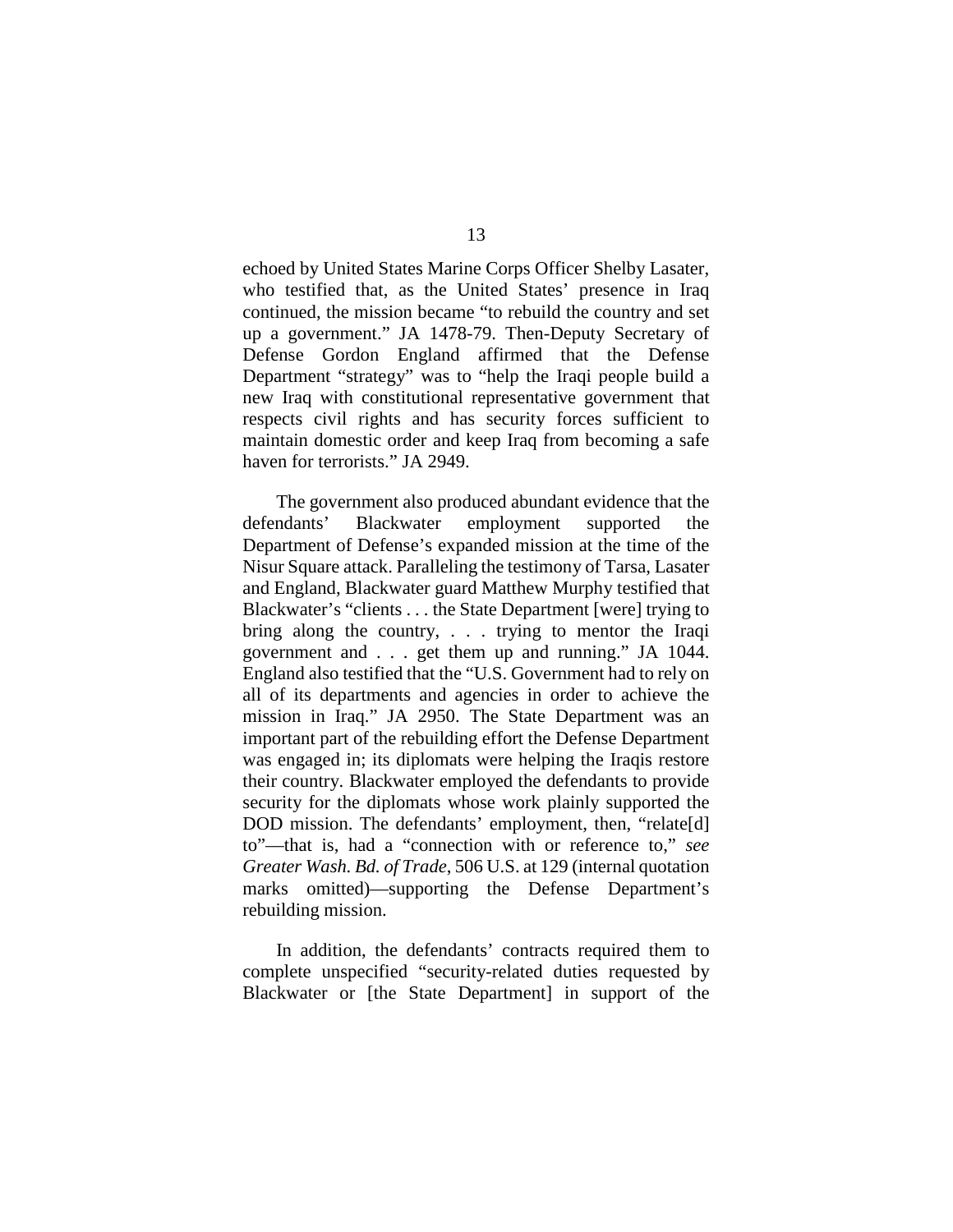echoed by United States Marine Corps Officer Shelby Lasater, who testified that, as the United States' presence in Iraq continued, the mission became "to rebuild the country and set up a government." JA 1478-79. Then-Deputy Secretary of Defense Gordon England affirmed that the Defense Department "strategy" was to "help the Iraqi people build a new Iraq with constitutional representative government that respects civil rights and has security forces sufficient to maintain domestic order and keep Iraq from becoming a safe haven for terrorists." JA 2949.

The government also produced abundant evidence that the defendants' Blackwater employment supported the Department of Defense's expanded mission at the time of the Nisur Square attack. Paralleling the testimony of Tarsa, Lasater and England, Blackwater guard Matthew Murphy testified that Blackwater's "clients . . . the State Department [were] trying to bring along the country, . . . trying to mentor the Iraqi government and . . . get them up and running." JA 1044. England also testified that the "U.S. Government had to rely on all of its departments and agencies in order to achieve the mission in Iraq." JA 2950. The State Department was an important part of the rebuilding effort the Defense Department was engaged in; its diplomats were helping the Iraqis restore their country. Blackwater employed the defendants to provide security for the diplomats whose work plainly supported the DOD mission. The defendants' employment, then, "relate[d] to"—that is, had a "connection with or reference to," *see Greater Wash. Bd. of Trade*, 506 U.S. at 129 (internal quotation marks omitted)—supporting the Defense Department's rebuilding mission.

In addition, the defendants' contracts required them to complete unspecified "security-related duties requested by Blackwater or [the State Department] in support of the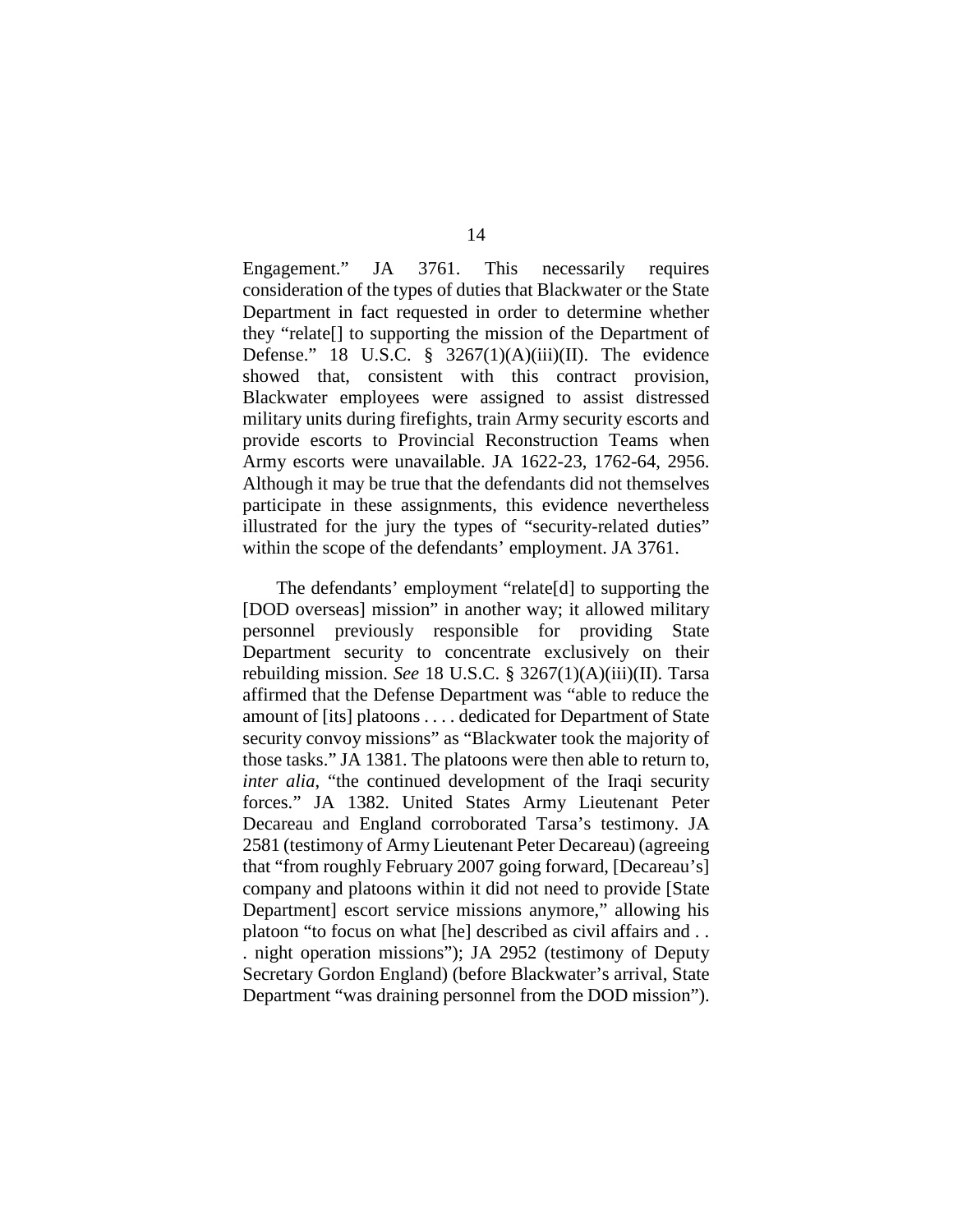Engagement." JA 3761. This necessarily requires consideration of the types of duties that Blackwater or the State Department in fact requested in order to determine whether they "relate[] to supporting the mission of the Department of Defense." 18 U.S.C. § 3267(1)(A)(iii)(II). The evidence showed that, consistent with this contract provision, Blackwater employees were assigned to assist distressed military units during firefights, train Army security escorts and provide escorts to Provincial Reconstruction Teams when Army escorts were unavailable. JA 1622-23, 1762-64, 2956. Although it may be true that the defendants did not themselves participate in these assignments, this evidence nevertheless illustrated for the jury the types of "security-related duties" within the scope of the defendants' employment. JA 3761.

The defendants' employment "relate[d] to supporting the [DOD overseas] mission" in another way; it allowed military personnel previously responsible for providing State Department security to concentrate exclusively on their rebuilding mission. *See* 18 U.S.C. § 3267(1)(A)(iii)(II). Tarsa affirmed that the Defense Department was "able to reduce the amount of [its] platoons . . . . dedicated for Department of State security convoy missions" as "Blackwater took the majority of those tasks." JA 1381. The platoons were then able to return to, *inter alia*, "the continued development of the Iraqi security forces." JA 1382. United States Army Lieutenant Peter Decareau and England corroborated Tarsa's testimony. JA 2581 (testimony of Army Lieutenant Peter Decareau) (agreeing that "from roughly February 2007 going forward, [Decareau's] company and platoons within it did not need to provide [State Department] escort service missions anymore," allowing his platoon "to focus on what [he] described as civil affairs and . . . night operation missions"); JA 2952 (testimony of Deputy Secretary Gordon England) (before Blackwater's arrival, State Department "was draining personnel from the DOD mission").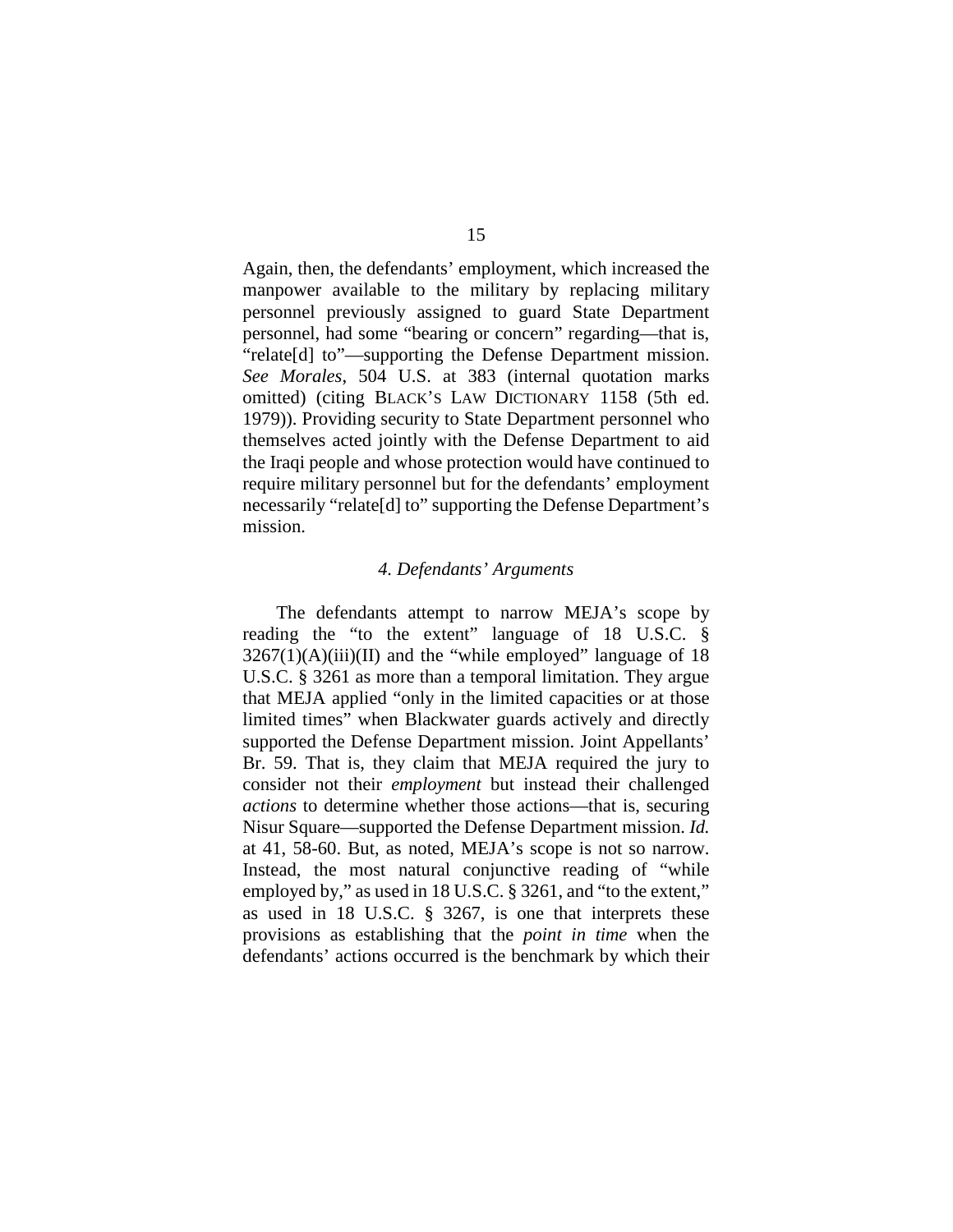Again, then, the defendants' employment, which increased the manpower available to the military by replacing military personnel previously assigned to guard State Department personnel, had some "bearing or concern" regarding—that is, "relate[d] to"—supporting the Defense Department mission. *See Morales*, 504 U.S. at 383 (internal quotation marks omitted) (citing BLACK'S LAW DICTIONARY 1158 (5th ed. 1979)). Providing security to State Department personnel who themselves acted jointly with the Defense Department to aid the Iraqi people and whose protection would have continued to require military personnel but for the defendants' employment necessarily "relate[d] to" supporting the Defense Department's mission.

#### *4. Defendants' Arguments*

The defendants attempt to narrow MEJA's scope by reading the "to the extent" language of 18 U.S.C. § 3267(1)(A)(iii)(II) and the "while employed" language of 18 U.S.C. § 3261 as more than a temporal limitation. They argue that MEJA applied "only in the limited capacities or at those limited times" when Blackwater guards actively and directly supported the Defense Department mission. Joint Appellants' Br. 59. That is, they claim that MEJA required the jury to consider not their *employment* but instead their challenged *actions* to determine whether those actions—that is, securing Nisur Square—supported the Defense Department mission. *Id.* at 41, 58-60. But, as noted, MEJA's scope is not so narrow. Instead, the most natural conjunctive reading of "while employed by," as used in 18 U.S.C. § 3261, and "to the extent," as used in 18 U.S.C. § 3267, is one that interprets these provisions as establishing that the *point in time* when the defendants' actions occurred is the benchmark by which their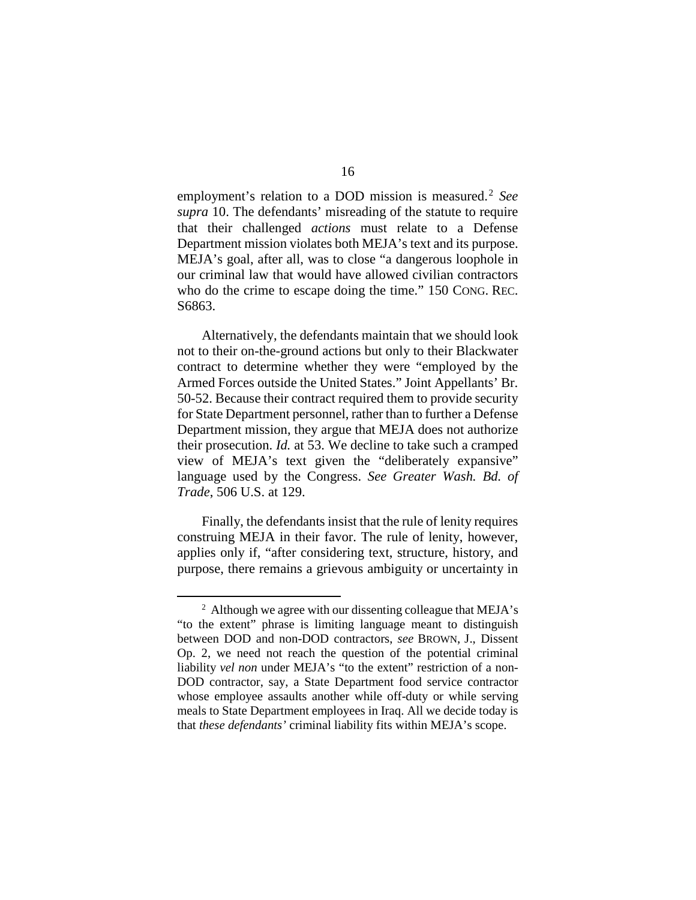employment's relation to a DOD mission is measured.[2] *See supra* 10. The defendants' misreading of the statute to require that their challenged *actions* must relate to a Defense Department mission violates both MEJA's text and its purpose. MEJA's goal, after all, was to close "a dangerous loophole in our criminal law that would have allowed civilian contractors who do the crime to escape doing the time." 150 CONG. REC. S6863.

Alternatively, the defendants maintain that we should look not to their on-the-ground actions but only to their Blackwater contract to determine whether they were "employed by the Armed Forces outside the United States." Joint Appellants' Br. 50-52. Because their contract required them to provide security for State Department personnel, rather than to further a Defense Department mission, they argue that MEJA does not authorize their prosecution. *Id.* at 53. We decline to take such a cramped view of MEJA's text given the "deliberately expansive" language used by the Congress. *See Greater Wash. Bd. of Trade*, 506 U.S. at 129.

Finally, the defendants insist that the rule of lenity requires construing MEJA in their favor. The rule of lenity, however, applies only if, "after considering text, structure, history, and purpose, there remains a grievous ambiguity or uncertainty in

---

[2] Although we agree with our dissenting colleague that MEJA's "to the extent" phrase is limiting language meant to distinguish between DOD and non-DOD contractors, *see* BROWN, J., Dissent Op. 2, we need not reach the question of the potential criminal liability *vel non* under MEJA's "to the extent" restriction of a non-DOD contractor, say, a State Department food service contractor whose employee assaults another while off-duty or while serving meals to State Department employees in Iraq. All we decide today is that *these defendants'* criminal liability fits within MEJA's scope.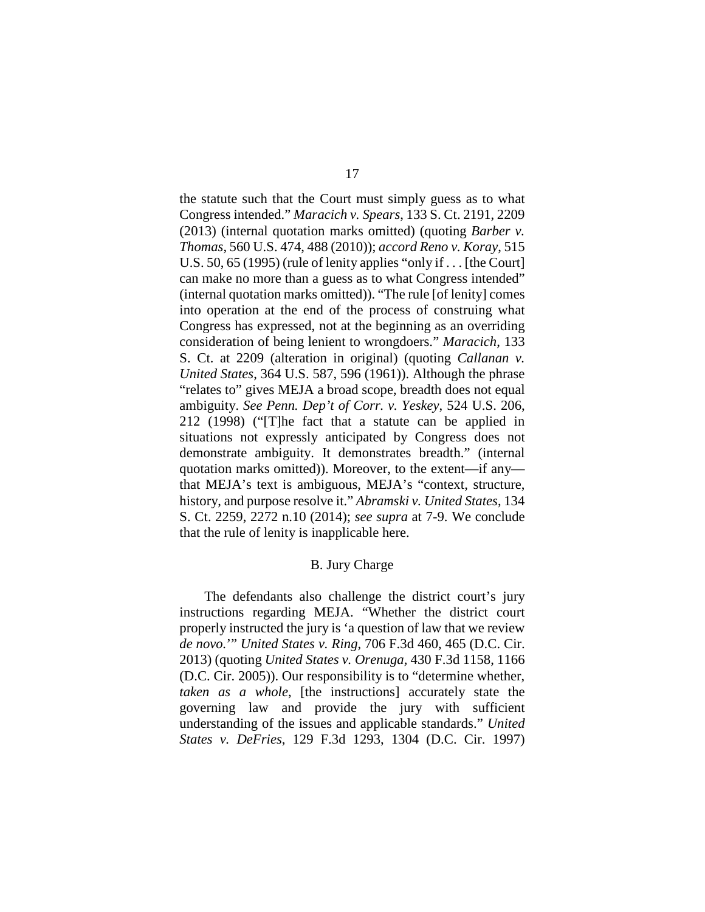the statute such that the Court must simply guess as to what Congress intended." *Maracich v. Spears*, 133 S. Ct. 2191, 2209 (2013) (internal quotation marks omitted) (quoting *Barber v. Thomas*, 560 U.S. 474, 488 (2010)); *accord Reno v. Koray*, 515 U.S. 50, 65 (1995) (rule of lenity applies "only if . . . [the Court] can make no more than a guess as to what Congress intended" (internal quotation marks omitted)). "The rule [of lenity] comes into operation at the end of the process of construing what Congress has expressed, not at the beginning as an overriding consideration of being lenient to wrongdoers." *Maracich*, 133 S. Ct. at 2209 (alteration in original) (quoting *Callanan v. United States*, 364 U.S. 587, 596 (1961)). Although the phrase "relates to" gives MEJA a broad scope, breadth does not equal ambiguity. *See Penn. Dep't of Corr. v. Yeskey*, 524 U.S. 206, 212 (1998) ("[T]he fact that a statute can be applied in situations not expressly anticipated by Congress does not demonstrate ambiguity. It demonstrates breadth." (internal quotation marks omitted)). Moreover, to the extent—if any—that MEJA's text is ambiguous, MEJA's "context, structure, history, and purpose resolve it." *Abramski v. United States*, 134 S. Ct. 2259, 2272 n.10 (2014); *see supra* at 7-9. We conclude that the rule of lenity is inapplicable here.

### B. Jury Charge

The defendants also challenge the district court's jury instructions regarding MEJA. "Whether the district court properly instructed the jury is 'a question of law that we review *de novo*.'" *United States v. Ring*, 706 F.3d 460, 465 (D.C. Cir. 2013) (quoting *United States v. Orenuga*, 430 F.3d 1158, 1166 (D.C. Cir. 2005)). Our responsibility is to "determine whether, *taken as a whole*, [the instructions] accurately state the governing law and provide the jury with sufficient understanding of the issues and applicable standards." *United States v. DeFries*, 129 F.3d 1293, 1304 (D.C. Cir. 1997)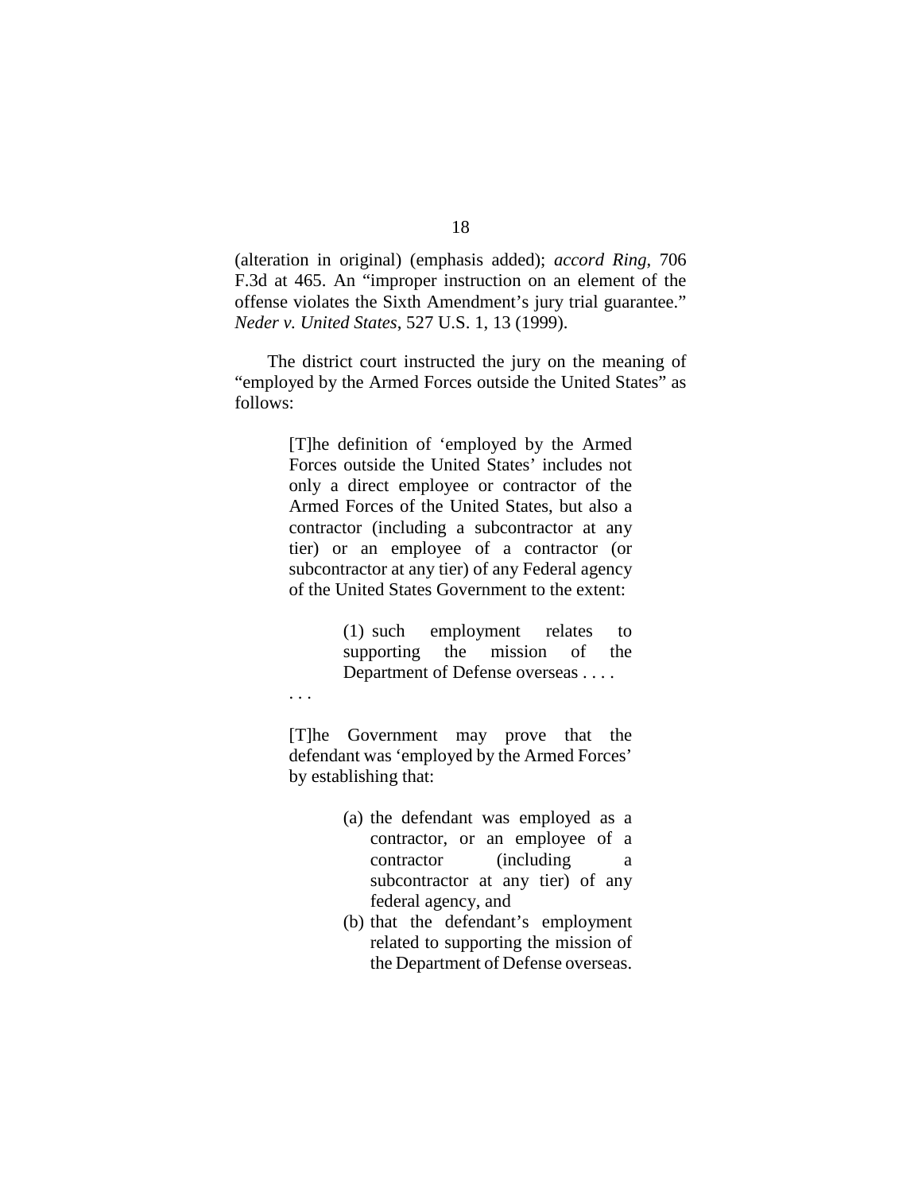(alteration in original) (emphasis added); *accord Ring*, 706 F.3d at 465. An "improper instruction on an element of the offense violates the Sixth Amendment's jury trial guarantee." *Neder v. United States*, 527 U.S. 1, 13 (1999).

The district court instructed the jury on the meaning of "employed by the Armed Forces outside the United States" as follows:

> [T]he definition of 'employed by the Armed Forces outside the United States' includes not only a direct employee or contractor of the Armed Forces of the United States, but also a contractor (including a subcontractor at any tier) or an employee of a contractor (or subcontractor at any tier) of any Federal agency of the United States Government to the extent:
>
> > (1) such employment relates to supporting the mission of the Department of Defense overseas . . . .
>
> . . .
>
> [T]he Government may prove that the defendant was 'employed by the Armed Forces' by establishing that:
>
> > (a) the defendant was employed as a contractor, or an employee of a contractor (including a subcontractor at any tier) of any federal agency, and
> >
> > (b) that the defendant's employment related to supporting the mission of the Department of Defense overseas.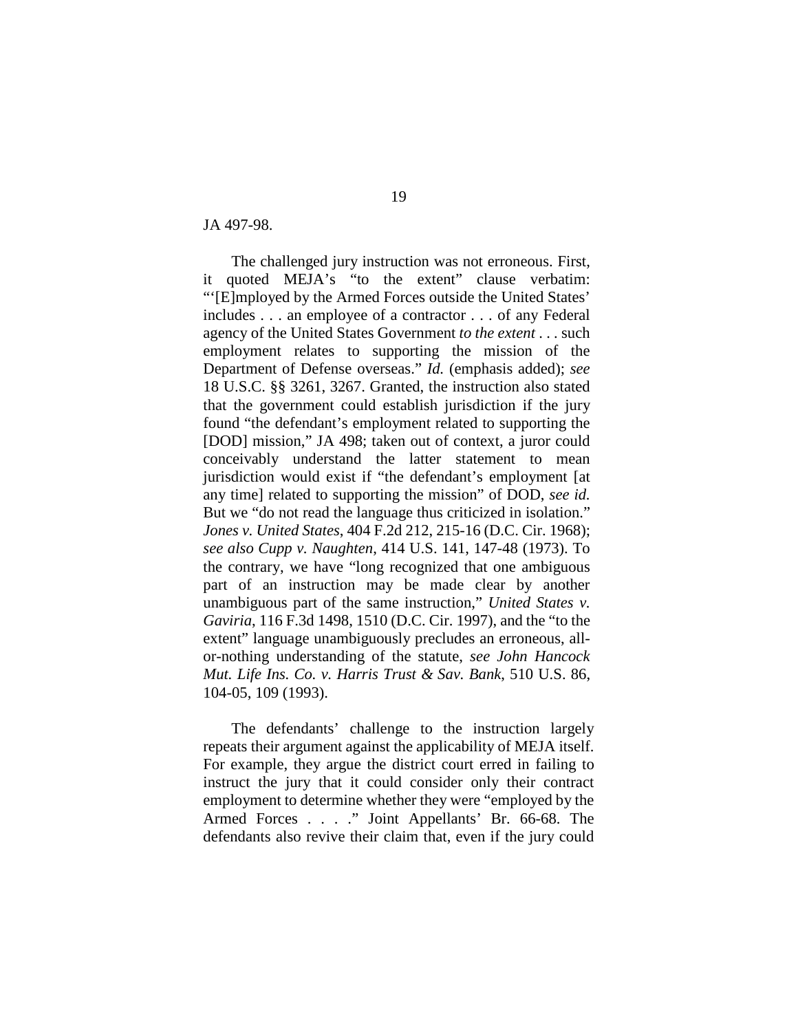JA 497-98.

The challenged jury instruction was not erroneous. First, it quoted MEJA's "to the extent" clause verbatim: "'[E]mployed by the Armed Forces outside the United States' includes . . . an employee of a contractor . . . of any Federal agency of the United States Government *to the extent* . . . such employment relates to supporting the mission of the Department of Defense overseas." *Id.* (emphasis added); *see* 18 U.S.C. §§ 3261, 3267. Granted, the instruction also stated that the government could establish jurisdiction if the jury found "the defendant's employment related to supporting the [DOD] mission," JA 498; taken out of context, a juror could conceivably understand the latter statement to mean jurisdiction would exist if "the defendant's employment [at any time] related to supporting the mission" of DOD, *see id.* But we "do not read the language thus criticized in isolation." *Jones v. United States*, 404 F.2d 212, 215-16 (D.C. Cir. 1968); *see also Cupp v. Naughten*, 414 U.S. 141, 147-48 (1973). To the contrary, we have "long recognized that one ambiguous part of an instruction may be made clear by another unambiguous part of the same instruction," *United States v. Gaviria*, 116 F.3d 1498, 1510 (D.C. Cir. 1997), and the "to the extent" language unambiguously precludes an erroneous, all-or-nothing understanding of the statute, *see John Hancock Mut. Life Ins. Co. v. Harris Trust & Sav. Bank*, 510 U.S. 86, 104-05, 109 (1993).

The defendants' challenge to the instruction largely repeats their argument against the applicability of MEJA itself. For example, they argue the district court erred in failing to instruct the jury that it could consider only their contract employment to determine whether they were "employed by the Armed Forces . . . ." Joint Appellants' Br. 66-68. The defendants also revive their claim that, even if the jury could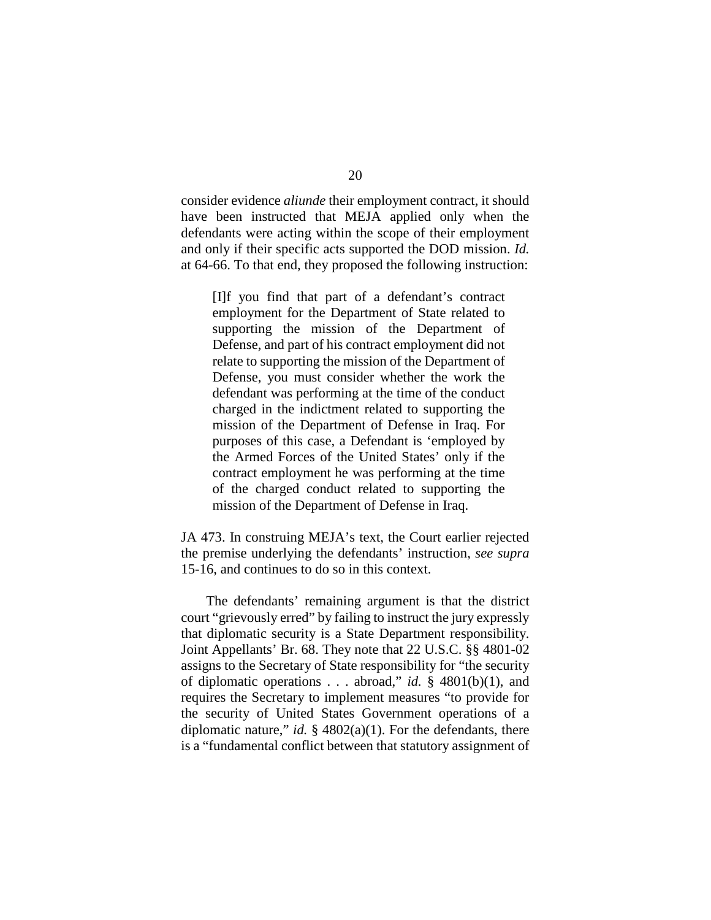consider evidence *aliunde* their employment contract, it should have been instructed that MEJA applied only when the defendants were acting within the scope of their employment and only if their specific acts supported the DOD mission. *Id.* at 64-66. To that end, they proposed the following instruction:

> [I]f you find that part of a defendant's contract employment for the Department of State related to supporting the mission of the Department of Defense, and part of his contract employment did not relate to supporting the mission of the Department of Defense, you must consider whether the work the defendant was performing at the time of the conduct charged in the indictment related to supporting the mission of the Department of Defense in Iraq. For purposes of this case, a Defendant is 'employed by the Armed Forces of the United States' only if the contract employment he was performing at the time of the charged conduct related to supporting the mission of the Department of Defense in Iraq.

JA 473. In construing MEJA's text, the Court earlier rejected the premise underlying the defendants' instruction, *see supra* 15-16, and continues to do so in this context.

The defendants' remaining argument is that the district court "grievously erred" by failing to instruct the jury expressly that diplomatic security is a State Department responsibility. Joint Appellants' Br. 68. They note that 22 U.S.C. §§ 4801-02 assigns to the Secretary of State responsibility for "the security of diplomatic operations . . . abroad," *id.* § 4801(b)(1), and requires the Secretary to implement measures "to provide for the security of United States Government operations of a diplomatic nature," *id.* § 4802(a)(1). For the defendants, there is a "fundamental conflict between that statutory assignment of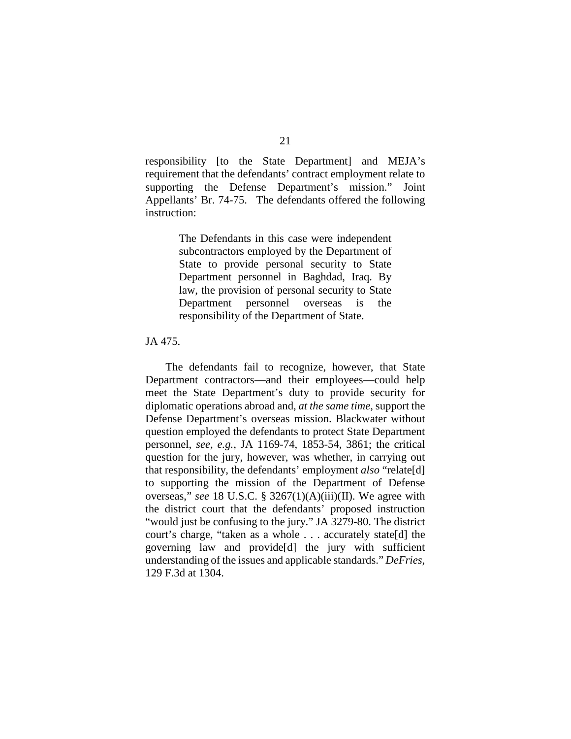responsibility [to the State Department] and MEJA's requirement that the defendants' contract employment relate to supporting the Defense Department's mission." Joint Appellants' Br. 74-75. The defendants offered the following instruction:

> The Defendants in this case were independent subcontractors employed by the Department of State to provide personal security to State Department personnel in Baghdad, Iraq. By law, the provision of personal security to State Department personnel overseas is the responsibility of the Department of State.

JA 475.

The defendants fail to recognize, however, that State Department contractors—and their employees—could help meet the State Department's duty to provide security for diplomatic operations abroad and, *at the same time*, support the Defense Department's overseas mission. Blackwater without question employed the defendants to protect State Department personnel, *see, e.g.*, JA 1169-74, 1853-54, 3861; the critical question for the jury, however, was whether, in carrying out that responsibility, the defendants' employment *also* "relate[d] to supporting the mission of the Department of Defense overseas," *see* 18 U.S.C. § 3267(1)(A)(iii)(II). We agree with the district court that the defendants' proposed instruction "would just be confusing to the jury." JA 3279-80. The district court's charge, "taken as a whole . . . accurately state[d] the governing law and provide[d] the jury with sufficient understanding of the issues and applicable standards." *DeFries*, 129 F.3d at 1304.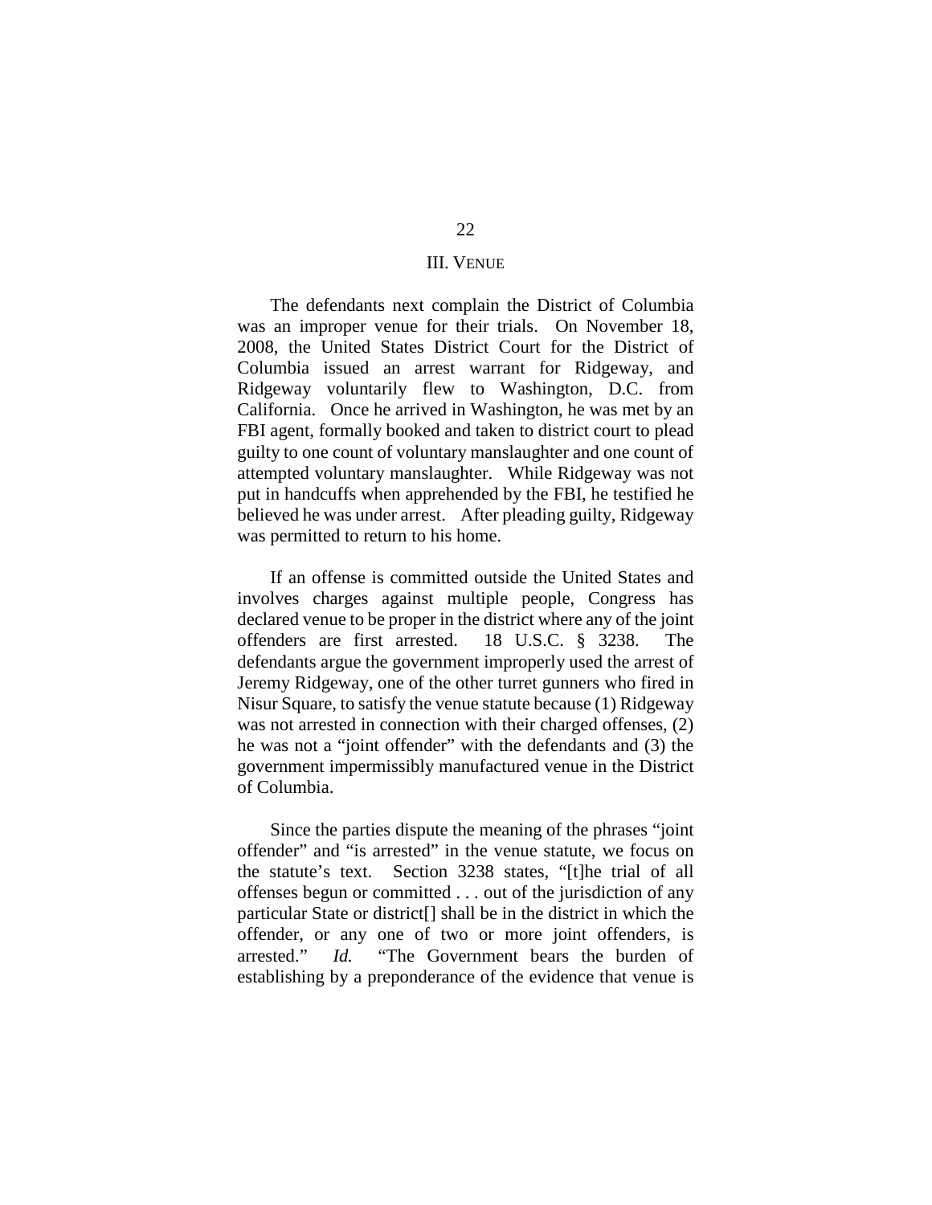## III. VENUE

The defendants next complain the District of Columbia was an improper venue for their trials. On November 18, 2008, the United States District Court for the District of Columbia issued an arrest warrant for Ridgeway, and Ridgeway voluntarily flew to Washington, D.C. from California. Once he arrived in Washington, he was met by an FBI agent, formally booked and taken to district court to plead guilty to one count of voluntary manslaughter and one count of attempted voluntary manslaughter. While Ridgeway was not put in handcuffs when apprehended by the FBI, he testified he believed he was under arrest. After pleading guilty, Ridgeway was permitted to return to his home.

If an offense is committed outside the United States and involves charges against multiple people, Congress has declared venue to be proper in the district where any of the joint offenders are first arrested. 18 U.S.C. § 3238. The defendants argue the government improperly used the arrest of Jeremy Ridgeway, one of the other turret gunners who fired in Nisur Square, to satisfy the venue statute because (1) Ridgeway was not arrested in connection with their charged offenses, (2) he was not a "joint offender" with the defendants and (3) the government impermissibly manufactured venue in the District of Columbia.

Since the parties dispute the meaning of the phrases "joint offender" and "is arrested" in the venue statute, we focus on the statute's text. Section 3238 states, "[t]he trial of all offenses begun or committed . . . out of the jurisdiction of any particular State or district[] shall be in the district in which the offender, or any one of two or more joint offenders, is arrested." *Id.* "The Government bears the burden of establishing by a preponderance of the evidence that venue is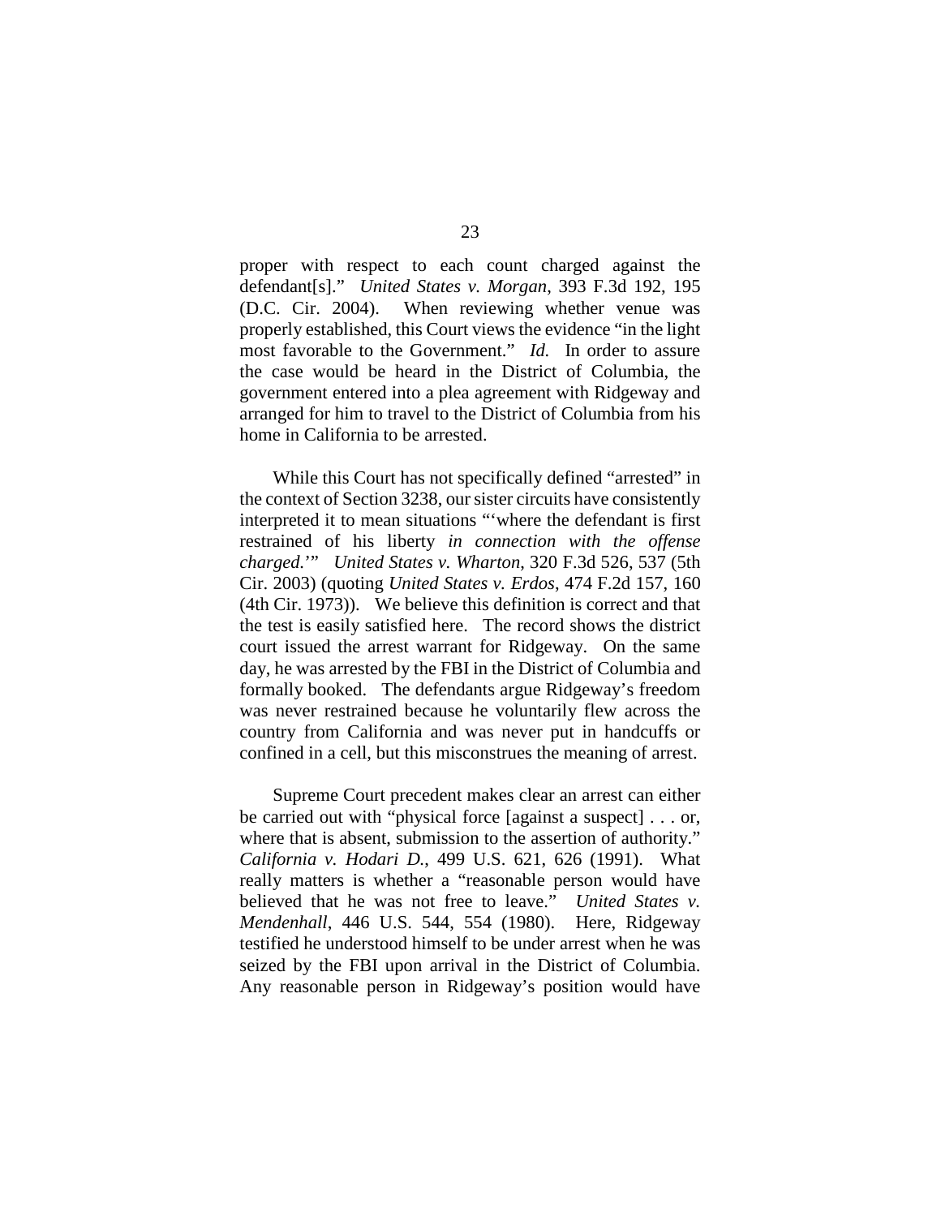proper with respect to each count charged against the defendant[s]." *United States v. Morgan*, 393 F.3d 192, 195 (D.C. Cir. 2004). When reviewing whether venue was properly established, this Court views the evidence "in the light most favorable to the Government." *Id.* In order to assure the case would be heard in the District of Columbia, the government entered into a plea agreement with Ridgeway and arranged for him to travel to the District of Columbia from his home in California to be arrested.

While this Court has not specifically defined "arrested" in the context of Section 3238, our sister circuits have consistently interpreted it to mean situations "'where the defendant is first restrained of his liberty *in connection with the offense charged.*'" *United States v. Wharton*, 320 F.3d 526, 537 (5th Cir. 2003) (quoting *United States v. Erdos*, 474 F.2d 157, 160 (4th Cir. 1973)). We believe this definition is correct and that the test is easily satisfied here. The record shows the district court issued the arrest warrant for Ridgeway. On the same day, he was arrested by the FBI in the District of Columbia and formally booked. The defendants argue Ridgeway's freedom was never restrained because he voluntarily flew across the country from California and was never put in handcuffs or confined in a cell, but this misconstrues the meaning of arrest.

Supreme Court precedent makes clear an arrest can either be carried out with "physical force [against a suspect] . . . or, where that is absent, submission to the assertion of authority." *California v. Hodari D.*, 499 U.S. 621, 626 (1991). What really matters is whether a "reasonable person would have believed that he was not free to leave." *United States v. Mendenhall*, 446 U.S. 544, 554 (1980). Here, Ridgeway testified he understood himself to be under arrest when he was seized by the FBI upon arrival in the District of Columbia. Any reasonable person in Ridgeway's position would have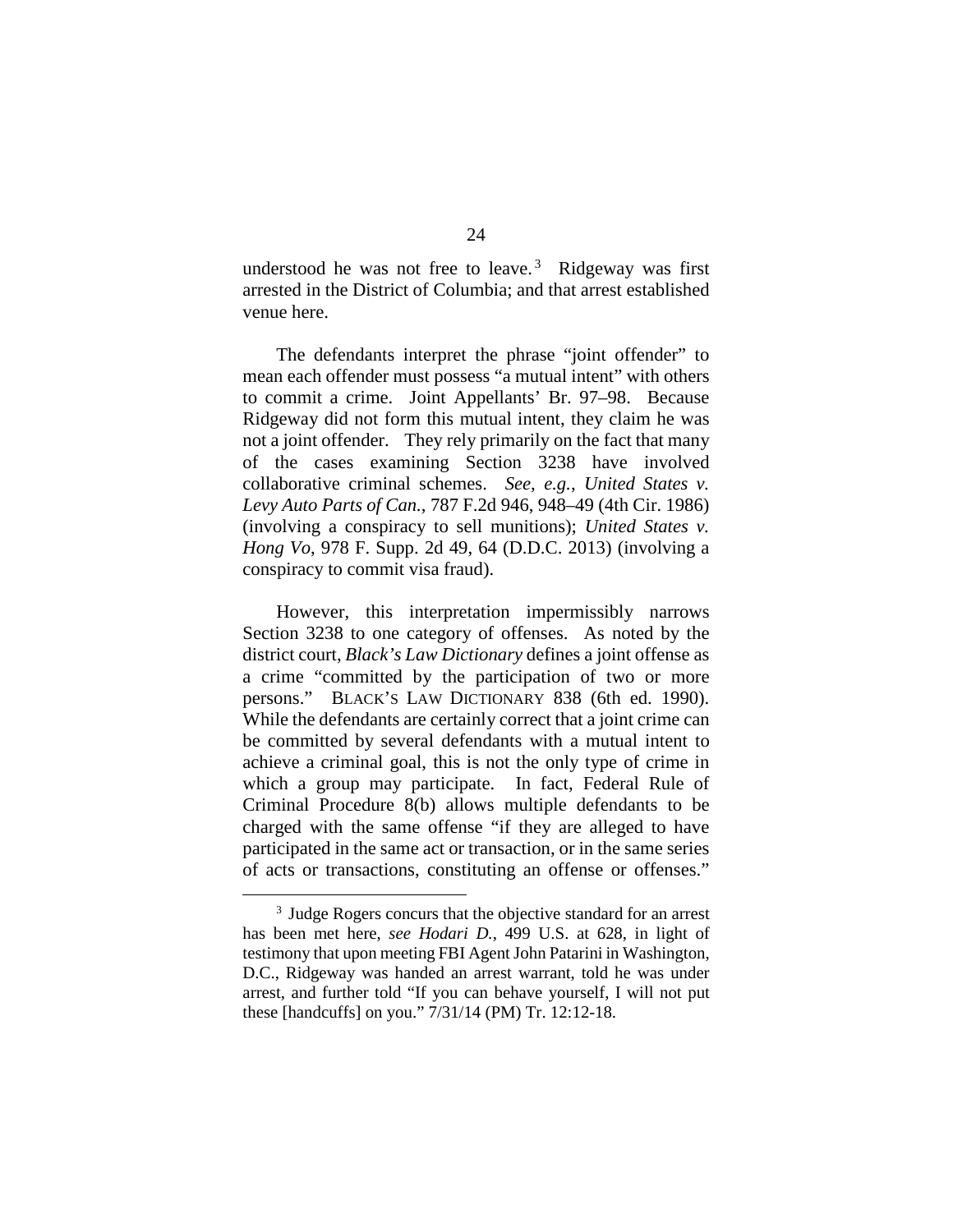understood he was not free to leave.[3] Ridgeway was first arrested in the District of Columbia; and that arrest established venue here.

The defendants interpret the phrase "joint offender" to mean each offender must possess "a mutual intent" with others to commit a crime. Joint Appellants' Br. 97–98. Because Ridgeway did not form this mutual intent, they claim he was not a joint offender. They rely primarily on the fact that many of the cases examining Section 3238 have involved collaborative criminal schemes. *See, e.g.*, *United States v. Levy Auto Parts of Can.*, 787 F.2d 946, 948–49 (4th Cir. 1986) (involving a conspiracy to sell munitions); *United States v. Hong Vo*, 978 F. Supp. 2d 49, 64 (D.D.C. 2013) (involving a conspiracy to commit visa fraud).

However, this interpretation impermissibly narrows Section 3238 to one category of offenses. As noted by the district court, *Black's Law Dictionary* defines a joint offense as a crime "committed by the participation of two or more persons." BLACK'S LAW DICTIONARY 838 (6th ed. 1990). While the defendants are certainly correct that a joint crime can be committed by several defendants with a mutual intent to achieve a criminal goal, this is not the only type of crime in which a group may participate. In fact, Federal Rule of Criminal Procedure 8(b) allows multiple defendants to be charged with the same offense "if they are alleged to have participated in the same act or transaction, or in the same series of acts or transactions, constituting an offense or offenses."

[3] Judge Rogers concurs that the objective standard for an arrest has been met here, *see Hodari D.*, 499 U.S. at 628, in light of testimony that upon meeting FBI Agent John Patarini in Washington, D.C., Ridgeway was handed an arrest warrant, told he was under arrest, and further told "If you can behave yourself, I will not put these [handcuffs] on you." 7/31/14 (PM) Tr. 12:12-18.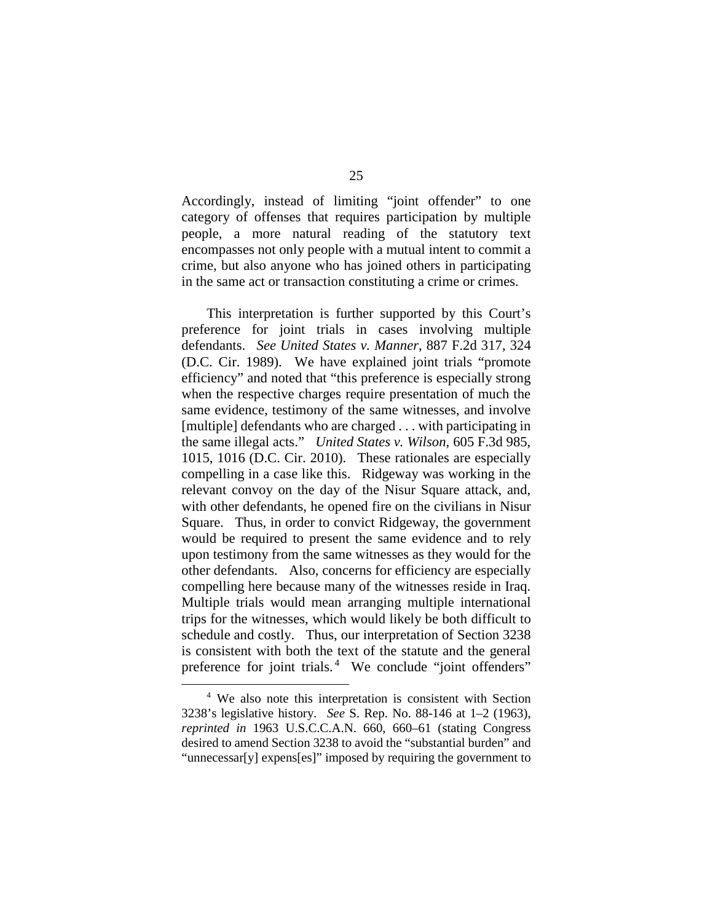Accordingly, instead of limiting "joint offender" to one category of offenses that requires participation by multiple people, a more natural reading of the statutory text encompasses not only people with a mutual intent to commit a crime, but also anyone who has joined others in participating in the same act or transaction constituting a crime or crimes.

This interpretation is further supported by this Court's preference for joint trials in cases involving multiple defendants. *See United States v. Manner*, 887 F.2d 317, 324 (D.C. Cir. 1989). We have explained joint trials "promote efficiency" and noted that "this preference is especially strong when the respective charges require presentation of much the same evidence, testimony of the same witnesses, and involve [multiple] defendants who are charged . . . with participating in the same illegal acts." *United States v. Wilson*, 605 F.3d 985, 1015, 1016 (D.C. Cir. 2010). These rationales are especially compelling in a case like this. Ridgeway was working in the relevant convoy on the day of the Nisur Square attack, and, with other defendants, he opened fire on the civilians in Nisur Square. Thus, in order to convict Ridgeway, the government would be required to present the same evidence and to rely upon testimony from the same witnesses as they would for the other defendants. Also, concerns for efficiency are especially compelling here because many of the witnesses reside in Iraq. Multiple trials would mean arranging multiple international trips for the witnesses, which would likely be both difficult to schedule and costly. Thus, our interpretation of Section 3238 is consistent with both the text of the statute and the general preference for joint trials.[4] We conclude "joint offenders"

[4] We also note this interpretation is consistent with Section 3238's legislative history. *See* S. Rep. No. 88-146 at 1–2 (1963), *reprinted in* 1963 U.S.C.C.A.N. 660, 660–61 (stating Congress desired to amend Section 3238 to avoid the "substantial burden" and "unnecessar[y] expens[es]" imposed by requiring the government to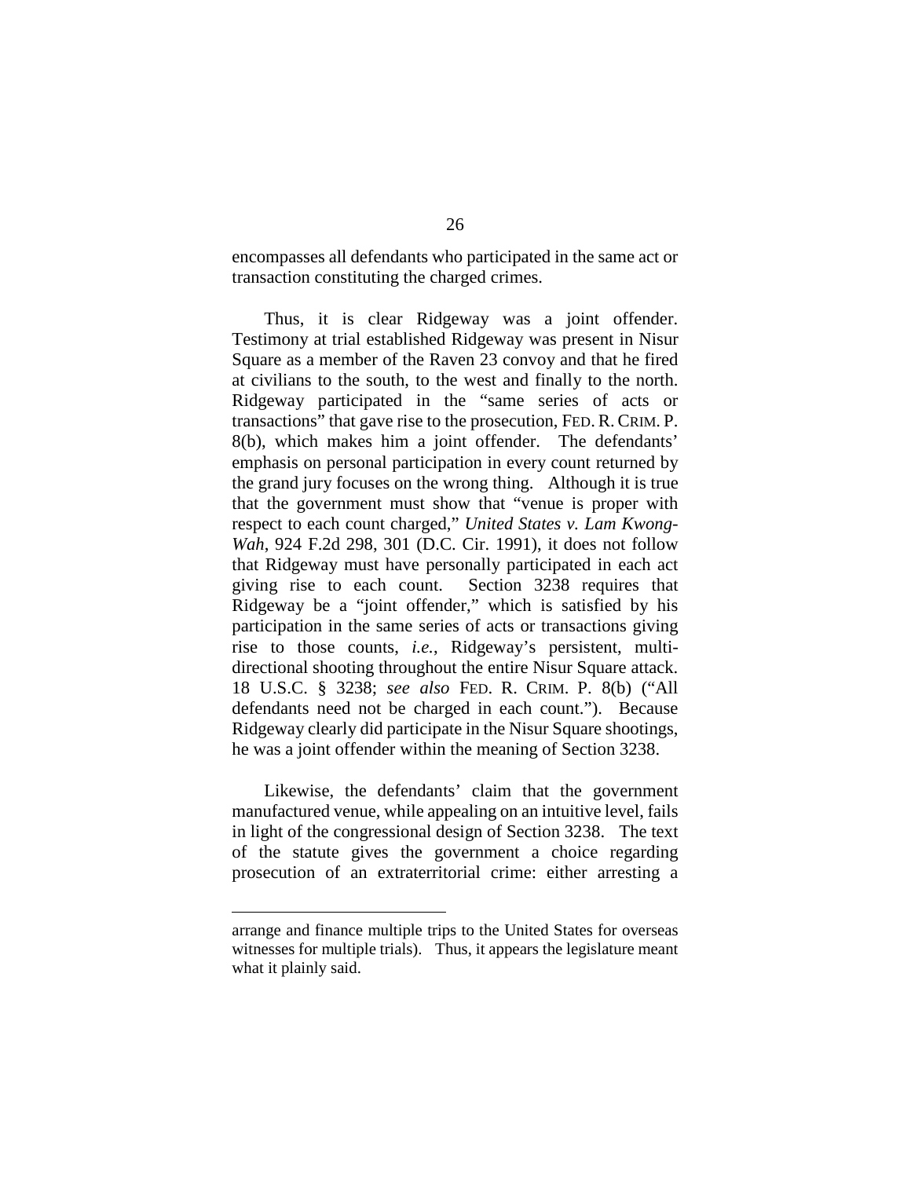encompasses all defendants who participated in the same act or transaction constituting the charged crimes.

Thus, it is clear Ridgeway was a joint offender. Testimony at trial established Ridgeway was present in Nisur Square as a member of the Raven 23 convoy and that he fired at civilians to the south, to the west and finally to the north. Ridgeway participated in the "same series of acts or transactions" that gave rise to the prosecution, FED. R. CRIM. P. 8(b), which makes him a joint offender. The defendants' emphasis on personal participation in every count returned by the grand jury focuses on the wrong thing. Although it is true that the government must show that "venue is proper with respect to each count charged," *United States v. Lam Kwong-Wah*, 924 F.2d 298, 301 (D.C. Cir. 1991), it does not follow that Ridgeway must have personally participated in each act giving rise to each count. Section 3238 requires that Ridgeway be a "joint offender," which is satisfied by his participation in the same series of acts or transactions giving rise to those counts, *i.e.*, Ridgeway's persistent, multi-directional shooting throughout the entire Nisur Square attack. 18 U.S.C. § 3238; *see also* FED. R. CRIM. P. 8(b) ("All defendants need not be charged in each count."). Because Ridgeway clearly did participate in the Nisur Square shootings, he was a joint offender within the meaning of Section 3238.

Likewise, the defendants' claim that the government manufactured venue, while appealing on an intuitive level, fails in light of the congressional design of Section 3238. The text of the statute gives the government a choice regarding prosecution of an extraterritorial crime: either arresting a

---

arrange and finance multiple trips to the United States for overseas witnesses for multiple trials). Thus, it appears the legislature meant what it plainly said.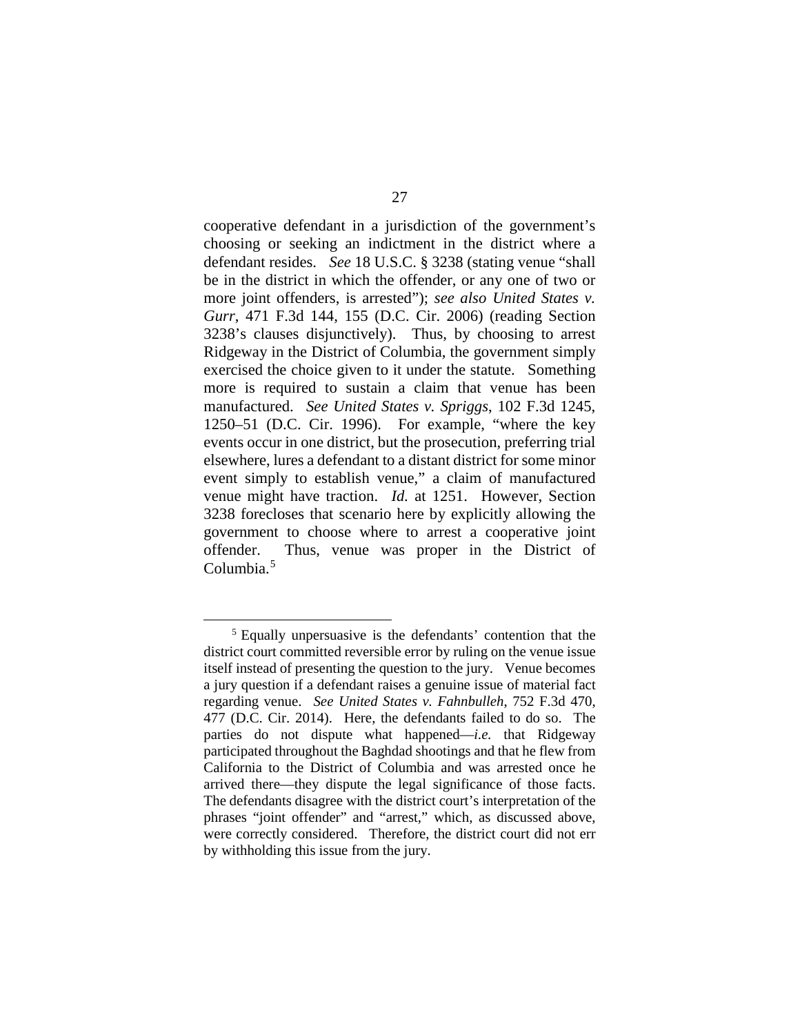cooperative defendant in a jurisdiction of the government's choosing or seeking an indictment in the district where a defendant resides. *See* 18 U.S.C. § 3238 (stating venue "shall be in the district in which the offender, or any one of two or more joint offenders, is arrested"); *see also United States v. Gurr*, 471 F.3d 144, 155 (D.C. Cir. 2006) (reading Section 3238's clauses disjunctively). Thus, by choosing to arrest Ridgeway in the District of Columbia, the government simply exercised the choice given to it under the statute. Something more is required to sustain a claim that venue has been manufactured. *See United States v. Spriggs*, 102 F.3d 1245, 1250–51 (D.C. Cir. 1996). For example, "where the key events occur in one district, but the prosecution, preferring trial elsewhere, lures a defendant to a distant district for some minor event simply to establish venue," a claim of manufactured venue might have traction. *Id.* at 1251. However, Section 3238 forecloses that scenario here by explicitly allowing the government to choose where to arrest a cooperative joint offender. Thus, venue was proper in the District of Columbia.[5]

---

[5] Equally unpersuasive is the defendants' contention that the district court committed reversible error by ruling on the venue issue itself instead of presenting the question to the jury. Venue becomes a jury question if a defendant raises a genuine issue of material fact regarding venue. *See United States v. Fahnbulleh*, 752 F.3d 470, 477 (D.C. Cir. 2014). Here, the defendants failed to do so. The parties do not dispute what happened—*i.e.* that Ridgeway participated throughout the Baghdad shootings and that he flew from California to the District of Columbia and was arrested once he arrived there—they dispute the legal significance of those facts. The defendants disagree with the district court's interpretation of the phrases "joint offender" and "arrest," which, as discussed above, were correctly considered. Therefore, the district court did not err by withholding this issue from the jury.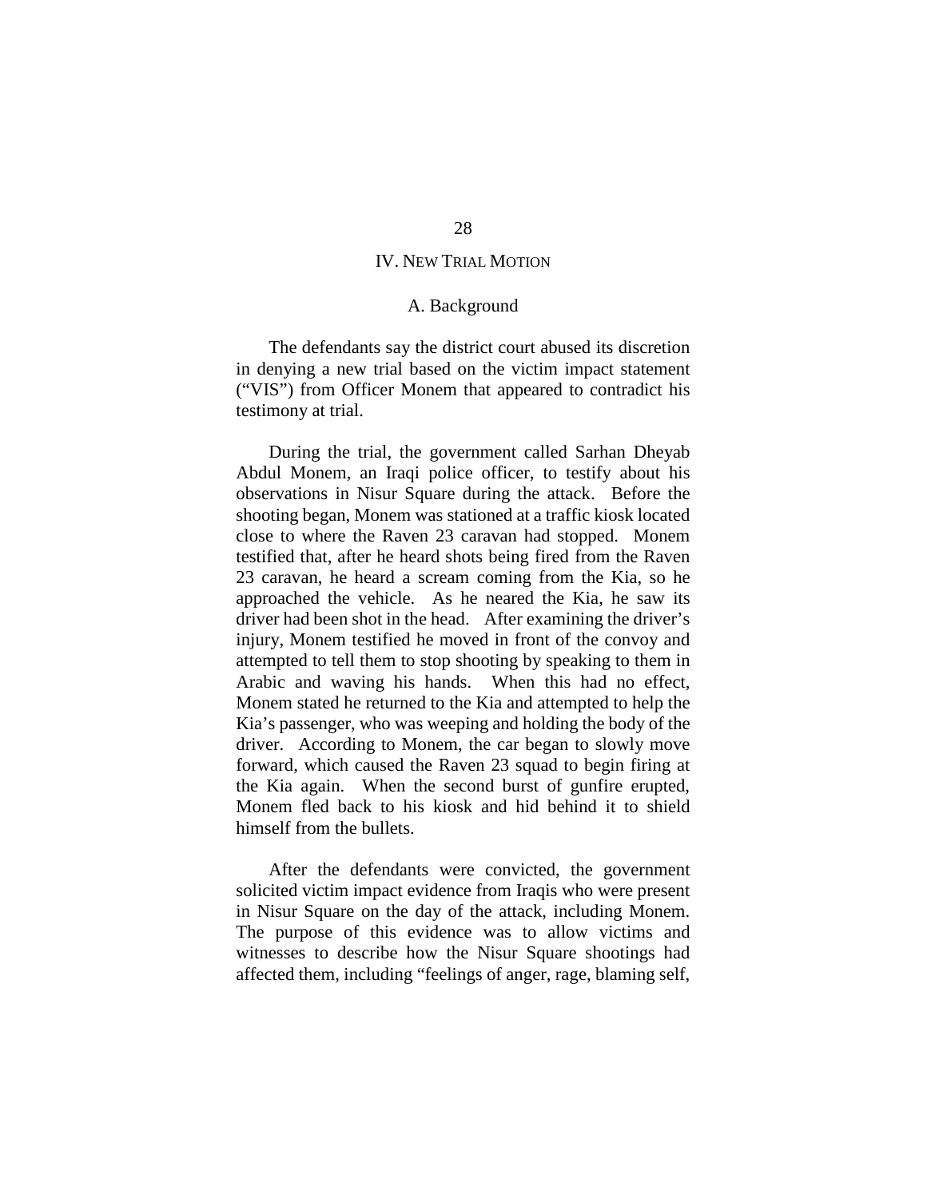## IV. New Trial Motion

### A. Background

The defendants say the district court abused its discretion in denying a new trial based on the victim impact statement ("VIS") from Officer Monem that appeared to contradict his testimony at trial.

During the trial, the government called Sarhan Dheyab Abdul Monem, an Iraqi police officer, to testify about his observations in Nisur Square during the attack. Before the shooting began, Monem was stationed at a traffic kiosk located close to where the Raven 23 caravan had stopped. Monem testified that, after he heard shots being fired from the Raven 23 caravan, he heard a scream coming from the Kia, so he approached the vehicle. As he neared the Kia, he saw its driver had been shot in the head. After examining the driver's injury, Monem testified he moved in front of the convoy and attempted to tell them to stop shooting by speaking to them in Arabic and waving his hands. When this had no effect, Monem stated he returned to the Kia and attempted to help the Kia's passenger, who was weeping and holding the body of the driver. According to Monem, the car began to slowly move forward, which caused the Raven 23 squad to begin firing at the Kia again. When the second burst of gunfire erupted, Monem fled back to his kiosk and hid behind it to shield himself from the bullets.

After the defendants were convicted, the government solicited victim impact evidence from Iraqis who were present in Nisur Square on the day of the attack, including Monem. The purpose of this evidence was to allow victims and witnesses to describe how the Nisur Square shootings had affected them, including "feelings of anger, rage, blaming self,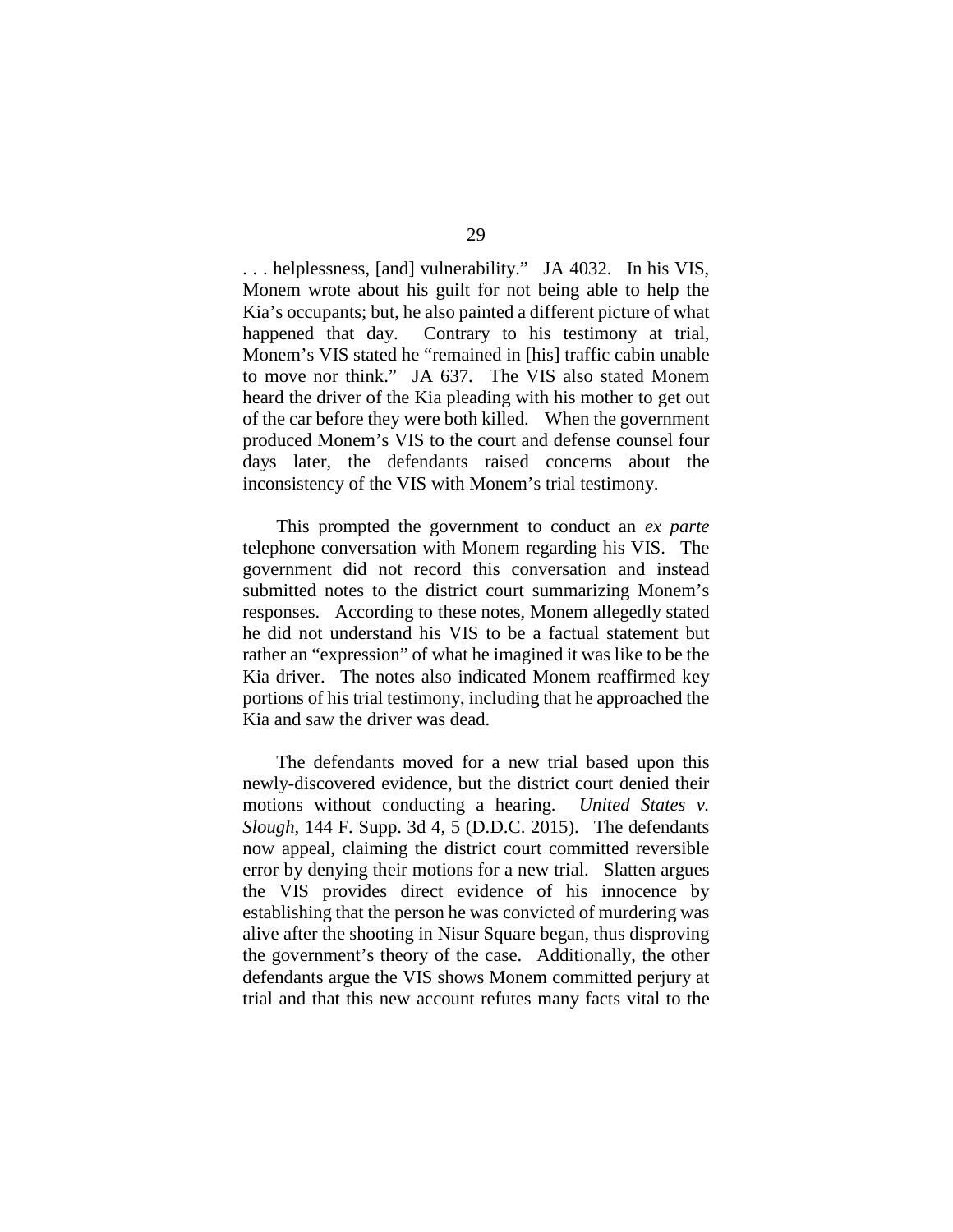. . . helplessness, [and] vulnerability." JA 4032. In his VIS, Monem wrote about his guilt for not being able to help the Kia's occupants; but, he also painted a different picture of what happened that day. Contrary to his testimony at trial, Monem's VIS stated he "remained in [his] traffic cabin unable to move nor think." JA 637. The VIS also stated Monem heard the driver of the Kia pleading with his mother to get out of the car before they were both killed. When the government produced Monem's VIS to the court and defense counsel four days later, the defendants raised concerns about the inconsistency of the VIS with Monem's trial testimony.

This prompted the government to conduct an *ex parte* telephone conversation with Monem regarding his VIS. The government did not record this conversation and instead submitted notes to the district court summarizing Monem's responses. According to these notes, Monem allegedly stated he did not understand his VIS to be a factual statement but rather an "expression" of what he imagined it was like to be the Kia driver. The notes also indicated Monem reaffirmed key portions of his trial testimony, including that he approached the Kia and saw the driver was dead.

The defendants moved for a new trial based upon this newly-discovered evidence, but the district court denied their motions without conducting a hearing. *United States v. Slough*, 144 F. Supp. 3d 4, 5 (D.D.C. 2015). The defendants now appeal, claiming the district court committed reversible error by denying their motions for a new trial. Slatten argues the VIS provides direct evidence of his innocence by establishing that the person he was convicted of murdering was alive after the shooting in Nisur Square began, thus disproving the government's theory of the case. Additionally, the other defendants argue the VIS shows Monem committed perjury at trial and that this new account refutes many facts vital to the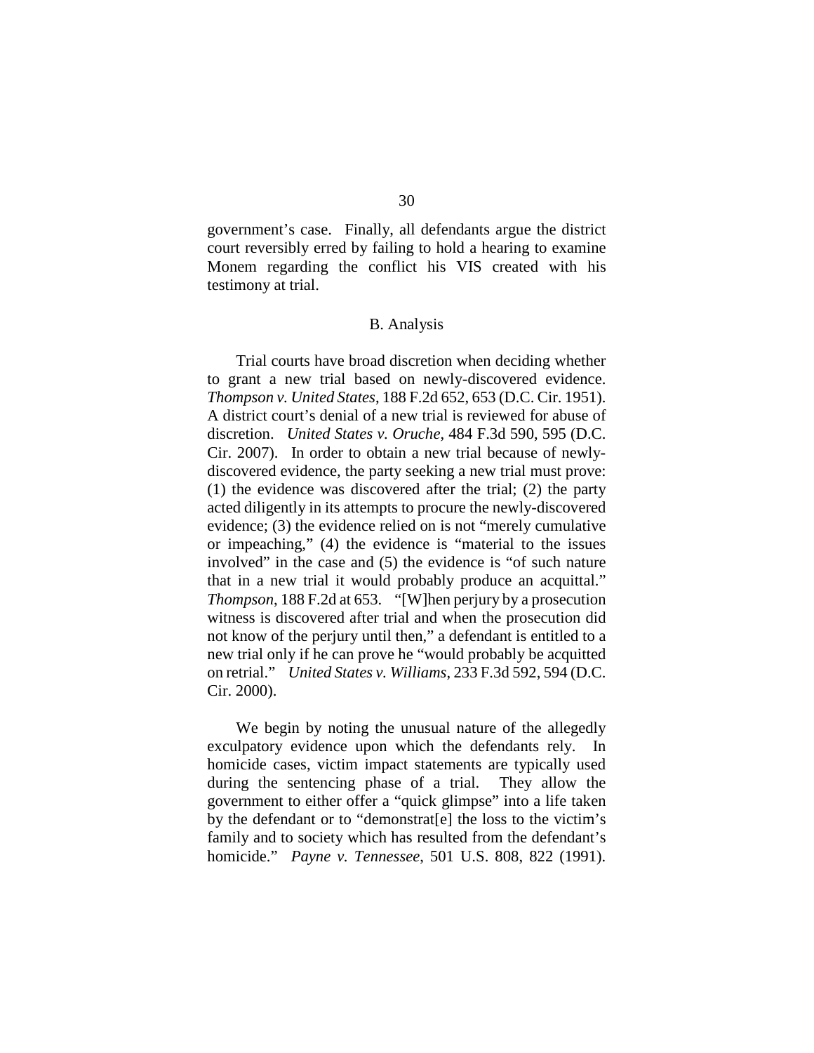government's case. Finally, all defendants argue the district court reversibly erred by failing to hold a hearing to examine Monem regarding the conflict his VIS created with his testimony at trial.

### B. Analysis

Trial courts have broad discretion when deciding whether to grant a new trial based on newly-discovered evidence. *Thompson v. United States*, 188 F.2d 652, 653 (D.C. Cir. 1951). A district court's denial of a new trial is reviewed for abuse of discretion. *United States v. Oruche*, 484 F.3d 590, 595 (D.C. Cir. 2007). In order to obtain a new trial because of newly-discovered evidence, the party seeking a new trial must prove: (1) the evidence was discovered after the trial; (2) the party acted diligently in its attempts to procure the newly-discovered evidence; (3) the evidence relied on is not "merely cumulative or impeaching," (4) the evidence is "material to the issues involved" in the case and (5) the evidence is "of such nature that in a new trial it would probably produce an acquittal." *Thompson*, 188 F.2d at 653. "[W]hen perjury by a prosecution witness is discovered after trial and when the prosecution did not know of the perjury until then," a defendant is entitled to a new trial only if he can prove he "would probably be acquitted on retrial." *United States v. Williams*, 233 F.3d 592, 594 (D.C. Cir. 2000).

We begin by noting the unusual nature of the allegedly exculpatory evidence upon which the defendants rely. In homicide cases, victim impact statements are typically used during the sentencing phase of a trial. They allow the government to either offer a "quick glimpse" into a life taken by the defendant or to "demonstrat[e] the loss to the victim's family and to society which has resulted from the defendant's homicide." *Payne v. Tennessee*, 501 U.S. 808, 822 (1991).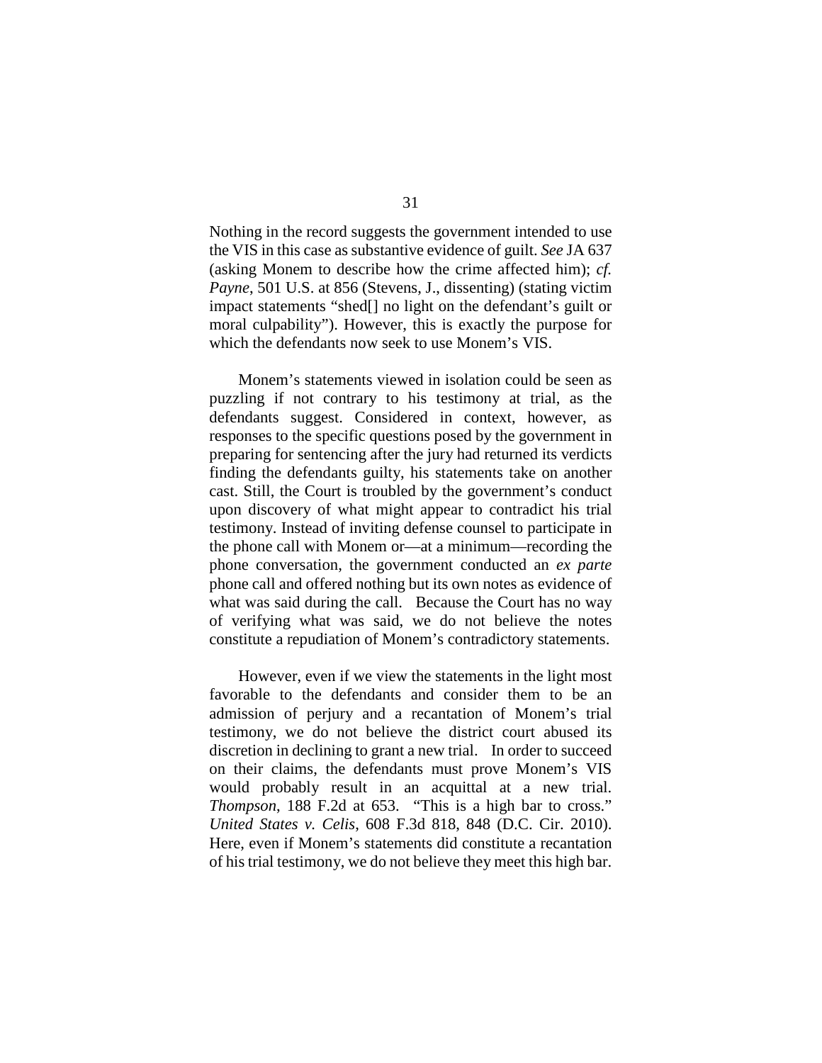Nothing in the record suggests the government intended to use the VIS in this case as substantive evidence of guilt. *See* JA 637 (asking Monem to describe how the crime affected him); *cf. Payne*, 501 U.S. at 856 (Stevens, J., dissenting) (stating victim impact statements "shed[] no light on the defendant's guilt or moral culpability"). However, this is exactly the purpose for which the defendants now seek to use Monem's VIS.

Monem's statements viewed in isolation could be seen as puzzling if not contrary to his testimony at trial, as the defendants suggest. Considered in context, however, as responses to the specific questions posed by the government in preparing for sentencing after the jury had returned its verdicts finding the defendants guilty, his statements take on another cast. Still, the Court is troubled by the government's conduct upon discovery of what might appear to contradict his trial testimony. Instead of inviting defense counsel to participate in the phone call with Monem or—at a minimum—recording the phone conversation, the government conducted an *ex parte* phone call and offered nothing but its own notes as evidence of what was said during the call. Because the Court has no way of verifying what was said, we do not believe the notes constitute a repudiation of Monem's contradictory statements.

However, even if we view the statements in the light most favorable to the defendants and consider them to be an admission of perjury and a recantation of Monem's trial testimony, we do not believe the district court abused its discretion in declining to grant a new trial. In order to succeed on their claims, the defendants must prove Monem's VIS would probably result in an acquittal at a new trial. *Thompson*, 188 F.2d at 653. "This is a high bar to cross." *United States v. Celis*, 608 F.3d 818, 848 (D.C. Cir. 2010). Here, even if Monem's statements did constitute a recantation of his trial testimony, we do not believe they meet this high bar.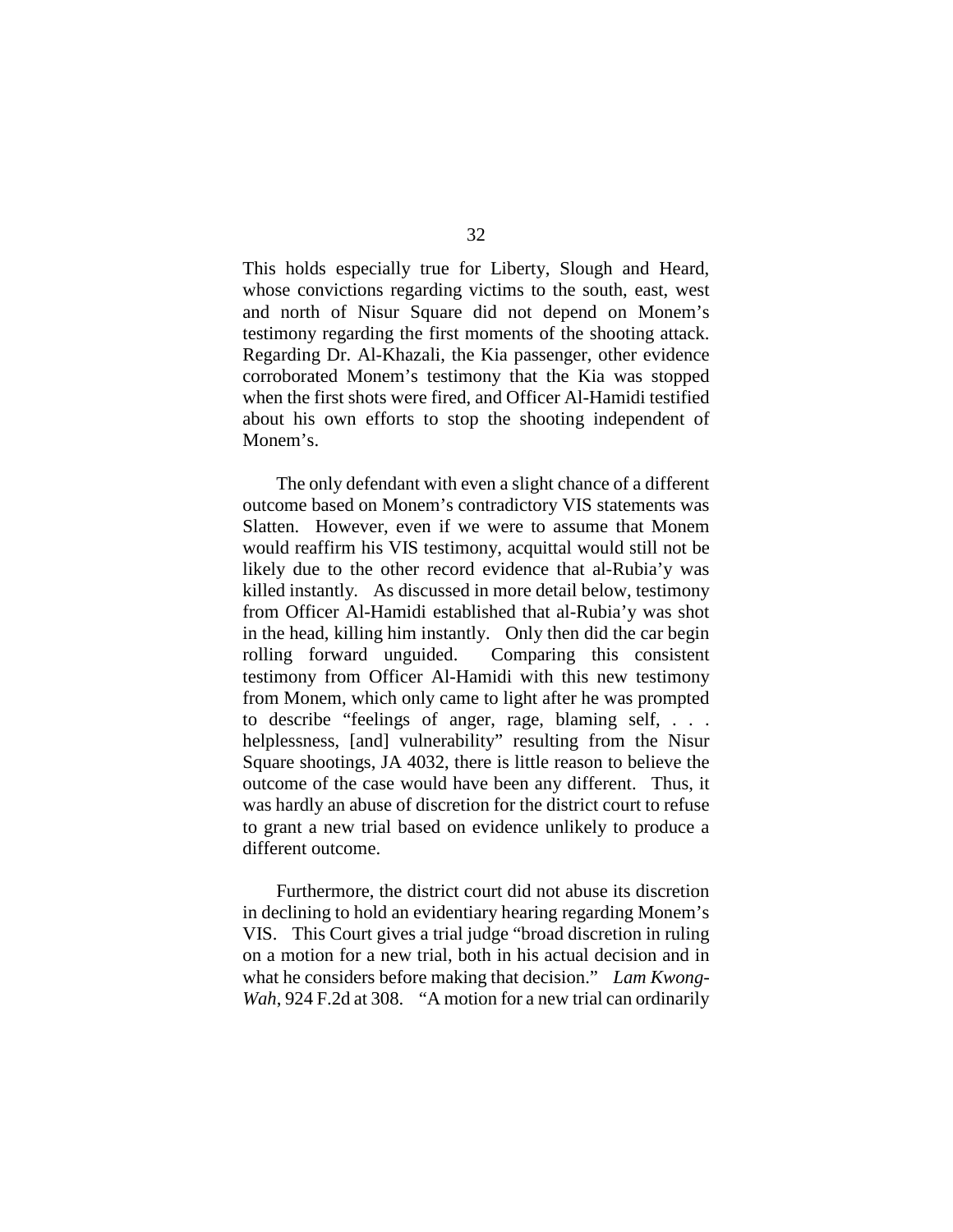This holds especially true for Liberty, Slough and Heard, whose convictions regarding victims to the south, east, west and north of Nisur Square did not depend on Monem's testimony regarding the first moments of the shooting attack. Regarding Dr. Al-Khazali, the Kia passenger, other evidence corroborated Monem's testimony that the Kia was stopped when the first shots were fired, and Officer Al-Hamidi testified about his own efforts to stop the shooting independent of Monem's.

The only defendant with even a slight chance of a different outcome based on Monem's contradictory VIS statements was Slatten. However, even if we were to assume that Monem would reaffirm his VIS testimony, acquittal would still not be likely due to the other record evidence that al-Rubia'y was killed instantly. As discussed in more detail below, testimony from Officer Al-Hamidi established that al-Rubia'y was shot in the head, killing him instantly. Only then did the car begin rolling forward unguided. Comparing this consistent testimony from Officer Al-Hamidi with this new testimony from Monem, which only came to light after he was prompted to describe "feelings of anger, rage, blaming self, . . . helplessness, [and] vulnerability" resulting from the Nisur Square shootings, JA 4032, there is little reason to believe the outcome of the case would have been any different. Thus, it was hardly an abuse of discretion for the district court to refuse to grant a new trial based on evidence unlikely to produce a different outcome.

Furthermore, the district court did not abuse its discretion in declining to hold an evidentiary hearing regarding Monem's VIS. This Court gives a trial judge "broad discretion in ruling on a motion for a new trial, both in his actual decision and in what he considers before making that decision." *Lam Kwong-Wah*, 924 F.2d at 308. "A motion for a new trial can ordinarily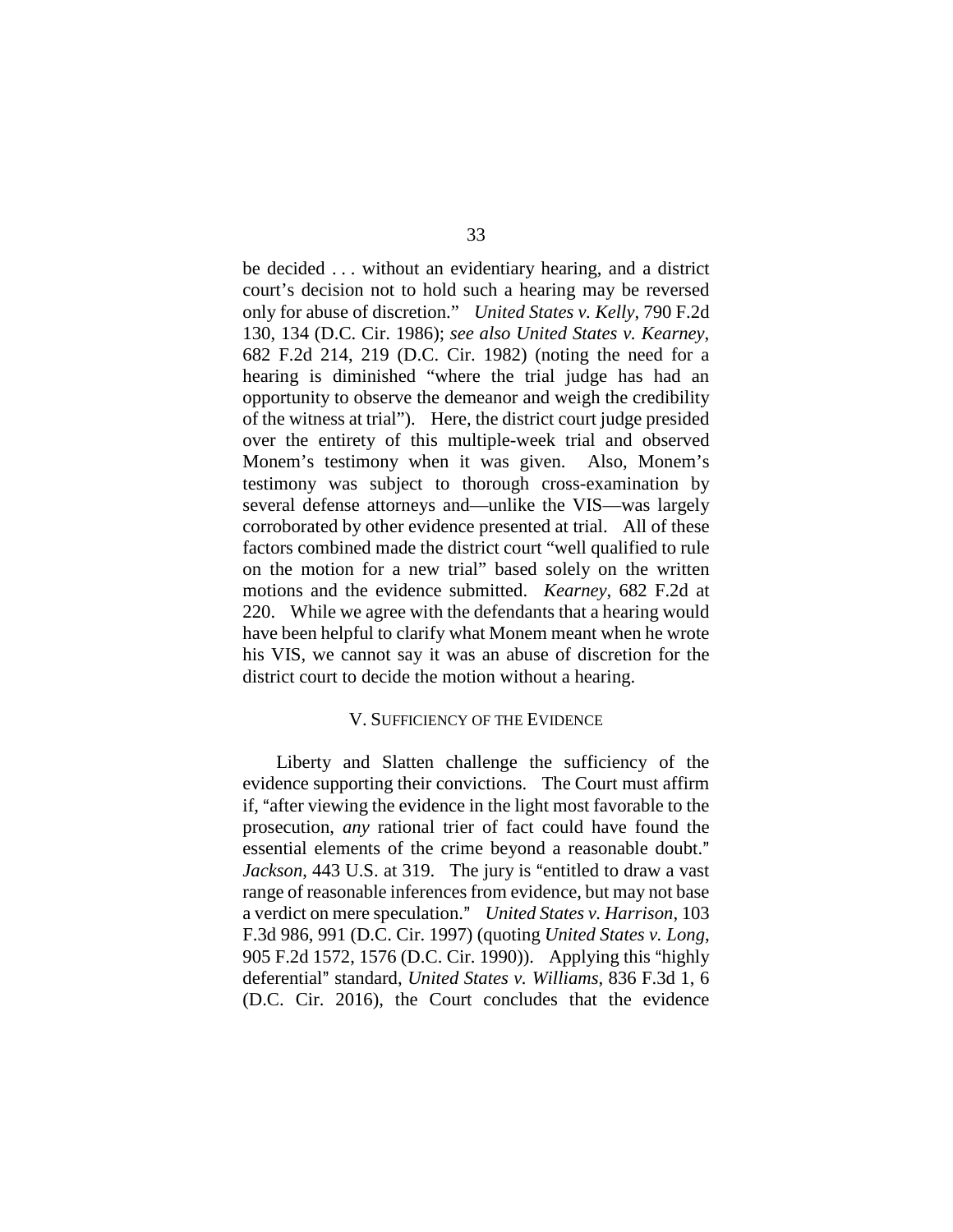be decided . . . without an evidentiary hearing, and a district court's decision not to hold such a hearing may be reversed only for abuse of discretion." *United States v. Kelly*, 790 F.2d 130, 134 (D.C. Cir. 1986); *see also United States v. Kearney*, 682 F.2d 214, 219 (D.C. Cir. 1982) (noting the need for a hearing is diminished "where the trial judge has had an opportunity to observe the demeanor and weigh the credibility of the witness at trial"). Here, the district court judge presided over the entirety of this multiple-week trial and observed Monem's testimony when it was given. Also, Monem's testimony was subject to thorough cross-examination by several defense attorneys and—unlike the VIS—was largely corroborated by other evidence presented at trial. All of these factors combined made the district court "well qualified to rule on the motion for a new trial" based solely on the written motions and the evidence submitted. *Kearney*, 682 F.2d at 220. While we agree with the defendants that a hearing would have been helpful to clarify what Monem meant when he wrote his VIS, we cannot say it was an abuse of discretion for the district court to decide the motion without a hearing.

## V. Sufficiency of the Evidence

Liberty and Slatten challenge the sufficiency of the evidence supporting their convictions. The Court must affirm if, "after viewing the evidence in the light most favorable to the prosecution, *any* rational trier of fact could have found the essential elements of the crime beyond a reasonable doubt." *Jackson*, 443 U.S. at 319. The jury is "entitled to draw a vast range of reasonable inferences from evidence, but may not base a verdict on mere speculation." *United States v. Harrison*, 103 F.3d 986, 991 (D.C. Cir. 1997) (quoting *United States v. Long*, 905 F.2d 1572, 1576 (D.C. Cir. 1990)). Applying this "highly deferential" standard, *United States v. Williams*, 836 F.3d 1, 6 (D.C. Cir. 2016), the Court concludes that the evidence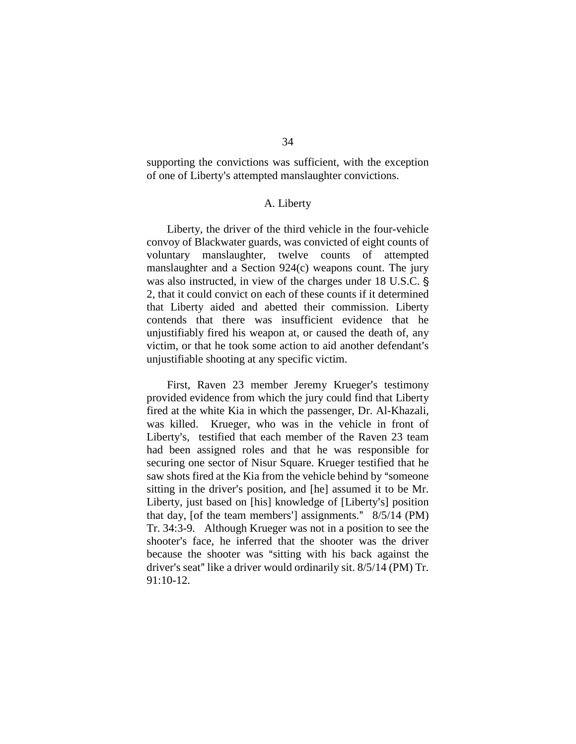supporting the convictions was sufficient, with the exception of one of Liberty's attempted manslaughter convictions.

### A. Liberty

Liberty, the driver of the third vehicle in the four-vehicle convoy of Blackwater guards, was convicted of eight counts of voluntary manslaughter, twelve counts of attempted manslaughter and a Section 924(c) weapons count. The jury was also instructed, in view of the charges under 18 U.S.C. § 2, that it could convict on each of these counts if it determined that Liberty aided and abetted their commission. Liberty contends that there was insufficient evidence that he unjustifiably fired his weapon at, or caused the death of, any victim, or that he took some action to aid another defendant's unjustifiable shooting at any specific victim.

First, Raven 23 member Jeremy Krueger's testimony provided evidence from which the jury could find that Liberty fired at the white Kia in which the passenger, Dr. Al-Khazali, was killed. Krueger, who was in the vehicle in front of Liberty's, testified that each member of the Raven 23 team had been assigned roles and that he was responsible for securing one sector of Nisur Square. Krueger testified that he saw shots fired at the Kia from the vehicle behind by "someone sitting in the driver's position, and [he] assumed it to be Mr. Liberty, just based on [his] knowledge of [Liberty's] position that day, [of the team members'] assignments." 8/5/14 (PM) Tr. 34:3-9. Although Krueger was not in a position to see the shooter's face, he inferred that the shooter was the driver because the shooter was "sitting with his back against the driver's seat" like a driver would ordinarily sit. 8/5/14 (PM) Tr. 91:10-12.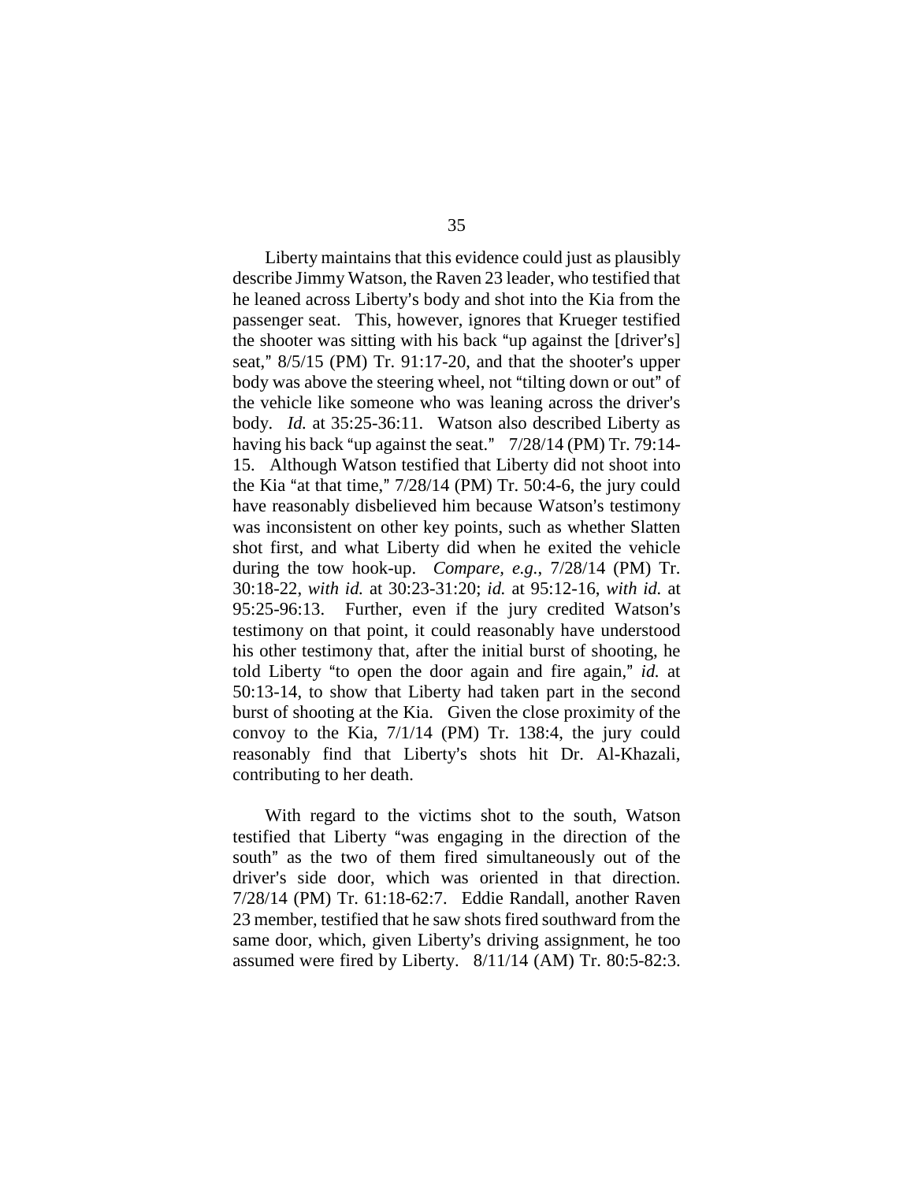Liberty maintains that this evidence could just as plausibly describe Jimmy Watson, the Raven 23 leader, who testified that he leaned across Liberty's body and shot into the Kia from the passenger seat. This, however, ignores that Krueger testified the shooter was sitting with his back "up against the [driver's] seat," 8/5/15 (PM) Tr. 91:17-20, and that the shooter's upper body was above the steering wheel, not "tilting down or out" of the vehicle like someone who was leaning across the driver's body. *Id.* at 35:25-36:11. Watson also described Liberty as having his back "up against the seat." 7/28/14 (PM) Tr. 79:14-15. Although Watson testified that Liberty did not shoot into the Kia "at that time," 7/28/14 (PM) Tr. 50:4-6, the jury could have reasonably disbelieved him because Watson's testimony was inconsistent on other key points, such as whether Slatten shot first, and what Liberty did when he exited the vehicle during the tow hook-up. *Compare, e.g.*, 7/28/14 (PM) Tr. 30:18-22, *with id.* at 30:23-31:20; *id.* at 95:12-16, *with id.* at 95:25-96:13. Further, even if the jury credited Watson's testimony on that point, it could reasonably have understood his other testimony that, after the initial burst of shooting, he told Liberty "to open the door again and fire again," *id.* at 50:13-14, to show that Liberty had taken part in the second burst of shooting at the Kia. Given the close proximity of the convoy to the Kia, 7/1/14 (PM) Tr. 138:4, the jury could reasonably find that Liberty's shots hit Dr. Al-Khazali, contributing to her death.

With regard to the victims shot to the south, Watson testified that Liberty "was engaging in the direction of the south" as the two of them fired simultaneously out of the driver's side door, which was oriented in that direction. 7/28/14 (PM) Tr. 61:18-62:7. Eddie Randall, another Raven 23 member, testified that he saw shots fired southward from the same door, which, given Liberty's driving assignment, he too assumed were fired by Liberty. 8/11/14 (AM) Tr. 80:5-82:3.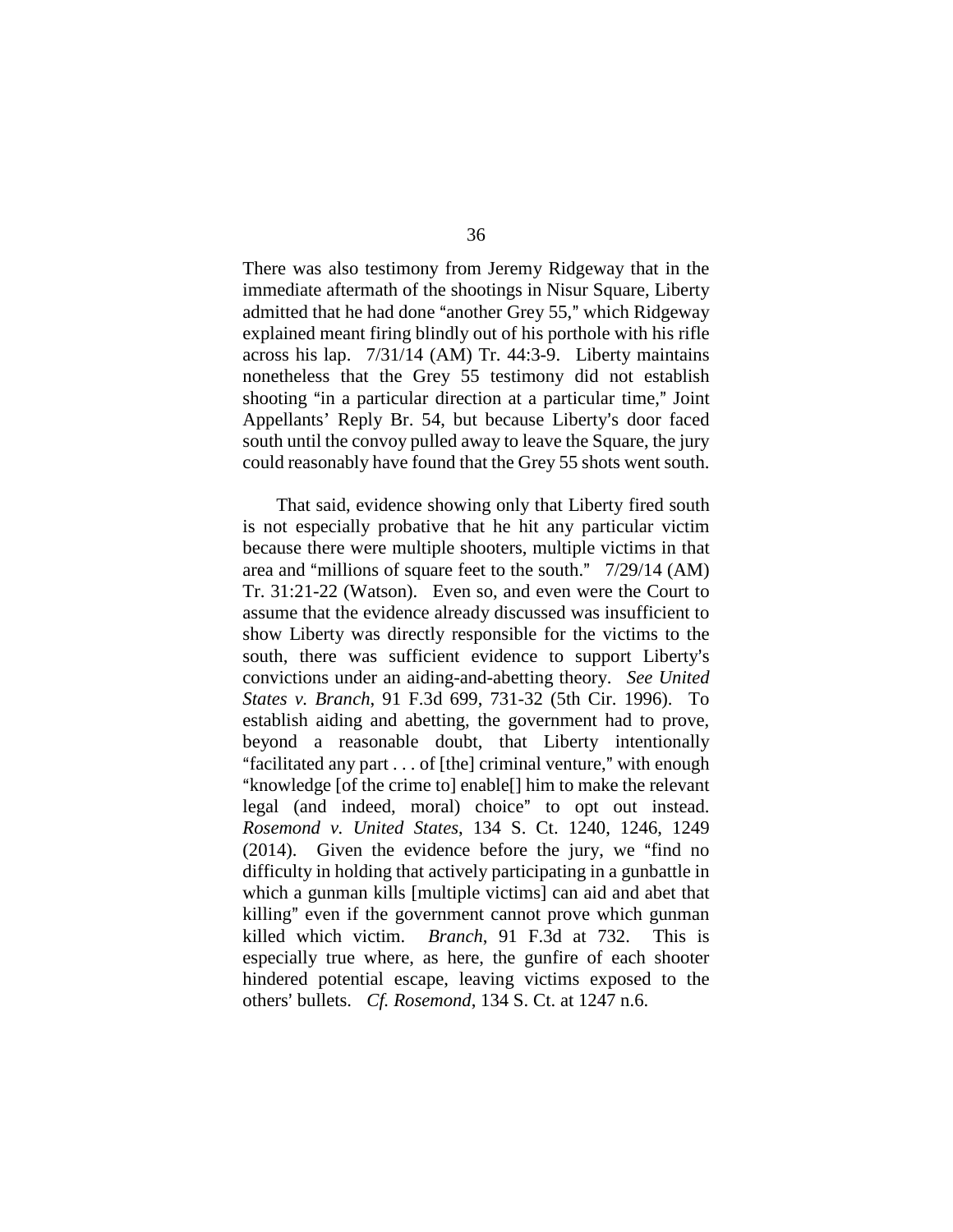There was also testimony from Jeremy Ridgeway that in the immediate aftermath of the shootings in Nisur Square, Liberty admitted that he had done "another Grey 55," which Ridgeway explained meant firing blindly out of his porthole with his rifle across his lap. 7/31/14 (AM) Tr. 44:3-9. Liberty maintains nonetheless that the Grey 55 testimony did not establish shooting "in a particular direction at a particular time," Joint Appellants' Reply Br. 54, but because Liberty's door faced south until the convoy pulled away to leave the Square, the jury could reasonably have found that the Grey 55 shots went south.

That said, evidence showing only that Liberty fired south is not especially probative that he hit any particular victim because there were multiple shooters, multiple victims in that area and "millions of square feet to the south." 7/29/14 (AM) Tr. 31:21-22 (Watson). Even so, and even were the Court to assume that the evidence already discussed was insufficient to show Liberty was directly responsible for the victims to the south, there was sufficient evidence to support Liberty's convictions under an aiding-and-abetting theory. *See United States v. Branch*, 91 F.3d 699, 731-32 (5th Cir. 1996). To establish aiding and abetting, the government had to prove, beyond a reasonable doubt, that Liberty intentionally "facilitated any part . . . of [the] criminal venture," with enough "knowledge [of the crime to] enable[] him to make the relevant legal (and indeed, moral) choice" to opt out instead. *Rosemond v. United States*, 134 S. Ct. 1240, 1246, 1249 (2014). Given the evidence before the jury, we "find no difficulty in holding that actively participating in a gunbattle in which a gunman kills [multiple victims] can aid and abet that killing" even if the government cannot prove which gunman killed which victim. *Branch*, 91 F.3d at 732. This is especially true where, as here, the gunfire of each shooter hindered potential escape, leaving victims exposed to the others' bullets. *Cf. Rosemond*, 134 S. Ct. at 1247 n.6.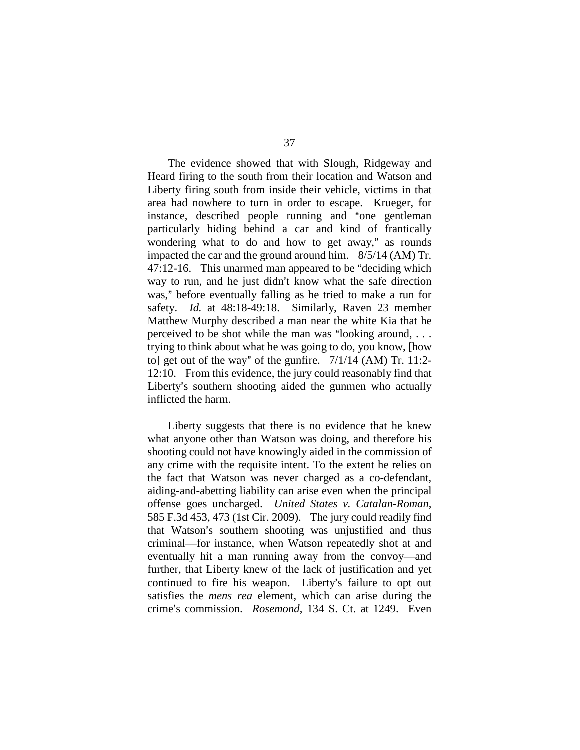The evidence showed that with Slough, Ridgeway and Heard firing to the south from their location and Watson and Liberty firing south from inside their vehicle, victims in that area had nowhere to turn in order to escape. Krueger, for instance, described people running and "one gentleman particularly hiding behind a car and kind of frantically wondering what to do and how to get away," as rounds impacted the car and the ground around him. 8/5/14 (AM) Tr. 47:12-16. This unarmed man appeared to be "deciding which way to run, and he just didn't know what the safe direction was," before eventually falling as he tried to make a run for safety. *Id.* at 48:18-49:18. Similarly, Raven 23 member Matthew Murphy described a man near the white Kia that he perceived to be shot while the man was "looking around, . . . trying to think about what he was going to do, you know, [how to] get out of the way" of the gunfire. 7/1/14 (AM) Tr. 11:2-12:10. From this evidence, the jury could reasonably find that Liberty's southern shooting aided the gunmen who actually inflicted the harm.

Liberty suggests that there is no evidence that he knew what anyone other than Watson was doing, and therefore his shooting could not have knowingly aided in the commission of any crime with the requisite intent. To the extent he relies on the fact that Watson was never charged as a co-defendant, aiding-and-abetting liability can arise even when the principal offense goes uncharged. *United States v. Catalan-Roman*, 585 F.3d 453, 473 (1st Cir. 2009). The jury could readily find that Watson's southern shooting was unjustified and thus criminal—for instance, when Watson repeatedly shot at and eventually hit a man running away from the convoy—and further, that Liberty knew of the lack of justification and yet continued to fire his weapon. Liberty's failure to opt out satisfies the *mens rea* element, which can arise during the crime's commission. *Rosemond*, 134 S. Ct. at 1249. Even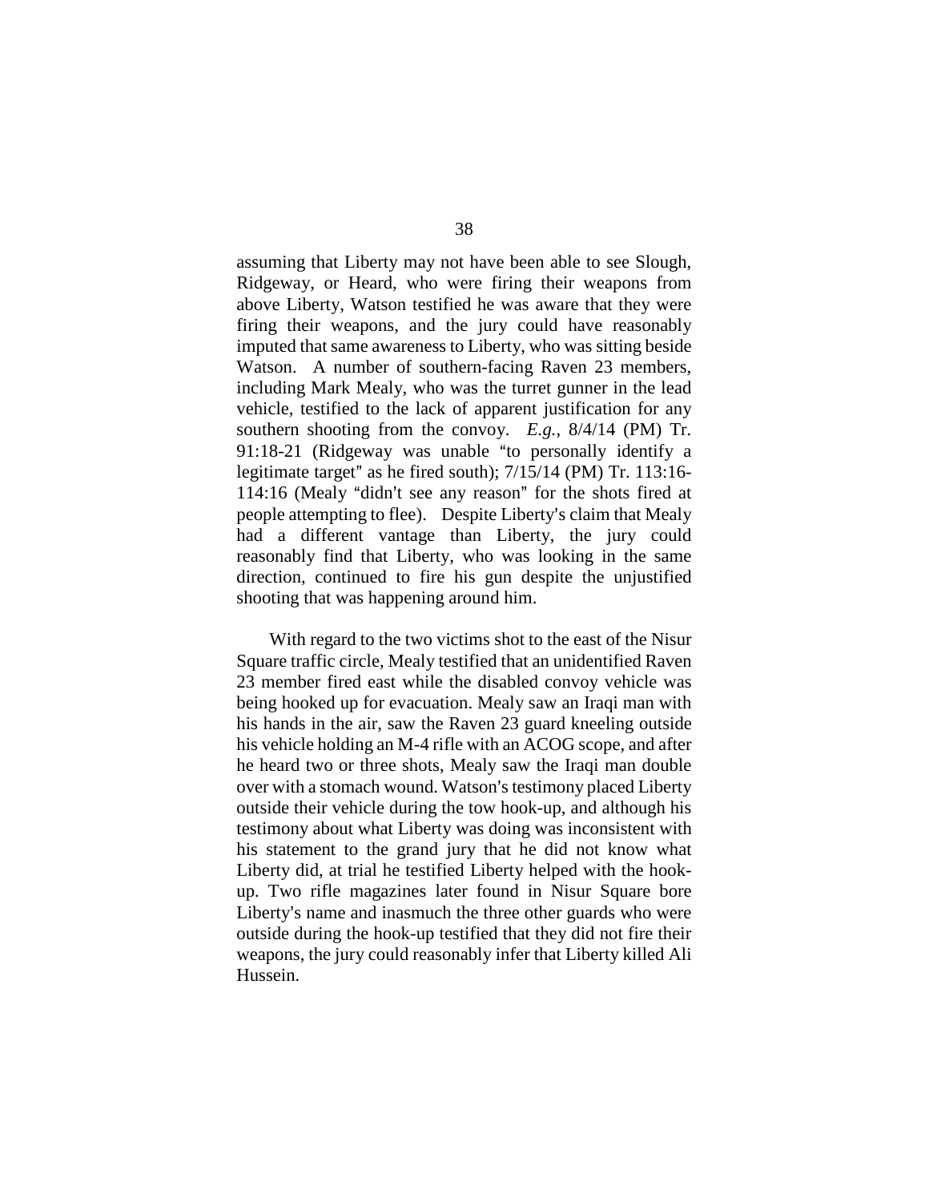assuming that Liberty may not have been able to see Slough, Ridgeway, or Heard, who were firing their weapons from above Liberty, Watson testified he was aware that they were firing their weapons, and the jury could have reasonably imputed that same awareness to Liberty, who was sitting beside Watson. A number of southern-facing Raven 23 members, including Mark Mealy, who was the turret gunner in the lead vehicle, testified to the lack of apparent justification for any southern shooting from the convoy. *E.g.*, 8/4/14 (PM) Tr. 91:18-21 (Ridgeway was unable "to personally identify a legitimate target" as he fired south); 7/15/14 (PM) Tr. 113:16-114:16 (Mealy "didn't see any reason" for the shots fired at people attempting to flee). Despite Liberty's claim that Mealy had a different vantage than Liberty, the jury could reasonably find that Liberty, who was looking in the same direction, continued to fire his gun despite the unjustified shooting that was happening around him.

With regard to the two victims shot to the east of the Nisur Square traffic circle, Mealy testified that an unidentified Raven 23 member fired east while the disabled convoy vehicle was being hooked up for evacuation. Mealy saw an Iraqi man with his hands in the air, saw the Raven 23 guard kneeling outside his vehicle holding an M-4 rifle with an ACOG scope, and after he heard two or three shots, Mealy saw the Iraqi man double over with a stomach wound. Watson's testimony placed Liberty outside their vehicle during the tow hook-up, and although his testimony about what Liberty was doing was inconsistent with his statement to the grand jury that he did not know what Liberty did, at trial he testified Liberty helped with the hook-up. Two rifle magazines later found in Nisur Square bore Liberty's name and inasmuch the three other guards who were outside during the hook-up testified that they did not fire their weapons, the jury could reasonably infer that Liberty killed Ali Hussein.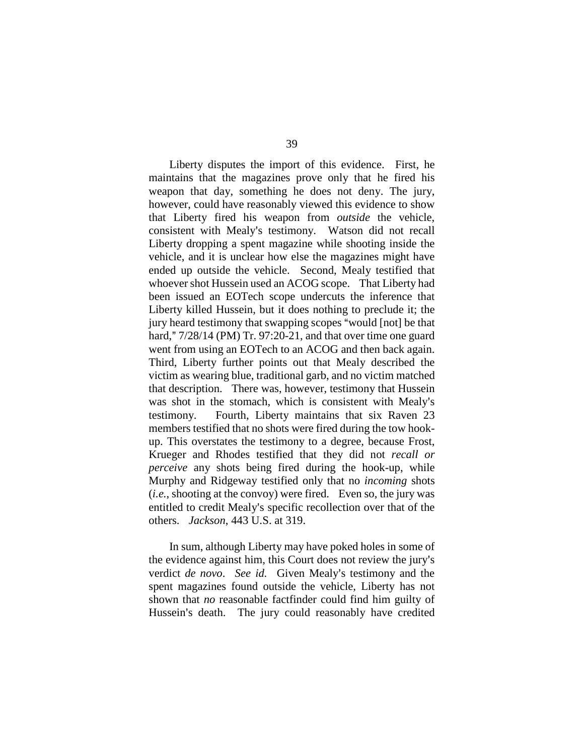Liberty disputes the import of this evidence. First, he maintains that the magazines prove only that he fired his weapon that day, something he does not deny. The jury, however, could have reasonably viewed this evidence to show that Liberty fired his weapon from *outside* the vehicle, consistent with Mealy's testimony. Watson did not recall Liberty dropping a spent magazine while shooting inside the vehicle, and it is unclear how else the magazines might have ended up outside the vehicle. Second, Mealy testified that whoever shot Hussein used an ACOG scope. That Liberty had been issued an EOTech scope undercuts the inference that Liberty killed Hussein, but it does nothing to preclude it; the jury heard testimony that swapping scopes "would [not] be that hard," 7/28/14 (PM) Tr. 97:20-21, and that over time one guard went from using an EOTech to an ACOG and then back again. Third, Liberty further points out that Mealy described the victim as wearing blue, traditional garb, and no victim matched that description. There was, however, testimony that Hussein was shot in the stomach, which is consistent with Mealy's testimony. Fourth, Liberty maintains that six Raven 23 members testified that no shots were fired during the tow hook-up. This overstates the testimony to a degree, because Frost, Krueger and Rhodes testified that they did not *recall or perceive* any shots being fired during the hook-up, while Murphy and Ridgeway testified only that no *incoming* shots (*i.e.*, shooting at the convoy) were fired. Even so, the jury was entitled to credit Mealy's specific recollection over that of the others. *Jackson*, 443 U.S. at 319.

In sum, although Liberty may have poked holes in some of the evidence against him, this Court does not review the jury's verdict *de novo*. *See id.* Given Mealy's testimony and the spent magazines found outside the vehicle, Liberty has not shown that *no* reasonable factfinder could find him guilty of Hussein's death. The jury could reasonably have credited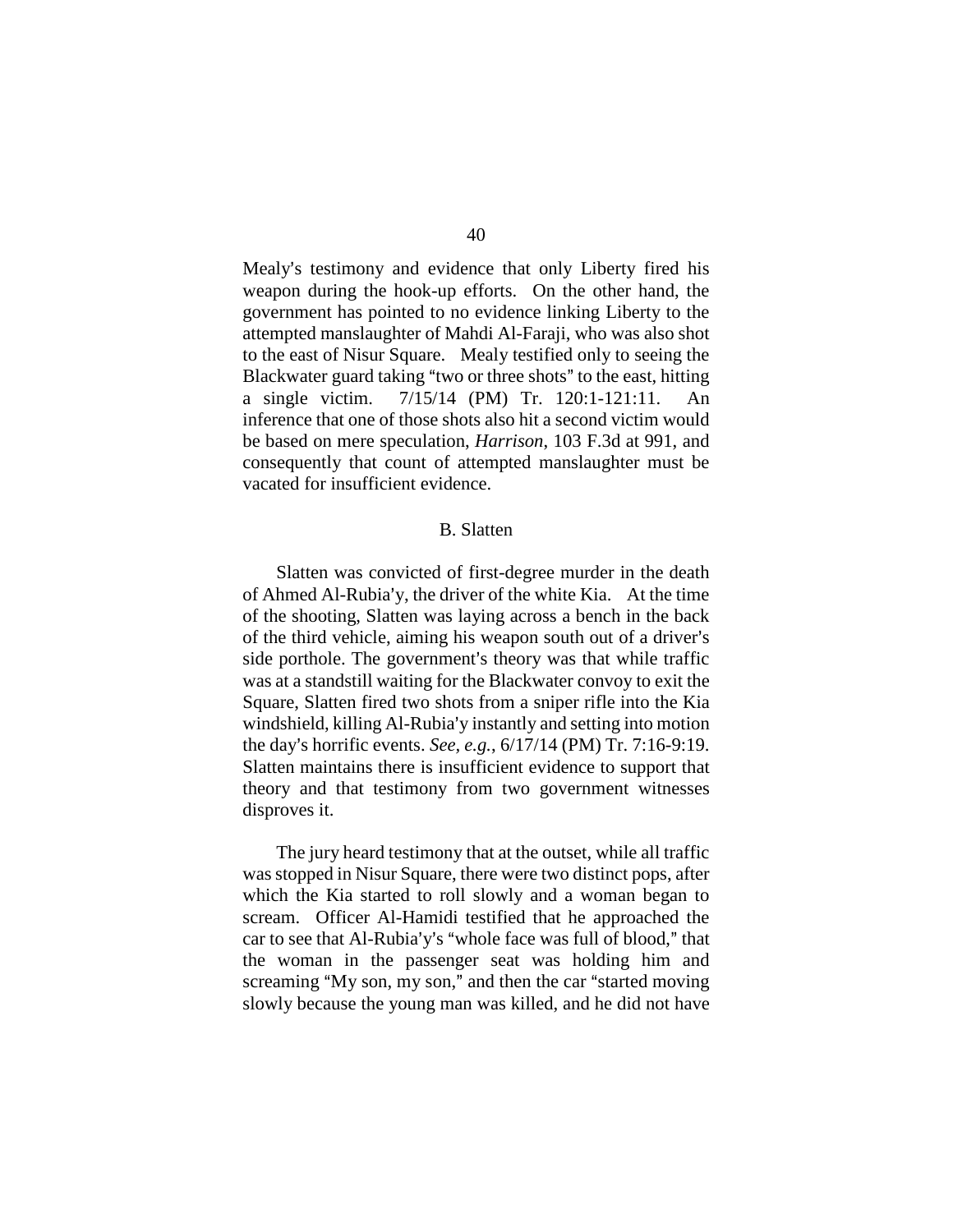Mealy's testimony and evidence that only Liberty fired his weapon during the hook-up efforts. On the other hand, the government has pointed to no evidence linking Liberty to the attempted manslaughter of Mahdi Al-Faraji, who was also shot to the east of Nisur Square. Mealy testified only to seeing the Blackwater guard taking "two or three shots" to the east, hitting a single victim. 7/15/14 (PM) Tr. 120:1-121:11. An inference that one of those shots also hit a second victim would be based on mere speculation, *Harrison*, 103 F.3d at 991, and consequently that count of attempted manslaughter must be vacated for insufficient evidence.

### B. Slatten

Slatten was convicted of first-degree murder in the death of Ahmed Al-Rubia'y, the driver of the white Kia. At the time of the shooting, Slatten was laying across a bench in the back of the third vehicle, aiming his weapon south out of a driver's side porthole. The government's theory was that while traffic was at a standstill waiting for the Blackwater convoy to exit the Square, Slatten fired two shots from a sniper rifle into the Kia windshield, killing Al-Rubia'y instantly and setting into motion the day's horrific events. *See, e.g.*, 6/17/14 (PM) Tr. 7:16-9:19. Slatten maintains there is insufficient evidence to support that theory and that testimony from two government witnesses disproves it.

The jury heard testimony that at the outset, while all traffic was stopped in Nisur Square, there were two distinct pops, after which the Kia started to roll slowly and a woman began to scream. Officer Al-Hamidi testified that he approached the car to see that Al-Rubia'y's "whole face was full of blood," that the woman in the passenger seat was holding him and screaming "My son, my son," and then the car "started moving slowly because the young man was killed, and he did not have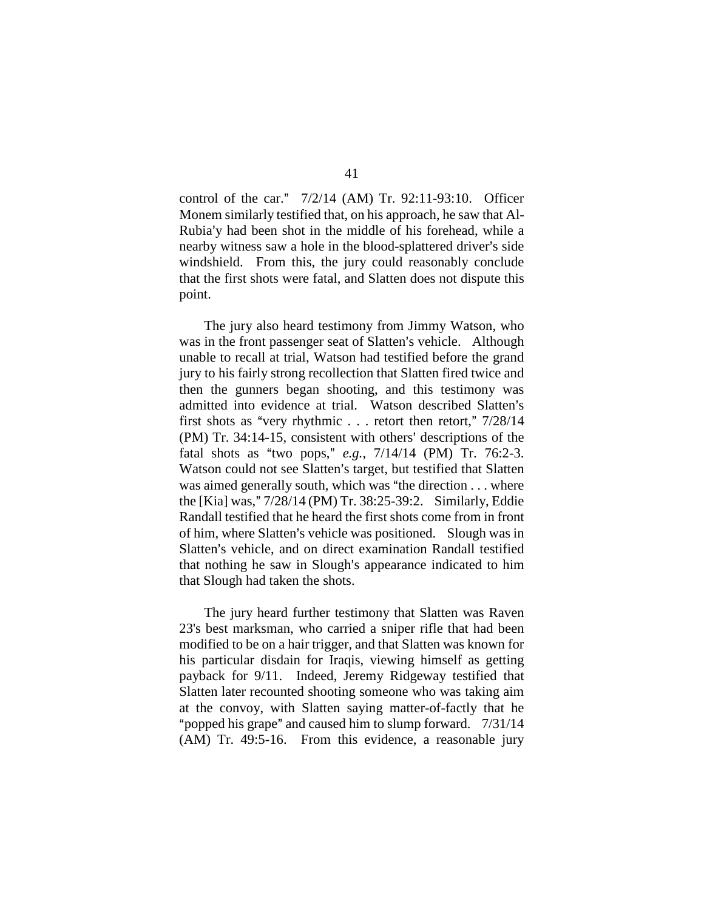control of the car." 7/2/14 (AM) Tr. 92:11-93:10. Officer Monem similarly testified that, on his approach, he saw that Al-Rubia'y had been shot in the middle of his forehead, while a nearby witness saw a hole in the blood-splattered driver's side windshield. From this, the jury could reasonably conclude that the first shots were fatal, and Slatten does not dispute this point.

The jury also heard testimony from Jimmy Watson, who was in the front passenger seat of Slatten's vehicle. Although unable to recall at trial, Watson had testified before the grand jury to his fairly strong recollection that Slatten fired twice and then the gunners began shooting, and this testimony was admitted into evidence at trial. Watson described Slatten's first shots as "very rhythmic . . . retort then retort," 7/28/14 (PM) Tr. 34:14-15, consistent with others' descriptions of the fatal shots as "two pops," *e.g.*, 7/14/14 (PM) Tr. 76:2-3. Watson could not see Slatten's target, but testified that Slatten was aimed generally south, which was "the direction . . . where the [Kia] was," 7/28/14 (PM) Tr. 38:25-39:2. Similarly, Eddie Randall testified that he heard the first shots come from in front of him, where Slatten's vehicle was positioned. Slough was in Slatten's vehicle, and on direct examination Randall testified that nothing he saw in Slough's appearance indicated to him that Slough had taken the shots.

The jury heard further testimony that Slatten was Raven 23's best marksman, who carried a sniper rifle that had been modified to be on a hair trigger, and that Slatten was known for his particular disdain for Iraqis, viewing himself as getting payback for 9/11. Indeed, Jeremy Ridgeway testified that Slatten later recounted shooting someone who was taking aim at the convoy, with Slatten saying matter-of-factly that he "popped his grape" and caused him to slump forward. 7/31/14 (AM) Tr. 49:5-16. From this evidence, a reasonable jury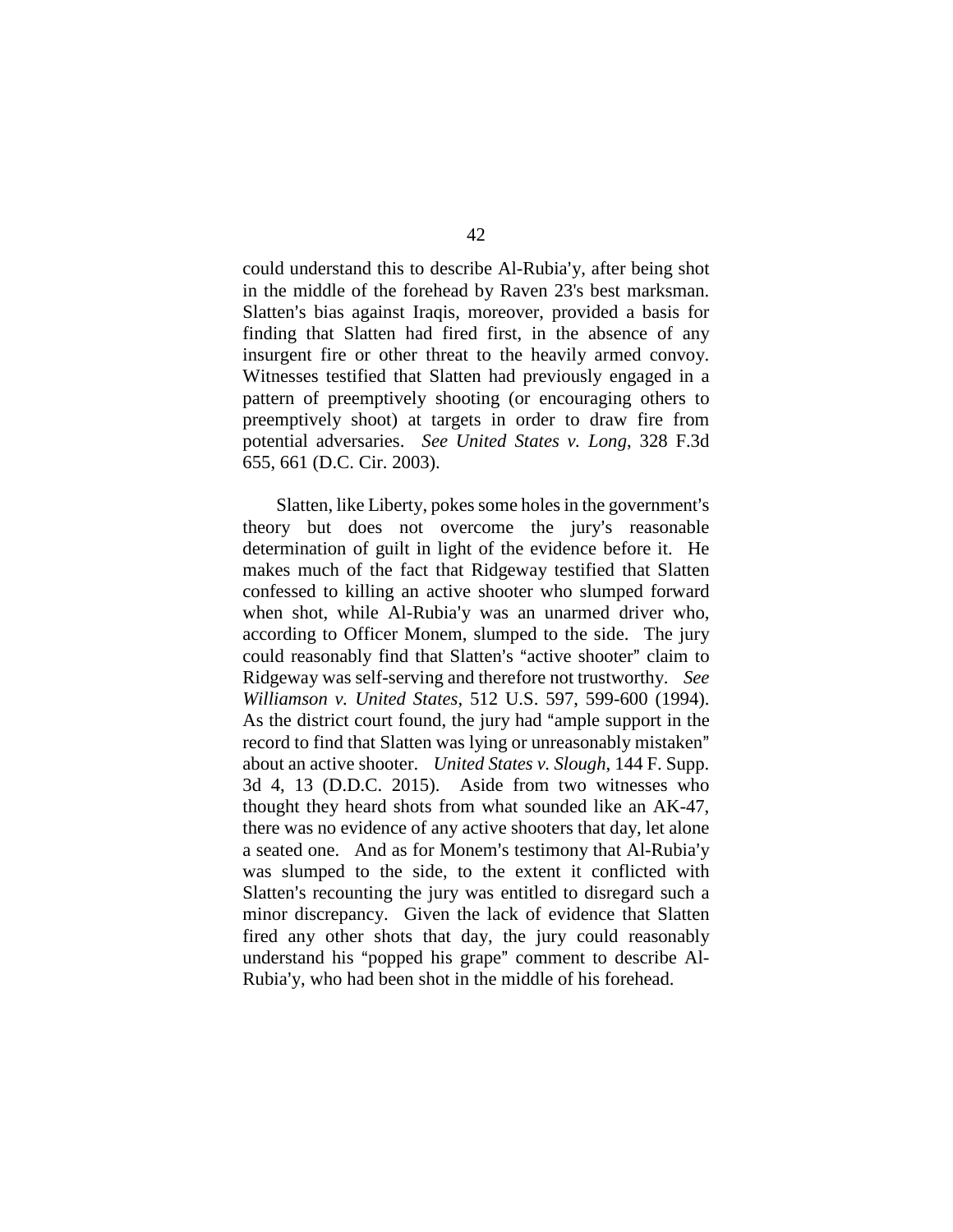could understand this to describe Al-Rubia'y, after being shot in the middle of the forehead by Raven 23's best marksman. Slatten's bias against Iraqis, moreover, provided a basis for finding that Slatten had fired first, in the absence of any insurgent fire or other threat to the heavily armed convoy. Witnesses testified that Slatten had previously engaged in a pattern of preemptively shooting (or encouraging others to preemptively shoot) at targets in order to draw fire from potential adversaries. *See United States v. Long*, 328 F.3d 655, 661 (D.C. Cir. 2003).

Slatten, like Liberty, pokes some holes in the government's theory but does not overcome the jury's reasonable determination of guilt in light of the evidence before it. He makes much of the fact that Ridgeway testified that Slatten confessed to killing an active shooter who slumped forward when shot, while Al-Rubia'y was an unarmed driver who, according to Officer Monem, slumped to the side. The jury could reasonably find that Slatten's "active shooter" claim to Ridgeway was self-serving and therefore not trustworthy. *See Williamson v. United States*, 512 U.S. 597, 599-600 (1994). As the district court found, the jury had "ample support in the record to find that Slatten was lying or unreasonably mistaken" about an active shooter. *United States v. Slough*, 144 F. Supp. 3d 4, 13 (D.D.C. 2015). Aside from two witnesses who thought they heard shots from what sounded like an AK-47, there was no evidence of any active shooters that day, let alone a seated one. And as for Monem's testimony that Al-Rubia'y was slumped to the side, to the extent it conflicted with Slatten's recounting the jury was entitled to disregard such a minor discrepancy. Given the lack of evidence that Slatten fired any other shots that day, the jury could reasonably understand his "popped his grape" comment to describe Al-Rubia'y, who had been shot in the middle of his forehead.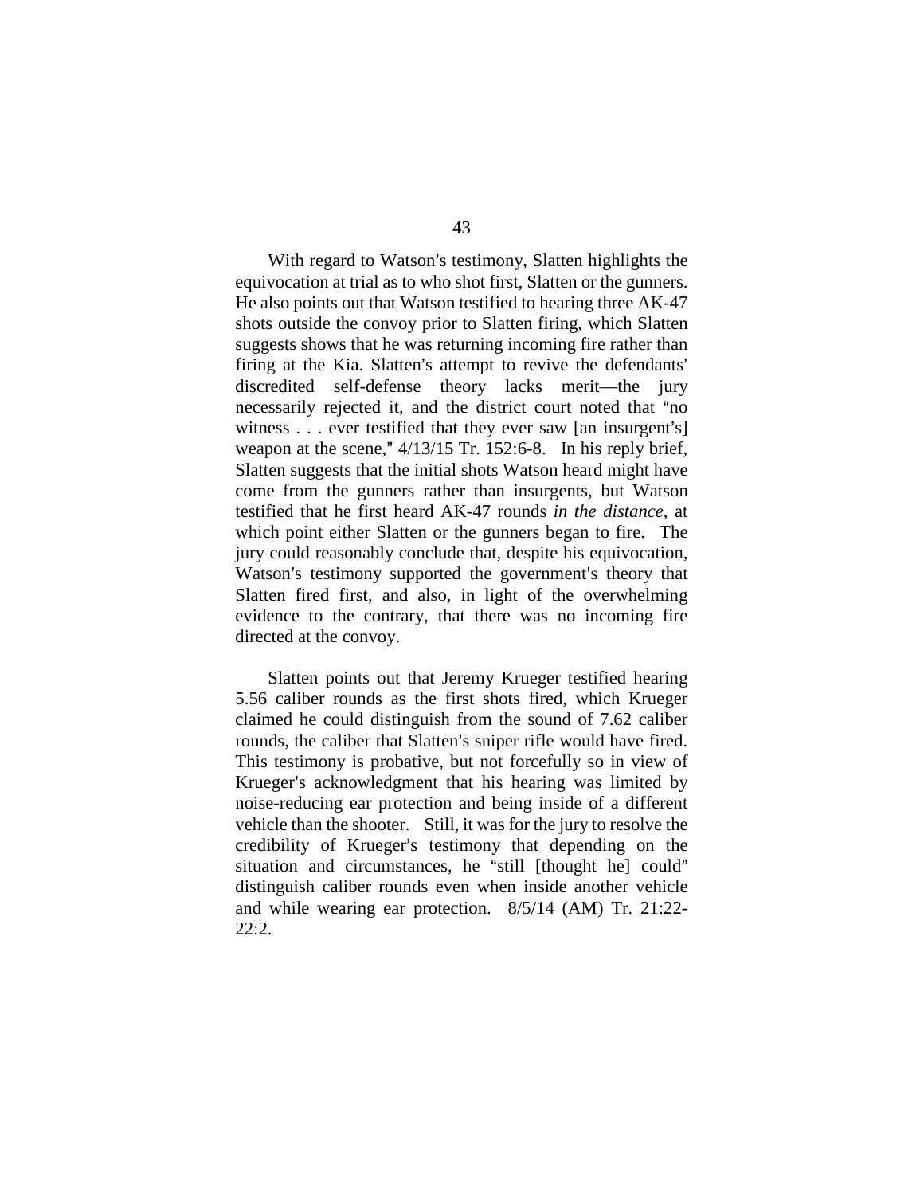With regard to Watson's testimony, Slatten highlights the equivocation at trial as to who shot first, Slatten or the gunners. He also points out that Watson testified to hearing three AK-47 shots outside the convoy prior to Slatten firing, which Slatten suggests shows that he was returning incoming fire rather than firing at the Kia. Slatten's attempt to revive the defendants' discredited self-defense theory lacks merit—the jury necessarily rejected it, and the district court noted that "no witness . . . ever testified that they ever saw [an insurgent's] weapon at the scene," 4/13/15 Tr. 152:6-8. In his reply brief, Slatten suggests that the initial shots Watson heard might have come from the gunners rather than insurgents, but Watson testified that he first heard AK-47 rounds *in the distance*, at which point either Slatten or the gunners began to fire. The jury could reasonably conclude that, despite his equivocation, Watson's testimony supported the government's theory that Slatten fired first, and also, in light of the overwhelming evidence to the contrary, that there was no incoming fire directed at the convoy.

Slatten points out that Jeremy Krueger testified hearing 5.56 caliber rounds as the first shots fired, which Krueger claimed he could distinguish from the sound of 7.62 caliber rounds, the caliber that Slatten's sniper rifle would have fired. This testimony is probative, but not forcefully so in view of Krueger's acknowledgment that his hearing was limited by noise-reducing ear protection and being inside of a different vehicle than the shooter. Still, it was for the jury to resolve the credibility of Krueger's testimony that depending on the situation and circumstances, he "still [thought he] could" distinguish caliber rounds even when inside another vehicle and while wearing ear protection. 8/5/14 (AM) Tr. 21:22-22:2.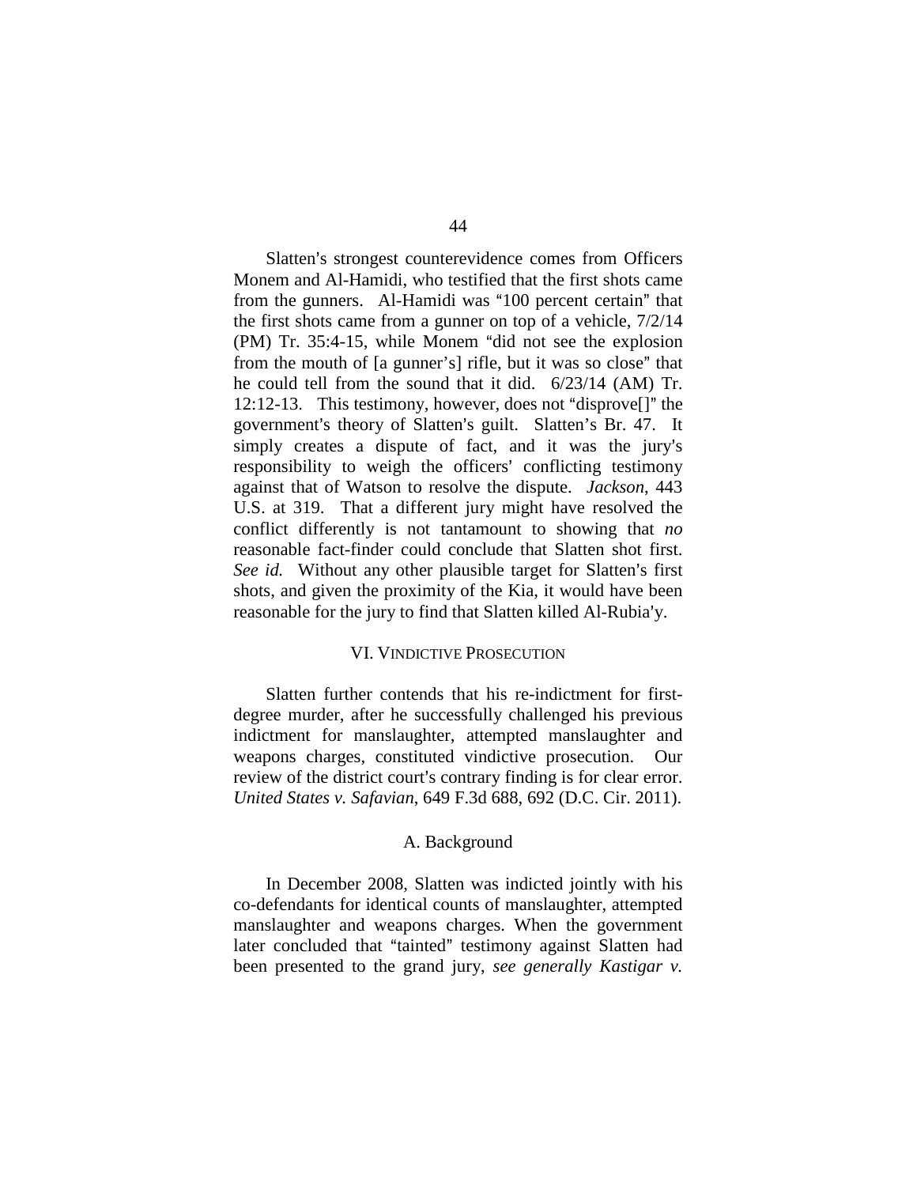Slatten's strongest counterevidence comes from Officers Monem and Al-Hamidi, who testified that the first shots came from the gunners. Al-Hamidi was "100 percent certain" that the first shots came from a gunner on top of a vehicle, 7/2/14 (PM) Tr. 35:4-15, while Monem "did not see the explosion from the mouth of [a gunner's] rifle, but it was so close" that he could tell from the sound that it did. 6/23/14 (AM) Tr. 12:12-13. This testimony, however, does not "disprove[]" the government's theory of Slatten's guilt. Slatten's Br. 47. It simply creates a dispute of fact, and it was the jury's responsibility to weigh the officers' conflicting testimony against that of Watson to resolve the dispute. *Jackson*, 443 U.S. at 319. That a different jury might have resolved the conflict differently is not tantamount to showing that *no* reasonable fact-finder could conclude that Slatten shot first. *See id.* Without any other plausible target for Slatten's first shots, and given the proximity of the Kia, it would have been reasonable for the jury to find that Slatten killed Al-Rubia'y.

## VI. VINDICTIVE PROSECUTION

Slatten further contends that his re-indictment for first-degree murder, after he successfully challenged his previous indictment for manslaughter, attempted manslaughter and weapons charges, constituted vindictive prosecution. Our review of the district court's contrary finding is for clear error. *United States v. Safavian*, 649 F.3d 688, 692 (D.C. Cir. 2011).

### A. Background

In December 2008, Slatten was indicted jointly with his co-defendants for identical counts of manslaughter, attempted manslaughter and weapons charges. When the government later concluded that "tainted" testimony against Slatten had been presented to the grand jury, *see generally Kastigar v.*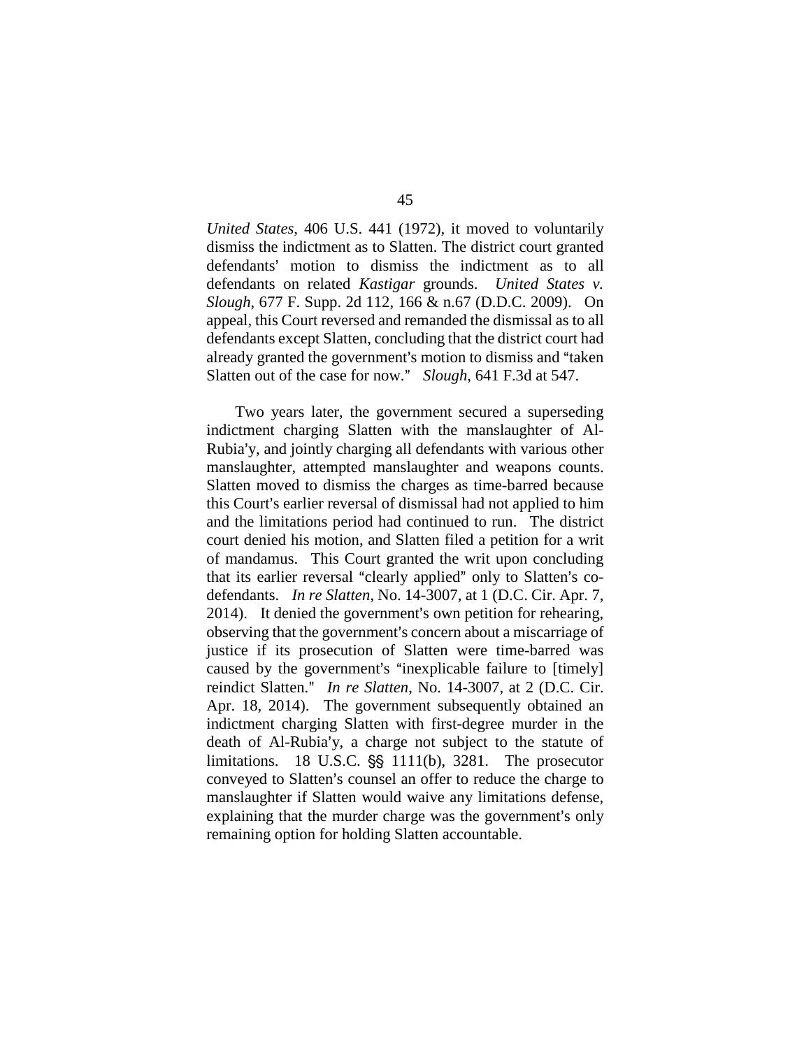*United States*, 406 U.S. 441 (1972), it moved to voluntarily dismiss the indictment as to Slatten. The district court granted defendants' motion to dismiss the indictment as to all defendants on related *Kastigar* grounds. *United States v. Slough*, 677 F. Supp. 2d 112, 166 & n.67 (D.D.C. 2009). On appeal, this Court reversed and remanded the dismissal as to all defendants except Slatten, concluding that the district court had already granted the government's motion to dismiss and "taken Slatten out of the case for now." *Slough*, 641 F.3d at 547.

Two years later, the government secured a superseding indictment charging Slatten with the manslaughter of Al-Rubia'y, and jointly charging all defendants with various other manslaughter, attempted manslaughter and weapons counts. Slatten moved to dismiss the charges as time-barred because this Court's earlier reversal of dismissal had not applied to him and the limitations period had continued to run. The district court denied his motion, and Slatten filed a petition for a writ of mandamus. This Court granted the writ upon concluding that its earlier reversal "clearly applied" only to Slatten's co-defendants. *In re Slatten*, No. 14-3007, at 1 (D.C. Cir. Apr. 7, 2014). It denied the government's own petition for rehearing, observing that the government's concern about a miscarriage of justice if its prosecution of Slatten were time-barred was caused by the government's "inexplicable failure to [timely] reindict Slatten." *In re Slatten*, No. 14-3007, at 2 (D.C. Cir. Apr. 18, 2014). The government subsequently obtained an indictment charging Slatten with first-degree murder in the death of Al-Rubia'y, a charge not subject to the statute of limitations. 18 U.S.C. §§ 1111(b), 3281. The prosecutor conveyed to Slatten's counsel an offer to reduce the charge to manslaughter if Slatten would waive any limitations defense, explaining that the murder charge was the government's only remaining option for holding Slatten accountable.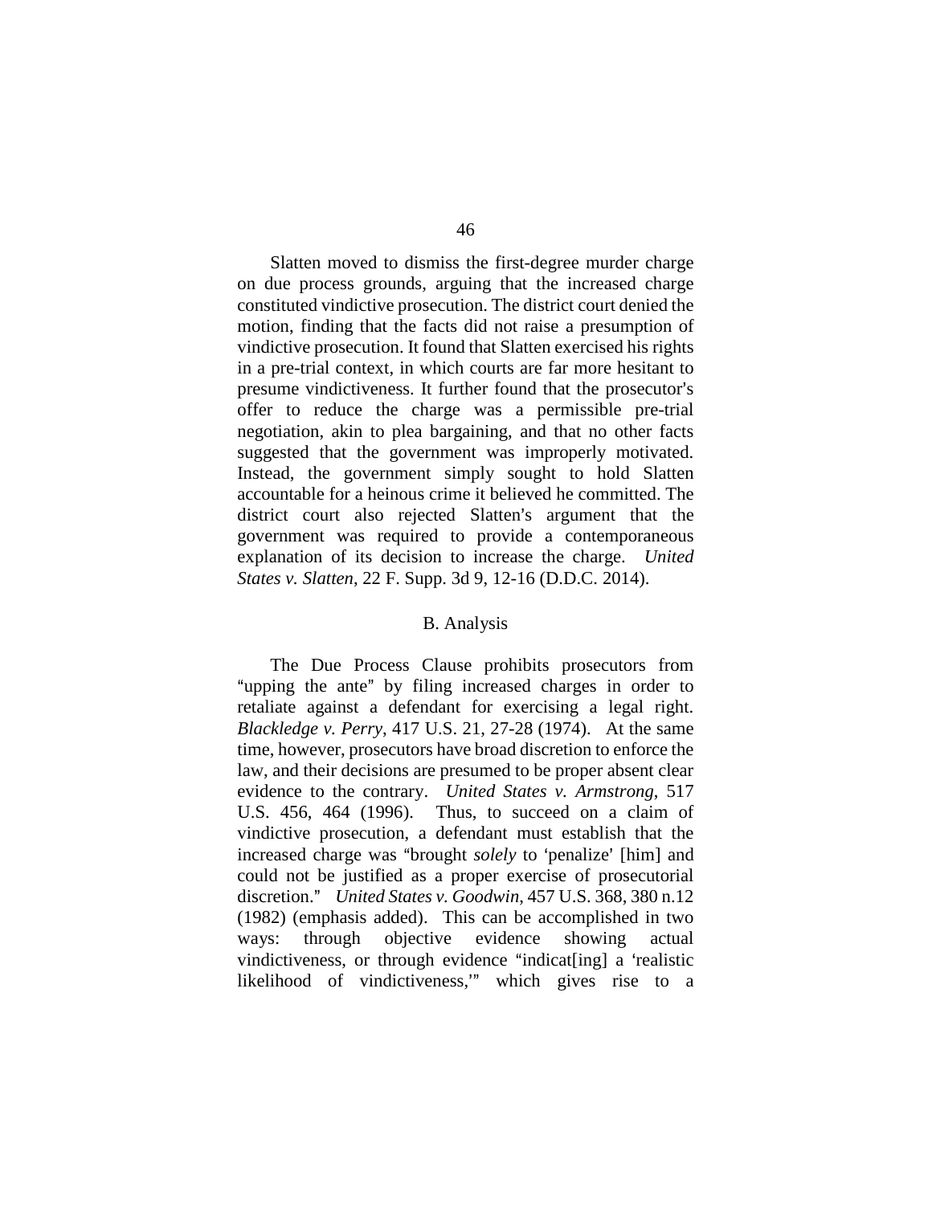Slatten moved to dismiss the first-degree murder charge on due process grounds, arguing that the increased charge constituted vindictive prosecution. The district court denied the motion, finding that the facts did not raise a presumption of vindictive prosecution. It found that Slatten exercised his rights in a pre-trial context, in which courts are far more hesitant to presume vindictiveness. It further found that the prosecutor's offer to reduce the charge was a permissible pre-trial negotiation, akin to plea bargaining, and that no other facts suggested that the government was improperly motivated. Instead, the government simply sought to hold Slatten accountable for a heinous crime it believed he committed. The district court also rejected Slatten's argument that the government was required to provide a contemporaneous explanation of its decision to increase the charge. *United States v. Slatten*, 22 F. Supp. 3d 9, 12-16 (D.D.C. 2014).

## B. Analysis

The Due Process Clause prohibits prosecutors from "upping the ante" by filing increased charges in order to retaliate against a defendant for exercising a legal right. *Blackledge v. Perry*, 417 U.S. 21, 27-28 (1974). At the same time, however, prosecutors have broad discretion to enforce the law, and their decisions are presumed to be proper absent clear evidence to the contrary. *United States v. Armstrong*, 517 U.S. 456, 464 (1996). Thus, to succeed on a claim of vindictive prosecution, a defendant must establish that the increased charge was "brought *solely* to 'penalize' [him] and could not be justified as a proper exercise of prosecutorial discretion." *United States v. Goodwin*, 457 U.S. 368, 380 n.12 (1982) (emphasis added). This can be accomplished in two ways: through objective evidence showing actual vindictiveness, or through evidence "indicat[ing] a 'realistic likelihood of vindictiveness,'" which gives rise to a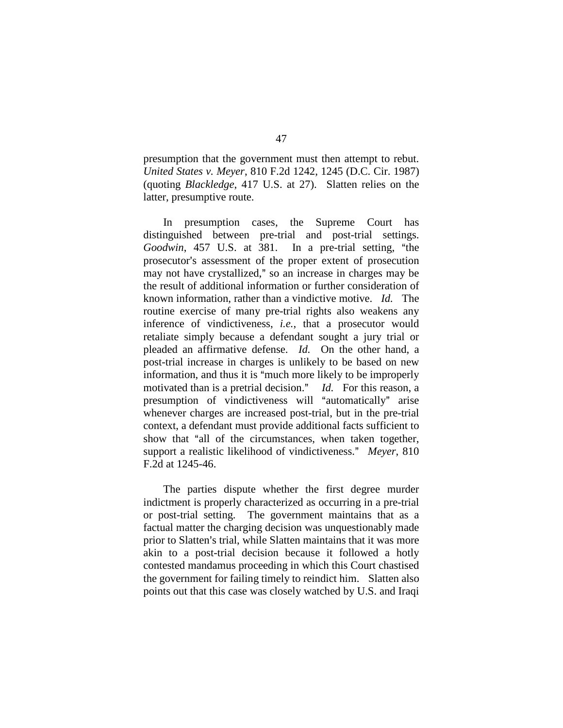presumption that the government must then attempt to rebut. *United States v. Meyer*, 810 F.2d 1242, 1245 (D.C. Cir. 1987) (quoting *Blackledge*, 417 U.S. at 27). Slatten relies on the latter, presumptive route.

In presumption cases, the Supreme Court has distinguished between pre-trial and post-trial settings. *Goodwin*, 457 U.S. at 381. In a pre-trial setting, "the prosecutor's assessment of the proper extent of prosecution may not have crystallized," so an increase in charges may be the result of additional information or further consideration of known information, rather than a vindictive motive. *Id.* The routine exercise of many pre-trial rights also weakens any inference of vindictiveness, *i.e.*, that a prosecutor would retaliate simply because a defendant sought a jury trial or pleaded an affirmative defense. *Id.* On the other hand, a post-trial increase in charges is unlikely to be based on new information, and thus it is "much more likely to be improperly motivated than is a pretrial decision." *Id.* For this reason, a presumption of vindictiveness will "automatically" arise whenever charges are increased post-trial, but in the pre-trial context, a defendant must provide additional facts sufficient to show that "all of the circumstances, when taken together, support a realistic likelihood of vindictiveness." *Meyer*, 810 F.2d at 1245-46.

The parties dispute whether the first degree murder indictment is properly characterized as occurring in a pre-trial or post-trial setting. The government maintains that as a factual matter the charging decision was unquestionably made prior to Slatten's trial, while Slatten maintains that it was more akin to a post-trial decision because it followed a hotly contested mandamus proceeding in which this Court chastised the government for failing timely to reindict him. Slatten also points out that this case was closely watched by U.S. and Iraqi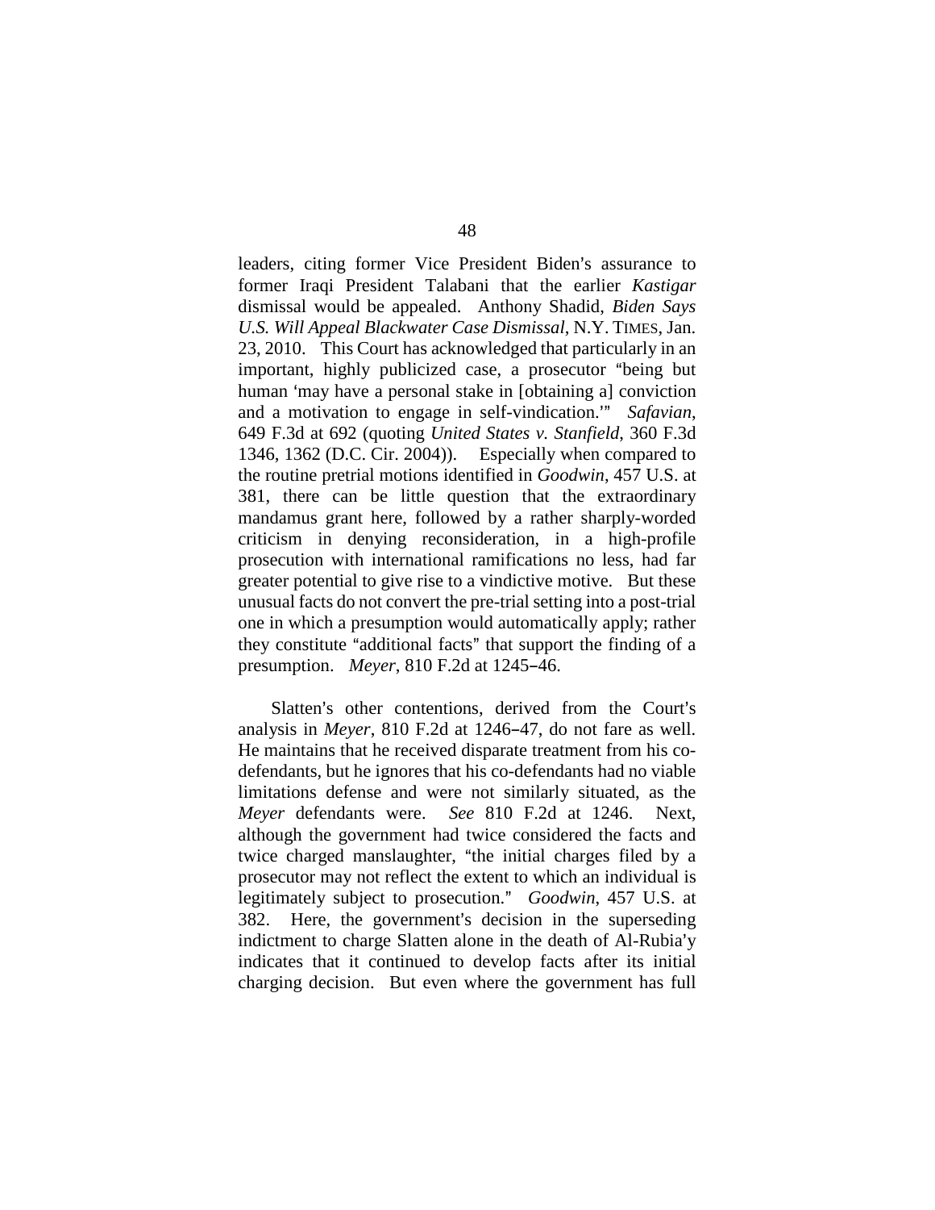leaders, citing former Vice President Biden's assurance to former Iraqi President Talabani that the earlier *Kastigar* dismissal would be appealed. Anthony Shadid, *Biden Says U.S. Will Appeal Blackwater Case Dismissal*, N.Y. TIMES, Jan. 23, 2010. This Court has acknowledged that particularly in an important, highly publicized case, a prosecutor "being but human 'may have a personal stake in [obtaining a] conviction and a motivation to engage in self-vindication.'" *Safavian*, 649 F.3d at 692 (quoting *United States v. Stanfield*, 360 F.3d 1346, 1362 (D.C. Cir. 2004)). Especially when compared to the routine pretrial motions identified in *Goodwin*, 457 U.S. at 381, there can be little question that the extraordinary mandamus grant here, followed by a rather sharply-worded criticism in denying reconsideration, in a high-profile prosecution with international ramifications no less, had far greater potential to give rise to a vindictive motive. But these unusual facts do not convert the pre-trial setting into a post-trial one in which a presumption would automatically apply; rather they constitute "additional facts" that support the finding of a presumption. *Meyer*, 810 F.2d at 1245–46.

Slatten's other contentions, derived from the Court's analysis in *Meyer*, 810 F.2d at 1246–47, do not fare as well. He maintains that he received disparate treatment from his co-defendants, but he ignores that his co-defendants had no viable limitations defense and were not similarly situated, as the *Meyer* defendants were. *See* 810 F.2d at 1246. Next, although the government had twice considered the facts and twice charged manslaughter, "the initial charges filed by a prosecutor may not reflect the extent to which an individual is legitimately subject to prosecution." *Goodwin*, 457 U.S. at 382. Here, the government's decision in the superseding indictment to charge Slatten alone in the death of Al-Rubia'y indicates that it continued to develop facts after its initial charging decision. But even where the government has full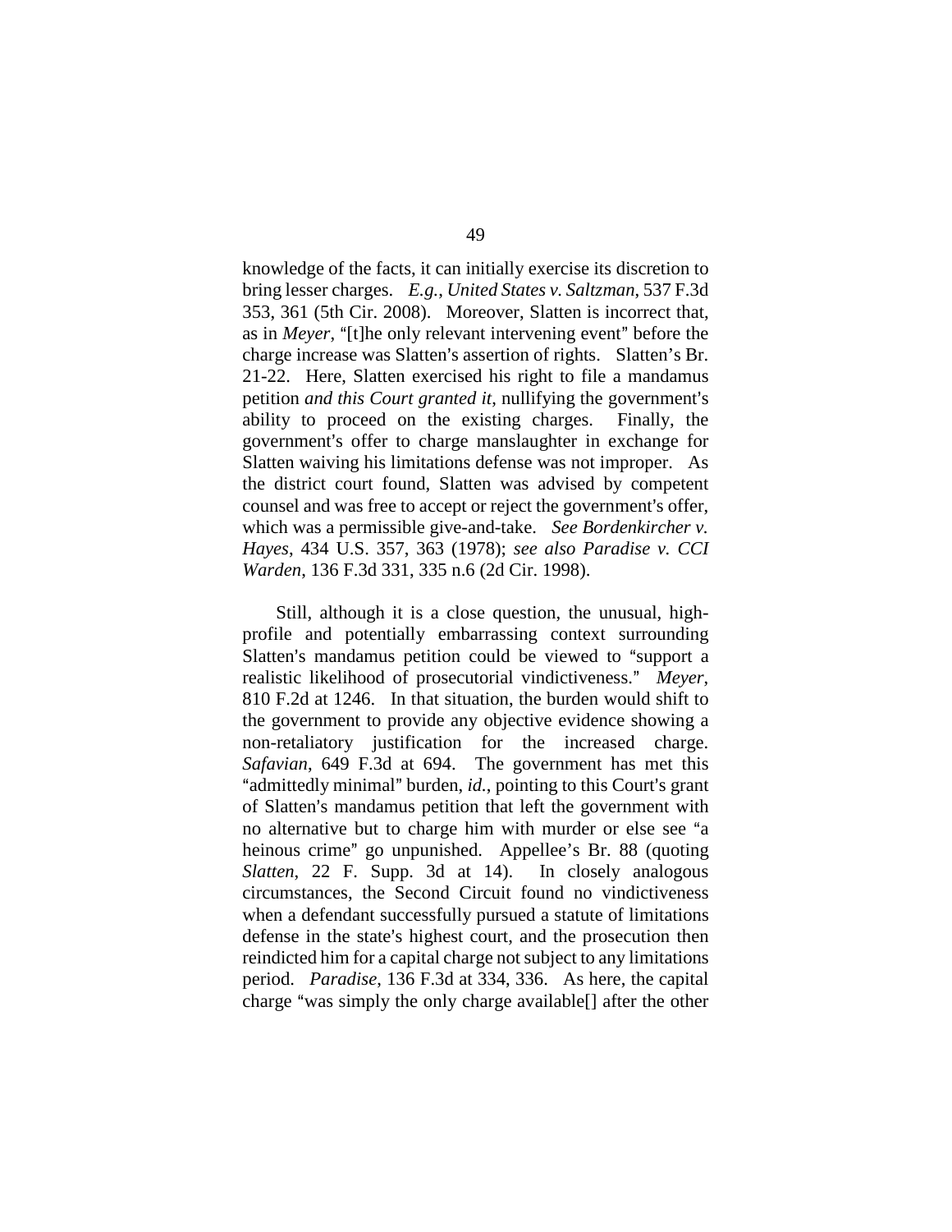knowledge of the facts, it can initially exercise its discretion to bring lesser charges. *E.g.*, *United States v. Saltzman*, 537 F.3d 353, 361 (5th Cir. 2008). Moreover, Slatten is incorrect that, as in *Meyer*, "[t]he only relevant intervening event" before the charge increase was Slatten's assertion of rights. Slatten's Br. 21-22. Here, Slatten exercised his right to file a mandamus petition *and this Court granted it*, nullifying the government's ability to proceed on the existing charges. Finally, the government's offer to charge manslaughter in exchange for Slatten waiving his limitations defense was not improper. As the district court found, Slatten was advised by competent counsel and was free to accept or reject the government's offer, which was a permissible give-and-take. *See Bordenkircher v. Hayes*, 434 U.S. 357, 363 (1978); *see also Paradise v. CCI Warden*, 136 F.3d 331, 335 n.6 (2d Cir. 1998).

Still, although it is a close question, the unusual, high-profile and potentially embarrassing context surrounding Slatten's mandamus petition could be viewed to "support a realistic likelihood of prosecutorial vindictiveness." *Meyer*, 810 F.2d at 1246. In that situation, the burden would shift to the government to provide any objective evidence showing a non-retaliatory justification for the increased charge. *Safavian*, 649 F.3d at 694. The government has met this "admittedly minimal" burden, *id.*, pointing to this Court's grant of Slatten's mandamus petition that left the government with no alternative but to charge him with murder or else see "a heinous crime" go unpunished. Appellee's Br. 88 (quoting *Slatten*, 22 F. Supp. 3d at 14). In closely analogous circumstances, the Second Circuit found no vindictiveness when a defendant successfully pursued a statute of limitations defense in the state's highest court, and the prosecution then reindicted him for a capital charge not subject to any limitations period. *Paradise*, 136 F.3d at 334, 336. As here, the capital charge "was simply the only charge available[] after the other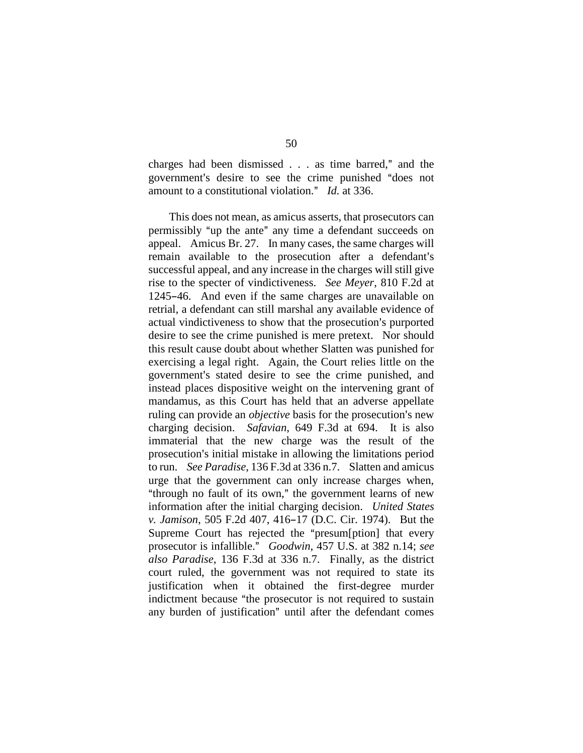charges had been dismissed . . . as time barred," and the government's desire to see the crime punished "does not amount to a constitutional violation." *Id.* at 336.

This does not mean, as amicus asserts, that prosecutors can permissibly "up the ante" any time a defendant succeeds on appeal. Amicus Br. 27. In many cases, the same charges will remain available to the prosecution after a defendant's successful appeal, and any increase in the charges will still give rise to the specter of vindictiveness. *See Meyer*, 810 F.2d at 1245–46. And even if the same charges are unavailable on retrial, a defendant can still marshal any available evidence of actual vindictiveness to show that the prosecution's purported desire to see the crime punished is mere pretext. Nor should this result cause doubt about whether Slatten was punished for exercising a legal right. Again, the Court relies little on the government's stated desire to see the crime punished, and instead places dispositive weight on the intervening grant of mandamus, as this Court has held that an adverse appellate ruling can provide an *objective* basis for the prosecution's new charging decision. *Safavian*, 649 F.3d at 694. It is also immaterial that the new charge was the result of the prosecution's initial mistake in allowing the limitations period to run. *See Paradise*, 136 F.3d at 336 n.7. Slatten and amicus urge that the government can only increase charges when, "through no fault of its own," the government learns of new information after the initial charging decision. *United States v. Jamison*, 505 F.2d 407, 416–17 (D.C. Cir. 1974). But the Supreme Court has rejected the "presum[ption] that every prosecutor is infallible." *Goodwin*, 457 U.S. at 382 n.14; *see also Paradise*, 136 F.3d at 336 n.7. Finally, as the district court ruled, the government was not required to state its justification when it obtained the first-degree murder indictment because "the prosecutor is not required to sustain any burden of justification" until after the defendant comes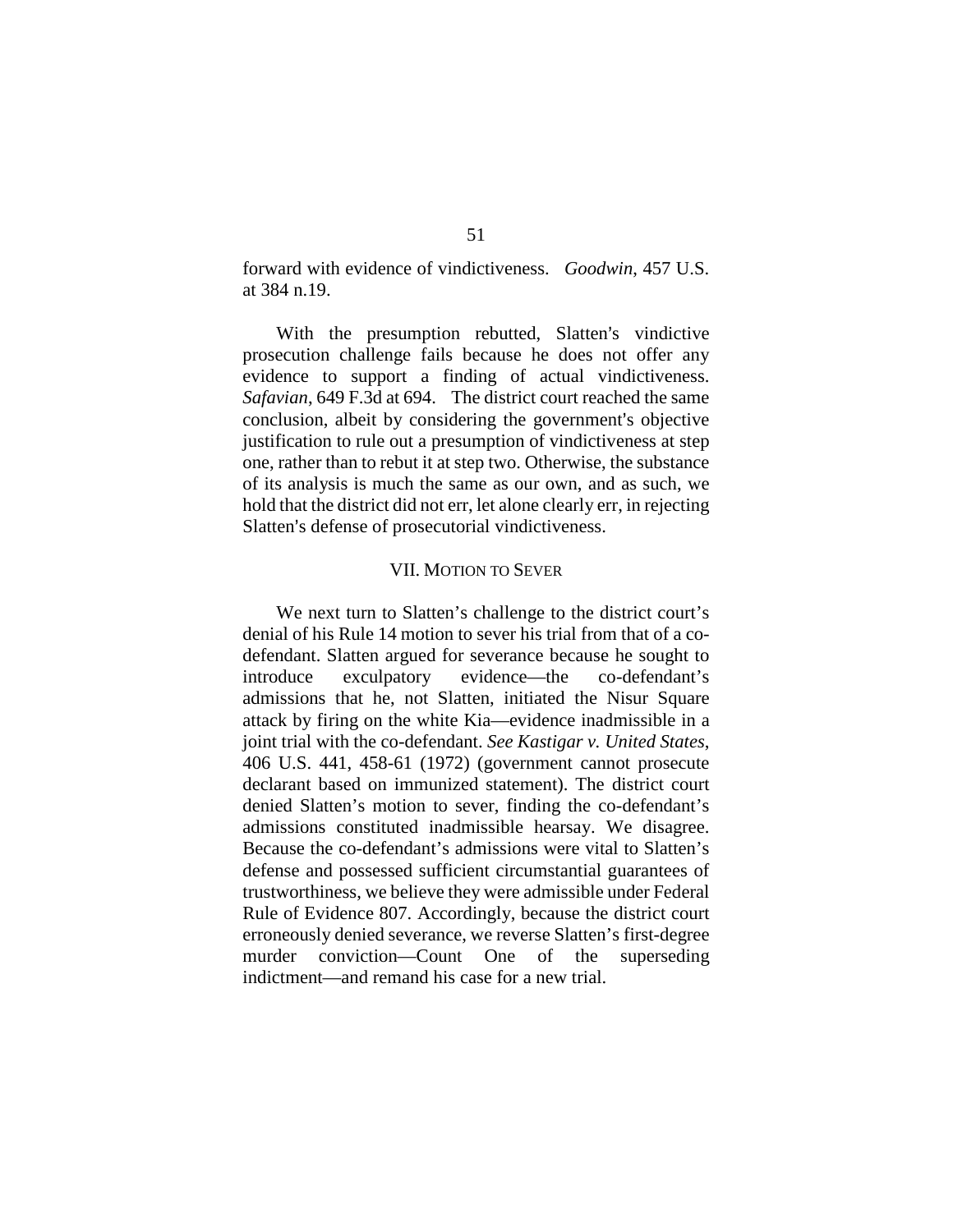forward with evidence of vindictiveness. *Goodwin*, 457 U.S. at 384 n.19.

With the presumption rebutted, Slatten's vindictive prosecution challenge fails because he does not offer any evidence to support a finding of actual vindictiveness. *Safavian*, 649 F.3d at 694. The district court reached the same conclusion, albeit by considering the government's objective justification to rule out a presumption of vindictiveness at step one, rather than to rebut it at step two. Otherwise, the substance of its analysis is much the same as our own, and as such, we hold that the district did not err, let alone clearly err, in rejecting Slatten's defense of prosecutorial vindictiveness.

## VII. Motion to Sever

We next turn to Slatten's challenge to the district court's denial of his Rule 14 motion to sever his trial from that of a co-defendant. Slatten argued for severance because he sought to introduce exculpatory evidence—the co-defendant's admissions that he, not Slatten, initiated the Nisur Square attack by firing on the white Kia—evidence inadmissible in a joint trial with the co-defendant. *See Kastigar v. United States*, 406 U.S. 441, 458-61 (1972) (government cannot prosecute declarant based on immunized statement). The district court denied Slatten's motion to sever, finding the co-defendant's admissions constituted inadmissible hearsay. We disagree. Because the co-defendant's admissions were vital to Slatten's defense and possessed sufficient circumstantial guarantees of trustworthiness, we believe they were admissible under Federal Rule of Evidence 807. Accordingly, because the district court erroneously denied severance, we reverse Slatten's first-degree murder conviction—Count One of the superseding indictment—and remand his case for a new trial.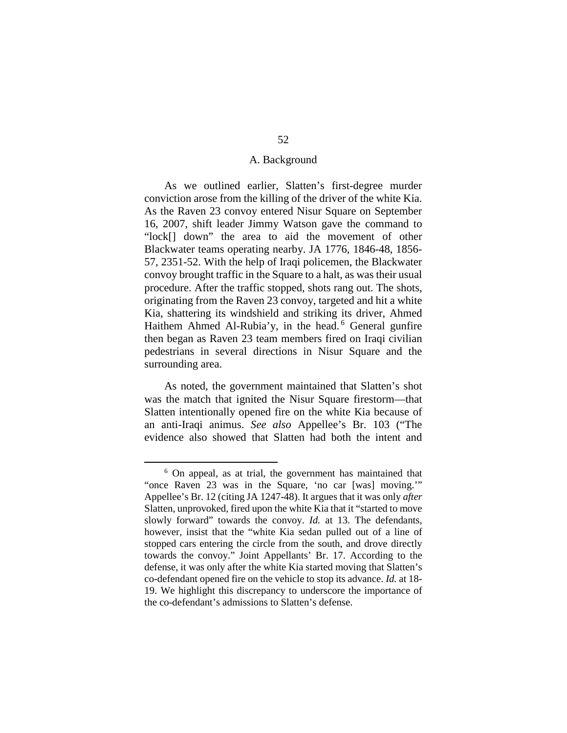### A. Background

As we outlined earlier, Slatten's first-degree murder conviction arose from the killing of the driver of the white Kia. As the Raven 23 convoy entered Nisur Square on September 16, 2007, shift leader Jimmy Watson gave the command to "lock[] down" the area to aid the movement of other Blackwater teams operating nearby. JA 1776, 1846-48, 1856-57, 2351-52. With the help of Iraqi policemen, the Blackwater convoy brought traffic in the Square to a halt, as was their usual procedure. After the traffic stopped, shots rang out. The shots, originating from the Raven 23 convoy, targeted and hit a white Kia, shattering its windshield and striking its driver, Ahmed Haithem Ahmed Al-Rubia'y, in the head.[6] General gunfire then began as Raven 23 team members fired on Iraqi civilian pedestrians in several directions in Nisur Square and the surrounding area.

As noted, the government maintained that Slatten's shot was the match that ignited the Nisur Square firestorm—that Slatten intentionally opened fire on the white Kia because of an anti-Iraqi animus. *See also* Appellee's Br. 103 ("The evidence also showed that Slatten had both the intent and

---

[6] On appeal, as at trial, the government has maintained that "once Raven 23 was in the Square, 'no car [was] moving.'" Appellee's Br. 12 (citing JA 1247-48). It argues that it was only *after* Slatten, unprovoked, fired upon the white Kia that it "started to move slowly forward" towards the convoy. *Id.* at 13. The defendants, however, insist that the "white Kia sedan pulled out of a line of stopped cars entering the circle from the south, and drove directly towards the convoy." Joint Appellants' Br. 17. According to the defense, it was only after the white Kia started moving that Slatten's co-defendant opened fire on the vehicle to stop its advance. *Id.* at 18-19. We highlight this discrepancy to underscore the importance of the co-defendant's admissions to Slatten's defense.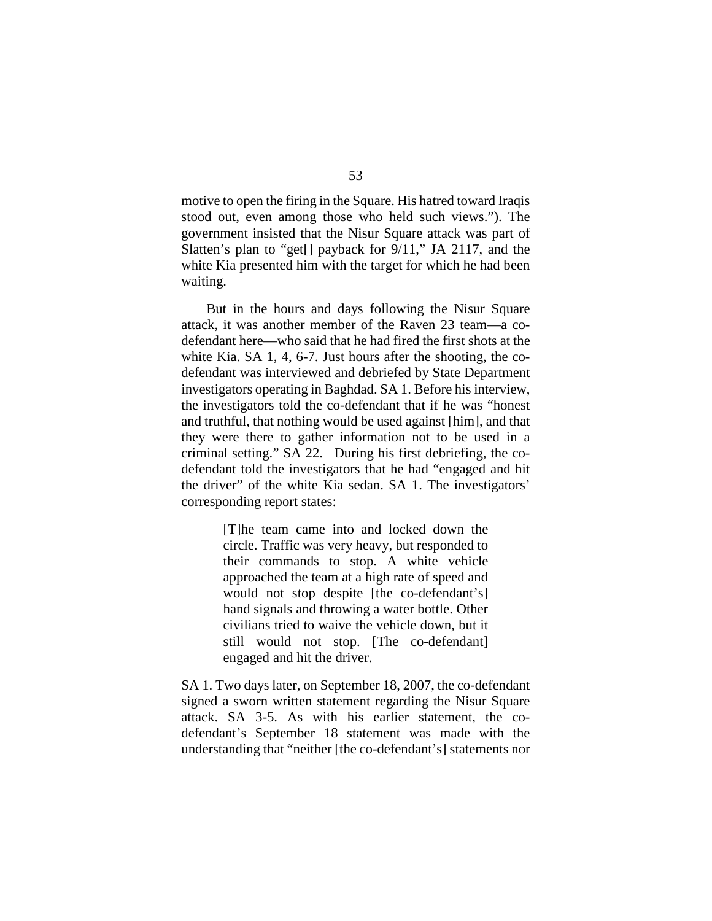motive to open the firing in the Square. His hatred toward Iraqis stood out, even among those who held such views."). The government insisted that the Nisur Square attack was part of Slatten's plan to "get[] payback for 9/11," JA 2117, and the white Kia presented him with the target for which he had been waiting.

But in the hours and days following the Nisur Square attack, it was another member of the Raven 23 team—a co-defendant here—who said that he had fired the first shots at the white Kia. SA 1, 4, 6-7. Just hours after the shooting, the co-defendant was interviewed and debriefed by State Department investigators operating in Baghdad. SA 1. Before his interview, the investigators told the co-defendant that if he was "honest and truthful, that nothing would be used against [him], and that they were there to gather information not to be used in a criminal setting." SA 22. During his first debriefing, the co-defendant told the investigators that he had "engaged and hit the driver" of the white Kia sedan. SA 1. The investigators' corresponding report states:

> [T]he team came into and locked down the circle. Traffic was very heavy, but responded to their commands to stop. A white vehicle approached the team at a high rate of speed and would not stop despite [the co-defendant's] hand signals and throwing a water bottle. Other civilians tried to waive the vehicle down, but it still would not stop. [The co-defendant] engaged and hit the driver.

SA 1. Two days later, on September 18, 2007, the co-defendant signed a sworn written statement regarding the Nisur Square attack. SA 3-5. As with his earlier statement, the co-defendant's September 18 statement was made with the understanding that "neither [the co-defendant's] statements nor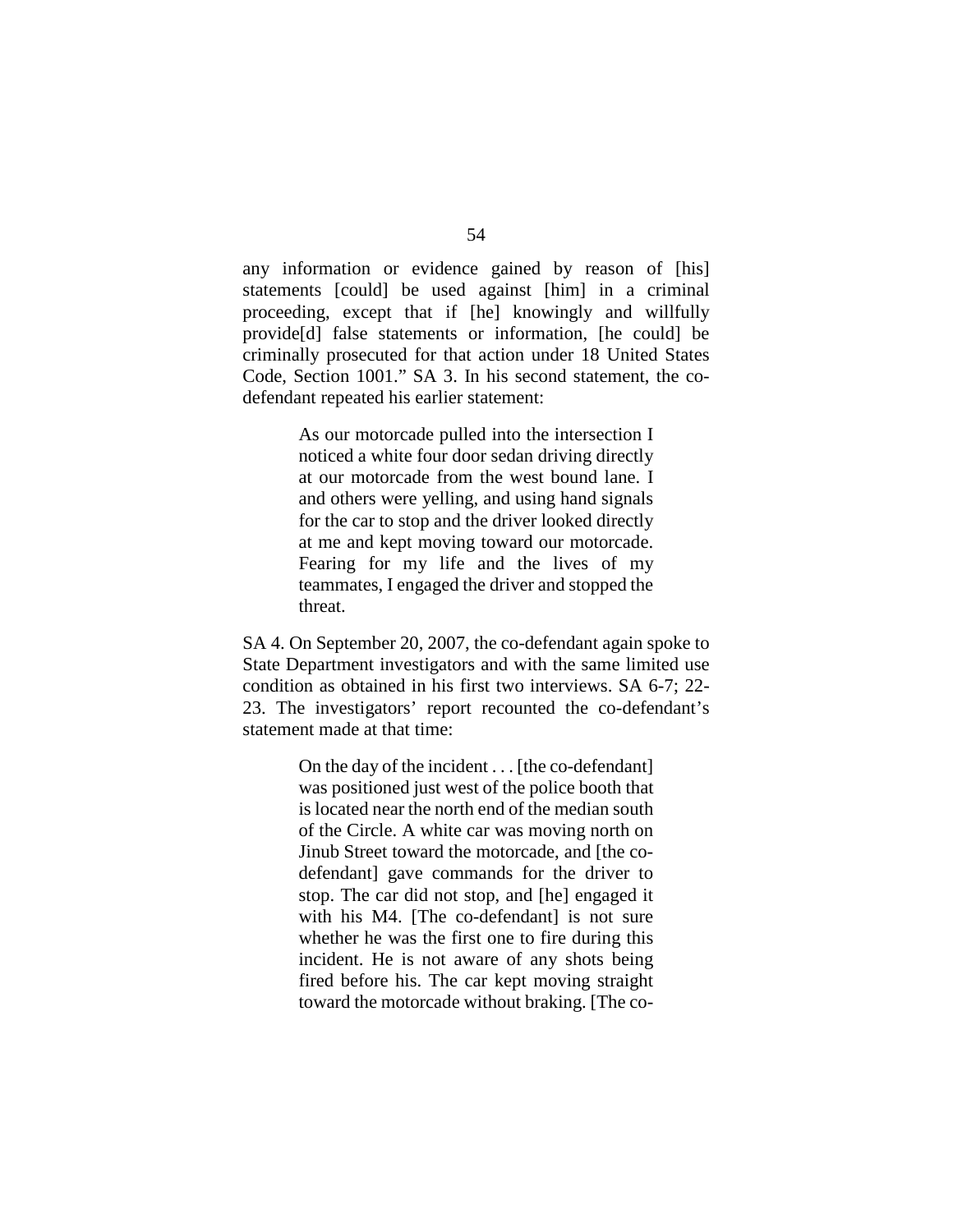any information or evidence gained by reason of [his] statements [could] be used against [him] in a criminal proceeding, except that if [he] knowingly and willfully provide[d] false statements or information, [he could] be criminally prosecuted for that action under 18 United States Code, Section 1001." SA 3. In his second statement, the co-defendant repeated his earlier statement:

> As our motorcade pulled into the intersection I noticed a white four door sedan driving directly at our motorcade from the west bound lane. I and others were yelling, and using hand signals for the car to stop and the driver looked directly at me and kept moving toward our motorcade. Fearing for my life and the lives of my teammates, I engaged the driver and stopped the threat.

SA 4. On September 20, 2007, the co-defendant again spoke to State Department investigators and with the same limited use condition as obtained in his first two interviews. SA 6-7; 22-23. The investigators' report recounted the co-defendant's statement made at that time:

> On the day of the incident . . . [the co-defendant] was positioned just west of the police booth that is located near the north end of the median south of the Circle. A white car was moving north on Jinub Street toward the motorcade, and [the co-defendant] gave commands for the driver to stop. The car did not stop, and [he] engaged it with his M4. [The co-defendant] is not sure whether he was the first one to fire during this incident. He is not aware of any shots being fired before his. The car kept moving straight toward the motorcade without braking. [The co-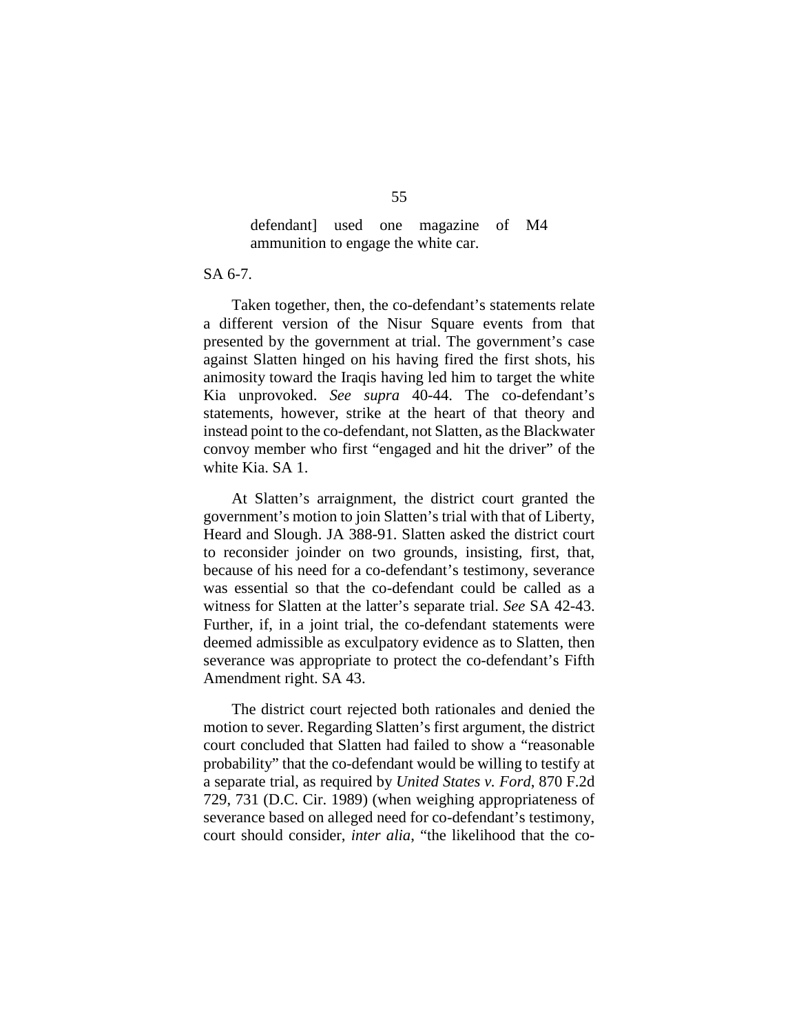> defendant] used one magazine of M4 ammunition to engage the white car.

SA 6-7.

Taken together, then, the co-defendant's statements relate a different version of the Nisur Square events from that presented by the government at trial. The government's case against Slatten hinged on his having fired the first shots, his animosity toward the Iraqis having led him to target the white Kia unprovoked. *See supra* 40-44. The co-defendant's statements, however, strike at the heart of that theory and instead point to the co-defendant, not Slatten, as the Blackwater convoy member who first "engaged and hit the driver" of the white Kia. SA 1.

At Slatten's arraignment, the district court granted the government's motion to join Slatten's trial with that of Liberty, Heard and Slough. JA 388-91. Slatten asked the district court to reconsider joinder on two grounds, insisting, first, that, because of his need for a co-defendant's testimony, severance was essential so that the co-defendant could be called as a witness for Slatten at the latter's separate trial. *See* SA 42-43. Further, if, in a joint trial, the co-defendant statements were deemed admissible as exculpatory evidence as to Slatten, then severance was appropriate to protect the co-defendant's Fifth Amendment right. SA 43.

The district court rejected both rationales and denied the motion to sever. Regarding Slatten's first argument, the district court concluded that Slatten had failed to show a "reasonable probability" that the co-defendant would be willing to testify at a separate trial, as required by *United States v. Ford*, 870 F.2d 729, 731 (D.C. Cir. 1989) (when weighing appropriateness of severance based on alleged need for co-defendant's testimony, court should consider, *inter alia*, "the likelihood that the co-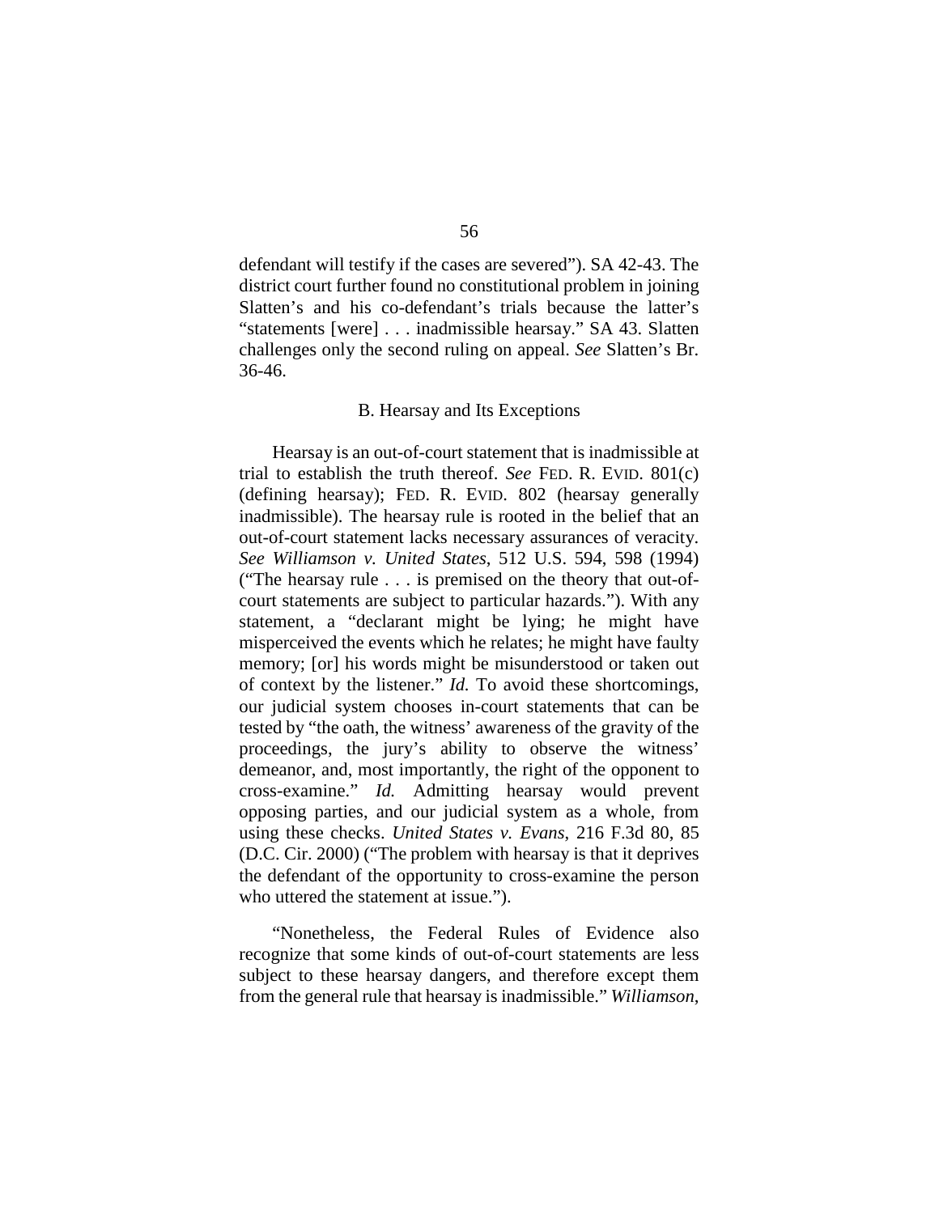defendant will testify if the cases are severed"). SA 42-43. The district court further found no constitutional problem in joining Slatten's and his co-defendant's trials because the latter's "statements [were] . . . inadmissible hearsay." SA 43. Slatten challenges only the second ruling on appeal. *See* Slatten's Br. 36-46.

### B. Hearsay and Its Exceptions

Hearsay is an out-of-court statement that is inadmissible at trial to establish the truth thereof. *See* FED. R. EVID. 801(c) (defining hearsay); FED. R. EVID. 802 (hearsay generally inadmissible). The hearsay rule is rooted in the belief that an out-of-court statement lacks necessary assurances of veracity. *See Williamson v. United States*, 512 U.S. 594, 598 (1994) ("The hearsay rule . . . is premised on the theory that out-of-court statements are subject to particular hazards."). With any statement, a "declarant might be lying; he might have misperceived the events which he relates; he might have faulty memory; [or] his words might be misunderstood or taken out of context by the listener." *Id.* To avoid these shortcomings, our judicial system chooses in-court statements that can be tested by "the oath, the witness' awareness of the gravity of the proceedings, the jury's ability to observe the witness' demeanor, and, most importantly, the right of the opponent to cross-examine." *Id.* Admitting hearsay would prevent opposing parties, and our judicial system as a whole, from using these checks. *United States v. Evans*, 216 F.3d 80, 85 (D.C. Cir. 2000) ("The problem with hearsay is that it deprives the defendant of the opportunity to cross-examine the person who uttered the statement at issue.").

"Nonetheless, the Federal Rules of Evidence also recognize that some kinds of out-of-court statements are less subject to these hearsay dangers, and therefore except them from the general rule that hearsay is inadmissible." *Williamson*,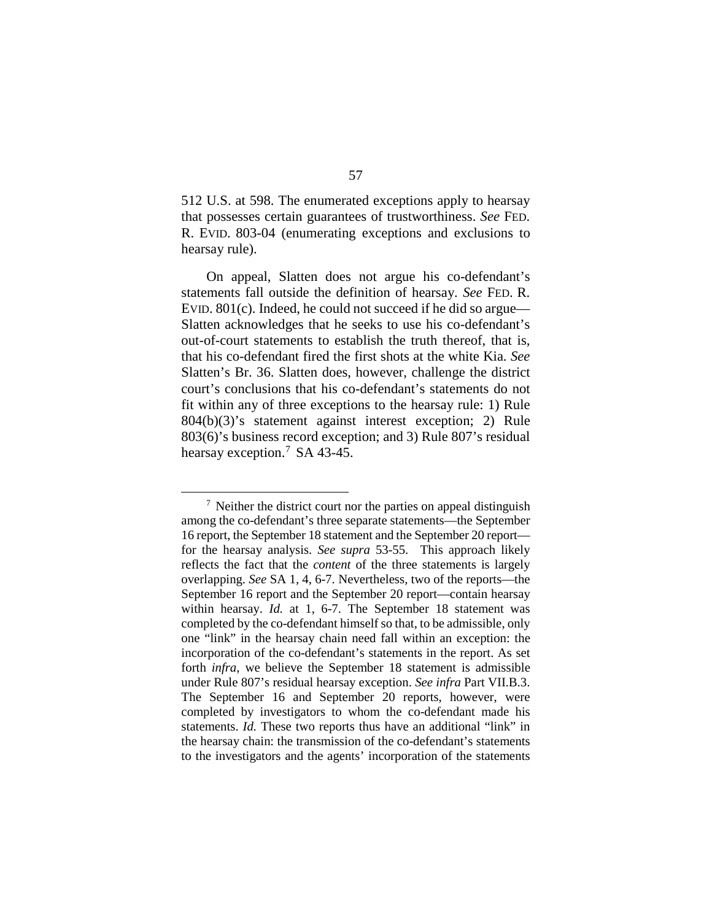512 U.S. at 598. The enumerated exceptions apply to hearsay that possesses certain guarantees of trustworthiness. *See* FED. R. EVID. 803-04 (enumerating exceptions and exclusions to hearsay rule).

On appeal, Slatten does not argue his co-defendant's statements fall outside the definition of hearsay. *See* FED. R. EVID. 801(c). Indeed, he could not succeed if he did so argue—Slatten acknowledges that he seeks to use his co-defendant's out-of-court statements to establish the truth thereof, that is, that his co-defendant fired the first shots at the white Kia. *See* Slatten's Br. 36. Slatten does, however, challenge the district court's conclusions that his co-defendant's statements do not fit within any of three exceptions to the hearsay rule: 1) Rule 804(b)(3)'s statement against interest exception; 2) Rule 803(6)'s business record exception; and 3) Rule 807's residual hearsay exception.[7] SA 43-45.

[7] Neither the district court nor the parties on appeal distinguish among the co-defendant's three separate statements—the September 16 report, the September 18 statement and the September 20 report—for the hearsay analysis. *See supra* 53-55. This approach likely reflects the fact that the *content* of the three statements is largely overlapping. *See* SA 1, 4, 6-7. Nevertheless, two of the reports—the September 16 report and the September 20 report—contain hearsay within hearsay. *Id.* at 1, 6-7. The September 18 statement was completed by the co-defendant himself so that, to be admissible, only one "link" in the hearsay chain need fall within an exception: the incorporation of the co-defendant's statements in the report. As set forth *infra*, we believe the September 18 statement is admissible under Rule 807's residual hearsay exception. *See infra* Part VII.B.3. The September 16 and September 20 reports, however, were completed by investigators to whom the co-defendant made his statements. *Id.* These two reports thus have an additional "link" in the hearsay chain: the transmission of the co-defendant's statements to the investigators and the agents' incorporation of the statements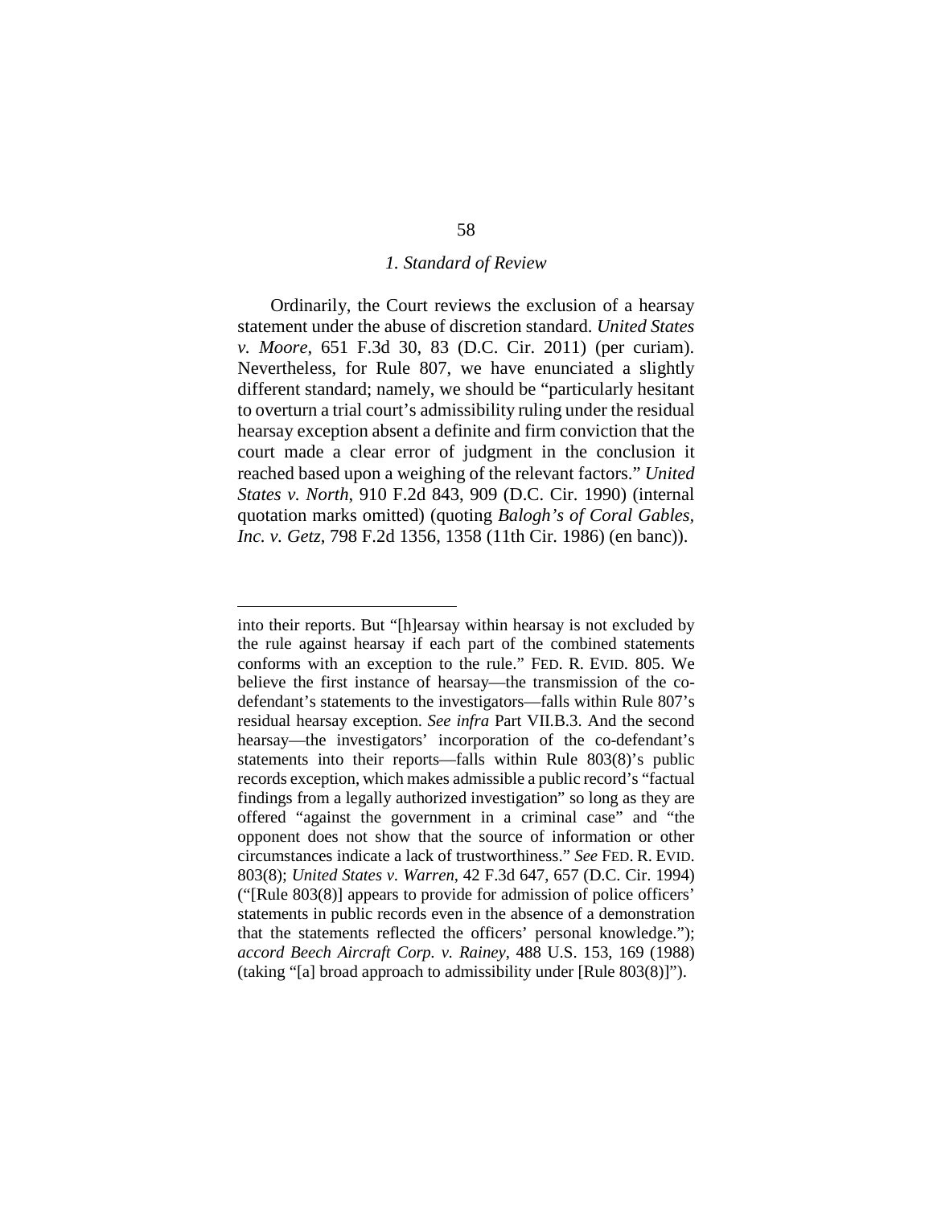### *1. Standard of Review*

Ordinarily, the Court reviews the exclusion of a hearsay statement under the abuse of discretion standard. *United States v. Moore*, 651 F.3d 30, 83 (D.C. Cir. 2011) (per curiam). Nevertheless, for Rule 807, we have enunciated a slightly different standard; namely, we should be "particularly hesitant to overturn a trial court's admissibility ruling under the residual hearsay exception absent a definite and firm conviction that the court made a clear error of judgment in the conclusion it reached based upon a weighing of the relevant factors." *United States v. North*, 910 F.2d 843, 909 (D.C. Cir. 1990) (internal quotation marks omitted) (quoting *Balogh's of Coral Gables, Inc. v. Getz*, 798 F.2d 1356, 1358 (11th Cir. 1986) (en banc)).

---

into their reports. But "[h]earsay within hearsay is not excluded by the rule against hearsay if each part of the combined statements conforms with an exception to the rule." FED. R. EVID. 805. We believe the first instance of hearsay—the transmission of the co-defendant's statements to the investigators—falls within Rule 807's residual hearsay exception. *See infra* Part VII.B.3. And the second hearsay—the investigators' incorporation of the co-defendant's statements into their reports—falls within Rule 803(8)'s public records exception, which makes admissible a public record's "factual findings from a legally authorized investigation" so long as they are offered "against the government in a criminal case" and "the opponent does not show that the source of information or other circumstances indicate a lack of trustworthiness." *See* FED. R. EVID. 803(8); *United States v. Warren*, 42 F.3d 647, 657 (D.C. Cir. 1994) ("[Rule 803(8)] appears to provide for admission of police officers' statements in public records even in the absence of a demonstration that the statements reflected the officers' personal knowledge."); *accord Beech Aircraft Corp. v. Rainey*, 488 U.S. 153, 169 (1988) (taking "[a] broad approach to admissibility under [Rule 803(8)]").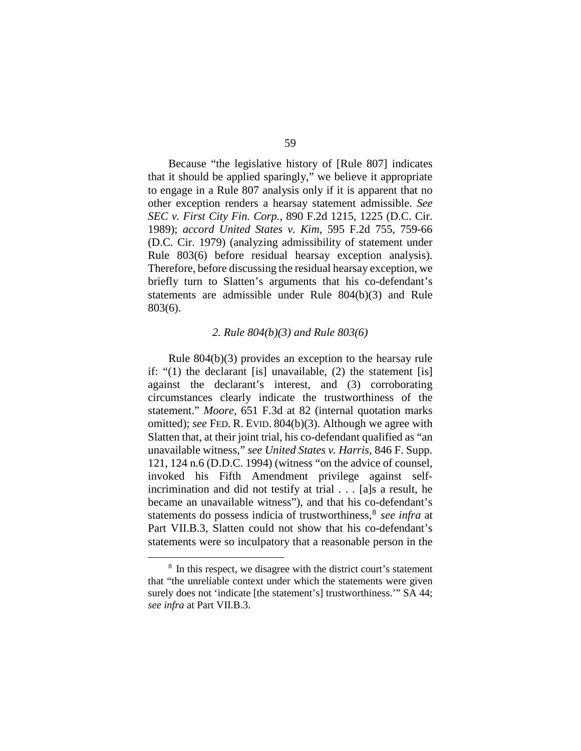Because "the legislative history of [Rule 807] indicates that it should be applied sparingly," we believe it appropriate to engage in a Rule 807 analysis only if it is apparent that no other exception renders a hearsay statement admissible. *See SEC v. First City Fin. Corp.*, 890 F.2d 1215, 1225 (D.C. Cir. 1989); *accord United States v. Kim*, 595 F.2d 755, 759-66 (D.C. Cir. 1979) (analyzing admissibility of statement under Rule 803(6) before residual hearsay exception analysis). Therefore, before discussing the residual hearsay exception, we briefly turn to Slatten's arguments that his co-defendant's statements are admissible under Rule 804(b)(3) and Rule 803(6).

*2. Rule 804(b)(3) and Rule 803(6)*

Rule 804(b)(3) provides an exception to the hearsay rule if: "(1) the declarant [is] unavailable, (2) the statement [is] against the declarant's interest, and (3) corroborating circumstances clearly indicate the trustworthiness of the statement." *Moore*, 651 F.3d at 82 (internal quotation marks omitted); *see* FED. R. EVID. 804(b)(3). Although we agree with Slatten that, at their joint trial, his co-defendant qualified as "an unavailable witness," *see United States v. Harris*, 846 F. Supp. 121, 124 n.6 (D.D.C. 1994) (witness "on the advice of counsel, invoked his Fifth Amendment privilege against self-incrimination and did not testify at trial . . . [a]s a result, he became an unavailable witness"), and that his co-defendant's statements do possess indicia of trustworthiness,[8] *see infra* at Part VII.B.3, Slatten could not show that his co-defendant's statements were so inculpatory that a reasonable person in the

[8] In this respect, we disagree with the district court's statement that "the unreliable context under which the statements were given surely does not 'indicate [the statement's] trustworthiness.'" SA 44; *see infra* at Part VII.B.3.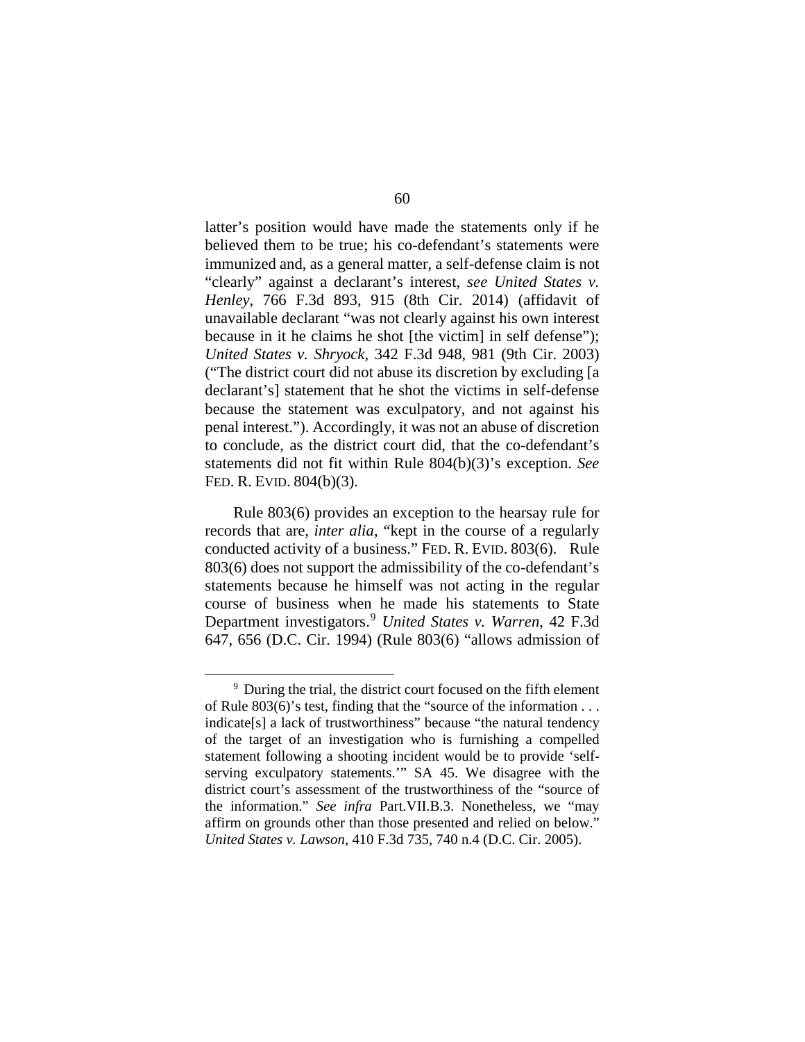latter's position would have made the statements only if he believed them to be true; his co-defendant's statements were immunized and, as a general matter, a self-defense claim is not "clearly" against a declarant's interest, *see United States v. Henley*, 766 F.3d 893, 915 (8th Cir. 2014) (affidavit of unavailable declarant "was not clearly against his own interest because in it he claims he shot [the victim] in self defense"); *United States v. Shryock*, 342 F.3d 948, 981 (9th Cir. 2003) ("The district court did not abuse its discretion by excluding [a declarant's] statement that he shot the victims in self-defense because the statement was exculpatory, and not against his penal interest."). Accordingly, it was not an abuse of discretion to conclude, as the district court did, that the co-defendant's statements did not fit within Rule 804(b)(3)'s exception. *See* FED. R. EVID. 804(b)(3).

Rule 803(6) provides an exception to the hearsay rule for records that are, *inter alia*, "kept in the course of a regularly conducted activity of a business." FED. R. EVID. 803(6). Rule 803(6) does not support the admissibility of the co-defendant's statements because he himself was not acting in the regular course of business when he made his statements to State Department investigators.[9] *United States v. Warren*, 42 F.3d 647, 656 (D.C. Cir. 1994) (Rule 803(6) "allows admission of

---

[9] During the trial, the district court focused on the fifth element of Rule 803(6)'s test, finding that the "source of the information . . . indicate[s] a lack of trustworthiness" because "the natural tendency of the target of an investigation who is furnishing a compelled statement following a shooting incident would be to provide 'self-serving exculpatory statements.'" SA 45. We disagree with the district court's assessment of the trustworthiness of the "source of the information." *See infra* Part.VII.B.3. Nonetheless, we "may affirm on grounds other than those presented and relied on below." *United States v. Lawson*, 410 F.3d 735, 740 n.4 (D.C. Cir. 2005).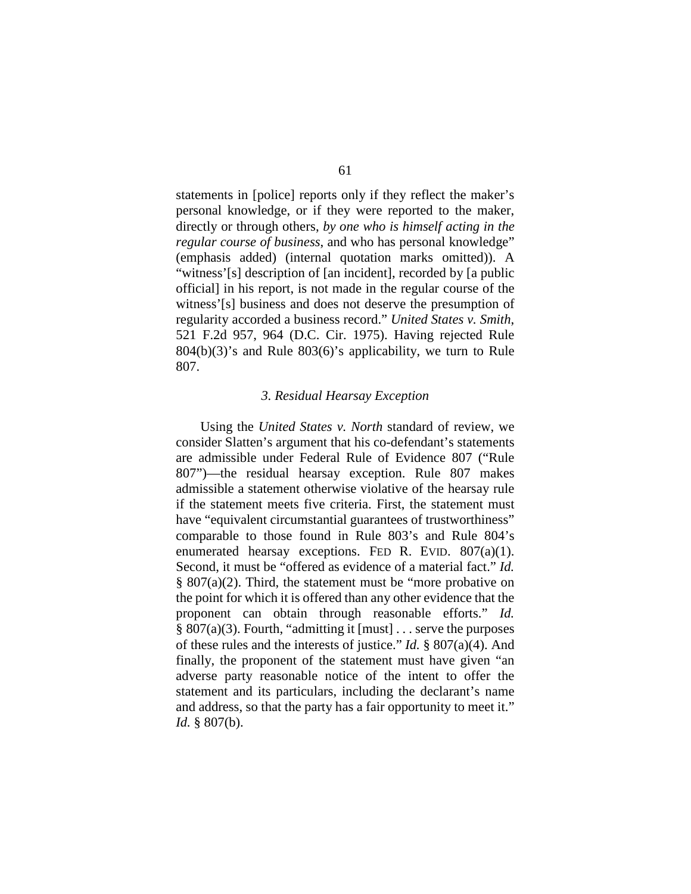statements in [police] reports only if they reflect the maker's personal knowledge, or if they were reported to the maker, directly or through others, *by one who is himself acting in the regular course of business*, and who has personal knowledge" (emphasis added) (internal quotation marks omitted)). A "witness'[s] description of [an incident], recorded by [a public official] in his report, is not made in the regular course of the witness'[s] business and does not deserve the presumption of regularity accorded a business record." *United States v. Smith*, 521 F.2d 957, 964 (D.C. Cir. 1975). Having rejected Rule 804(b)(3)'s and Rule 803(6)'s applicability, we turn to Rule 807.

### *3. Residual Hearsay Exception*

Using the *United States v. North* standard of review, we consider Slatten's argument that his co-defendant's statements are admissible under Federal Rule of Evidence 807 ("Rule 807")—the residual hearsay exception. Rule 807 makes admissible a statement otherwise violative of the hearsay rule if the statement meets five criteria. First, the statement must have "equivalent circumstantial guarantees of trustworthiness" comparable to those found in Rule 803's and Rule 804's enumerated hearsay exceptions. FED R. EVID. 807(a)(1). Second, it must be "offered as evidence of a material fact." *Id.* § 807(a)(2). Third, the statement must be "more probative on the point for which it is offered than any other evidence that the proponent can obtain through reasonable efforts." *Id.* § 807(a)(3). Fourth, "admitting it [must] . . . serve the purposes of these rules and the interests of justice." *Id.* § 807(a)(4). And finally, the proponent of the statement must have given "an adverse party reasonable notice of the intent to offer the statement and its particulars, including the declarant's name and address, so that the party has a fair opportunity to meet it." *Id.* § 807(b).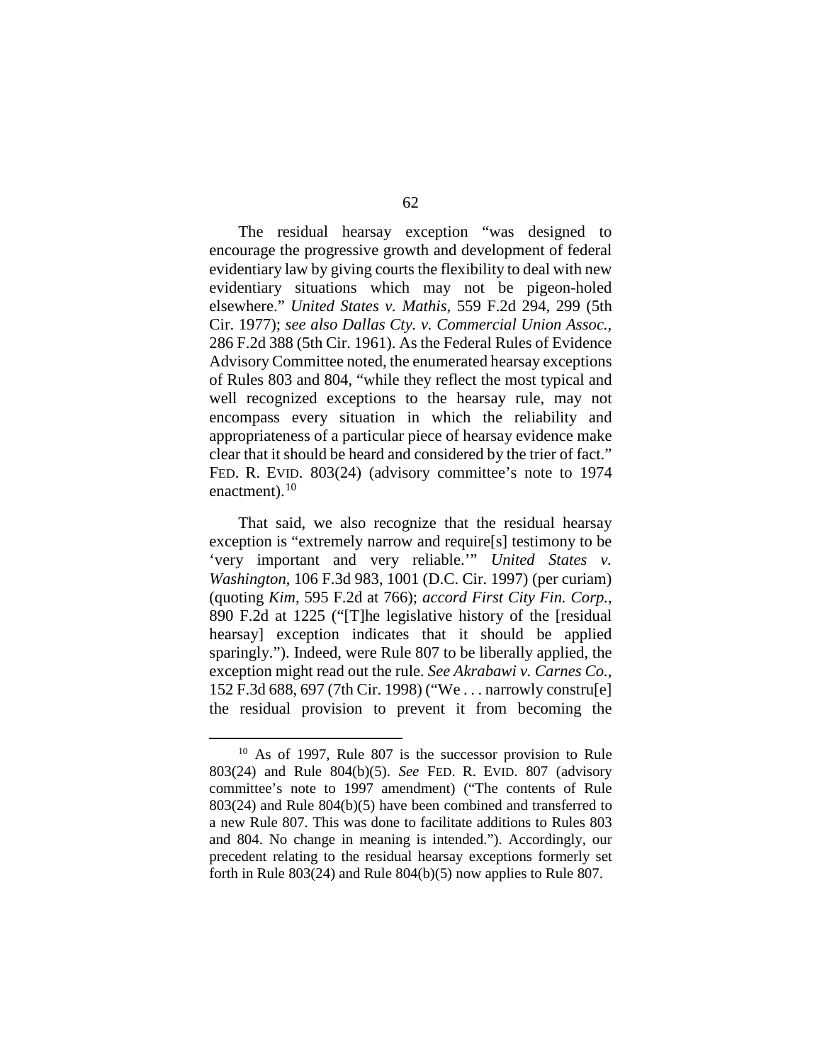The residual hearsay exception "was designed to encourage the progressive growth and development of federal evidentiary law by giving courts the flexibility to deal with new evidentiary situations which may not be pigeon-holed elsewhere." *United States v. Mathis*, 559 F.2d 294, 299 (5th Cir. 1977); *see also Dallas Cty. v. Commercial Union Assoc.*, 286 F.2d 388 (5th Cir. 1961). As the Federal Rules of Evidence Advisory Committee noted, the enumerated hearsay exceptions of Rules 803 and 804, "while they reflect the most typical and well recognized exceptions to the hearsay rule, may not encompass every situation in which the reliability and appropriateness of a particular piece of hearsay evidence make clear that it should be heard and considered by the trier of fact." FED. R. EVID. 803(24) (advisory committee's note to 1974 enactment).[10]

That said, we also recognize that the residual hearsay exception is "extremely narrow and require[s] testimony to be 'very important and very reliable.'" *United States v. Washington*, 106 F.3d 983, 1001 (D.C. Cir. 1997) (per curiam) (quoting *Kim*, 595 F.2d at 766); *accord First City Fin. Corp.*, 890 F.2d at 1225 ("[T]he legislative history of the [residual hearsay] exception indicates that it should be applied sparingly."). Indeed, were Rule 807 to be liberally applied, the exception might read out the rule. *See Akrabawi v. Carnes Co.*, 152 F.3d 688, 697 (7th Cir. 1998) ("We . . . narrowly constru[e] the residual provision to prevent it from becoming the

[10] As of 1997, Rule 807 is the successor provision to Rule 803(24) and Rule 804(b)(5). *See* FED. R. EVID. 807 (advisory committee's note to 1997 amendment) ("The contents of Rule 803(24) and Rule 804(b)(5) have been combined and transferred to a new Rule 807. This was done to facilitate additions to Rules 803 and 804. No change in meaning is intended."). Accordingly, our precedent relating to the residual hearsay exceptions formerly set forth in Rule 803(24) and Rule 804(b)(5) now applies to Rule 807.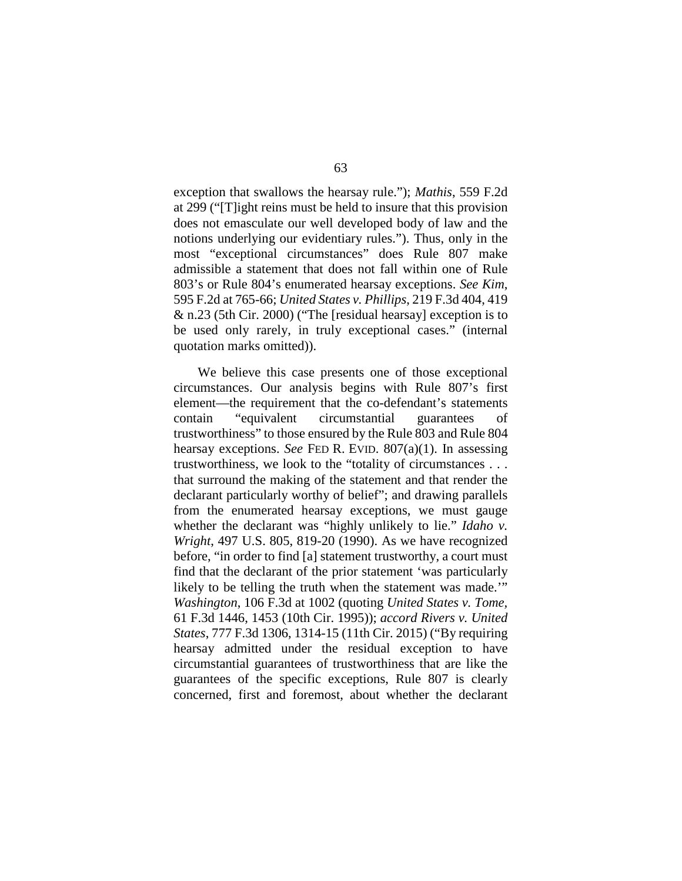exception that swallows the hearsay rule."); *Mathis*, 559 F.2d at 299 ("[T]ight reins must be held to insure that this provision does not emasculate our well developed body of law and the notions underlying our evidentiary rules."). Thus, only in the most "exceptional circumstances" does Rule 807 make admissible a statement that does not fall within one of Rule 803's or Rule 804's enumerated hearsay exceptions. *See Kim*, 595 F.2d at 765-66; *United States v. Phillips*, 219 F.3d 404, 419 & n.23 (5th Cir. 2000) ("The [residual hearsay] exception is to be used only rarely, in truly exceptional cases." (internal quotation marks omitted)).

We believe this case presents one of those exceptional circumstances. Our analysis begins with Rule 807's first element—the requirement that the co-defendant's statements contain "equivalent circumstantial guarantees of trustworthiness" to those ensured by the Rule 803 and Rule 804 hearsay exceptions. *See* FED R. EVID. 807(a)(1). In assessing trustworthiness, we look to the "totality of circumstances . . . that surround the making of the statement and that render the declarant particularly worthy of belief"; and drawing parallels from the enumerated hearsay exceptions, we must gauge whether the declarant was "highly unlikely to lie." *Idaho v. Wright*, 497 U.S. 805, 819-20 (1990). As we have recognized before, "in order to find [a] statement trustworthy, a court must find that the declarant of the prior statement 'was particularly likely to be telling the truth when the statement was made.'" *Washington*, 106 F.3d at 1002 (quoting *United States v. Tome*, 61 F.3d 1446, 1453 (10th Cir. 1995)); *accord Rivers v. United States*, 777 F.3d 1306, 1314-15 (11th Cir. 2015) ("By requiring hearsay admitted under the residual exception to have circumstantial guarantees of trustworthiness that are like the guarantees of the specific exceptions, Rule 807 is clearly concerned, first and foremost, about whether the declarant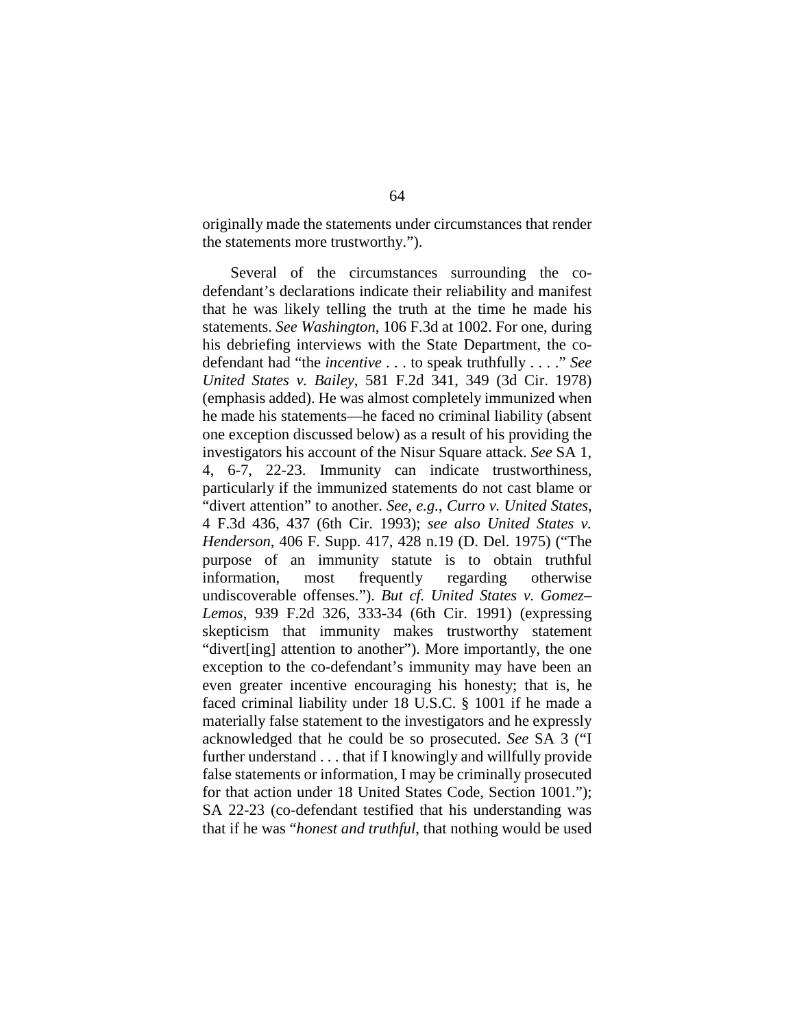originally made the statements under circumstances that render the statements more trustworthy.").

Several of the circumstances surrounding the co-defendant's declarations indicate their reliability and manifest that he was likely telling the truth at the time he made his statements. *See Washington*, 106 F.3d at 1002. For one, during his debriefing interviews with the State Department, the co-defendant had "the *incentive* . . . to speak truthfully . . . ." *See United States v. Bailey*, 581 F.2d 341, 349 (3d Cir. 1978) (emphasis added). He was almost completely immunized when he made his statements—he faced no criminal liability (absent one exception discussed below) as a result of his providing the investigators his account of the Nisur Square attack. *See* SA 1, 4, 6-7, 22-23. Immunity can indicate trustworthiness, particularly if the immunized statements do not cast blame or "divert attention" to another. *See, e.g.*, *Curro v. United States*, 4 F.3d 436, 437 (6th Cir. 1993); *see also United States v. Henderson*, 406 F. Supp. 417, 428 n.19 (D. Del. 1975) ("The purpose of an immunity statute is to obtain truthful information, most frequently regarding otherwise undiscoverable offenses."). *But cf. United States v. Gomez–Lemos*, 939 F.2d 326, 333-34 (6th Cir. 1991) (expressing skepticism that immunity makes trustworthy statement "divert[ing] attention to another"). More importantly, the one exception to the co-defendant's immunity may have been an even greater incentive encouraging his honesty; that is, he faced criminal liability under 18 U.S.C. § 1001 if he made a materially false statement to the investigators and he expressly acknowledged that he could be so prosecuted. *See* SA 3 ("I further understand . . . that if I knowingly and willfully provide false statements or information, I may be criminally prosecuted for that action under 18 United States Code, Section 1001."); SA 22-23 (co-defendant testified that his understanding was that if he was "*honest and truthful*, that nothing would be used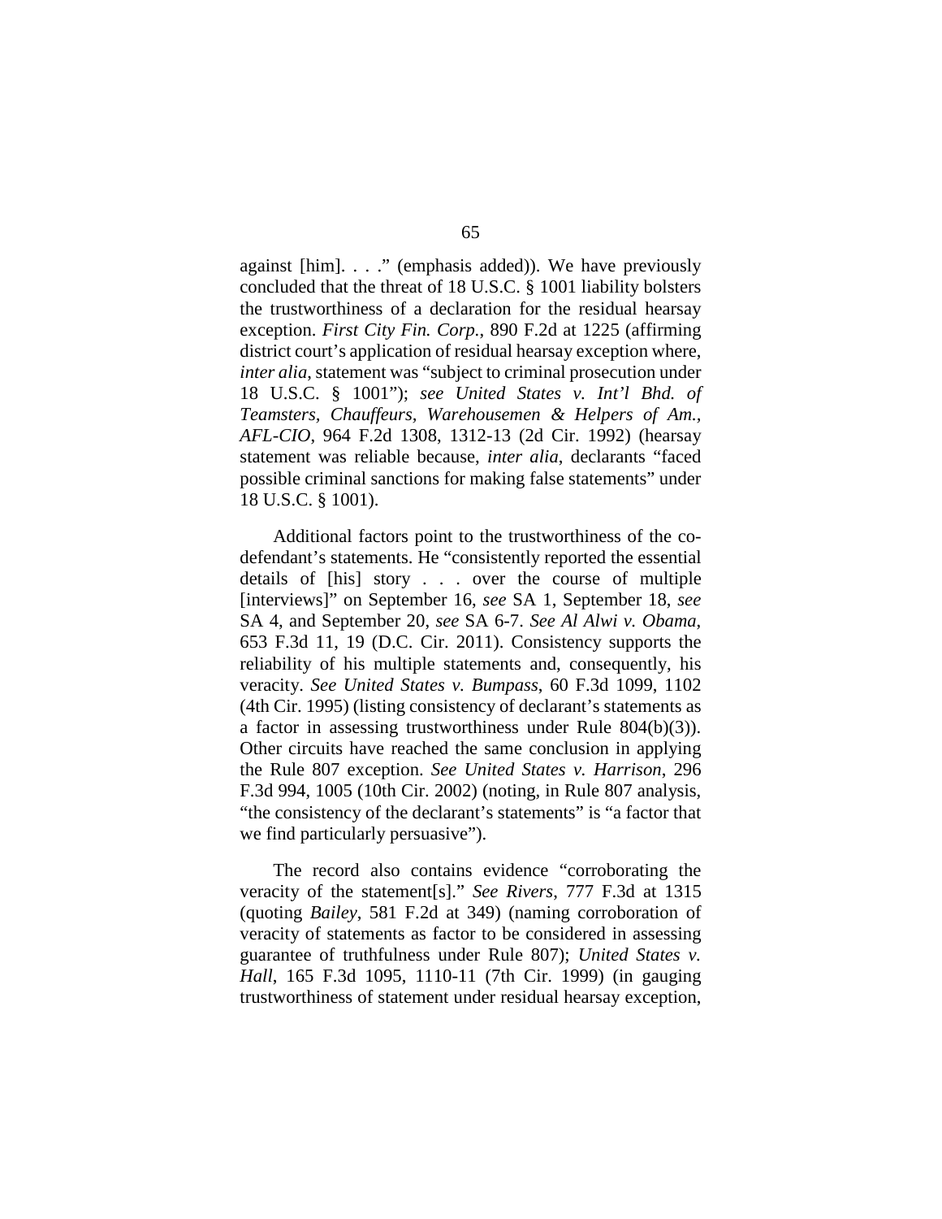against [him]. . . ." (emphasis added)). We have previously concluded that the threat of 18 U.S.C. § 1001 liability bolsters the trustworthiness of a declaration for the residual hearsay exception. *First City Fin. Corp.*, 890 F.2d at 1225 (affirming district court's application of residual hearsay exception where, *inter alia*, statement was "subject to criminal prosecution under 18 U.S.C. § 1001"); *see United States v. Int'l Bhd. of Teamsters, Chauffeurs, Warehousemen & Helpers of Am., AFL-CIO*, 964 F.2d 1308, 1312-13 (2d Cir. 1992) (hearsay statement was reliable because, *inter alia*, declarants "faced possible criminal sanctions for making false statements" under 18 U.S.C. § 1001).

Additional factors point to the trustworthiness of the co-defendant's statements. He "consistently reported the essential details of [his] story . . . over the course of multiple [interviews]" on September 16, *see* SA 1, September 18, *see* SA 4, and September 20, *see* SA 6-7. *See Al Alwi v. Obama*, 653 F.3d 11, 19 (D.C. Cir. 2011). Consistency supports the reliability of his multiple statements and, consequently, his veracity. *See United States v. Bumpass*, 60 F.3d 1099, 1102 (4th Cir. 1995) (listing consistency of declarant's statements as a factor in assessing trustworthiness under Rule 804(b)(3)). Other circuits have reached the same conclusion in applying the Rule 807 exception. *See United States v. Harrison*, 296 F.3d 994, 1005 (10th Cir. 2002) (noting, in Rule 807 analysis, "the consistency of the declarant's statements" is "a factor that we find particularly persuasive").

The record also contains evidence "corroborating the veracity of the statement[s]." *See Rivers*, 777 F.3d at 1315 (quoting *Bailey*, 581 F.2d at 349) (naming corroboration of veracity of statements as factor to be considered in assessing guarantee of truthfulness under Rule 807); *United States v. Hall*, 165 F.3d 1095, 1110-11 (7th Cir. 1999) (in gauging trustworthiness of statement under residual hearsay exception,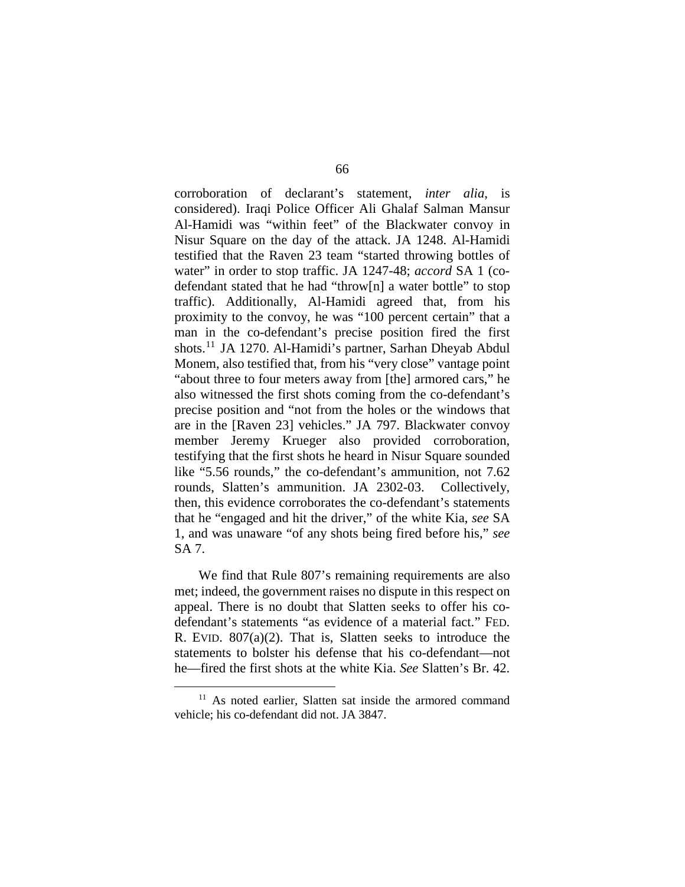corroboration of declarant's statement, *inter alia*, is considered). Iraqi Police Officer Ali Ghalaf Salman Mansur Al-Hamidi was "within feet" of the Blackwater convoy in Nisur Square on the day of the attack. JA 1248. Al-Hamidi testified that the Raven 23 team "started throwing bottles of water" in order to stop traffic. JA 1247-48; *accord* SA 1 (co-defendant stated that he had "throw[n] a water bottle" to stop traffic). Additionally, Al-Hamidi agreed that, from his proximity to the convoy, he was "100 percent certain" that a man in the co-defendant's precise position fired the first shots.[11] JA 1270. Al-Hamidi's partner, Sarhan Dheyab Abdul Monem, also testified that, from his "very close" vantage point "about three to four meters away from [the] armored cars," he also witnessed the first shots coming from the co-defendant's precise position and "not from the holes or the windows that are in the [Raven 23] vehicles." JA 797. Blackwater convoy member Jeremy Krueger also provided corroboration, testifying that the first shots he heard in Nisur Square sounded like "5.56 rounds," the co-defendant's ammunition, not 7.62 rounds, Slatten's ammunition. JA 2302-03. Collectively, then, this evidence corroborates the co-defendant's statements that he "engaged and hit the driver," of the white Kia, *see* SA 1, and was unaware "of any shots being fired before his," *see* SA 7.

We find that Rule 807's remaining requirements are also met; indeed, the government raises no dispute in this respect on appeal. There is no doubt that Slatten seeks to offer his co-defendant's statements "as evidence of a material fact." FED. R. EVID. 807(a)(2). That is, Slatten seeks to introduce the statements to bolster his defense that his co-defendant—not he—fired the first shots at the white Kia. *See* Slatten's Br. 42.

[11] As noted earlier, Slatten sat inside the armored command vehicle; his co-defendant did not. JA 3847.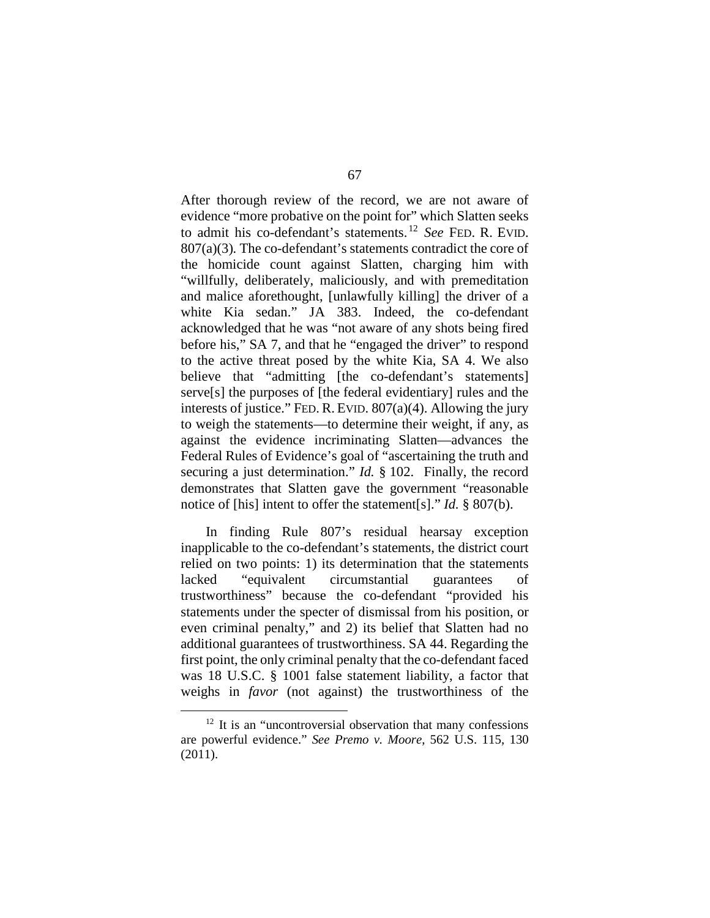After thorough review of the record, we are not aware of evidence "more probative on the point for" which Slatten seeks to admit his co-defendant's statements.[12] *See* FED. R. EVID. 807(a)(3). The co-defendant's statements contradict the core of the homicide count against Slatten, charging him with "willfully, deliberately, maliciously, and with premeditation and malice aforethought, [unlawfully killing] the driver of a white Kia sedan." JA 383. Indeed, the co-defendant acknowledged that he was "not aware of any shots being fired before his," SA 7, and that he "engaged the driver" to respond to the active threat posed by the white Kia, SA 4. We also believe that "admitting [the co-defendant's statements] serve[s] the purposes of [the federal evidentiary] rules and the interests of justice." FED. R. EVID. 807(a)(4). Allowing the jury to weigh the statements—to determine their weight, if any, as against the evidence incriminating Slatten—advances the Federal Rules of Evidence's goal of "ascertaining the truth and securing a just determination." *Id.* § 102. Finally, the record demonstrates that Slatten gave the government "reasonable notice of [his] intent to offer the statement[s]." *Id.* § 807(b).

In finding Rule 807's residual hearsay exception inapplicable to the co-defendant's statements, the district court relied on two points: 1) its determination that the statements lacked "equivalent circumstantial guarantees of trustworthiness" because the co-defendant "provided his statements under the specter of dismissal from his position, or even criminal penalty," and 2) its belief that Slatten had no additional guarantees of trustworthiness. SA 44. Regarding the first point, the only criminal penalty that the co-defendant faced was 18 U.S.C. § 1001 false statement liability, a factor that weighs in *favor* (not against) the trustworthiness of the

[12] It is an "uncontroversial observation that many confessions are powerful evidence." *See Premo v. Moore*, 562 U.S. 115, 130 (2011).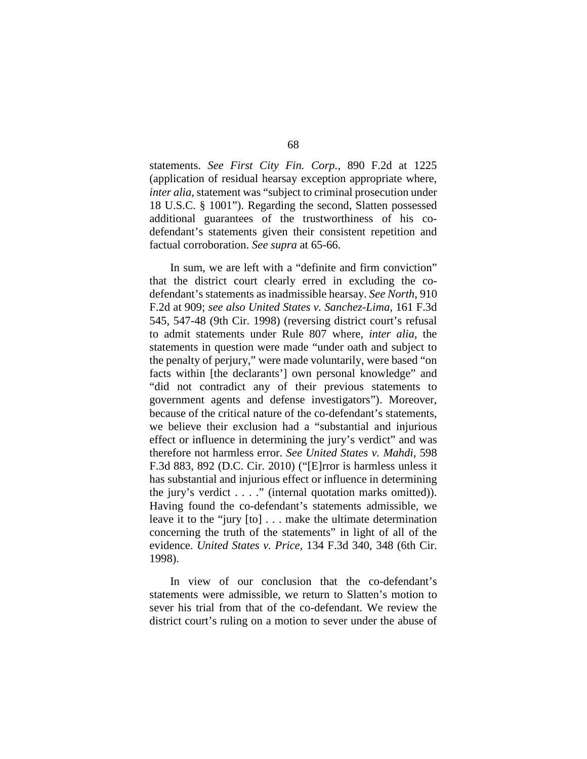statements. *See First City Fin. Corp.*, 890 F.2d at 1225 (application of residual hearsay exception appropriate where, *inter alia*, statement was "subject to criminal prosecution under 18 U.S.C. § 1001"). Regarding the second, Slatten possessed additional guarantees of the trustworthiness of his co-defendant's statements given their consistent repetition and factual corroboration. *See supra* at 65-66.

In sum, we are left with a "definite and firm conviction" that the district court clearly erred in excluding the co-defendant's statements as inadmissible hearsay. *See North*, 910 F.2d at 909; *see also United States v. Sanchez-Lima*, 161 F.3d 545, 547-48 (9th Cir. 1998) (reversing district court's refusal to admit statements under Rule 807 where, *inter alia*, the statements in question were made "under oath and subject to the penalty of perjury," were made voluntarily, were based "on facts within [the declarants'] own personal knowledge" and "did not contradict any of their previous statements to government agents and defense investigators"). Moreover, because of the critical nature of the co-defendant's statements, we believe their exclusion had a "substantial and injurious effect or influence in determining the jury's verdict" and was therefore not harmless error. *See United States v. Mahdi*, 598 F.3d 883, 892 (D.C. Cir. 2010) ("[E]rror is harmless unless it has substantial and injurious effect or influence in determining the jury's verdict . . . ." (internal quotation marks omitted)). Having found the co-defendant's statements admissible, we leave it to the "jury [to] . . . make the ultimate determination concerning the truth of the statements" in light of all of the evidence. *United States v. Price*, 134 F.3d 340, 348 (6th Cir. 1998).

In view of our conclusion that the co-defendant's statements were admissible, we return to Slatten's motion to sever his trial from that of the co-defendant. We review the district court's ruling on a motion to sever under the abuse of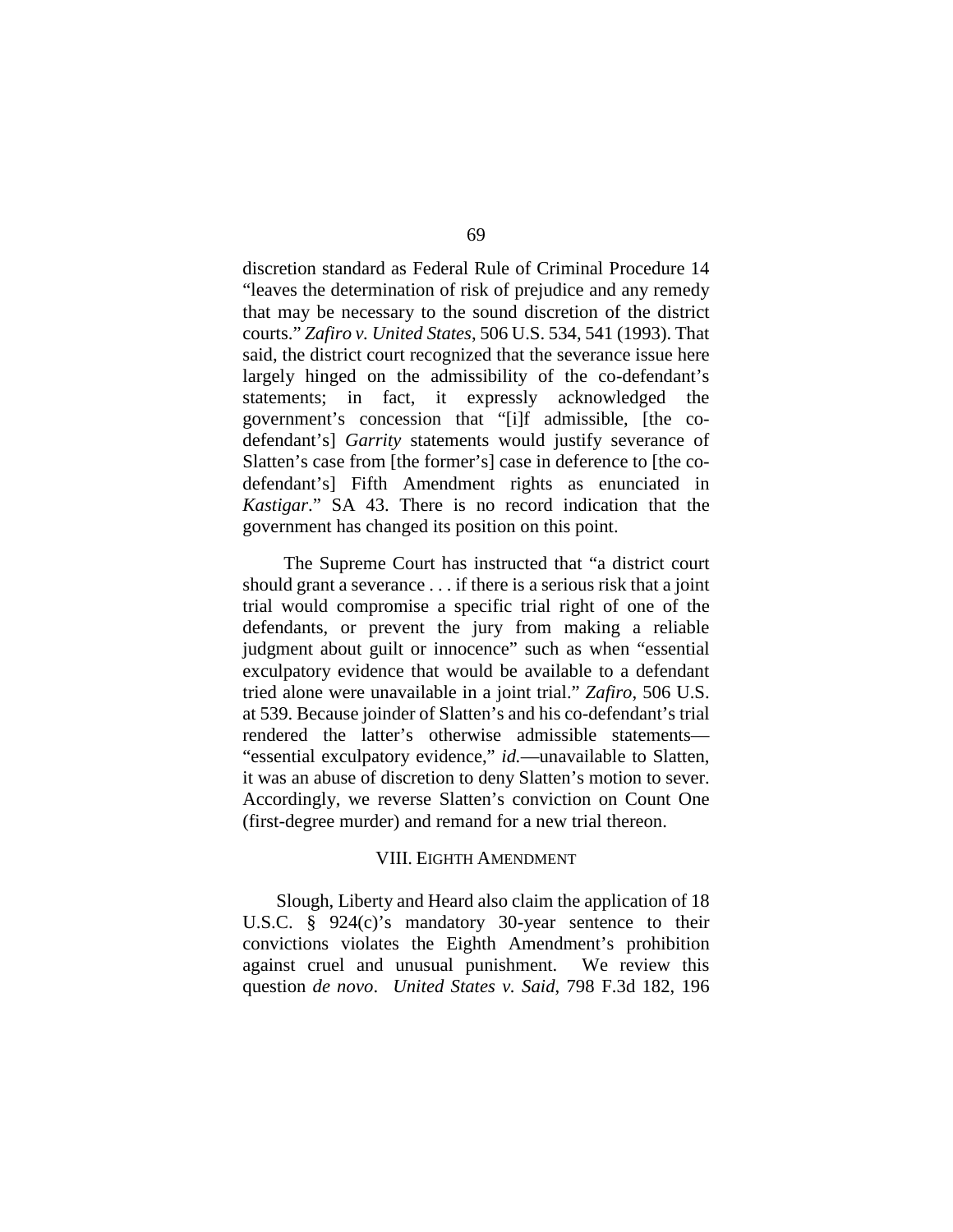discretion standard as Federal Rule of Criminal Procedure 14 "leaves the determination of risk of prejudice and any remedy that may be necessary to the sound discretion of the district courts." *Zafiro v. United States*, 506 U.S. 534, 541 (1993). That said, the district court recognized that the severance issue here largely hinged on the admissibility of the co-defendant's statements; in fact, it expressly acknowledged the government's concession that "[i]f admissible, [the co-defendant's] *Garrity* statements would justify severance of Slatten's case from [the former's] case in deference to [the co-defendant's] Fifth Amendment rights as enunciated in *Kastigar*." SA 43. There is no record indication that the government has changed its position on this point.

The Supreme Court has instructed that "a district court should grant a severance . . . if there is a serious risk that a joint trial would compromise a specific trial right of one of the defendants, or prevent the jury from making a reliable judgment about guilt or innocence" such as when "essential exculpatory evidence that would be available to a defendant tried alone were unavailable in a joint trial." *Zafiro*, 506 U.S. at 539. Because joinder of Slatten's and his co-defendant's trial rendered the latter's otherwise admissible statements—"essential exculpatory evidence," *id.*—unavailable to Slatten, it was an abuse of discretion to deny Slatten's motion to sever. Accordingly, we reverse Slatten's conviction on Count One (first-degree murder) and remand for a new trial thereon.

## VIII. EIGHTH AMENDMENT

Slough, Liberty and Heard also claim the application of 18 U.S.C. § 924(c)'s mandatory 30-year sentence to their convictions violates the Eighth Amendment's prohibition against cruel and unusual punishment. We review this question *de novo*. *United States v. Said*, 798 F.3d 182, 196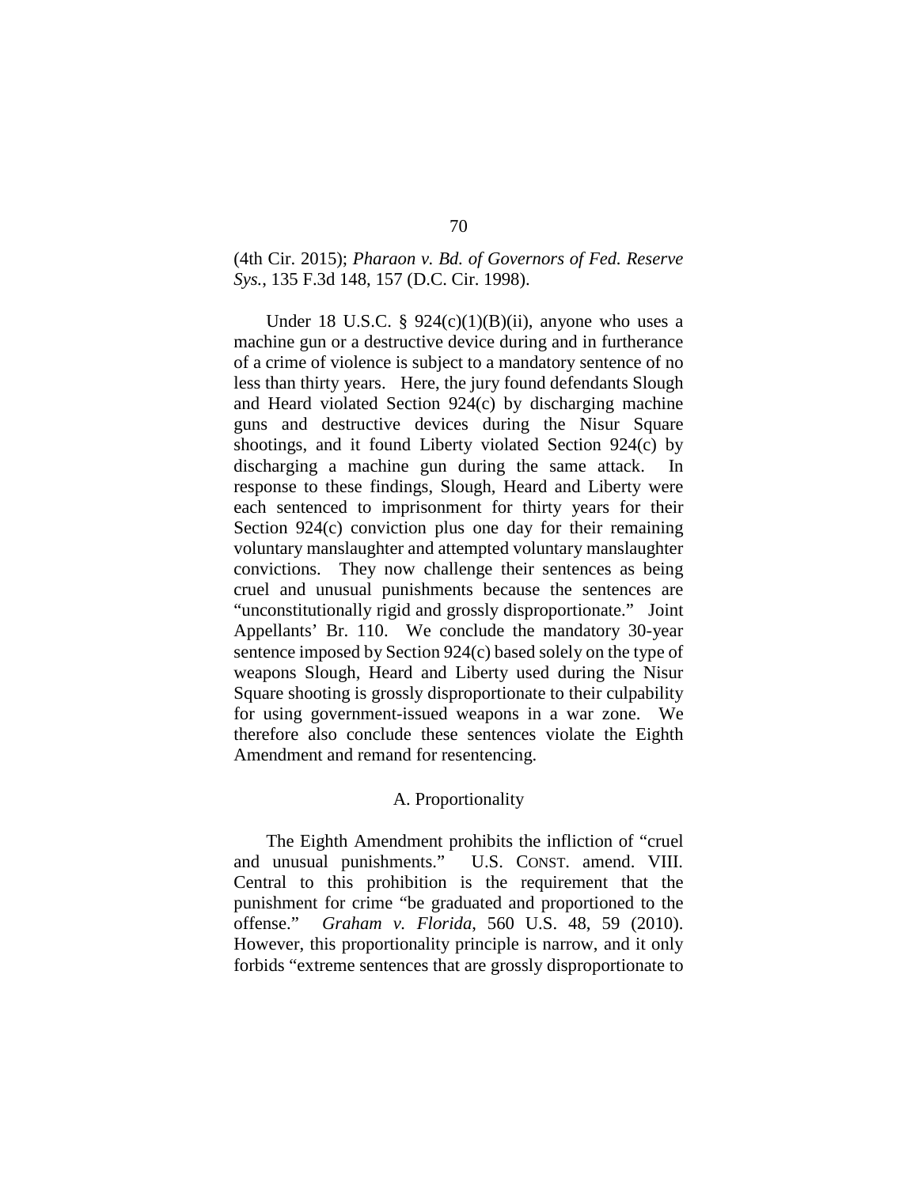(4th Cir. 2015); *Pharaon v. Bd. of Governors of Fed. Reserve Sys.*, 135 F.3d 148, 157 (D.C. Cir. 1998).

Under 18 U.S.C. § 924(c)(1)(B)(ii), anyone who uses a machine gun or a destructive device during and in furtherance of a crime of violence is subject to a mandatory sentence of no less than thirty years. Here, the jury found defendants Slough and Heard violated Section 924(c) by discharging machine guns and destructive devices during the Nisur Square shootings, and it found Liberty violated Section 924(c) by discharging a machine gun during the same attack. In response to these findings, Slough, Heard and Liberty were each sentenced to imprisonment for thirty years for their Section 924(c) conviction plus one day for their remaining voluntary manslaughter and attempted voluntary manslaughter convictions. They now challenge their sentences as being cruel and unusual punishments because the sentences are "unconstitutionally rigid and grossly disproportionate." Joint Appellants' Br. 110. We conclude the mandatory 30-year sentence imposed by Section 924(c) based solely on the type of weapons Slough, Heard and Liberty used during the Nisur Square shooting is grossly disproportionate to their culpability for using government-issued weapons in a war zone. We therefore also conclude these sentences violate the Eighth Amendment and remand for resentencing.

### A. Proportionality

The Eighth Amendment prohibits the infliction of "cruel and unusual punishments." U.S. CONST. amend. VIII. Central to this prohibition is the requirement that the punishment for crime "be graduated and proportioned to the offense." *Graham v. Florida*, 560 U.S. 48, 59 (2010). However, this proportionality principle is narrow, and it only forbids "extreme sentences that are grossly disproportionate to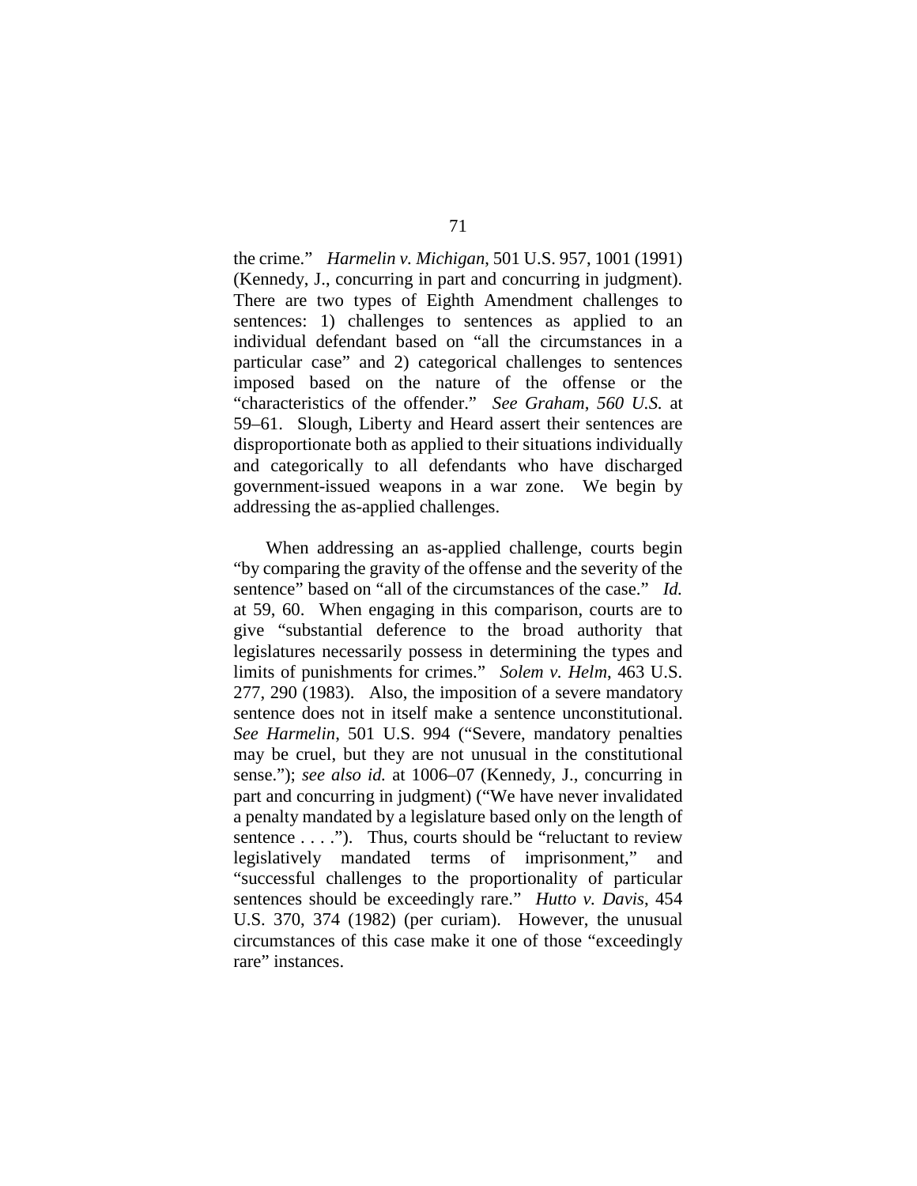the crime." *Harmelin v. Michigan*, 501 U.S. 957, 1001 (1991) (Kennedy, J., concurring in part and concurring in judgment). There are two types of Eighth Amendment challenges to sentences: 1) challenges to sentences as applied to an individual defendant based on "all the circumstances in a particular case" and 2) categorical challenges to sentences imposed based on the nature of the offense or the "characteristics of the offender." *See Graham*, *560 U.S.* at 59–61. Slough, Liberty and Heard assert their sentences are disproportionate both as applied to their situations individually and categorically to all defendants who have discharged government-issued weapons in a war zone. We begin by addressing the as-applied challenges.

When addressing an as-applied challenge, courts begin "by comparing the gravity of the offense and the severity of the sentence" based on "all of the circumstances of the case." *Id.* at 59, 60. When engaging in this comparison, courts are to give "substantial deference to the broad authority that legislatures necessarily possess in determining the types and limits of punishments for crimes." *Solem v. Helm*, 463 U.S. 277, 290 (1983). Also, the imposition of a severe mandatory sentence does not in itself make a sentence unconstitutional. *See Harmelin*, 501 U.S. 994 ("Severe, mandatory penalties may be cruel, but they are not unusual in the constitutional sense."); *see also id.* at 1006–07 (Kennedy, J., concurring in part and concurring in judgment) ("We have never invalidated a penalty mandated by a legislature based only on the length of sentence . . . ."). Thus, courts should be "reluctant to review legislatively mandated terms of imprisonment," and "successful challenges to the proportionality of particular sentences should be exceedingly rare." *Hutto v. Davis*, 454 U.S. 370, 374 (1982) (per curiam). However, the unusual circumstances of this case make it one of those "exceedingly rare" instances.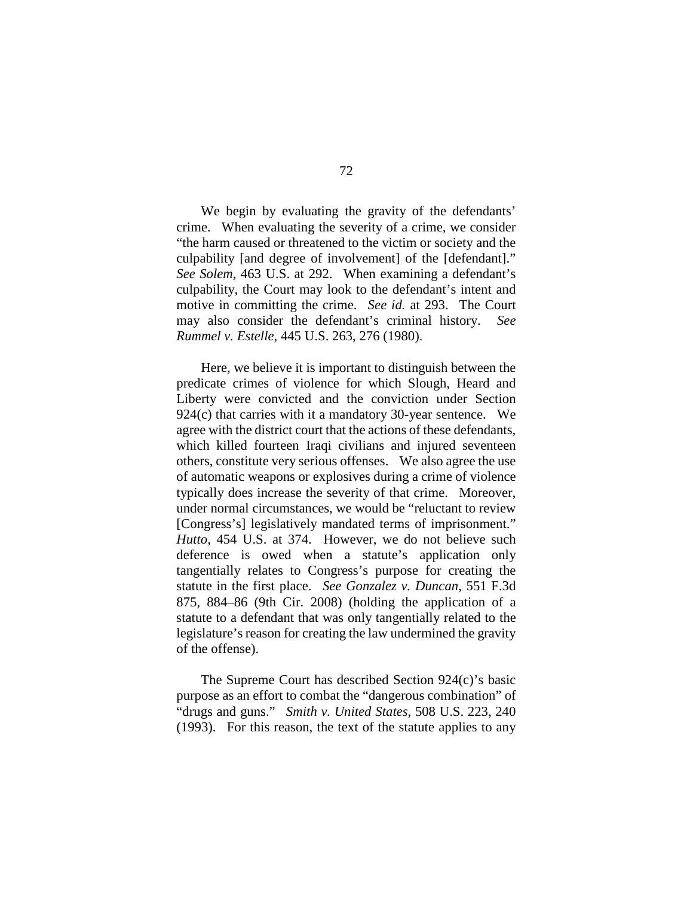We begin by evaluating the gravity of the defendants' crime. When evaluating the severity of a crime, we consider "the harm caused or threatened to the victim or society and the culpability [and degree of involvement] of the [defendant]." *See Solem*, 463 U.S. at 292. When examining a defendant's culpability, the Court may look to the defendant's intent and motive in committing the crime. *See id.* at 293. The Court may also consider the defendant's criminal history. *See Rummel v. Estelle*, 445 U.S. 263, 276 (1980).

Here, we believe it is important to distinguish between the predicate crimes of violence for which Slough, Heard and Liberty were convicted and the conviction under Section 924(c) that carries with it a mandatory 30-year sentence. We agree with the district court that the actions of these defendants, which killed fourteen Iraqi civilians and injured seventeen others, constitute very serious offenses. We also agree the use of automatic weapons or explosives during a crime of violence typically does increase the severity of that crime. Moreover, under normal circumstances, we would be "reluctant to review [Congress's] legislatively mandated terms of imprisonment." *Hutto*, 454 U.S. at 374. However, we do not believe such deference is owed when a statute's application only tangentially relates to Congress's purpose for creating the statute in the first place. *See Gonzalez v. Duncan*, 551 F.3d 875, 884–86 (9th Cir. 2008) (holding the application of a statute to a defendant that was only tangentially related to the legislature's reason for creating the law undermined the gravity of the offense).

The Supreme Court has described Section 924(c)'s basic purpose as an effort to combat the "dangerous combination" of "drugs and guns." *Smith v. United States*, 508 U.S. 223, 240 (1993). For this reason, the text of the statute applies to any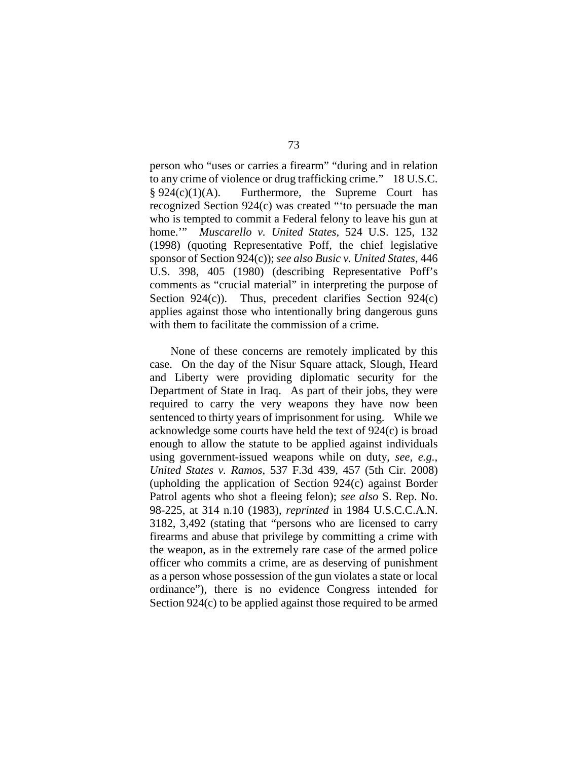person who "uses or carries a firearm" "during and in relation to any crime of violence or drug trafficking crime." 18 U.S.C. § 924(c)(1)(A). Furthermore, the Supreme Court has recognized Section 924(c) was created "'to persuade the man who is tempted to commit a Federal felony to leave his gun at home.'" *Muscarello v. United States*, 524 U.S. 125, 132 (1998) (quoting Representative Poff, the chief legislative sponsor of Section 924(c)); *see also Busic v. United States*, 446 U.S. 398, 405 (1980) (describing Representative Poff's comments as "crucial material" in interpreting the purpose of Section 924(c)). Thus, precedent clarifies Section 924(c) applies against those who intentionally bring dangerous guns with them to facilitate the commission of a crime.

None of these concerns are remotely implicated by this case. On the day of the Nisur Square attack, Slough, Heard and Liberty were providing diplomatic security for the Department of State in Iraq. As part of their jobs, they were required to carry the very weapons they have now been sentenced to thirty years of imprisonment for using. While we acknowledge some courts have held the text of 924(c) is broad enough to allow the statute to be applied against individuals using government-issued weapons while on duty, *see, e.g.*, *United States v. Ramos*, 537 F.3d 439, 457 (5th Cir. 2008) (upholding the application of Section 924(c) against Border Patrol agents who shot a fleeing felon); *see also* S. Rep. No. 98-225, at 314 n.10 (1983), *reprinted* in 1984 U.S.C.C.A.N. 3182, 3,492 (stating that "persons who are licensed to carry firearms and abuse that privilege by committing a crime with the weapon, as in the extremely rare case of the armed police officer who commits a crime, are as deserving of punishment as a person whose possession of the gun violates a state or local ordinance"), there is no evidence Congress intended for Section 924(c) to be applied against those required to be armed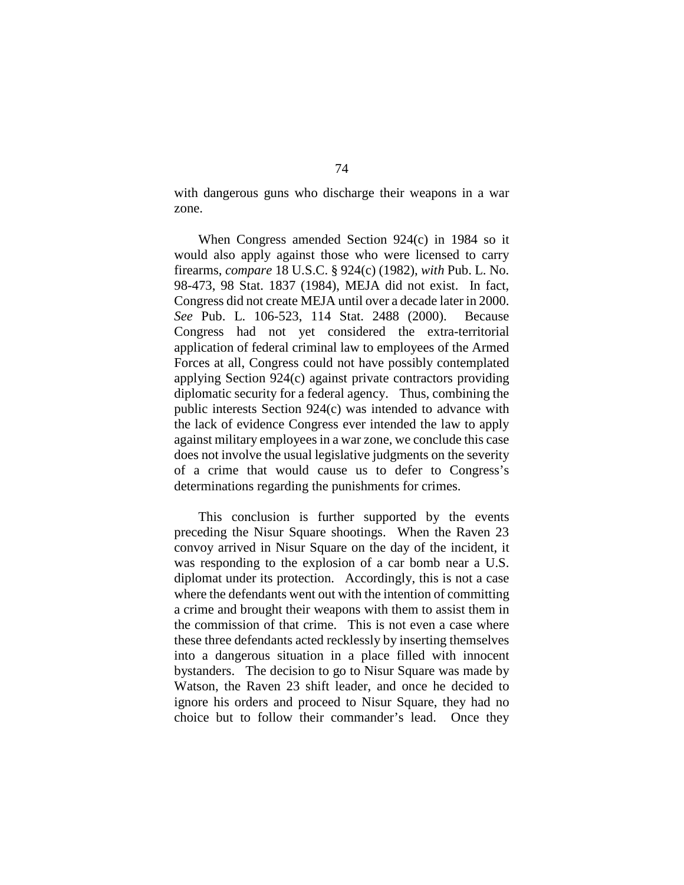with dangerous guns who discharge their weapons in a war zone.

When Congress amended Section 924(c) in 1984 so it would also apply against those who were licensed to carry firearms, *compare* 18 U.S.C. § 924(c) (1982), *with* Pub. L. No. 98-473, 98 Stat. 1837 (1984), MEJA did not exist. In fact, Congress did not create MEJA until over a decade later in 2000. *See* Pub. L. 106-523, 114 Stat. 2488 (2000). Because Congress had not yet considered the extra-territorial application of federal criminal law to employees of the Armed Forces at all, Congress could not have possibly contemplated applying Section 924(c) against private contractors providing diplomatic security for a federal agency. Thus, combining the public interests Section 924(c) was intended to advance with the lack of evidence Congress ever intended the law to apply against military employees in a war zone, we conclude this case does not involve the usual legislative judgments on the severity of a crime that would cause us to defer to Congress's determinations regarding the punishments for crimes.

This conclusion is further supported by the events preceding the Nisur Square shootings. When the Raven 23 convoy arrived in Nisur Square on the day of the incident, it was responding to the explosion of a car bomb near a U.S. diplomat under its protection. Accordingly, this is not a case where the defendants went out with the intention of committing a crime and brought their weapons with them to assist them in the commission of that crime. This is not even a case where these three defendants acted recklessly by inserting themselves into a dangerous situation in a place filled with innocent bystanders. The decision to go to Nisur Square was made by Watson, the Raven 23 shift leader, and once he decided to ignore his orders and proceed to Nisur Square, they had no choice but to follow their commander's lead. Once they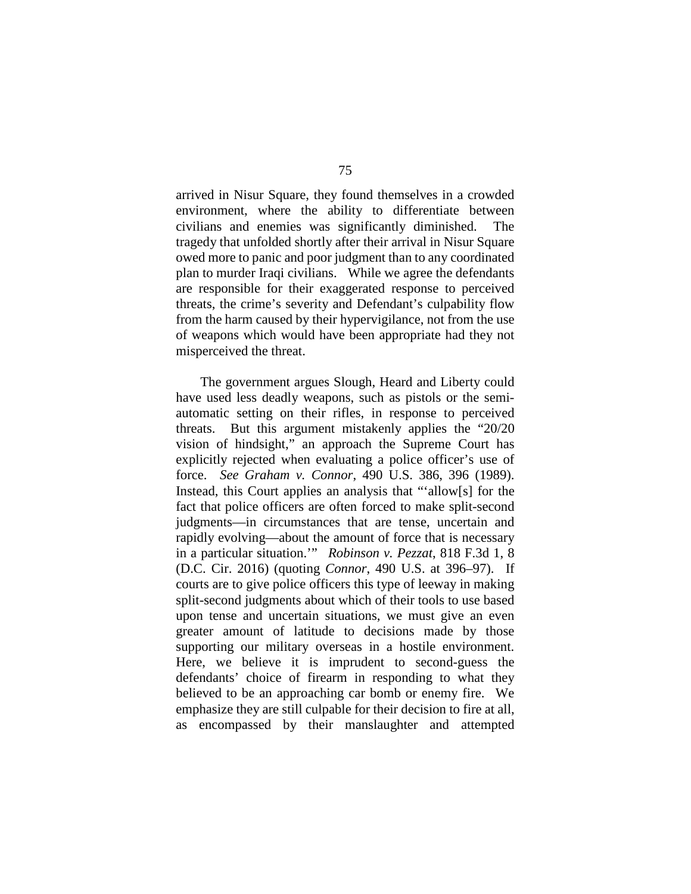arrived in Nisur Square, they found themselves in a crowded environment, where the ability to differentiate between civilians and enemies was significantly diminished. The tragedy that unfolded shortly after their arrival in Nisur Square owed more to panic and poor judgment than to any coordinated plan to murder Iraqi civilians. While we agree the defendants are responsible for their exaggerated response to perceived threats, the crime's severity and Defendant's culpability flow from the harm caused by their hypervigilance, not from the use of weapons which would have been appropriate had they not misperceived the threat.

The government argues Slough, Heard and Liberty could have used less deadly weapons, such as pistols or the semi-automatic setting on their rifles, in response to perceived threats. But this argument mistakenly applies the "20/20 vision of hindsight," an approach the Supreme Court has explicitly rejected when evaluating a police officer's use of force. *See Graham v. Connor*, 490 U.S. 386, 396 (1989). Instead, this Court applies an analysis that "'allow[s] for the fact that police officers are often forced to make split-second judgments—in circumstances that are tense, uncertain and rapidly evolving—about the amount of force that is necessary in a particular situation.'" *Robinson v. Pezzat*, 818 F.3d 1, 8 (D.C. Cir. 2016) (quoting *Connor*, 490 U.S. at 396–97). If courts are to give police officers this type of leeway in making split-second judgments about which of their tools to use based upon tense and uncertain situations, we must give an even greater amount of latitude to decisions made by those supporting our military overseas in a hostile environment. Here, we believe it is imprudent to second-guess the defendants' choice of firearm in responding to what they believed to be an approaching car bomb or enemy fire. We emphasize they are still culpable for their decision to fire at all, as encompassed by their manslaughter and attempted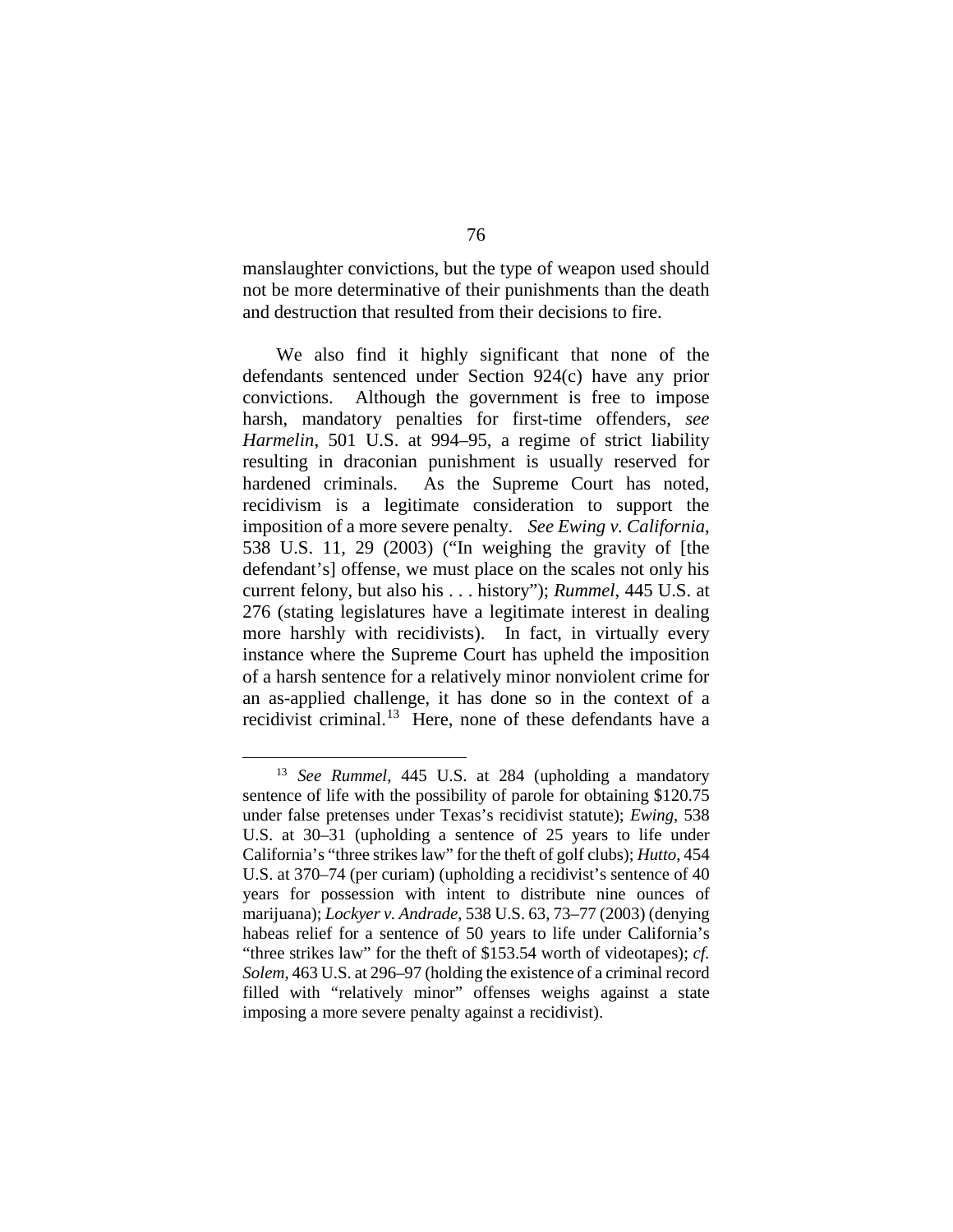manslaughter convictions, but the type of weapon used should not be more determinative of their punishments than the death and destruction that resulted from their decisions to fire.

We also find it highly significant that none of the defendants sentenced under Section 924(c) have any prior convictions. Although the government is free to impose harsh, mandatory penalties for first-time offenders, *see Harmelin*, 501 U.S. at 994–95, a regime of strict liability resulting in draconian punishment is usually reserved for hardened criminals. As the Supreme Court has noted, recidivism is a legitimate consideration to support the imposition of a more severe penalty. *See Ewing v. California*, 538 U.S. 11, 29 (2003) ("In weighing the gravity of [the defendant's] offense, we must place on the scales not only his current felony, but also his . . . history"); *Rummel*, 445 U.S. at 276 (stating legislatures have a legitimate interest in dealing more harshly with recidivists). In fact, in virtually every instance where the Supreme Court has upheld the imposition of a harsh sentence for a relatively minor nonviolent crime for an as-applied challenge, it has done so in the context of a recidivist criminal.[13] Here, none of these defendants have a

---

[13] *See Rummel*, 445 U.S. at 284 (upholding a mandatory sentence of life with the possibility of parole for obtaining $120.75 under false pretenses under Texas's recidivist statute); *Ewing*, 538 U.S. at 30–31 (upholding a sentence of 25 years to life under California's "three strikes law" for the theft of golf clubs); *Hutto*, 454 U.S. at 370–74 (per curiam) (upholding a recidivist's sentence of 40 years for possession with intent to distribute nine ounces of marijuana); *Lockyer v. Andrade*, 538 U.S. 63, 73–77 (2003) (denying habeas relief for a sentence of 50 years to life under California's "three strikes law" for the theft of $153.54 worth of videotapes); *cf. Solem*, 463 U.S. at 296–97 (holding the existence of a criminal record filled with "relatively minor" offenses weighs against a state imposing a more severe penalty against a recidivist).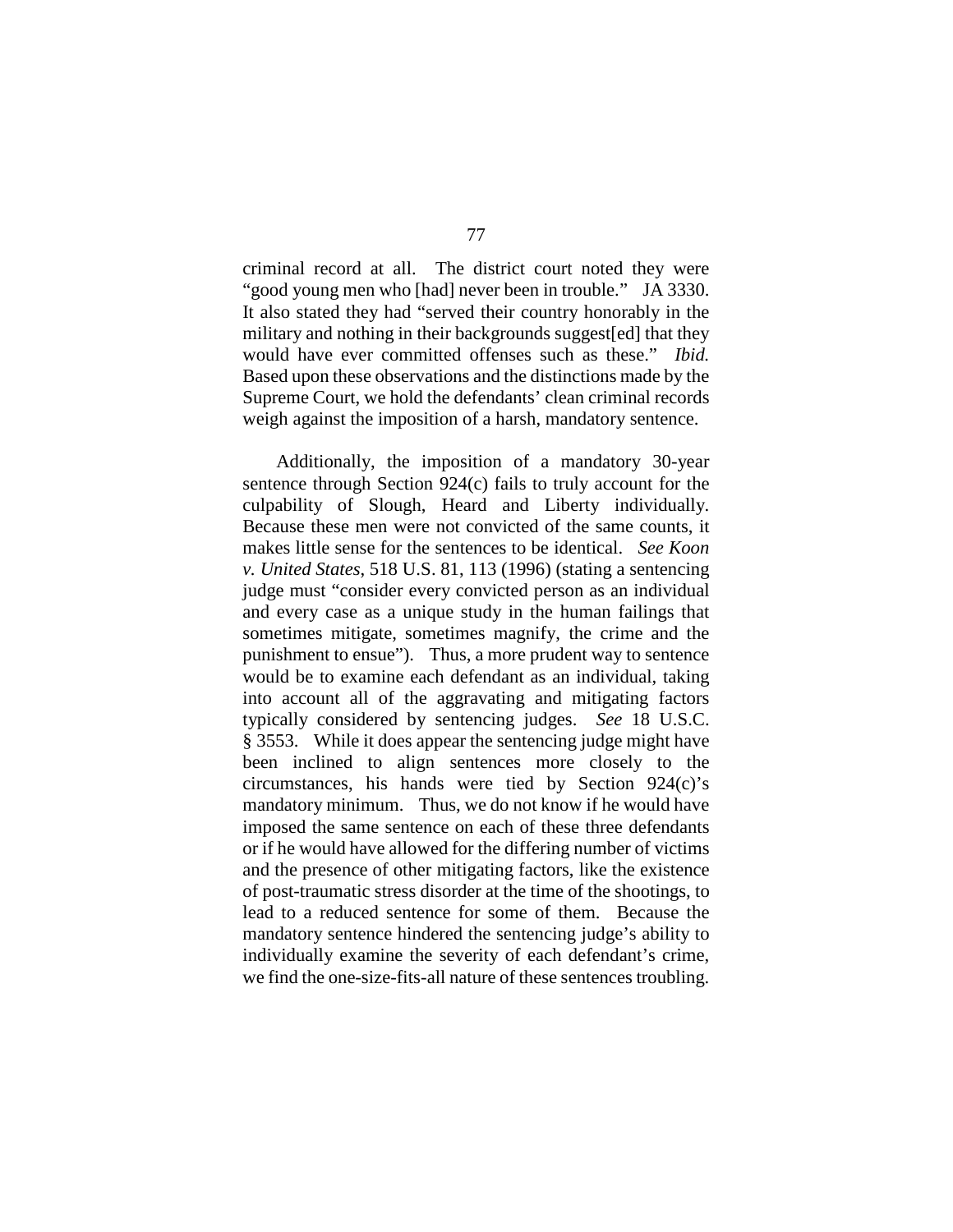criminal record at all. The district court noted they were "good young men who [had] never been in trouble." JA 3330. It also stated they had "served their country honorably in the military and nothing in their backgrounds suggest[ed] that they would have ever committed offenses such as these." *Ibid.* Based upon these observations and the distinctions made by the Supreme Court, we hold the defendants' clean criminal records weigh against the imposition of a harsh, mandatory sentence.

Additionally, the imposition of a mandatory 30-year sentence through Section 924(c) fails to truly account for the culpability of Slough, Heard and Liberty individually. Because these men were not convicted of the same counts, it makes little sense for the sentences to be identical. *See Koon v. United States*, 518 U.S. 81, 113 (1996) (stating a sentencing judge must "consider every convicted person as an individual and every case as a unique study in the human failings that sometimes mitigate, sometimes magnify, the crime and the punishment to ensue"). Thus, a more prudent way to sentence would be to examine each defendant as an individual, taking into account all of the aggravating and mitigating factors typically considered by sentencing judges. *See* 18 U.S.C. § 3553. While it does appear the sentencing judge might have been inclined to align sentences more closely to the circumstances, his hands were tied by Section 924(c)'s mandatory minimum. Thus, we do not know if he would have imposed the same sentence on each of these three defendants or if he would have allowed for the differing number of victims and the presence of other mitigating factors, like the existence of post-traumatic stress disorder at the time of the shootings, to lead to a reduced sentence for some of them. Because the mandatory sentence hindered the sentencing judge's ability to individually examine the severity of each defendant's crime, we find the one-size-fits-all nature of these sentences troubling.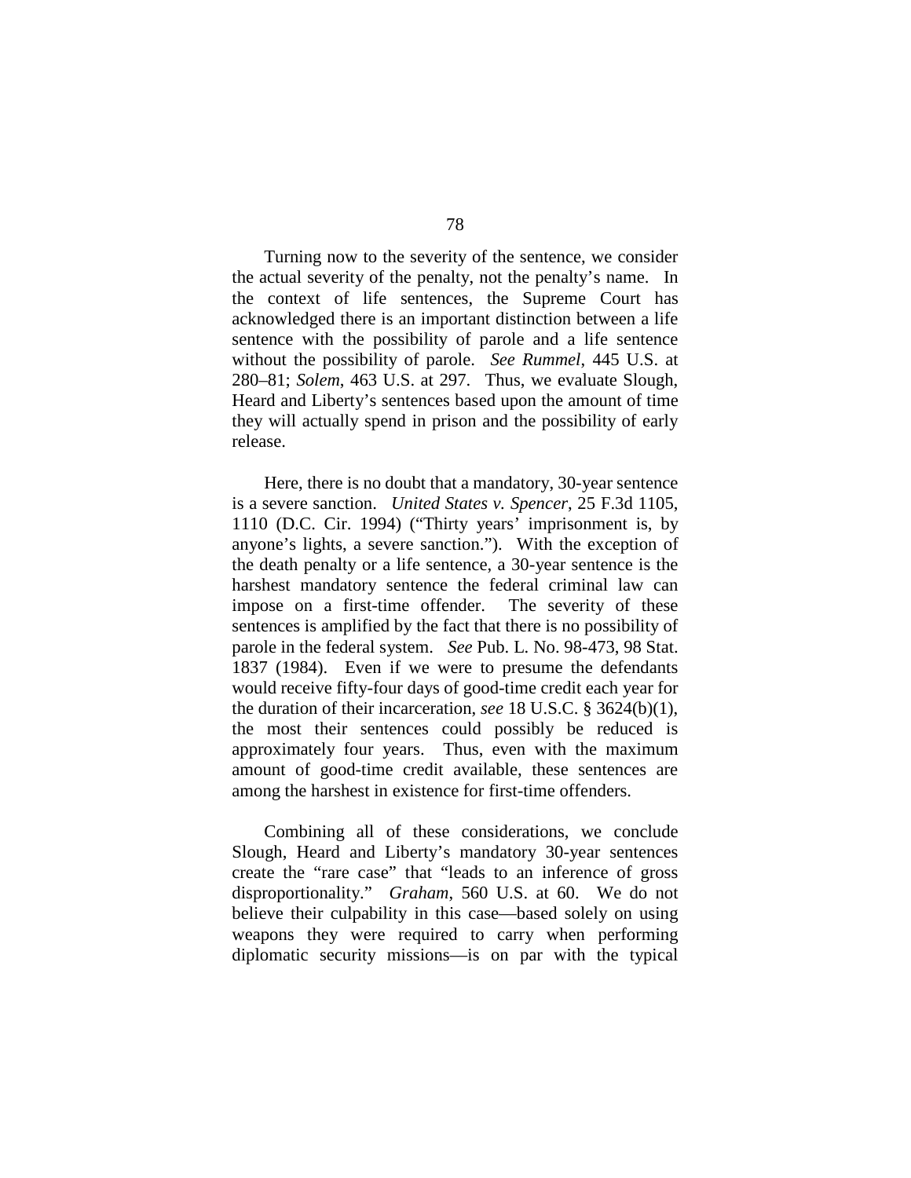Turning now to the severity of the sentence, we consider the actual severity of the penalty, not the penalty's name. In the context of life sentences, the Supreme Court has acknowledged there is an important distinction between a life sentence with the possibility of parole and a life sentence without the possibility of parole. *See Rummel*, 445 U.S. at 280–81; *Solem*, 463 U.S. at 297. Thus, we evaluate Slough, Heard and Liberty's sentences based upon the amount of time they will actually spend in prison and the possibility of early release.

Here, there is no doubt that a mandatory, 30-year sentence is a severe sanction. *United States v. Spencer*, 25 F.3d 1105, 1110 (D.C. Cir. 1994) ("Thirty years' imprisonment is, by anyone's lights, a severe sanction."). With the exception of the death penalty or a life sentence, a 30-year sentence is the harshest mandatory sentence the federal criminal law can impose on a first-time offender. The severity of these sentences is amplified by the fact that there is no possibility of parole in the federal system. *See* Pub. L. No. 98-473, 98 Stat. 1837 (1984). Even if we were to presume the defendants would receive fifty-four days of good-time credit each year for the duration of their incarceration, *see* 18 U.S.C. § 3624(b)(1), the most their sentences could possibly be reduced is approximately four years. Thus, even with the maximum amount of good-time credit available, these sentences are among the harshest in existence for first-time offenders.

Combining all of these considerations, we conclude Slough, Heard and Liberty's mandatory 30-year sentences create the "rare case" that "leads to an inference of gross disproportionality." *Graham*, 560 U.S. at 60. We do not believe their culpability in this case—based solely on using weapons they were required to carry when performing diplomatic security missions—is on par with the typical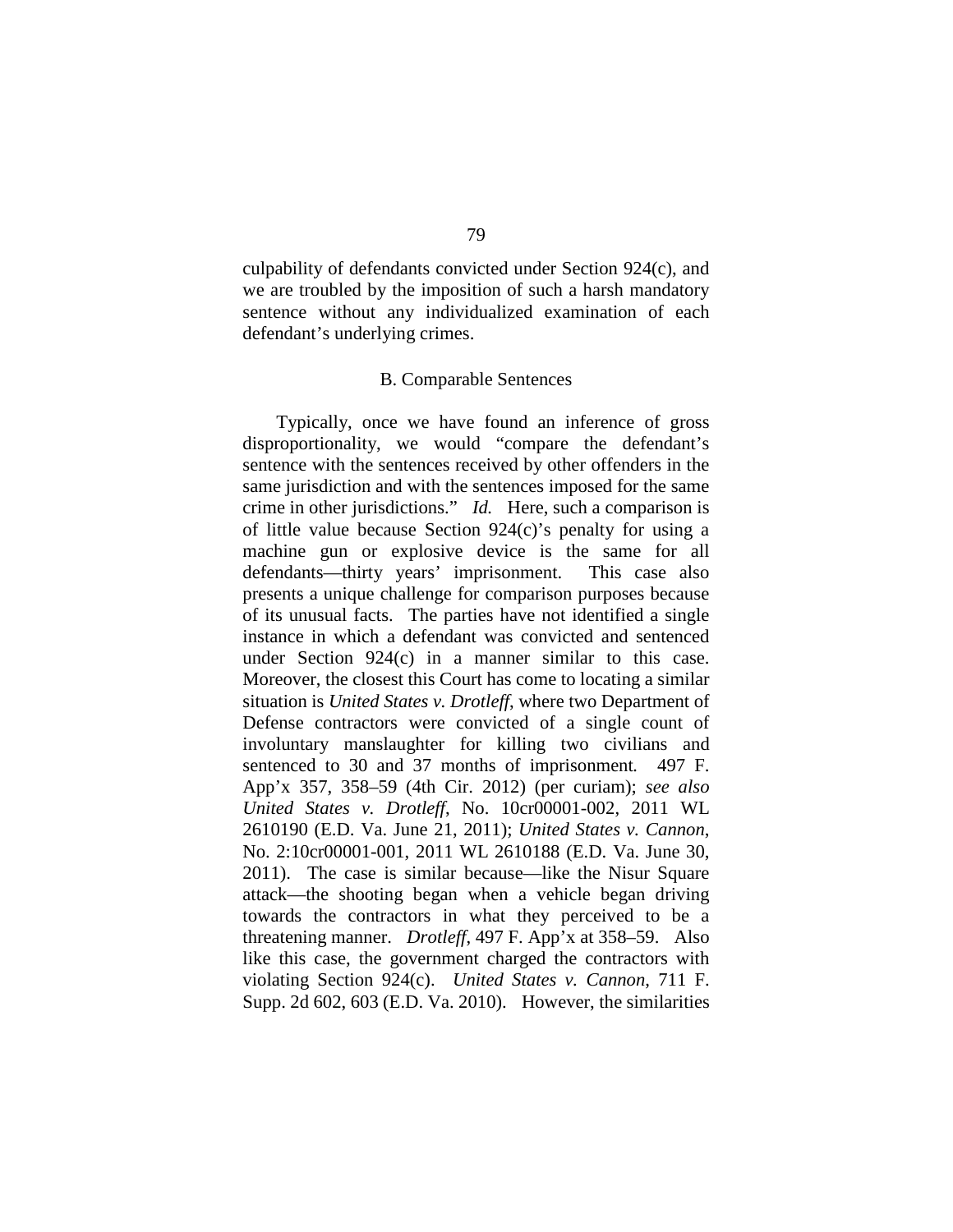culpability of defendants convicted under Section 924(c), and we are troubled by the imposition of such a harsh mandatory sentence without any individualized examination of each defendant's underlying crimes.

B. Comparable Sentences

Typically, once we have found an inference of gross disproportionality, we would "compare the defendant's sentence with the sentences received by other offenders in the same jurisdiction and with the sentences imposed for the same crime in other jurisdictions." *Id.* Here, such a comparison is of little value because Section 924(c)'s penalty for using a machine gun or explosive device is the same for all defendants—thirty years' imprisonment. This case also presents a unique challenge for comparison purposes because of its unusual facts. The parties have not identified a single instance in which a defendant was convicted and sentenced under Section 924(c) in a manner similar to this case. Moreover, the closest this Court has come to locating a similar situation is *United States v. Drotleff*, where two Department of Defense contractors were convicted of a single count of involuntary manslaughter for killing two civilians and sentenced to 30 and 37 months of imprisonment. 497 F. App'x 357, 358–59 (4th Cir. 2012) (per curiam); *see also United States v. Drotleff*, No. 10cr00001-002, 2011 WL 2610190 (E.D. Va. June 21, 2011); *United States v. Cannon*, No. 2:10cr00001-001, 2011 WL 2610188 (E.D. Va. June 30, 2011). The case is similar because—like the Nisur Square attack—the shooting began when a vehicle began driving towards the contractors in what they perceived to be a threatening manner. *Drotleff*, 497 F. App'x at 358–59. Also like this case, the government charged the contractors with violating Section 924(c). *United States v. Cannon*, 711 F. Supp. 2d 602, 603 (E.D. Va. 2010). However, the similarities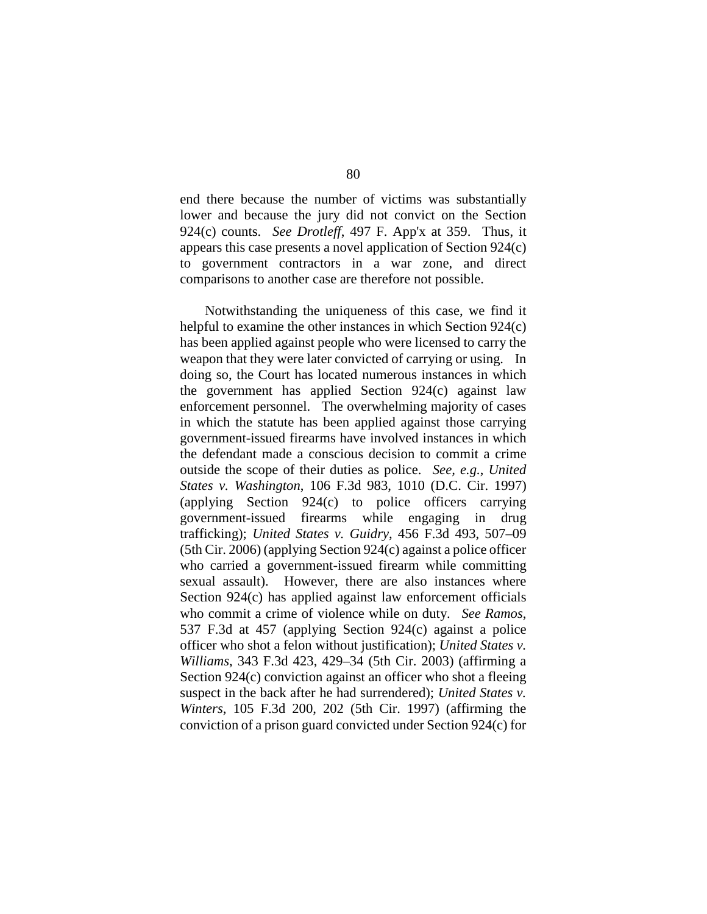end there because the number of victims was substantially lower and because the jury did not convict on the Section 924(c) counts. *See Drotleff*, 497 F. App'x at 359. Thus, it appears this case presents a novel application of Section 924(c) to government contractors in a war zone, and direct comparisons to another case are therefore not possible.

Notwithstanding the uniqueness of this case, we find it helpful to examine the other instances in which Section 924(c) has been applied against people who were licensed to carry the weapon that they were later convicted of carrying or using. In doing so, the Court has located numerous instances in which the government has applied Section 924(c) against law enforcement personnel. The overwhelming majority of cases in which the statute has been applied against those carrying government-issued firearms have involved instances in which the defendant made a conscious decision to commit a crime outside the scope of their duties as police. *See, e.g.*, *United States v. Washington*, 106 F.3d 983, 1010 (D.C. Cir. 1997) (applying Section 924(c) to police officers carrying government-issued firearms while engaging in drug trafficking); *United States v. Guidry*, 456 F.3d 493, 507–09 (5th Cir. 2006) (applying Section 924(c) against a police officer who carried a government-issued firearm while committing sexual assault). However, there are also instances where Section 924(c) has applied against law enforcement officials who commit a crime of violence while on duty. *See Ramos*, 537 F.3d at 457 (applying Section 924(c) against a police officer who shot a felon without justification); *United States v. Williams*, 343 F.3d 423, 429–34 (5th Cir. 2003) (affirming a Section 924(c) conviction against an officer who shot a fleeing suspect in the back after he had surrendered); *United States v. Winters*, 105 F.3d 200, 202 (5th Cir. 1997) (affirming the conviction of a prison guard convicted under Section 924(c) for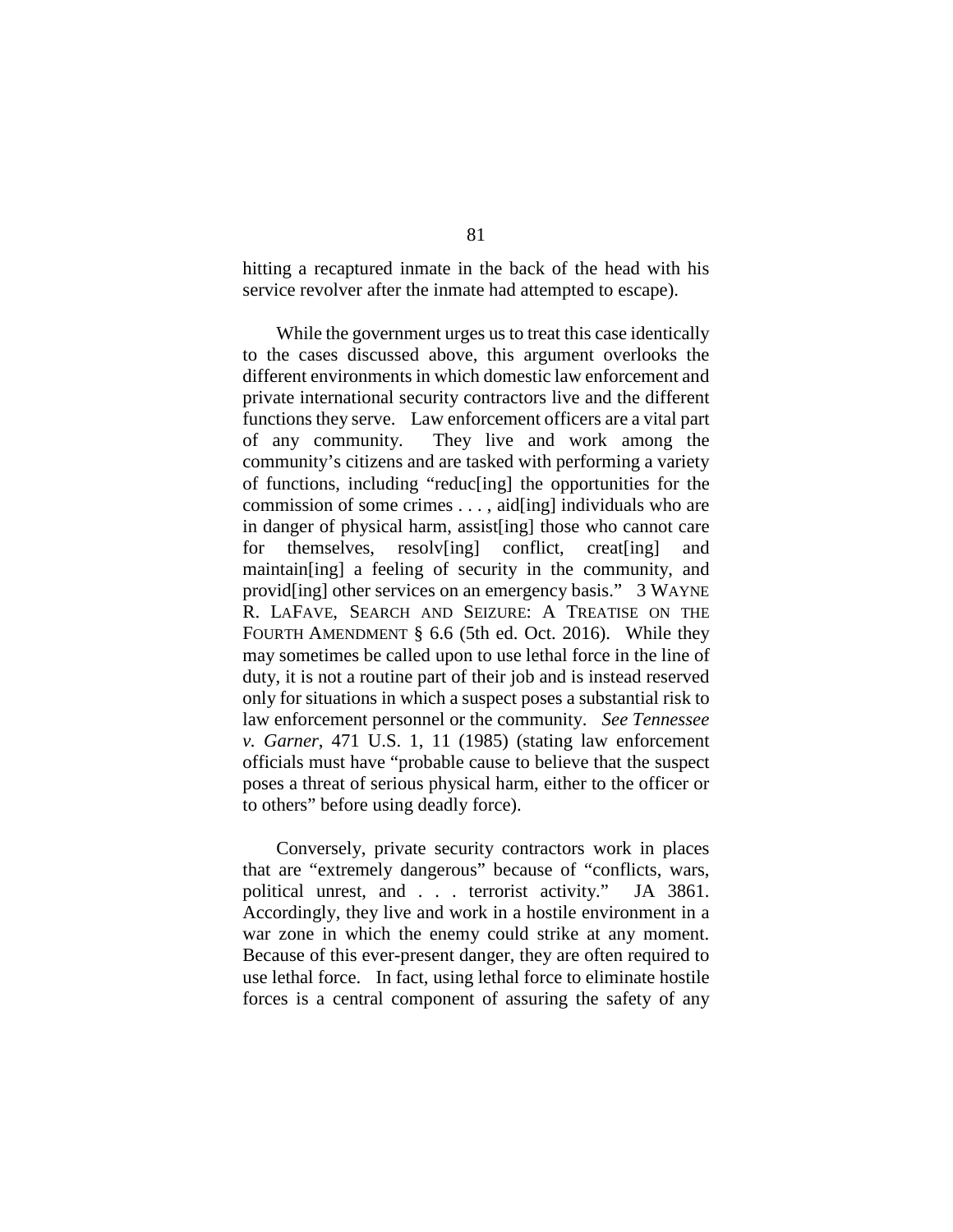hitting a recaptured inmate in the back of the head with his service revolver after the inmate had attempted to escape).

While the government urges us to treat this case identically to the cases discussed above, this argument overlooks the different environments in which domestic law enforcement and private international security contractors live and the different functions they serve. Law enforcement officers are a vital part of any community. They live and work among the community's citizens and are tasked with performing a variety of functions, including "reduc[ing] the opportunities for the commission of some crimes . . . , aid[ing] individuals who are in danger of physical harm, assist[ing] those who cannot care for themselves, resolv[ing] conflict, creat[ing] and maintain[ing] a feeling of security in the community, and provid[ing] other services on an emergency basis." 3 WAYNE R. LAFAVE, SEARCH AND SEIZURE: A TREATISE ON THE FOURTH AMENDMENT § 6.6 (5th ed. Oct. 2016). While they may sometimes be called upon to use lethal force in the line of duty, it is not a routine part of their job and is instead reserved only for situations in which a suspect poses a substantial risk to law enforcement personnel or the community. *See Tennessee v. Garner*, 471 U.S. 1, 11 (1985) (stating law enforcement officials must have "probable cause to believe that the suspect poses a threat of serious physical harm, either to the officer or to others" before using deadly force).

Conversely, private security contractors work in places that are "extremely dangerous" because of "conflicts, wars, political unrest, and . . . terrorist activity." JA 3861. Accordingly, they live and work in a hostile environment in a war zone in which the enemy could strike at any moment. Because of this ever-present danger, they are often required to use lethal force. In fact, using lethal force to eliminate hostile forces is a central component of assuring the safety of any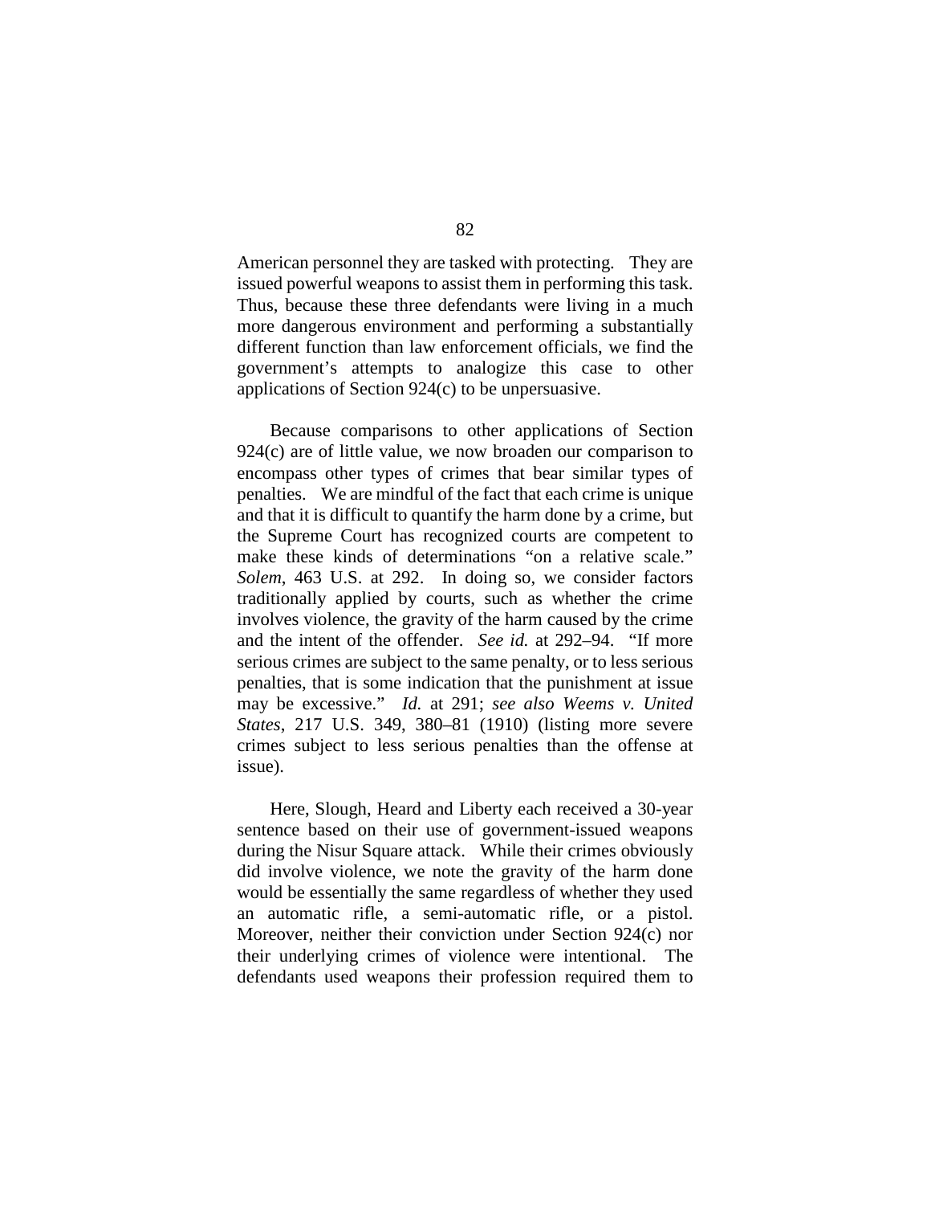American personnel they are tasked with protecting. They are issued powerful weapons to assist them in performing this task. Thus, because these three defendants were living in a much more dangerous environment and performing a substantially different function than law enforcement officials, we find the government's attempts to analogize this case to other applications of Section 924(c) to be unpersuasive.

Because comparisons to other applications of Section 924(c) are of little value, we now broaden our comparison to encompass other types of crimes that bear similar types of penalties. We are mindful of the fact that each crime is unique and that it is difficult to quantify the harm done by a crime, but the Supreme Court has recognized courts are competent to make these kinds of determinations "on a relative scale." *Solem*, 463 U.S. at 292. In doing so, we consider factors traditionally applied by courts, such as whether the crime involves violence, the gravity of the harm caused by the crime and the intent of the offender. *See id.* at 292–94. "If more serious crimes are subject to the same penalty, or to less serious penalties, that is some indication that the punishment at issue may be excessive." *Id.* at 291; *see also Weems v. United States*, 217 U.S. 349, 380–81 (1910) (listing more severe crimes subject to less serious penalties than the offense at issue).

Here, Slough, Heard and Liberty each received a 30-year sentence based on their use of government-issued weapons during the Nisur Square attack. While their crimes obviously did involve violence, we note the gravity of the harm done would be essentially the same regardless of whether they used an automatic rifle, a semi-automatic rifle, or a pistol. Moreover, neither their conviction under Section 924(c) nor their underlying crimes of violence were intentional. The defendants used weapons their profession required them to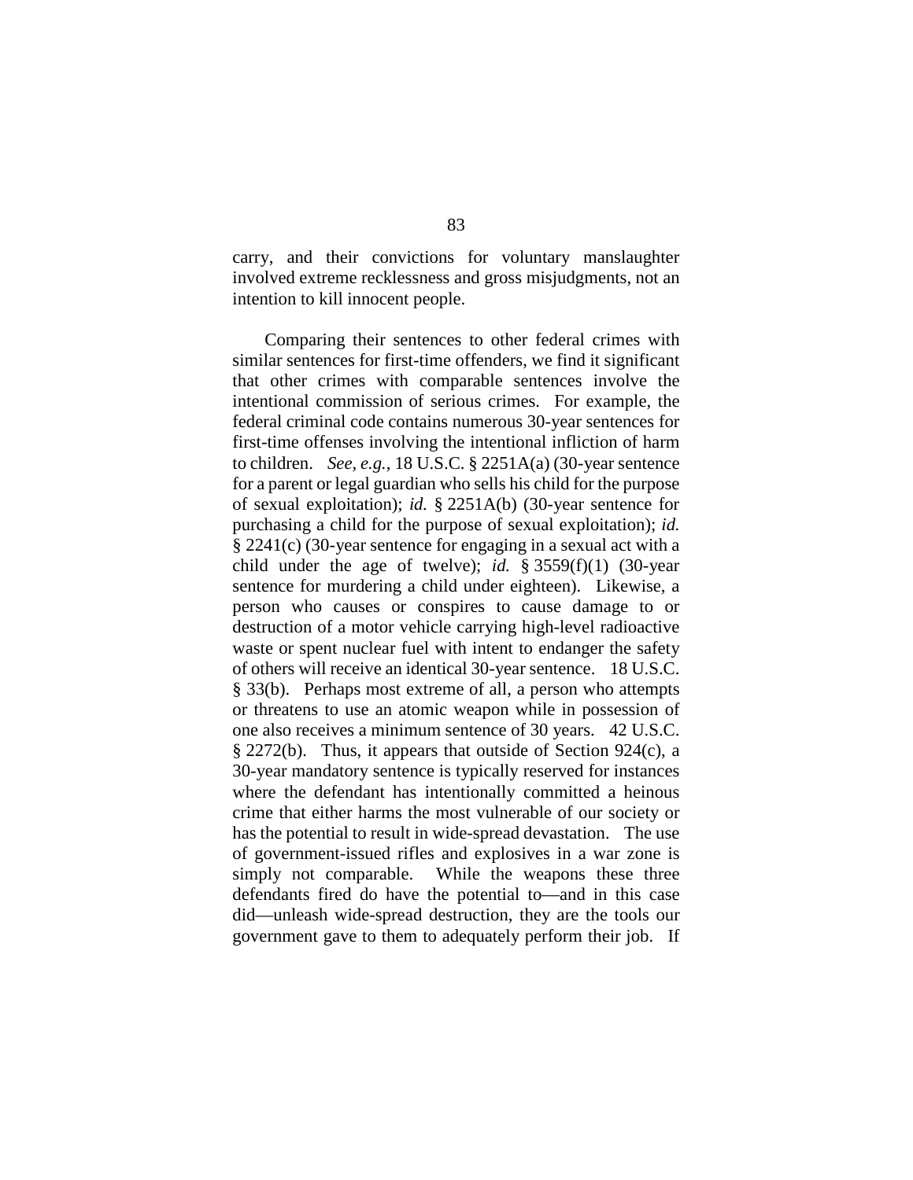carry, and their convictions for voluntary manslaughter involved extreme recklessness and gross misjudgments, not an intention to kill innocent people.

Comparing their sentences to other federal crimes with similar sentences for first-time offenders, we find it significant that other crimes with comparable sentences involve the intentional commission of serious crimes. For example, the federal criminal code contains numerous 30-year sentences for first-time offenses involving the intentional infliction of harm to children. *See, e.g.*, 18 U.S.C. § 2251A(a) (30-year sentence for a parent or legal guardian who sells his child for the purpose of sexual exploitation); *id.* § 2251A(b) (30-year sentence for purchasing a child for the purpose of sexual exploitation); *id.* § 2241(c) (30-year sentence for engaging in a sexual act with a child under the age of twelve); *id.* § 3559(f)(1) (30-year sentence for murdering a child under eighteen). Likewise, a person who causes or conspires to cause damage to or destruction of a motor vehicle carrying high-level radioactive waste or spent nuclear fuel with intent to endanger the safety of others will receive an identical 30-year sentence. 18 U.S.C. § 33(b). Perhaps most extreme of all, a person who attempts or threatens to use an atomic weapon while in possession of one also receives a minimum sentence of 30 years. 42 U.S.C. § 2272(b). Thus, it appears that outside of Section 924(c), a 30-year mandatory sentence is typically reserved for instances where the defendant has intentionally committed a heinous crime that either harms the most vulnerable of our society or has the potential to result in wide-spread devastation. The use of government-issued rifles and explosives in a war zone is simply not comparable. While the weapons these three defendants fired do have the potential to—and in this case did—unleash wide-spread destruction, they are the tools our government gave to them to adequately perform their job. If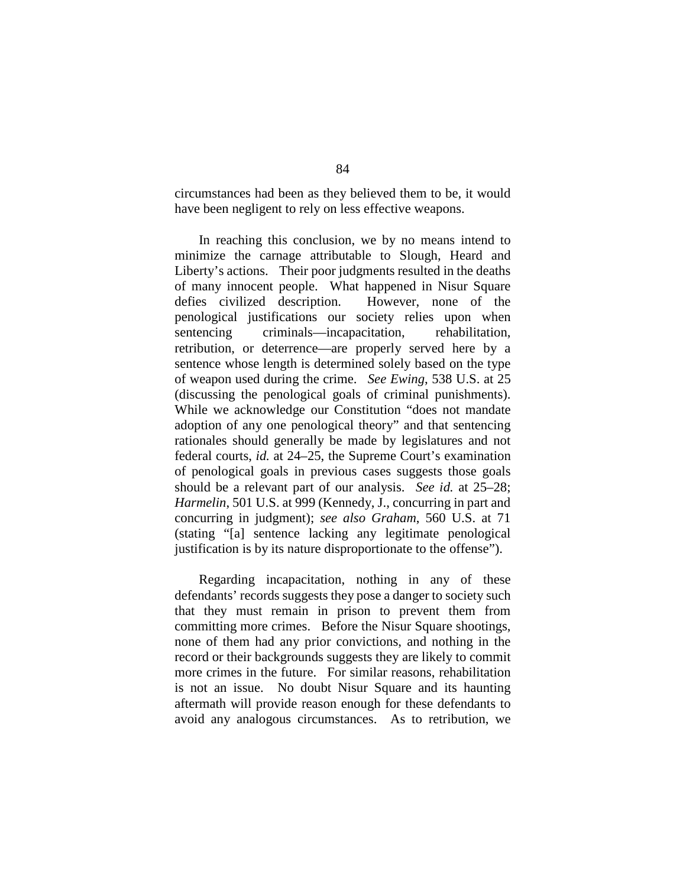circumstances had been as they believed them to be, it would have been negligent to rely on less effective weapons.

In reaching this conclusion, we by no means intend to minimize the carnage attributable to Slough, Heard and Liberty's actions. Their poor judgments resulted in the deaths of many innocent people. What happened in Nisur Square defies civilized description. However, none of the penological justifications our society relies upon when sentencing criminals—incapacitation, rehabilitation, retribution, or deterrence—are properly served here by a sentence whose length is determined solely based on the type of weapon used during the crime. *See Ewing*, 538 U.S. at 25 (discussing the penological goals of criminal punishments). While we acknowledge our Constitution "does not mandate adoption of any one penological theory" and that sentencing rationales should generally be made by legislatures and not federal courts, *id.* at 24–25, the Supreme Court's examination of penological goals in previous cases suggests those goals should be a relevant part of our analysis. *See id.* at 25–28; *Harmelin*, 501 U.S. at 999 (Kennedy, J., concurring in part and concurring in judgment); *see also Graham*, 560 U.S. at 71 (stating "[a] sentence lacking any legitimate penological justification is by its nature disproportionate to the offense").

Regarding incapacitation, nothing in any of these defendants' records suggests they pose a danger to society such that they must remain in prison to prevent them from committing more crimes. Before the Nisur Square shootings, none of them had any prior convictions, and nothing in the record or their backgrounds suggests they are likely to commit more crimes in the future. For similar reasons, rehabilitation is not an issue. No doubt Nisur Square and its haunting aftermath will provide reason enough for these defendants to avoid any analogous circumstances. As to retribution, we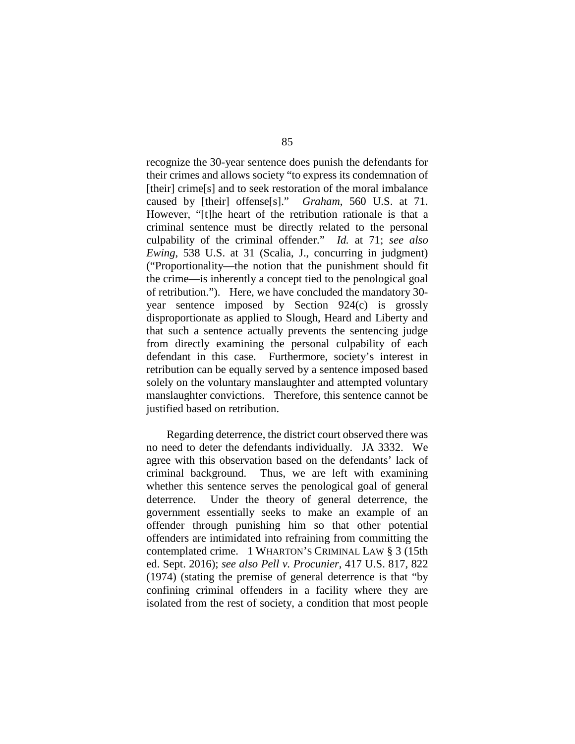recognize the 30-year sentence does punish the defendants for their crimes and allows society "to express its condemnation of [their] crime[s] and to seek restoration of the moral imbalance caused by [their] offense[s]." *Graham*, 560 U.S. at 71. However, "[t]he heart of the retribution rationale is that a criminal sentence must be directly related to the personal culpability of the criminal offender." *Id.* at 71; *see also Ewing*, 538 U.S. at 31 (Scalia, J., concurring in judgment) ("Proportionality—the notion that the punishment should fit the crime—is inherently a concept tied to the penological goal of retribution."). Here, we have concluded the mandatory 30-year sentence imposed by Section 924(c) is grossly disproportionate as applied to Slough, Heard and Liberty and that such a sentence actually prevents the sentencing judge from directly examining the personal culpability of each defendant in this case. Furthermore, society's interest in retribution can be equally served by a sentence imposed based solely on the voluntary manslaughter and attempted voluntary manslaughter convictions. Therefore, this sentence cannot be justified based on retribution.

Regarding deterrence, the district court observed there was no need to deter the defendants individually. JA 3332. We agree with this observation based on the defendants' lack of criminal background. Thus, we are left with examining whether this sentence serves the penological goal of general deterrence. Under the theory of general deterrence, the government essentially seeks to make an example of an offender through punishing him so that other potential offenders are intimidated into refraining from committing the contemplated crime. 1 WHARTON'S CRIMINAL LAW § 3 (15th ed. Sept. 2016); *see also Pell v. Procunier*, 417 U.S. 817, 822 (1974) (stating the premise of general deterrence is that "by confining criminal offenders in a facility where they are isolated from the rest of society, a condition that most people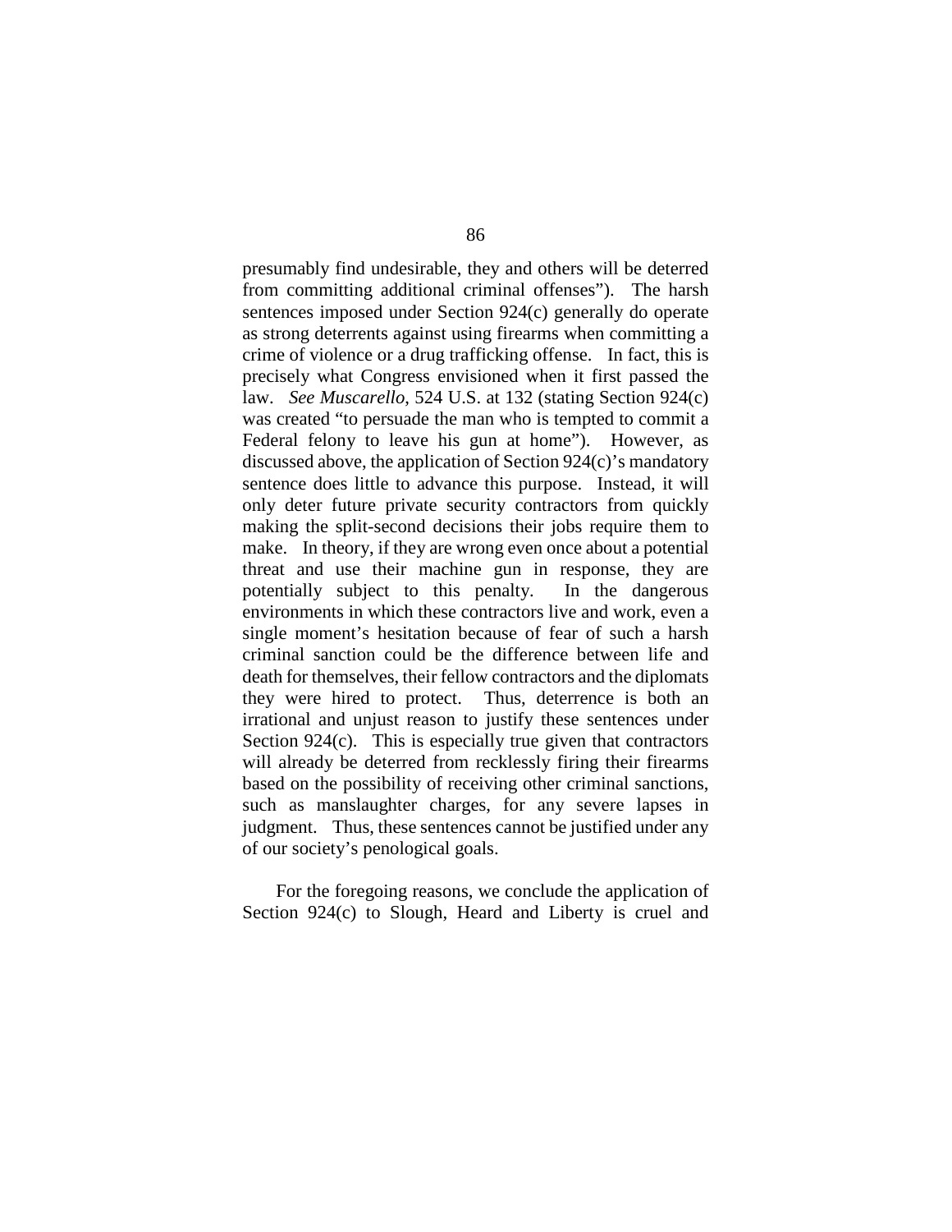presumably find undesirable, they and others will be deterred from committing additional criminal offenses"). The harsh sentences imposed under Section 924(c) generally do operate as strong deterrents against using firearms when committing a crime of violence or a drug trafficking offense. In fact, this is precisely what Congress envisioned when it first passed the law. *See Muscarello*, 524 U.S. at 132 (stating Section 924(c) was created "to persuade the man who is tempted to commit a Federal felony to leave his gun at home"). However, as discussed above, the application of Section 924(c)'s mandatory sentence does little to advance this purpose. Instead, it will only deter future private security contractors from quickly making the split-second decisions their jobs require them to make. In theory, if they are wrong even once about a potential threat and use their machine gun in response, they are potentially subject to this penalty. In the dangerous environments in which these contractors live and work, even a single moment's hesitation because of fear of such a harsh criminal sanction could be the difference between life and death for themselves, their fellow contractors and the diplomats they were hired to protect. Thus, deterrence is both an irrational and unjust reason to justify these sentences under Section 924(c). This is especially true given that contractors will already be deterred from recklessly firing their firearms based on the possibility of receiving other criminal sanctions, such as manslaughter charges, for any severe lapses in judgment. Thus, these sentences cannot be justified under any of our society's penological goals.

For the foregoing reasons, we conclude the application of Section 924(c) to Slough, Heard and Liberty is cruel and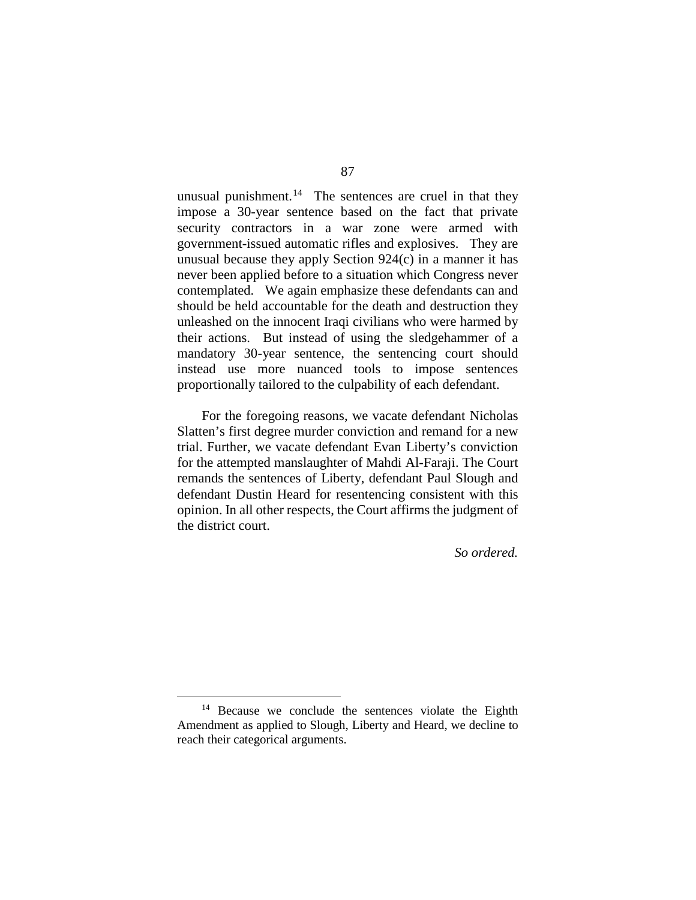unusual punishment.[14] The sentences are cruel in that they impose a 30-year sentence based on the fact that private security contractors in a war zone were armed with government-issued automatic rifles and explosives. They are unusual because they apply Section 924(c) in a manner it has never been applied before to a situation which Congress never contemplated. We again emphasize these defendants can and should be held accountable for the death and destruction they unleashed on the innocent Iraqi civilians who were harmed by their actions. But instead of using the sledgehammer of a mandatory 30-year sentence, the sentencing court should instead use more nuanced tools to impose sentences proportionally tailored to the culpability of each defendant.

For the foregoing reasons, we vacate defendant Nicholas Slatten's first degree murder conviction and remand for a new trial. Further, we vacate defendant Evan Liberty's conviction for the attempted manslaughter of Mahdi Al-Faraji. The Court remands the sentences of Liberty, defendant Paul Slough and defendant Dustin Heard for resentencing consistent with this opinion. In all other respects, the Court affirms the judgment of the district court.

*So ordered.*

---

[14] Because we conclude the sentences violate the Eighth Amendment as applied to Slough, Liberty and Heard, we decline to reach their categorical arguments.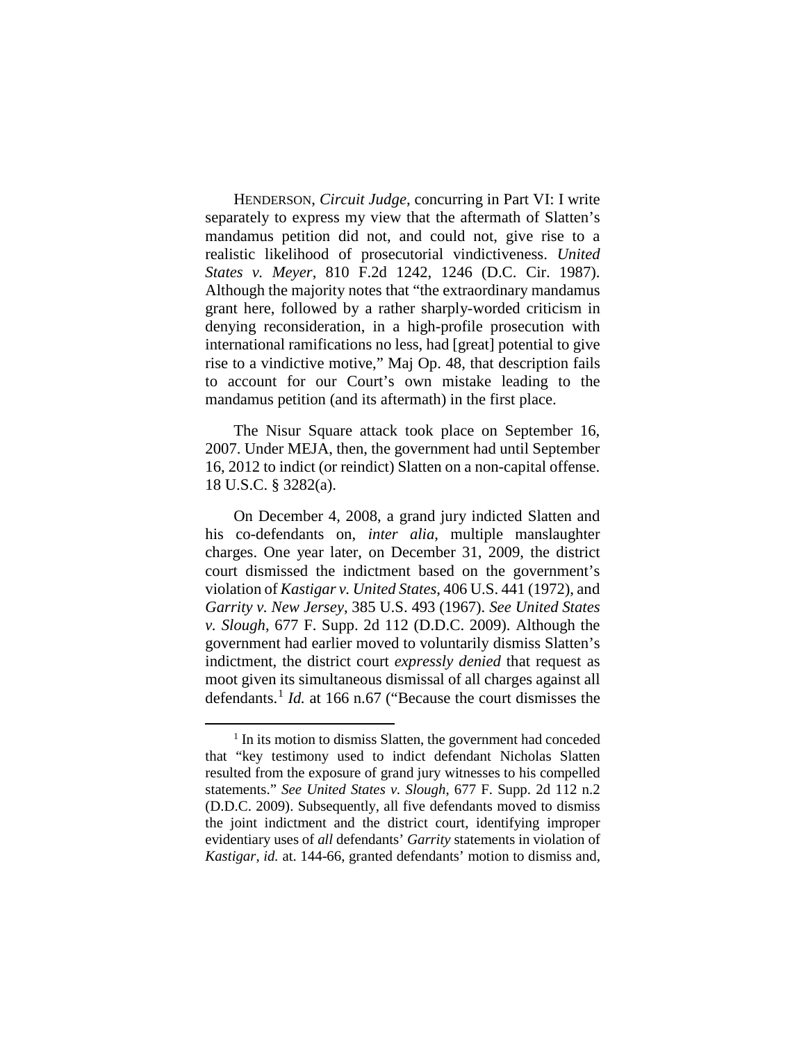HENDERSON, *Circuit Judge*, concurring in Part VI: I write separately to express my view that the aftermath of Slatten's mandamus petition did not, and could not, give rise to a realistic likelihood of prosecutorial vindictiveness. *United States v. Meyer*, 810 F.2d 1242, 1246 (D.C. Cir. 1987). Although the majority notes that "the extraordinary mandamus grant here, followed by a rather sharply-worded criticism in denying reconsideration, in a high-profile prosecution with international ramifications no less, had [great] potential to give rise to a vindictive motive," Maj Op. 48, that description fails to account for our Court's own mistake leading to the mandamus petition (and its aftermath) in the first place.

The Nisur Square attack took place on September 16, 2007. Under MEJA, then, the government had until September 16, 2012 to indict (or reindict) Slatten on a non-capital offense. 18 U.S.C. § 3282(a).

On December 4, 2008, a grand jury indicted Slatten and his co-defendants on, *inter alia*, multiple manslaughter charges. One year later, on December 31, 2009, the district court dismissed the indictment based on the government's violation of *Kastigar v. United States*, 406 U.S. 441 (1972), and *Garrity v. New Jersey*, 385 U.S. 493 (1967). *See United States v. Slough*, 677 F. Supp. 2d 112 (D.D.C. 2009). Although the government had earlier moved to voluntarily dismiss Slatten's indictment, the district court *expressly denied* that request as moot given its simultaneous dismissal of all charges against all defendants.[1] *Id.* at 166 n.67 ("Because the court dismisses the

[1] In its motion to dismiss Slatten, the government had conceded that "key testimony used to indict defendant Nicholas Slatten resulted from the exposure of grand jury witnesses to his compelled statements." *See United States v. Slough*, 677 F. Supp. 2d 112 n.2 (D.D.C. 2009). Subsequently, all five defendants moved to dismiss the joint indictment and the district court, identifying improper evidentiary uses of *all* defendants' *Garrity* statements in violation of *Kastigar*, *id.* at. 144-66, granted defendants' motion to dismiss and,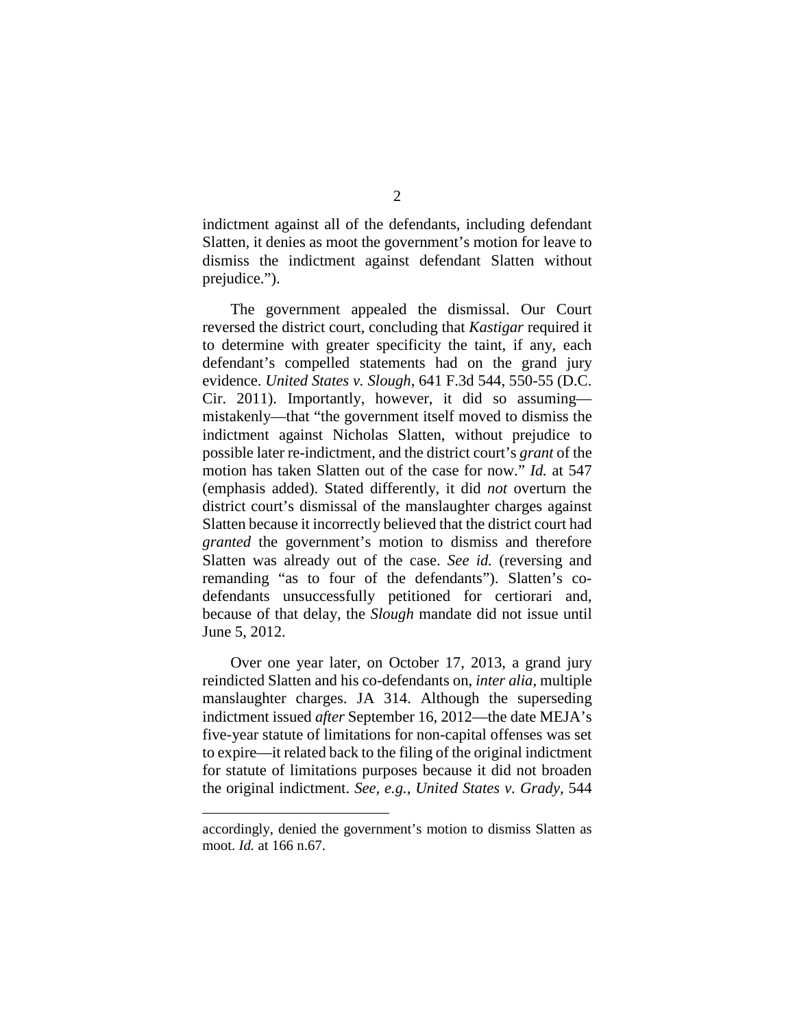indictment against all of the defendants, including defendant Slatten, it denies as moot the government's motion for leave to dismiss the indictment against defendant Slatten without prejudice.").

The government appealed the dismissal. Our Court reversed the district court, concluding that *Kastigar* required it to determine with greater specificity the taint, if any, each defendant's compelled statements had on the grand jury evidence. *United States v. Slough*, 641 F.3d 544, 550-55 (D.C. Cir. 2011). Importantly, however, it did so assuming—mistakenly—that "the government itself moved to dismiss the indictment against Nicholas Slatten, without prejudice to possible later re-indictment, and the district court's *grant* of the motion has taken Slatten out of the case for now." *Id.* at 547 (emphasis added). Stated differently, it did *not* overturn the district court's dismissal of the manslaughter charges against Slatten because it incorrectly believed that the district court had *granted* the government's motion to dismiss and therefore Slatten was already out of the case. *See id.* (reversing and remanding "as to four of the defendants"). Slatten's co-defendants unsuccessfully petitioned for certiorari and, because of that delay, the *Slough* mandate did not issue until June 5, 2012.

Over one year later, on October 17, 2013, a grand jury reindicted Slatten and his co-defendants on, *inter alia*, multiple manslaughter charges. JA 314. Although the superseding indictment issued *after* September 16, 2012—the date MEJA's five-year statute of limitations for non-capital offenses was set to expire—it related back to the filing of the original indictment for statute of limitations purposes because it did not broaden the original indictment. *See, e.g.*, *United States v. Grady*, 544

---

accordingly, denied the government's motion to dismiss Slatten as moot. *Id.* at 166 n.67.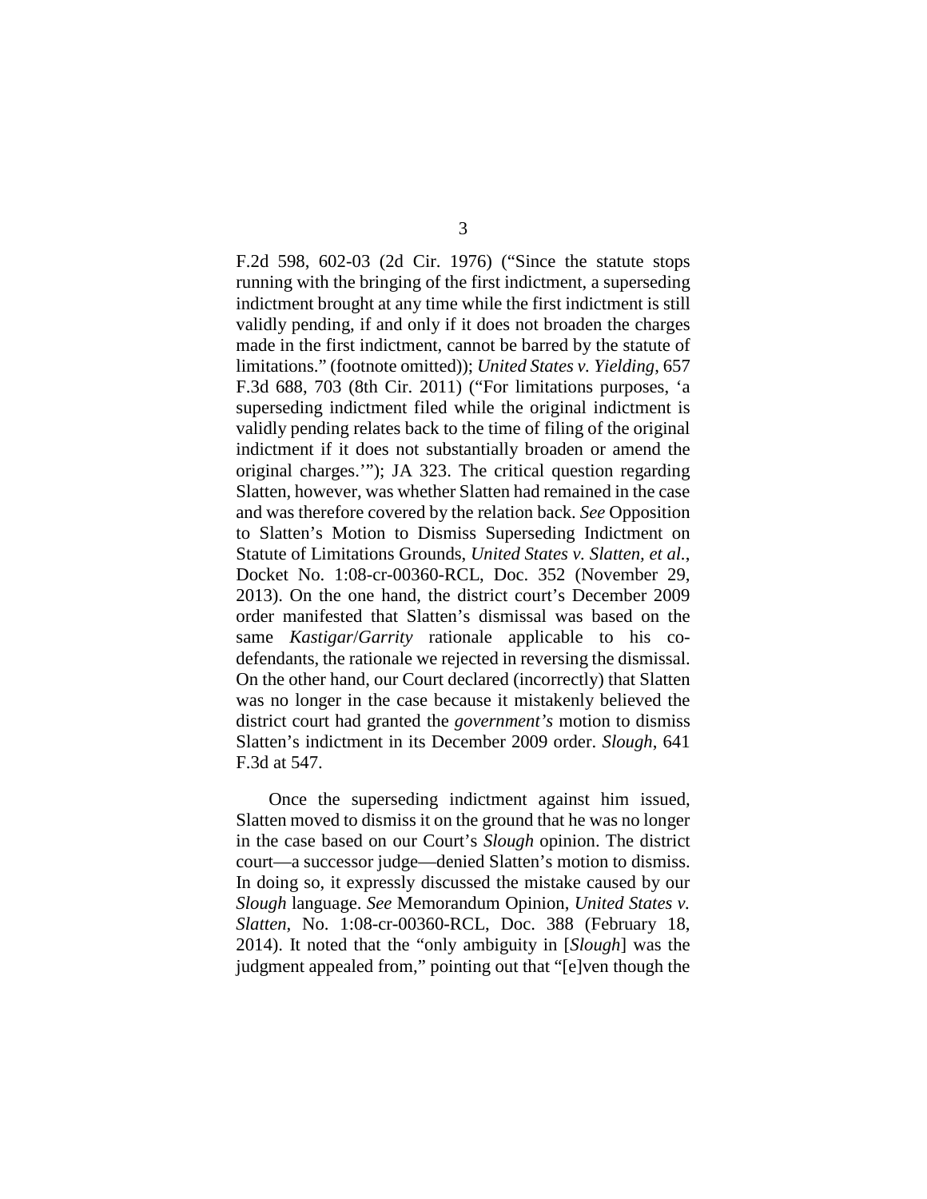F.2d 598, 602-03 (2d Cir. 1976) ("Since the statute stops running with the bringing of the first indictment, a superseding indictment brought at any time while the first indictment is still validly pending, if and only if it does not broaden the charges made in the first indictment, cannot be barred by the statute of limitations." (footnote omitted)); *United States v. Yielding*, 657 F.3d 688, 703 (8th Cir. 2011) ("For limitations purposes, 'a superseding indictment filed while the original indictment is validly pending relates back to the time of filing of the original indictment if it does not substantially broaden or amend the original charges.'"); JA 323. The critical question regarding Slatten, however, was whether Slatten had remained in the case and was therefore covered by the relation back. *See* Opposition to Slatten's Motion to Dismiss Superseding Indictment on Statute of Limitations Grounds, *United States v. Slatten, et al.*, Docket No. 1:08-cr-00360-RCL, Doc. 352 (November 29, 2013). On the one hand, the district court's December 2009 order manifested that Slatten's dismissal was based on the same *Kastigar*/*Garrity* rationale applicable to his co-defendants, the rationale we rejected in reversing the dismissal. On the other hand, our Court declared (incorrectly) that Slatten was no longer in the case because it mistakenly believed the district court had granted the *government's* motion to dismiss Slatten's indictment in its December 2009 order. *Slough*, 641 F.3d at 547.

Once the superseding indictment against him issued, Slatten moved to dismiss it on the ground that he was no longer in the case based on our Court's *Slough* opinion. The district court—a successor judge—denied Slatten's motion to dismiss. In doing so, it expressly discussed the mistake caused by our *Slough* language. *See* Memorandum Opinion, *United States v. Slatten*, No. 1:08-cr-00360-RCL, Doc. 388 (February 18, 2014). It noted that the "only ambiguity in [*Slough*] was the judgment appealed from," pointing out that "[e]ven though the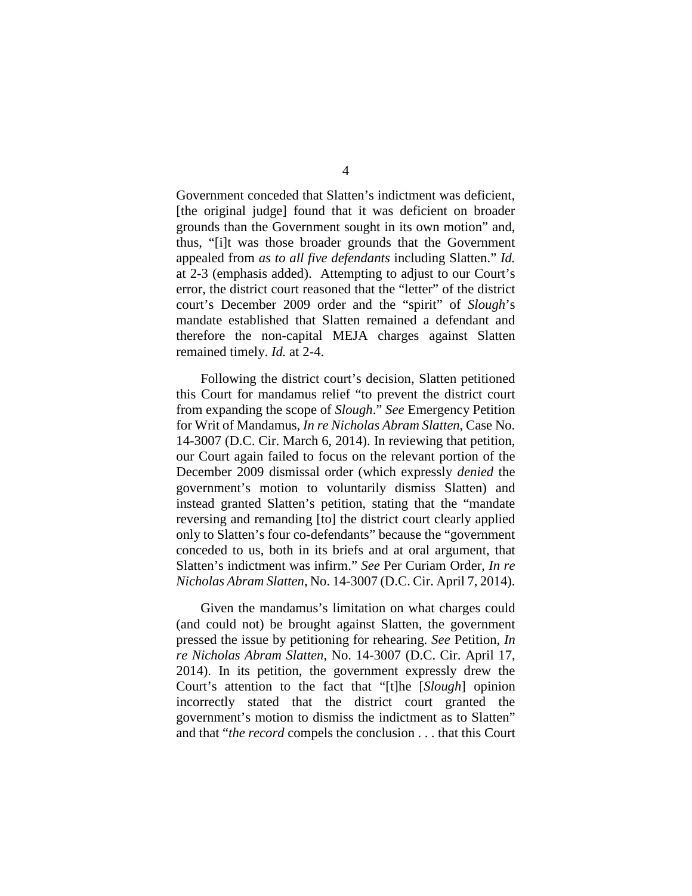Government conceded that Slatten's indictment was deficient, [the original judge] found that it was deficient on broader grounds than the Government sought in its own motion" and, thus, "[i]t was those broader grounds that the Government appealed from *as to all five defendants* including Slatten." *Id.* at 2-3 (emphasis added). Attempting to adjust to our Court's error, the district court reasoned that the "letter" of the district court's December 2009 order and the "spirit" of *Slough*'s mandate established that Slatten remained a defendant and therefore the non-capital MEJA charges against Slatten remained timely. *Id.* at 2-4.

Following the district court's decision, Slatten petitioned this Court for mandamus relief "to prevent the district court from expanding the scope of *Slough*." *See* Emergency Petition for Writ of Mandamus, *In re Nicholas Abram Slatten*, Case No. 14-3007 (D.C. Cir. March 6, 2014). In reviewing that petition, our Court again failed to focus on the relevant portion of the December 2009 dismissal order (which expressly *denied* the government's motion to voluntarily dismiss Slatten) and instead granted Slatten's petition, stating that the "mandate reversing and remanding [to] the district court clearly applied only to Slatten's four co-defendants" because the "government conceded to us, both in its briefs and at oral argument, that Slatten's indictment was infirm." *See* Per Curiam Order, *In re Nicholas Abram Slatten*, No. 14-3007 (D.C. Cir. April 7, 2014).

Given the mandamus's limitation on what charges could (and could not) be brought against Slatten, the government pressed the issue by petitioning for rehearing. *See* Petition, *In re Nicholas Abram Slatten*, No. 14-3007 (D.C. Cir. April 17, 2014). In its petition, the government expressly drew the Court's attention to the fact that "[t]he [*Slough*] opinion incorrectly stated that the district court granted the government's motion to dismiss the indictment as to Slatten" and that "*the record* compels the conclusion . . . that this Court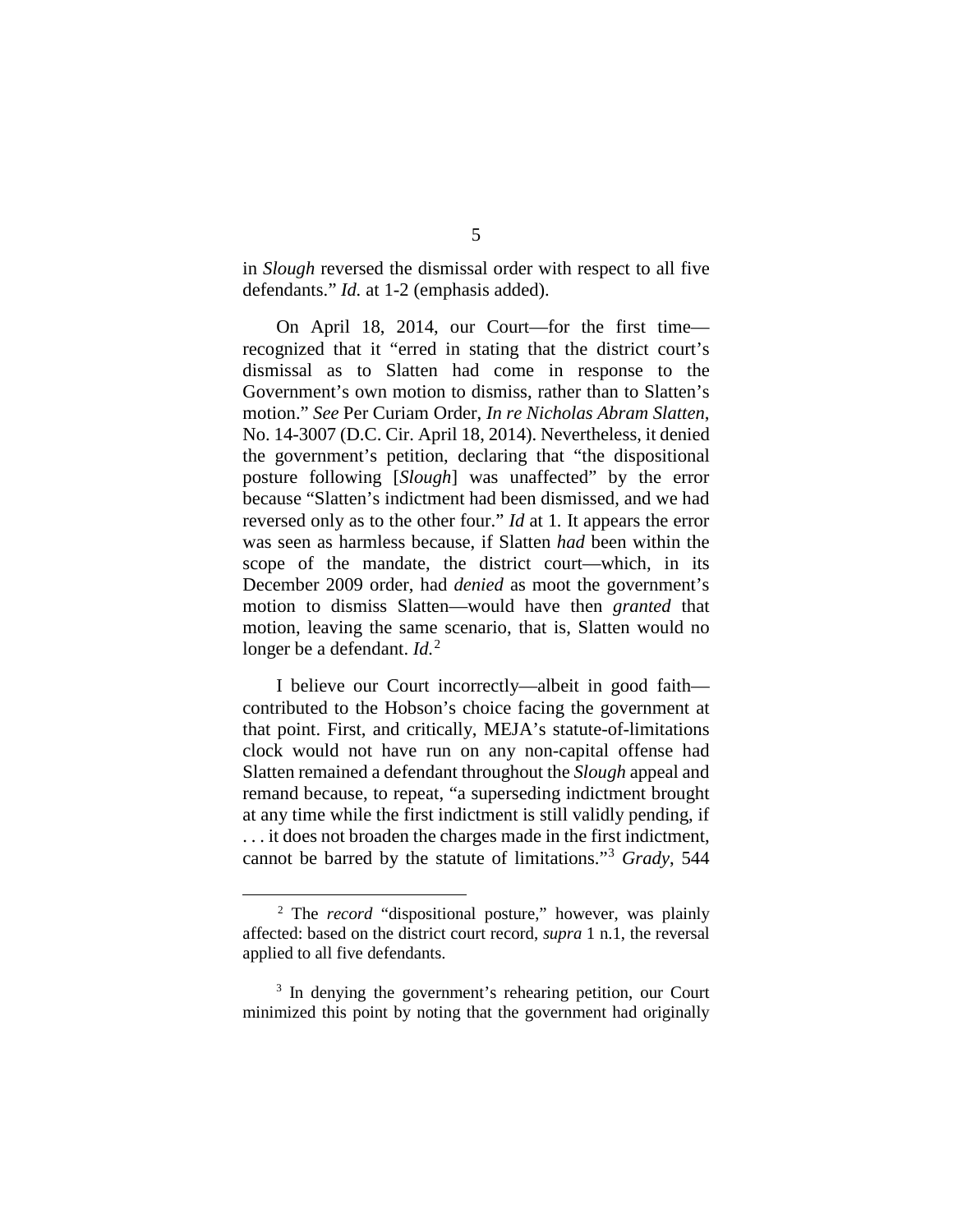in *Slough* reversed the dismissal order with respect to all five defendants." *Id.* at 1-2 (emphasis added).

On April 18, 2014, our Court—for the first time—recognized that it "erred in stating that the district court's dismissal as to Slatten had come in response to the Government's own motion to dismiss, rather than to Slatten's motion." *See* Per Curiam Order, *In re Nicholas Abram Slatten*, No. 14-3007 (D.C. Cir. April 18, 2014). Nevertheless, it denied the government's petition, declaring that "the dispositional posture following [*Slough*] was unaffected" by the error because "Slatten's indictment had been dismissed, and we had reversed only as to the other four." *Id* at 1. It appears the error was seen as harmless because, if Slatten *had* been within the scope of the mandate, the district court—which, in its December 2009 order, had *denied* as moot the government's motion to dismiss Slatten—would have then *granted* that motion, leaving the same scenario, that is, Slatten would no longer be a defendant. *Id.*[2]

I believe our Court incorrectly—albeit in good faith—contributed to the Hobson's choice facing the government at that point. First, and critically, MEJA's statute-of-limitations clock would not have run on any non-capital offense had Slatten remained a defendant throughout the *Slough* appeal and remand because, to repeat, "a superseding indictment brought at any time while the first indictment is still validly pending, if . . . it does not broaden the charges made in the first indictment, cannot be barred by the statute of limitations."[3] *Grady*, 544

---

[2] The *record* "dispositional posture," however, was plainly affected: based on the district court record, *supra* 1 n.1, the reversal applied to all five defendants.

[3] In denying the government's rehearing petition, our Court minimized this point by noting that the government had originally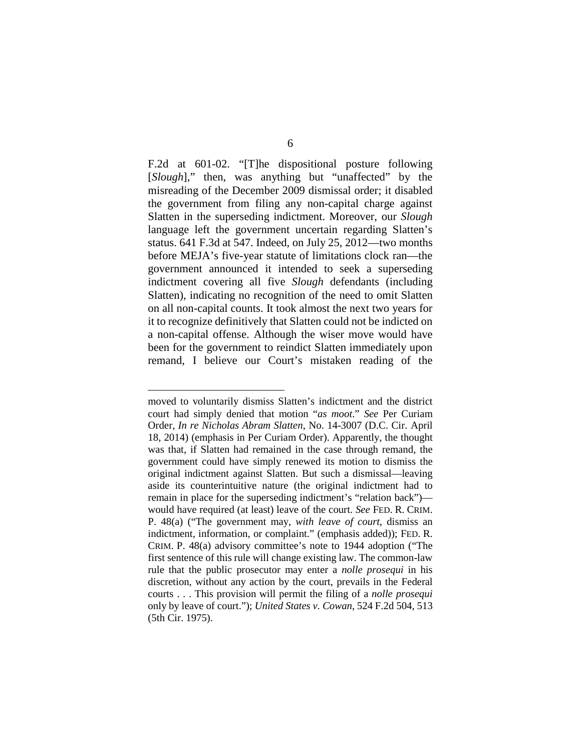F.2d at 601-02. "[T]he dispositional posture following [*Slough*]," then, was anything but "unaffected" by the misreading of the December 2009 dismissal order; it disabled the government from filing any non-capital charge against Slatten in the superseding indictment. Moreover, our *Slough* language left the government uncertain regarding Slatten's status. 641 F.3d at 547. Indeed, on July 25, 2012—two months before MEJA's five-year statute of limitations clock ran—the government announced it intended to seek a superseding indictment covering all five *Slough* defendants (including Slatten), indicating no recognition of the need to omit Slatten on all non-capital counts. It took almost the next two years for it to recognize definitively that Slatten could not be indicted on a non-capital offense. Although the wiser move would have been for the government to reindict Slatten immediately upon remand, I believe our Court's mistaken reading of the

---

moved to voluntarily dismiss Slatten's indictment and the district court had simply denied that motion "*as moot*." *See* Per Curiam Order, *In re Nicholas Abram Slatten*, No. 14-3007 (D.C. Cir. April 18, 2014) (emphasis in Per Curiam Order). Apparently, the thought was that, if Slatten had remained in the case through remand, the government could have simply renewed its motion to dismiss the original indictment against Slatten. But such a dismissal—leaving aside its counterintuitive nature (the original indictment had to remain in place for the superseding indictment's "relation back")—would have required (at least) leave of the court. *See* FED. R. CRIM. P. 48(a) ("The government may, *with leave of court*, dismiss an indictment, information, or complaint." (emphasis added)); FED. R. CRIM. P. 48(a) advisory committee's note to 1944 adoption ("The first sentence of this rule will change existing law. The common-law rule that the public prosecutor may enter a *nolle prosequi* in his discretion, without any action by the court, prevails in the Federal courts . . . This provision will permit the filing of a *nolle prosequi* only by leave of court."); *United States v. Cowan*, 524 F.2d 504, 513 (5th Cir. 1975).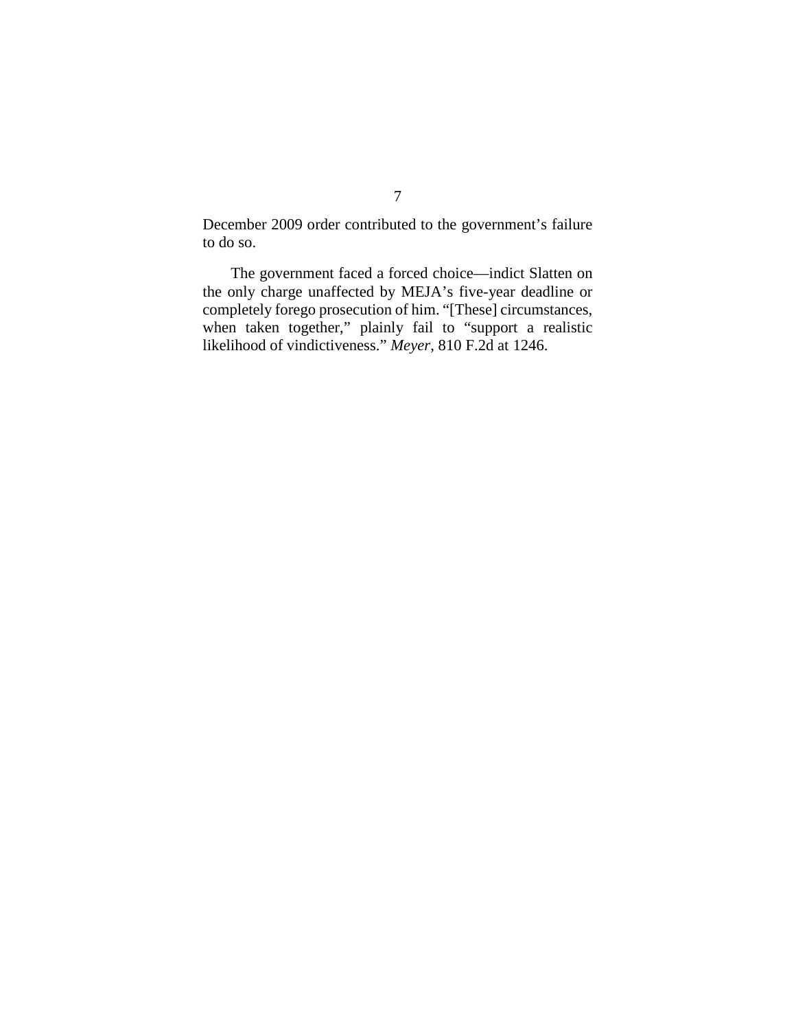December 2009 order contributed to the government's failure to do so.

The government faced a forced choice—indict Slatten on the only charge unaffected by MEJA's five-year deadline or completely forego prosecution of him. "[These] circumstances, when taken together," plainly fail to "support a realistic likelihood of vindictiveness." *Meyer*, 810 F.2d at 1246.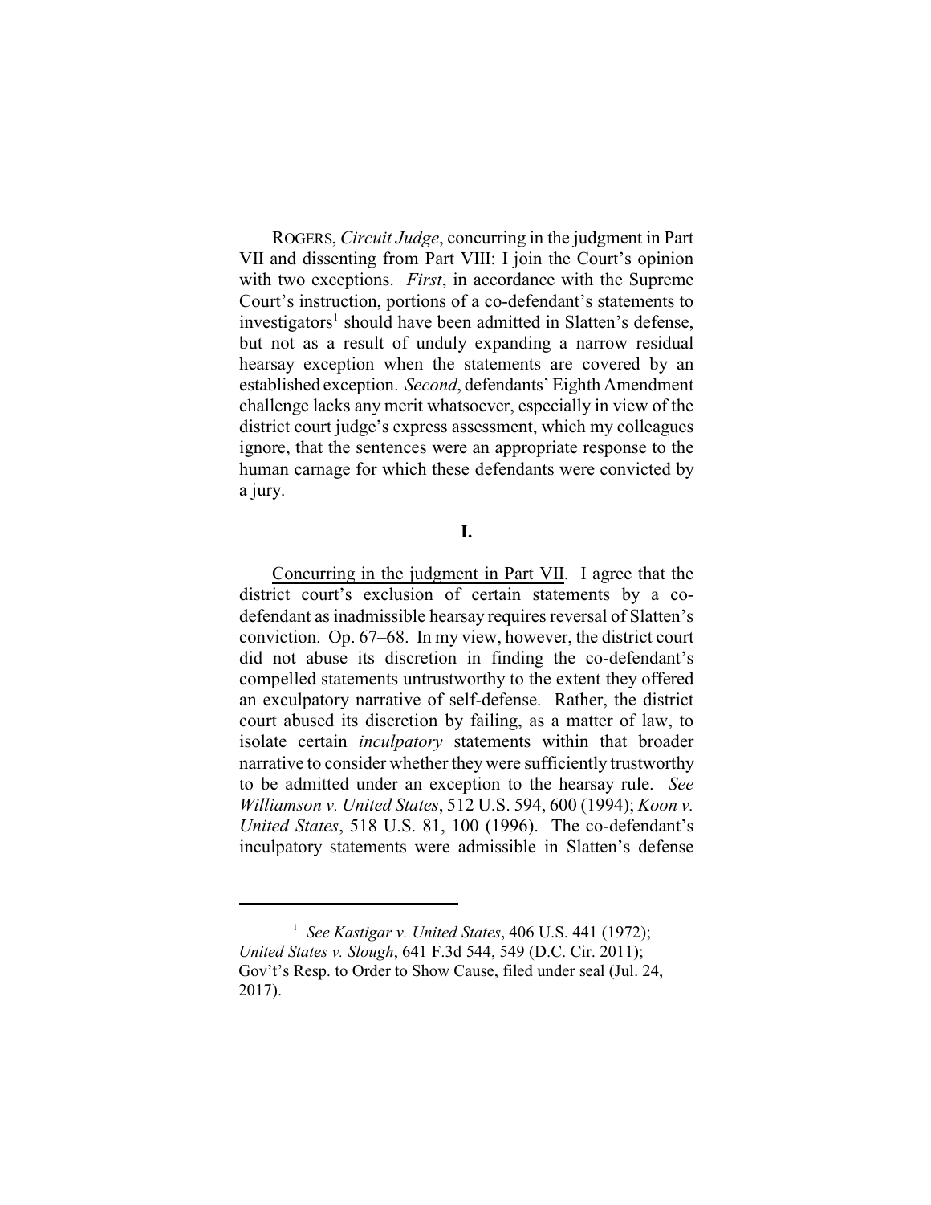ROGERS, *Circuit Judge*, concurring in the judgment in Part VII and dissenting from Part VIII: I join the Court's opinion with two exceptions. *First*, in accordance with the Supreme Court's instruction, portions of a co-defendant's statements to investigators[1] should have been admitted in Slatten's defense, but not as a result of unduly expanding a narrow residual hearsay exception when the statements are covered by an established exception. *Second*, defendants' Eighth Amendment challenge lacks any merit whatsoever, especially in view of the district court judge's express assessment, which my colleagues ignore, that the sentences were an appropriate response to the human carnage for which these defendants were convicted by a jury.

## I.

Concurring in the judgment in Part VII. I agree that the district court's exclusion of certain statements by a co-defendant as inadmissible hearsay requires reversal of Slatten's conviction. Op. 67–68. In my view, however, the district court did not abuse its discretion in finding the co-defendant's compelled statements untrustworthy to the extent they offered an exculpatory narrative of self-defense. Rather, the district court abused its discretion by failing, as a matter of law, to isolate certain *inculpatory* statements within that broader narrative to consider whether they were sufficiently trustworthy to be admitted under an exception to the hearsay rule. *See Williamson v. United States*, 512 U.S. 594, 600 (1994); *Koon v. United States*, 518 U.S. 81, 100 (1996). The co-defendant's inculpatory statements were admissible in Slatten's defense

---

[1] *See Kastigar v. United States*, 406 U.S. 441 (1972); *United States v. Slough*, 641 F.3d 544, 549 (D.C. Cir. 2011); Gov't's Resp. to Order to Show Cause, filed under seal (Jul. 24, 2017).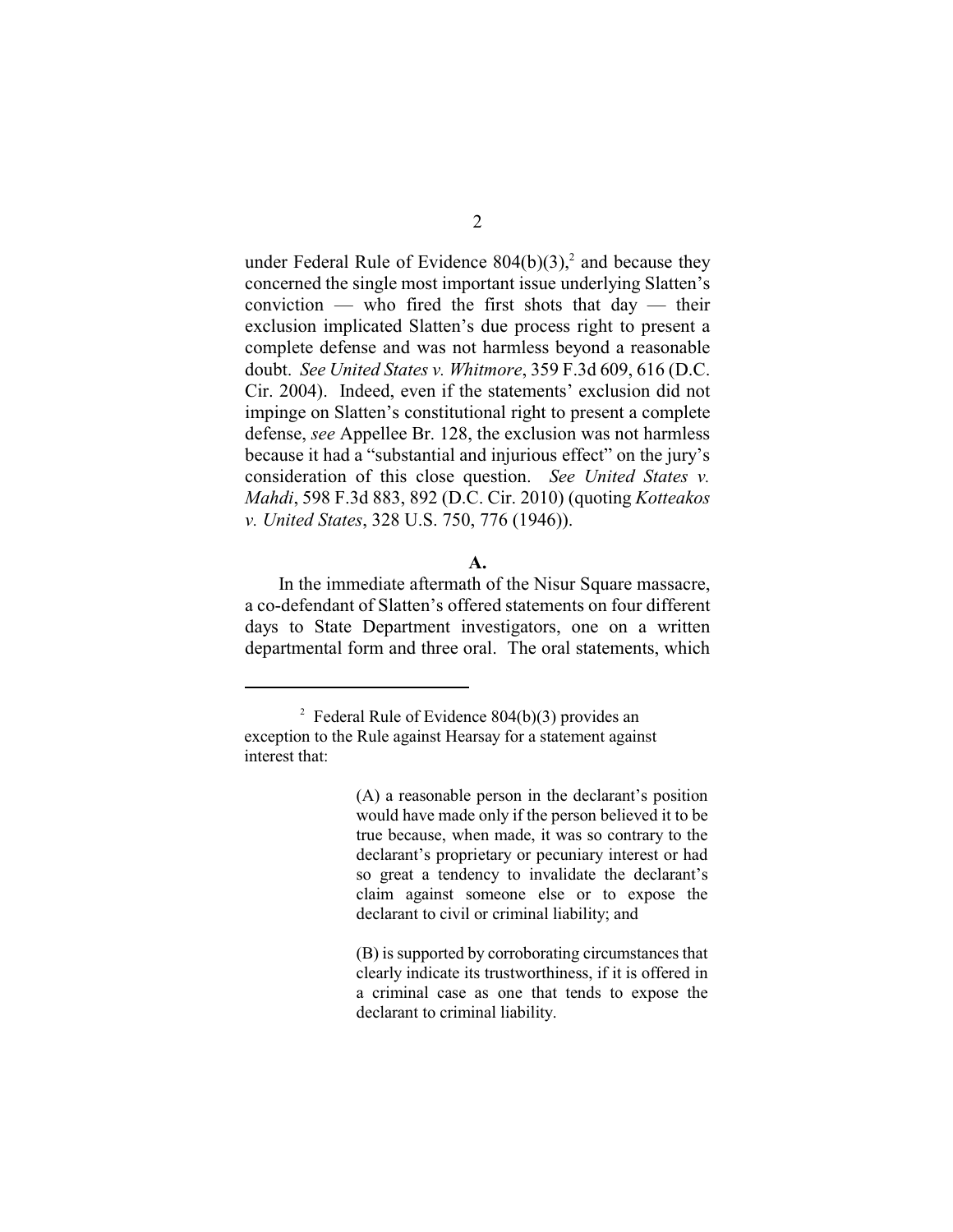under Federal Rule of Evidence 804(b)(3),[2] and because they concerned the single most important issue underlying Slatten's conviction — who fired the first shots that day — their exclusion implicated Slatten's due process right to present a complete defense and was not harmless beyond a reasonable doubt. *See United States v. Whitmore*, 359 F.3d 609, 616 (D.C. Cir. 2004). Indeed, even if the statements' exclusion did not impinge on Slatten's constitutional right to present a complete defense, *see* Appellee Br. 128, the exclusion was not harmless because it had a "substantial and injurious effect" on the jury's consideration of this close question. *See United States v. Mahdi*, 598 F.3d 883, 892 (D.C. Cir. 2010) (quoting *Kotteakos v. United States*, 328 U.S. 750, 776 (1946)).

**A.**

In the immediate aftermath of the Nisur Square massacre, a co-defendant of Slatten's offered statements on four different days to State Department investigators, one on a written departmental form and three oral. The oral statements, which

---

[2] Federal Rule of Evidence 804(b)(3) provides an exception to the Rule against Hearsay for a statement against interest that:

> (A) a reasonable person in the declarant's position would have made only if the person believed it to be true because, when made, it was so contrary to the declarant's proprietary or pecuniary interest or had so great a tendency to invalidate the declarant's claim against someone else or to expose the declarant to civil or criminal liability; and
>
> (B) is supported by corroborating circumstances that clearly indicate its trustworthiness, if it is offered in a criminal case as one that tends to expose the declarant to criminal liability.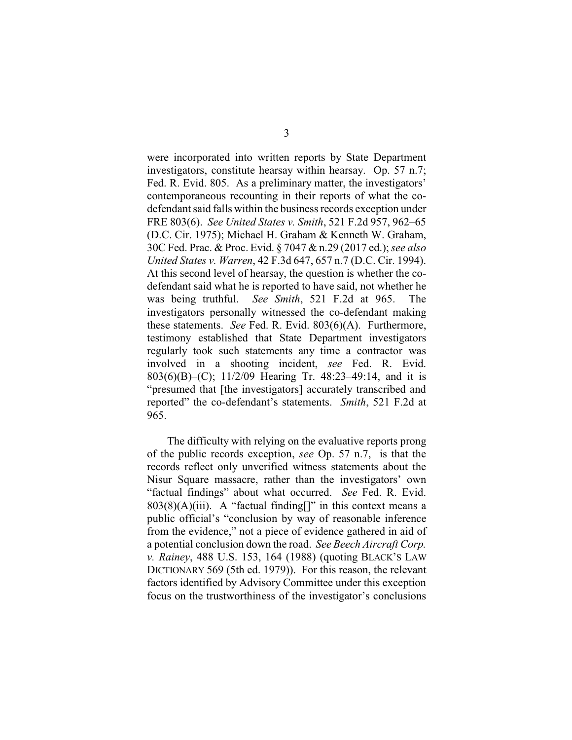were incorporated into written reports by State Department investigators, constitute hearsay within hearsay. Op. 57 n.7; Fed. R. Evid. 805. As a preliminary matter, the investigators' contemporaneous recounting in their reports of what the co-defendant said falls within the business records exception under FRE 803(6). *See United States v. Smith*, 521 F.2d 957, 962–65 (D.C. Cir. 1975); Michael H. Graham & Kenneth W. Graham, 30C Fed. Prac. & Proc. Evid. § 7047 & n.29 (2017 ed.); *see also United States v. Warren*, 42 F.3d 647, 657 n.7 (D.C. Cir. 1994). At this second level of hearsay, the question is whether the co-defendant said what he is reported to have said, not whether he was being truthful. *See Smith*, 521 F.2d at 965. The investigators personally witnessed the co-defendant making these statements. *See* Fed. R. Evid. 803(6)(A). Furthermore, testimony established that State Department investigators regularly took such statements any time a contractor was involved in a shooting incident, *see* Fed. R. Evid. 803(6)(B)–(C); 11/2/09 Hearing Tr. 48:23–49:14, and it is "presumed that [the investigators] accurately transcribed and reported" the co-defendant's statements. *Smith*, 521 F.2d at 965.

The difficulty with relying on the evaluative reports prong of the public records exception, *see* Op. 57 n.7, is that the records reflect only unverified witness statements about the Nisur Square massacre, rather than the investigators' own "factual findings" about what occurred. *See* Fed. R. Evid. 803(8)(A)(iii). A "factual finding[]" in this context means a public official's "conclusion by way of reasonable inference from the evidence," not a piece of evidence gathered in aid of a potential conclusion down the road. *See Beech Aircraft Corp. v. Rainey*, 488 U.S. 153, 164 (1988) (quoting BLACK'S LAW DICTIONARY 569 (5th ed. 1979)). For this reason, the relevant factors identified by Advisory Committee under this exception focus on the trustworthiness of the investigator's conclusions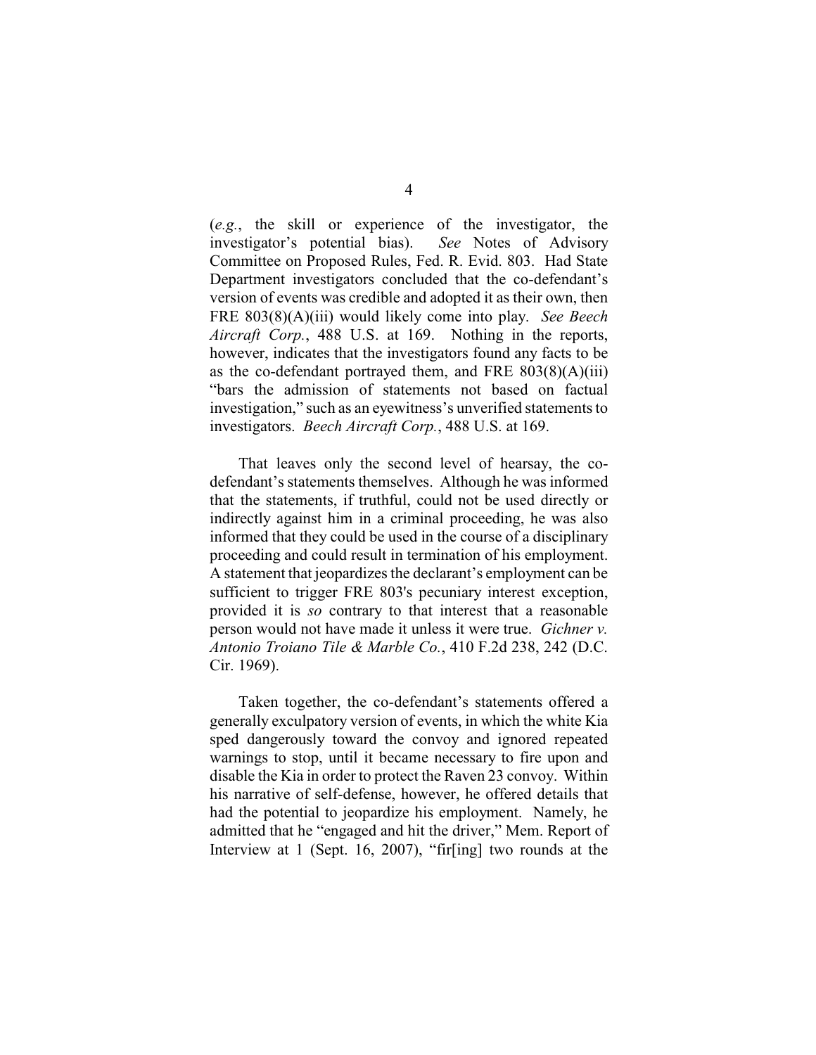(*e.g.*, the skill or experience of the investigator, the investigator's potential bias). *See* Notes of Advisory Committee on Proposed Rules, Fed. R. Evid. 803. Had State Department investigators concluded that the co-defendant's version of events was credible and adopted it as their own, then FRE 803(8)(A)(iii) would likely come into play. *See Beech Aircraft Corp.*, 488 U.S. at 169. Nothing in the reports, however, indicates that the investigators found any facts to be as the co-defendant portrayed them, and FRE 803(8)(A)(iii) "bars the admission of statements not based on factual investigation," such as an eyewitness's unverified statements to investigators. *Beech Aircraft Corp.*, 488 U.S. at 169.

That leaves only the second level of hearsay, the co-defendant's statements themselves. Although he was informed that the statements, if truthful, could not be used directly or indirectly against him in a criminal proceeding, he was also informed that they could be used in the course of a disciplinary proceeding and could result in termination of his employment. A statement that jeopardizes the declarant's employment can be sufficient to trigger FRE 803's pecuniary interest exception, provided it is *so* contrary to that interest that a reasonable person would not have made it unless it were true. *Gichner v. Antonio Troiano Tile & Marble Co.*, 410 F.2d 238, 242 (D.C. Cir. 1969).

Taken together, the co-defendant's statements offered a generally exculpatory version of events, in which the white Kia sped dangerously toward the convoy and ignored repeated warnings to stop, until it became necessary to fire upon and disable the Kia in order to protect the Raven 23 convoy. Within his narrative of self-defense, however, he offered details that had the potential to jeopardize his employment. Namely, he admitted that he "engaged and hit the driver," Mem. Report of Interview at 1 (Sept. 16, 2007), "fir[ing] two rounds at the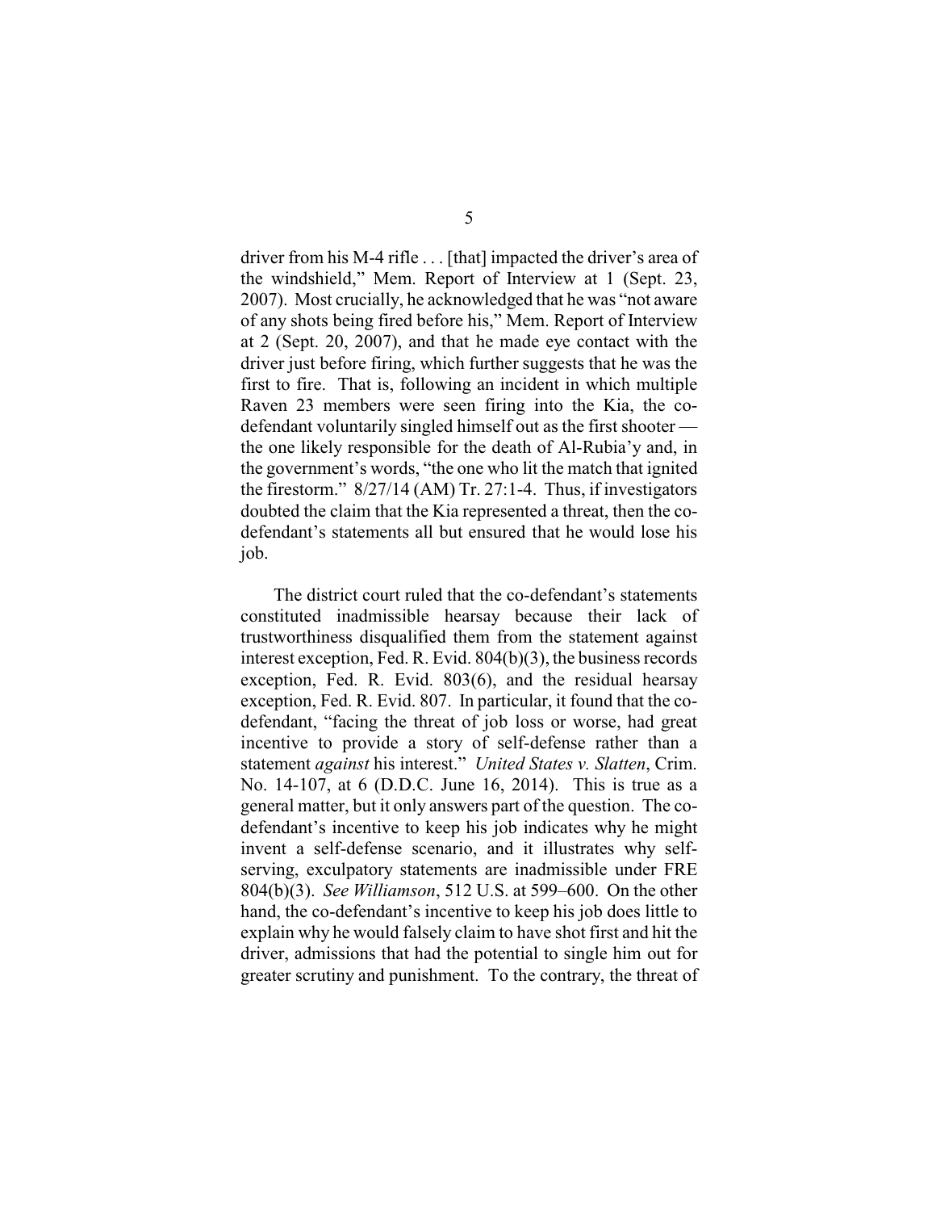driver from his M-4 rifle . . . [that] impacted the driver's area of the windshield," Mem. Report of Interview at 1 (Sept. 23, 2007). Most crucially, he acknowledged that he was "not aware of any shots being fired before his," Mem. Report of Interview at 2 (Sept. 20, 2007), and that he made eye contact with the driver just before firing, which further suggests that he was the first to fire. That is, following an incident in which multiple Raven 23 members were seen firing into the Kia, the co-defendant voluntarily singled himself out as the first shooter — the one likely responsible for the death of Al-Rubia'y and, in the government's words, "the one who lit the match that ignited the firestorm." 8/27/14 (AM) Tr. 27:1-4. Thus, if investigators doubted the claim that the Kia represented a threat, then the co-defendant's statements all but ensured that he would lose his job.

The district court ruled that the co-defendant's statements constituted inadmissible hearsay because their lack of trustworthiness disqualified them from the statement against interest exception, Fed. R. Evid. 804(b)(3), the business records exception, Fed. R. Evid. 803(6), and the residual hearsay exception, Fed. R. Evid. 807. In particular, it found that the co-defendant, "facing the threat of job loss or worse, had great incentive to provide a story of self-defense rather than a statement *against* his interest." *United States v. Slatten*, Crim. No. 14-107, at 6 (D.D.C. June 16, 2014). This is true as a general matter, but it only answers part of the question. The co-defendant's incentive to keep his job indicates why he might invent a self-defense scenario, and it illustrates why self-serving, exculpatory statements are inadmissible under FRE 804(b)(3). *See Williamson*, 512 U.S. at 599–600. On the other hand, the co-defendant's incentive to keep his job does little to explain why he would falsely claim to have shot first and hit the driver, admissions that had the potential to single him out for greater scrutiny and punishment. To the contrary, the threat of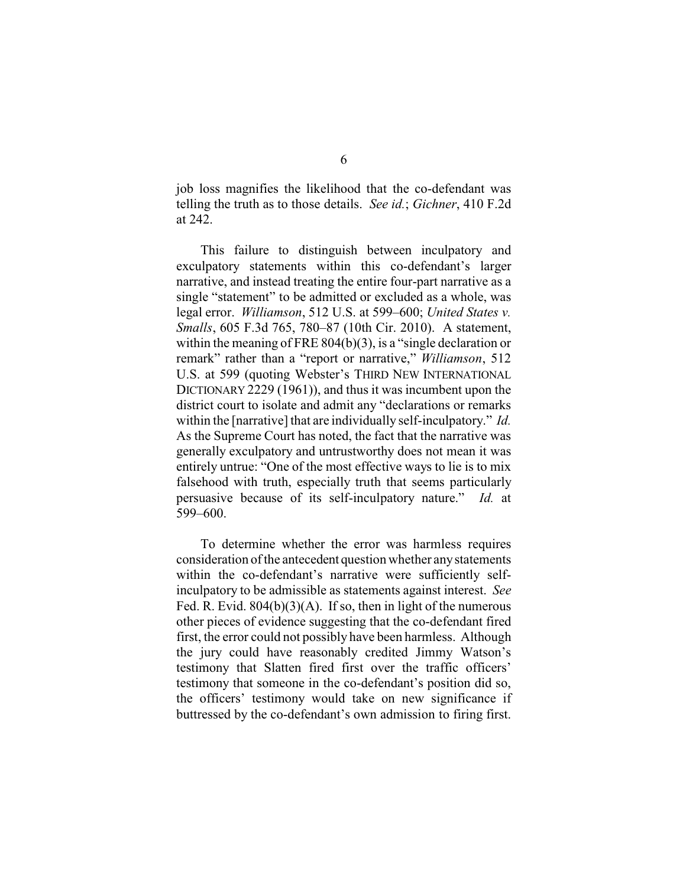job loss magnifies the likelihood that the co-defendant was telling the truth as to those details. *See id.*; *Gichner*, 410 F.2d at 242.

This failure to distinguish between inculpatory and exculpatory statements within this co-defendant's larger narrative, and instead treating the entire four-part narrative as a single "statement" to be admitted or excluded as a whole, was legal error. *Williamson*, 512 U.S. at 599–600; *United States v. Smalls*, 605 F.3d 765, 780–87 (10th Cir. 2010). A statement, within the meaning of FRE 804(b)(3), is a "single declaration or remark" rather than a "report or narrative," *Williamson*, 512 U.S. at 599 (quoting Webster's THIRD NEW INTERNATIONAL DICTIONARY 2229 (1961)), and thus it was incumbent upon the district court to isolate and admit any "declarations or remarks within the [narrative] that are individually self-inculpatory." *Id.* As the Supreme Court has noted, the fact that the narrative was generally exculpatory and untrustworthy does not mean it was entirely untrue: "One of the most effective ways to lie is to mix falsehood with truth, especially truth that seems particularly persuasive because of its self-inculpatory nature." *Id.* at 599–600.

To determine whether the error was harmless requires consideration of the antecedent question whether any statements within the co-defendant's narrative were sufficiently self-inculpatory to be admissible as statements against interest. *See* Fed. R. Evid. 804(b)(3)(A). If so, then in light of the numerous other pieces of evidence suggesting that the co-defendant fired first, the error could not possibly have been harmless. Although the jury could have reasonably credited Jimmy Watson's testimony that Slatten fired first over the traffic officers' testimony that someone in the co-defendant's position did so, the officers' testimony would take on new significance if buttressed by the co-defendant's own admission to firing first.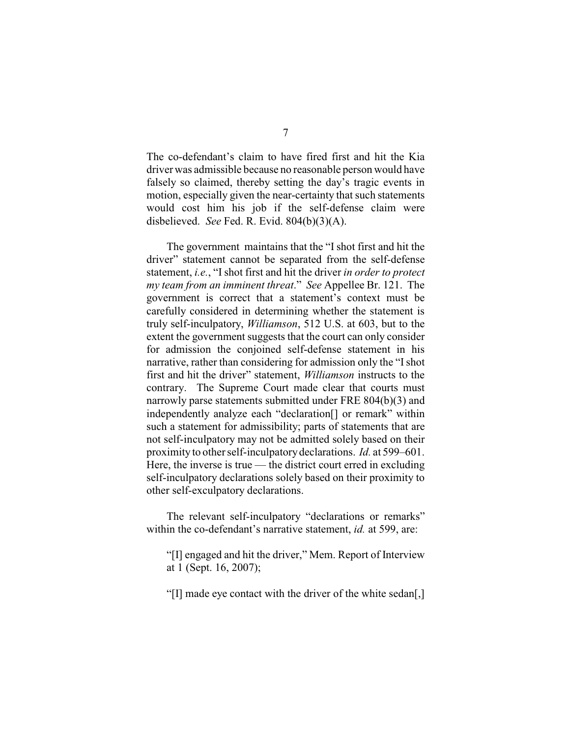The co-defendant's claim to have fired first and hit the Kia driver was admissible because no reasonable person would have falsely so claimed, thereby setting the day's tragic events in motion, especially given the near-certainty that such statements would cost him his job if the self-defense claim were disbelieved. *See* Fed. R. Evid. 804(b)(3)(A).

The government maintains that the "I shot first and hit the driver" statement cannot be separated from the self-defense statement, *i.e.*, "I shot first and hit the driver *in order to protect my team from an imminent threat*." *See* Appellee Br. 121. The government is correct that a statement's context must be carefully considered in determining whether the statement is truly self-inculpatory, *Williamson*, 512 U.S. at 603, but to the extent the government suggests that the court can only consider for admission the conjoined self-defense statement in his narrative, rather than considering for admission only the "I shot first and hit the driver" statement, *Williamson* instructs to the contrary. The Supreme Court made clear that courts must narrowly parse statements submitted under FRE 804(b)(3) and independently analyze each "declaration[] or remark" within such a statement for admissibility; parts of statements that are not self-inculpatory may not be admitted solely based on their proximity to other self-inculpatory declarations. *Id.* at 599–601. Here, the inverse is true — the district court erred in excluding self-inculpatory declarations solely based on their proximity to other self-exculpatory declarations.

The relevant self-inculpatory "declarations or remarks" within the co-defendant's narrative statement, *id.* at 599, are:

> "[I] engaged and hit the driver," Mem. Report of Interview at 1 (Sept. 16, 2007);
>
> "[I] made eye contact with the driver of the white sedan[,]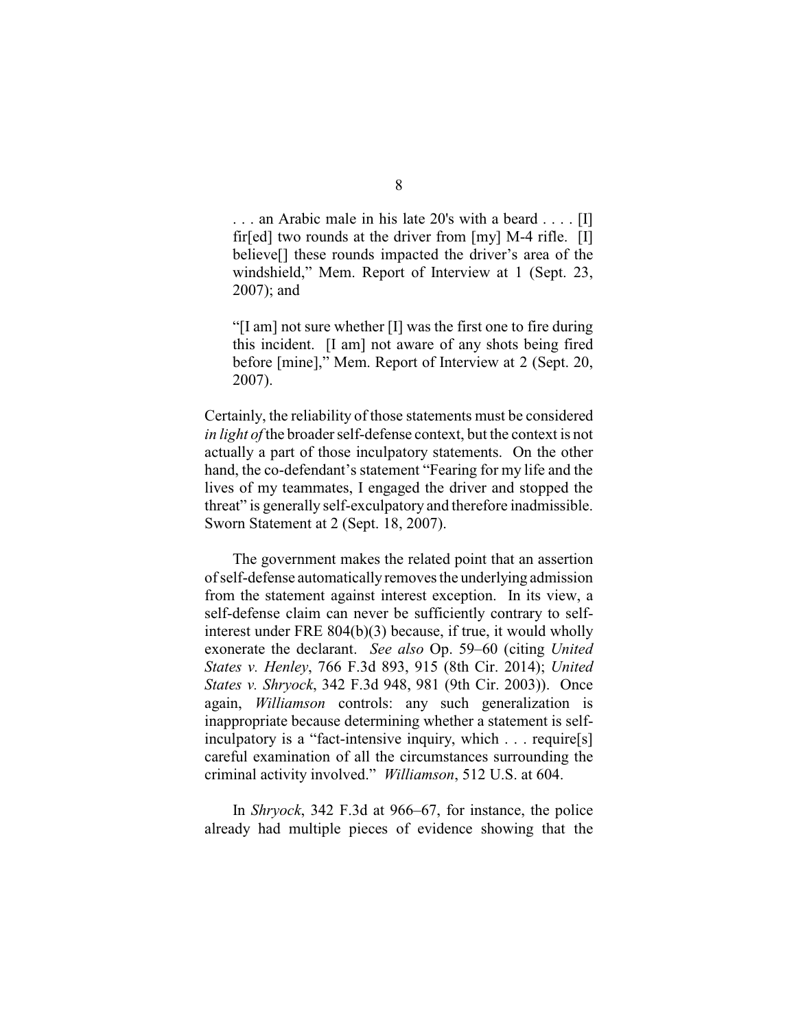. . . an Arabic male in his late 20's with a beard . . . . [I] fir[ed] two rounds at the driver from [my] M-4 rifle. [I] believe[] these rounds impacted the driver's area of the windshield," Mem. Report of Interview at 1 (Sept. 23, 2007); and

"[I am] not sure whether [I] was the first one to fire during this incident. [I am] not aware of any shots being fired before [mine]," Mem. Report of Interview at 2 (Sept. 20, 2007).

Certainly, the reliability of those statements must be considered *in light of* the broader self-defense context, but the context is not actually a part of those inculpatory statements. On the other hand, the co-defendant's statement "Fearing for my life and the lives of my teammates, I engaged the driver and stopped the threat" is generally self-exculpatory and therefore inadmissible. Sworn Statement at 2 (Sept. 18, 2007).

The government makes the related point that an assertion of self-defense automatically removes the underlying admission from the statement against interest exception. In its view, a self-defense claim can never be sufficiently contrary to self-interest under FRE 804(b)(3) because, if true, it would wholly exonerate the declarant. *See also* Op. 59–60 (citing *United States v. Henley*, 766 F.3d 893, 915 (8th Cir. 2014); *United States v. Shryock*, 342 F.3d 948, 981 (9th Cir. 2003)). Once again, *Williamson* controls: any such generalization is inappropriate because determining whether a statement is self-inculpatory is a "fact-intensive inquiry, which . . . require[s] careful examination of all the circumstances surrounding the criminal activity involved." *Williamson*, 512 U.S. at 604.

In *Shryock*, 342 F.3d at 966–67, for instance, the police already had multiple pieces of evidence showing that the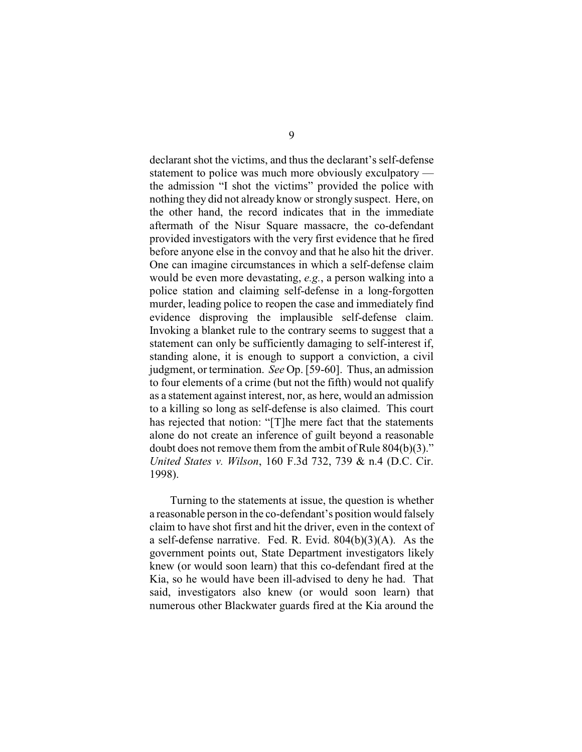declarant shot the victims, and thus the declarant's self-defense statement to police was much more obviously exculpatory — the admission "I shot the victims" provided the police with nothing they did not already know or strongly suspect. Here, on the other hand, the record indicates that in the immediate aftermath of the Nisur Square massacre, the co-defendant provided investigators with the very first evidence that he fired before anyone else in the convoy and that he also hit the driver. One can imagine circumstances in which a self-defense claim would be even more devastating, *e.g.*, a person walking into a police station and claiming self-defense in a long-forgotten murder, leading police to reopen the case and immediately find evidence disproving the implausible self-defense claim. Invoking a blanket rule to the contrary seems to suggest that a statement can only be sufficiently damaging to self-interest if, standing alone, it is enough to support a conviction, a civil judgment, or termination. *See* Op. [59-60]. Thus, an admission to four elements of a crime (but not the fifth) would not qualify as a statement against interest, nor, as here, would an admission to a killing so long as self-defense is also claimed. This court has rejected that notion: "[T]he mere fact that the statements alone do not create an inference of guilt beyond a reasonable doubt does not remove them from the ambit of Rule 804(b)(3)." *United States v. Wilson*, 160 F.3d 732, 739 & n.4 (D.C. Cir. 1998).

Turning to the statements at issue, the question is whether a reasonable person in the co-defendant's position would falsely claim to have shot first and hit the driver, even in the context of a self-defense narrative. Fed. R. Evid. 804(b)(3)(A). As the government points out, State Department investigators likely knew (or would soon learn) that this co-defendant fired at the Kia, so he would have been ill-advised to deny he had. That said, investigators also knew (or would soon learn) that numerous other Blackwater guards fired at the Kia around the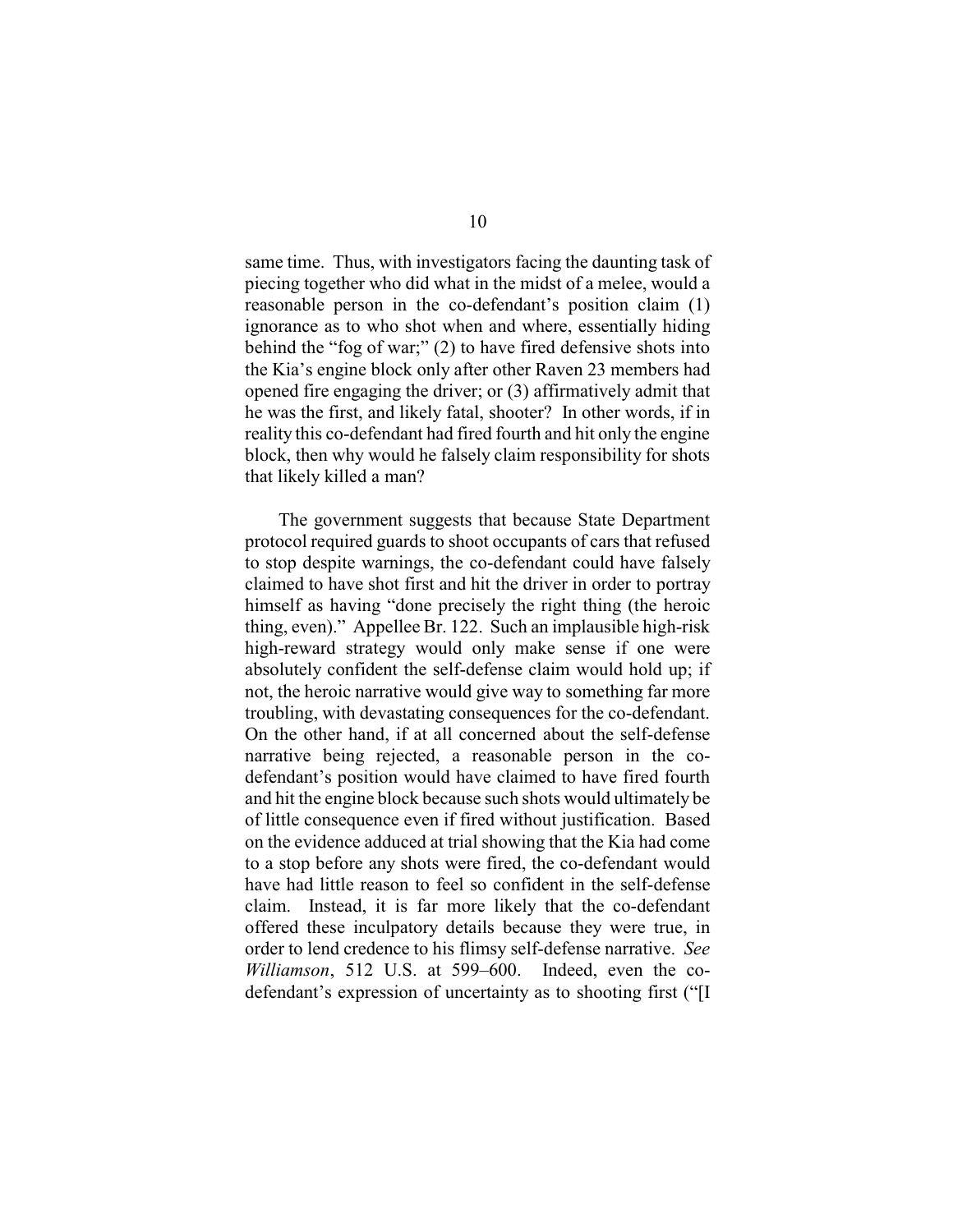same time. Thus, with investigators facing the daunting task of piecing together who did what in the midst of a melee, would a reasonable person in the co-defendant's position claim (1) ignorance as to who shot when and where, essentially hiding behind the "fog of war;" (2) to have fired defensive shots into the Kia's engine block only after other Raven 23 members had opened fire engaging the driver; or (3) affirmatively admit that he was the first, and likely fatal, shooter? In other words, if in reality this co-defendant had fired fourth and hit only the engine block, then why would he falsely claim responsibility for shots that likely killed a man?

The government suggests that because State Department protocol required guards to shoot occupants of cars that refused to stop despite warnings, the co-defendant could have falsely claimed to have shot first and hit the driver in order to portray himself as having "done precisely the right thing (the heroic thing, even)." Appellee Br. 122. Such an implausible high-risk high-reward strategy would only make sense if one were absolutely confident the self-defense claim would hold up; if not, the heroic narrative would give way to something far more troubling, with devastating consequences for the co-defendant. On the other hand, if at all concerned about the self-defense narrative being rejected, a reasonable person in the co-defendant's position would have claimed to have fired fourth and hit the engine block because such shots would ultimately be of little consequence even if fired without justification. Based on the evidence adduced at trial showing that the Kia had come to a stop before any shots were fired, the co-defendant would have had little reason to feel so confident in the self-defense claim. Instead, it is far more likely that the co-defendant offered these inculpatory details because they were true, in order to lend credence to his flimsy self-defense narrative. *See Williamson*, 512 U.S. at 599–600. Indeed, even the co-defendant's expression of uncertainty as to shooting first ("[I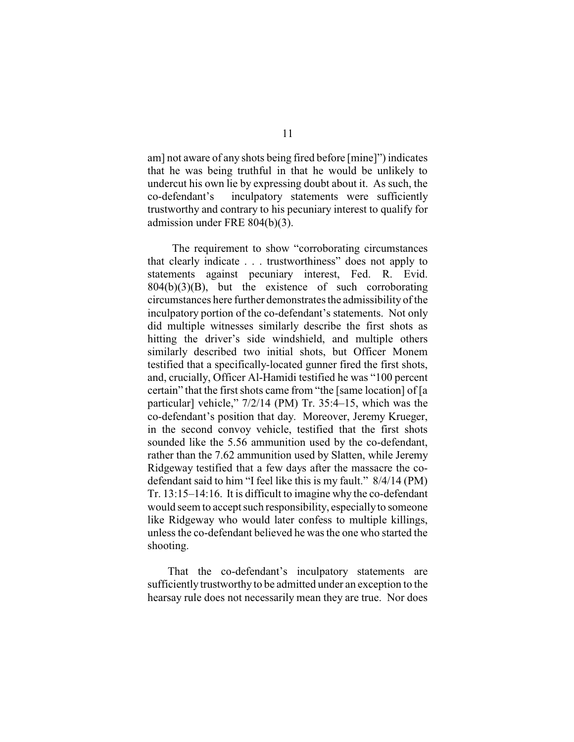am] not aware of any shots being fired before [mine]") indicates that he was being truthful in that he would be unlikely to undercut his own lie by expressing doubt about it. As such, the co-defendant's inculpatory statements were sufficiently trustworthy and contrary to his pecuniary interest to qualify for admission under FRE 804(b)(3).

The requirement to show "corroborating circumstances that clearly indicate . . . trustworthiness" does not apply to statements against pecuniary interest, Fed. R. Evid. 804(b)(3)(B), but the existence of such corroborating circumstances here further demonstrates the admissibility of the inculpatory portion of the co-defendant's statements. Not only did multiple witnesses similarly describe the first shots as hitting the driver's side windshield, and multiple others similarly described two initial shots, but Officer Monem testified that a specifically-located gunner fired the first shots, and, crucially, Officer Al-Hamidi testified he was "100 percent certain" that the first shots came from "the [same location] of [a particular] vehicle," 7/2/14 (PM) Tr. 35:4–15, which was the co-defendant's position that day. Moreover, Jeremy Krueger, in the second convoy vehicle, testified that the first shots sounded like the 5.56 ammunition used by the co-defendant, rather than the 7.62 ammunition used by Slatten, while Jeremy Ridgeway testified that a few days after the massacre the co-defendant said to him "I feel like this is my fault." 8/4/14 (PM) Tr. 13:15–14:16. It is difficult to imagine why the co-defendant would seem to accept such responsibility, especially to someone like Ridgeway who would later confess to multiple killings, unless the co-defendant believed he was the one who started the shooting.

That the co-defendant's inculpatory statements are sufficiently trustworthy to be admitted under an exception to the hearsay rule does not necessarily mean they are true. Nor does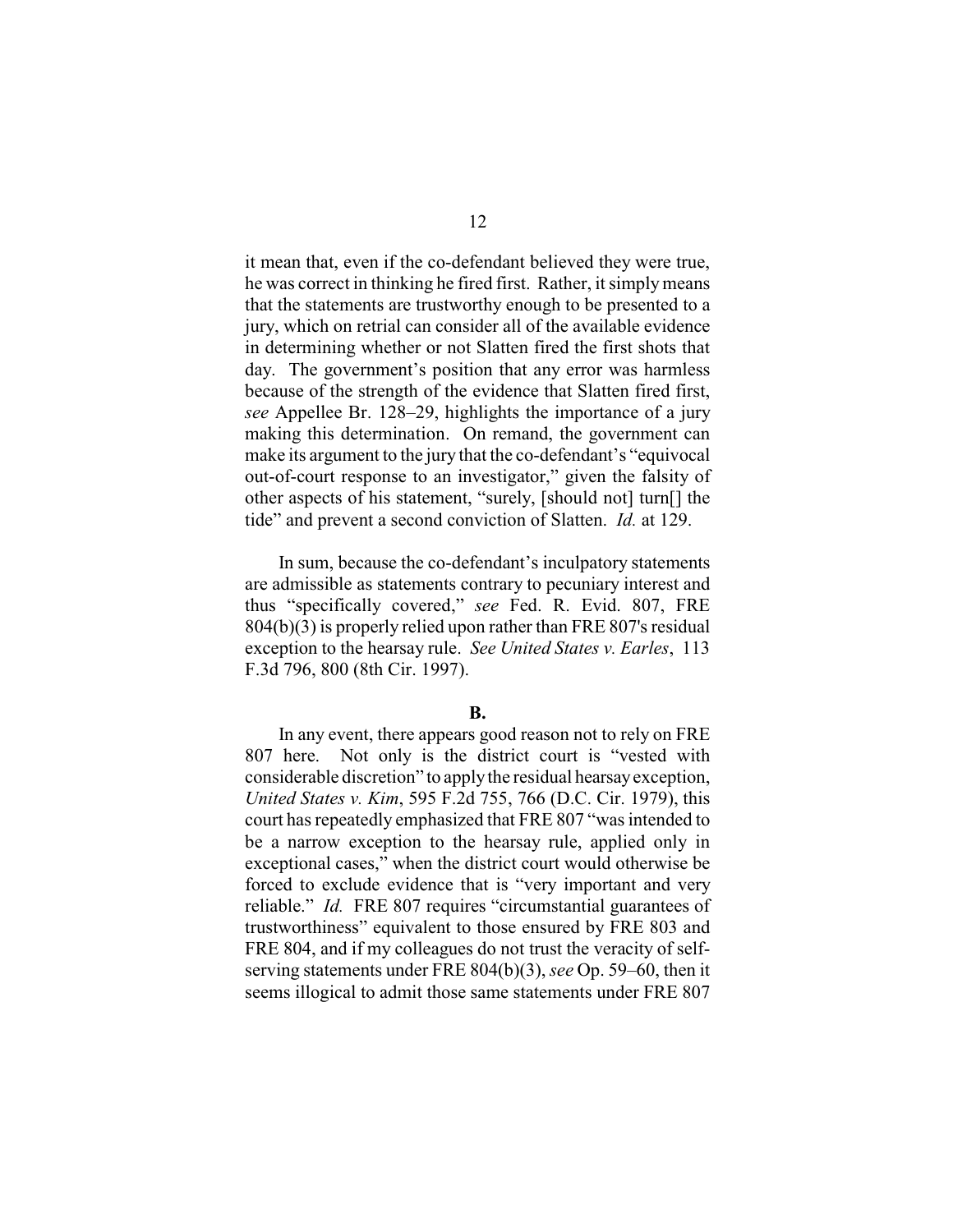it mean that, even if the co-defendant believed they were true, he was correct in thinking he fired first. Rather, it simply means that the statements are trustworthy enough to be presented to a jury, which on retrial can consider all of the available evidence in determining whether or not Slatten fired the first shots that day. The government's position that any error was harmless because of the strength of the evidence that Slatten fired first, *see* Appellee Br. 128–29, highlights the importance of a jury making this determination. On remand, the government can make its argument to the jury that the co-defendant's "equivocal out-of-court response to an investigator," given the falsity of other aspects of his statement, "surely, [should not] turn[] the tide" and prevent a second conviction of Slatten. *Id.* at 129.

In sum, because the co-defendant's inculpatory statements are admissible as statements contrary to pecuniary interest and thus "specifically covered," *see* Fed. R. Evid. 807, FRE 804(b)(3) is properly relied upon rather than FRE 807's residual exception to the hearsay rule. *See United States v. Earles*, 113 F.3d 796, 800 (8th Cir. 1997).

**B.**

In any event, there appears good reason not to rely on FRE 807 here. Not only is the district court is "vested with considerable discretion" to apply the residual hearsay exception, *United States v. Kim*, 595 F.2d 755, 766 (D.C. Cir. 1979), this court has repeatedly emphasized that FRE 807 "was intended to be a narrow exception to the hearsay rule, applied only in exceptional cases," when the district court would otherwise be forced to exclude evidence that is "very important and very reliable." *Id.* FRE 807 requires "circumstantial guarantees of trustworthiness" equivalent to those ensured by FRE 803 and FRE 804, and if my colleagues do not trust the veracity of self-serving statements under FRE 804(b)(3), *see* Op. 59–60, then it seems illogical to admit those same statements under FRE 807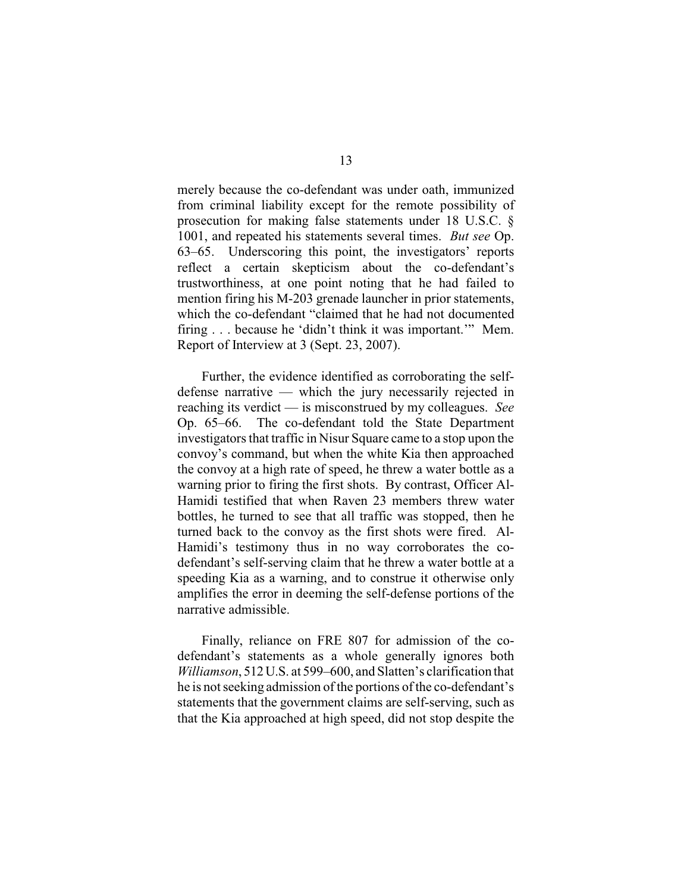merely because the co-defendant was under oath, immunized from criminal liability except for the remote possibility of prosecution for making false statements under 18 U.S.C. § 1001, and repeated his statements several times. *But see* Op. 63–65. Underscoring this point, the investigators' reports reflect a certain skepticism about the co-defendant's trustworthiness, at one point noting that he had failed to mention firing his M-203 grenade launcher in prior statements, which the co-defendant "claimed that he had not documented firing . . . because he 'didn't think it was important.'" Mem. Report of Interview at 3 (Sept. 23, 2007).

Further, the evidence identified as corroborating the self-defense narrative — which the jury necessarily rejected in reaching its verdict — is misconstrued by my colleagues. *See* Op. 65–66. The co-defendant told the State Department investigators that traffic in Nisur Square came to a stop upon the convoy's command, but when the white Kia then approached the convoy at a high rate of speed, he threw a water bottle as a warning prior to firing the first shots. By contrast, Officer Al-Hamidi testified that when Raven 23 members threw water bottles, he turned to see that all traffic was stopped, then he turned back to the convoy as the first shots were fired. Al-Hamidi's testimony thus in no way corroborates the co-defendant's self-serving claim that he threw a water bottle at a speeding Kia as a warning, and to construe it otherwise only amplifies the error in deeming the self-defense portions of the narrative admissible.

Finally, reliance on FRE 807 for admission of the co-defendant's statements as a whole generally ignores both *Williamson*, 512 U.S. at 599–600, and Slatten's clarification that he is not seeking admission of the portions of the co-defendant's statements that the government claims are self-serving, such as that the Kia approached at high speed, did not stop despite the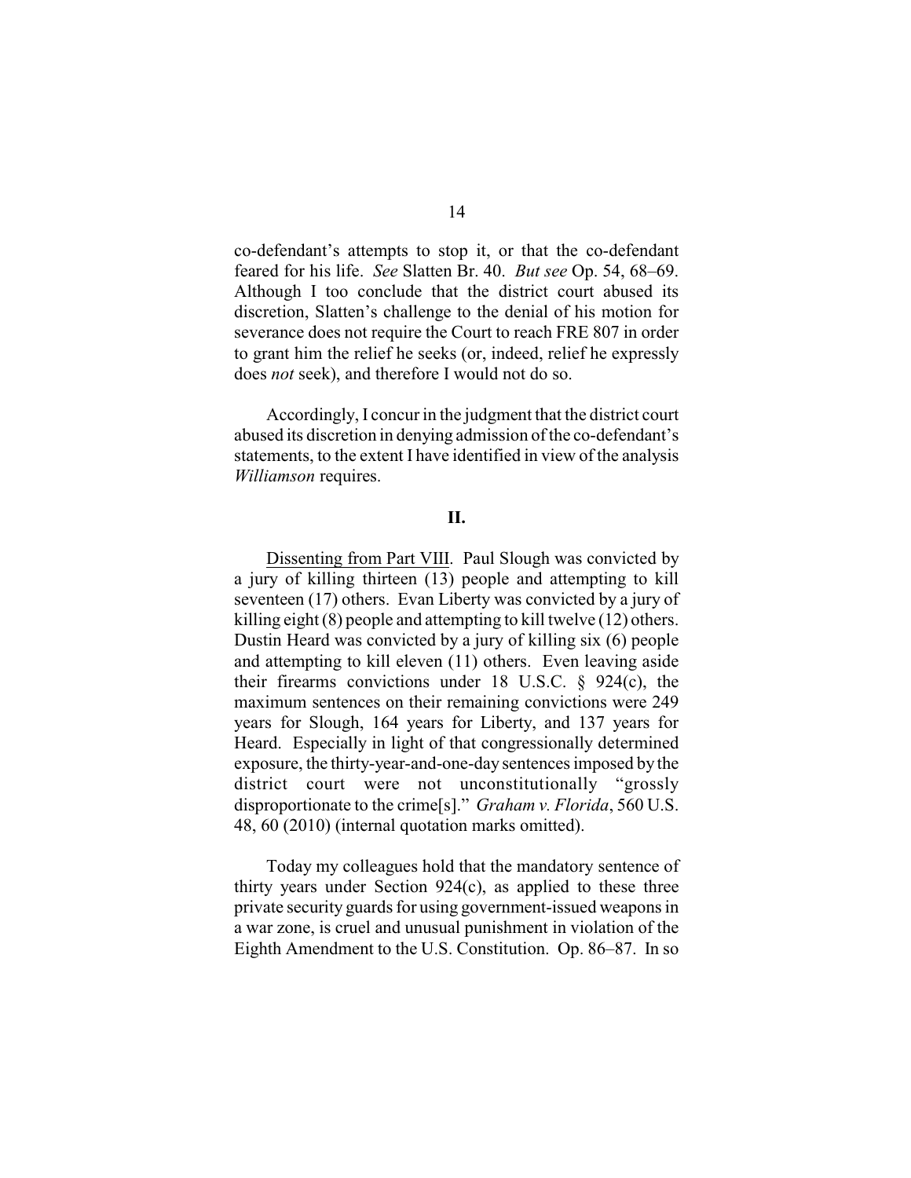co-defendant's attempts to stop it, or that the co-defendant feared for his life. *See* Slatten Br. 40. *But see* Op. 54, 68–69. Although I too conclude that the district court abused its discretion, Slatten's challenge to the denial of his motion for severance does not require the Court to reach FRE 807 in order to grant him the relief he seeks (or, indeed, relief he expressly does *not* seek), and therefore I would not do so.

Accordingly, I concur in the judgment that the district court abused its discretion in denying admission of the co-defendant's statements, to the extent I have identified in view of the analysis *Williamson* requires.

## II.

Dissenting from Part VIII. Paul Slough was convicted by a jury of killing thirteen (13) people and attempting to kill seventeen (17) others. Evan Liberty was convicted by a jury of killing eight (8) people and attempting to kill twelve (12) others. Dustin Heard was convicted by a jury of killing six (6) people and attempting to kill eleven (11) others. Even leaving aside their firearms convictions under 18 U.S.C. § 924(c), the maximum sentences on their remaining convictions were 249 years for Slough, 164 years for Liberty, and 137 years for Heard. Especially in light of that congressionally determined exposure, the thirty-year-and-one-day sentences imposed by the district court were not unconstitutionally "grossly disproportionate to the crime[s]." *Graham v. Florida*, 560 U.S. 48, 60 (2010) (internal quotation marks omitted).

Today my colleagues hold that the mandatory sentence of thirty years under Section 924(c), as applied to these three private security guards for using government-issued weapons in a war zone, is cruel and unusual punishment in violation of the Eighth Amendment to the U.S. Constitution. Op. 86–87. In so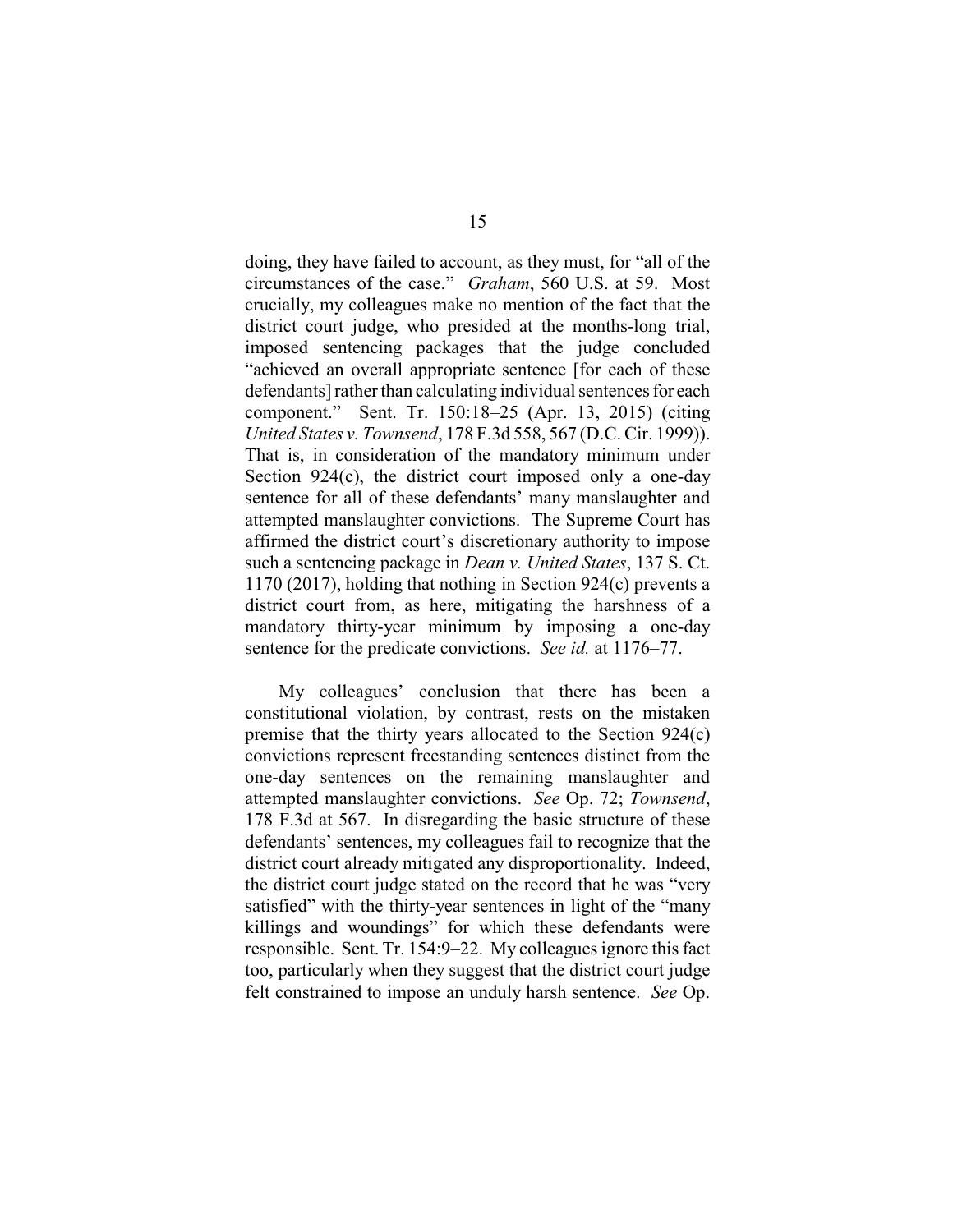doing, they have failed to account, as they must, for "all of the circumstances of the case." *Graham*, 560 U.S. at 59. Most crucially, my colleagues make no mention of the fact that the district court judge, who presided at the months-long trial, imposed sentencing packages that the judge concluded "achieved an overall appropriate sentence [for each of these defendants] rather than calculating individual sentences for each component." Sent. Tr. 150:18–25 (Apr. 13, 2015) (citing *United States v. Townsend*, 178 F.3d 558, 567 (D.C. Cir. 1999)). That is, in consideration of the mandatory minimum under Section 924(c), the district court imposed only a one-day sentence for all of these defendants' many manslaughter and attempted manslaughter convictions. The Supreme Court has affirmed the district court's discretionary authority to impose such a sentencing package in *Dean v. United States*, 137 S. Ct. 1170 (2017), holding that nothing in Section 924(c) prevents a district court from, as here, mitigating the harshness of a mandatory thirty-year minimum by imposing a one-day sentence for the predicate convictions. *See id.* at 1176–77.

My colleagues' conclusion that there has been a constitutional violation, by contrast, rests on the mistaken premise that the thirty years allocated to the Section 924(c) convictions represent freestanding sentences distinct from the one-day sentences on the remaining manslaughter and attempted manslaughter convictions. *See* Op. 72; *Townsend*, 178 F.3d at 567. In disregarding the basic structure of these defendants' sentences, my colleagues fail to recognize that the district court already mitigated any disproportionality. Indeed, the district court judge stated on the record that he was "very satisfied" with the thirty-year sentences in light of the "many killings and woundings" for which these defendants were responsible. Sent. Tr. 154:9–22. My colleagues ignore this fact too, particularly when they suggest that the district court judge felt constrained to impose an unduly harsh sentence. *See* Op.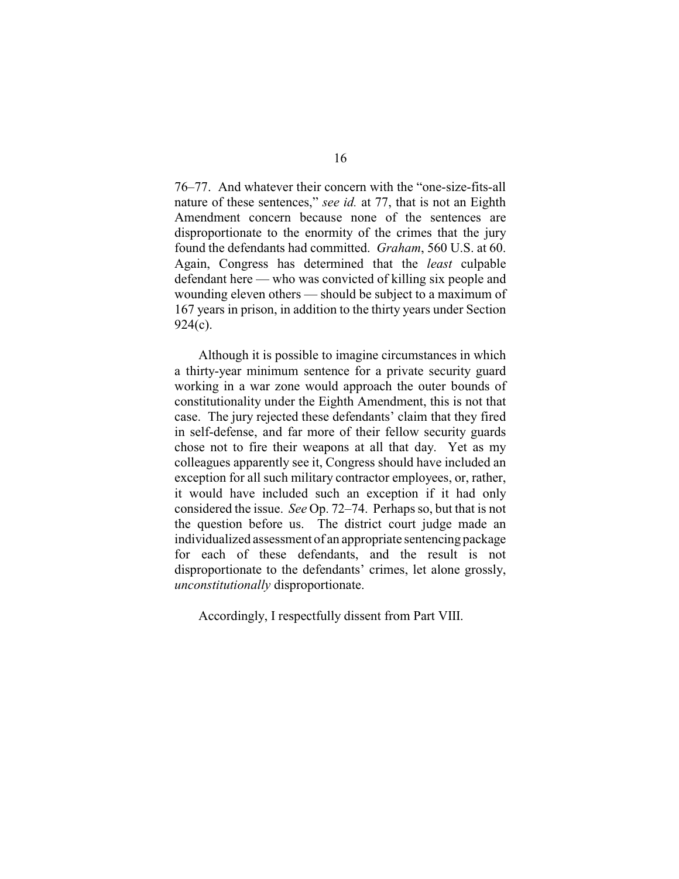76–77. And whatever their concern with the "one-size-fits-all nature of these sentences," *see id.* at 77, that is not an Eighth Amendment concern because none of the sentences are disproportionate to the enormity of the crimes that the jury found the defendants had committed. *Graham*, 560 U.S. at 60. Again, Congress has determined that the *least* culpable defendant here — who was convicted of killing six people and wounding eleven others — should be subject to a maximum of 167 years in prison, in addition to the thirty years under Section 924(c).

Although it is possible to imagine circumstances in which a thirty-year minimum sentence for a private security guard working in a war zone would approach the outer bounds of constitutionality under the Eighth Amendment, this is not that case. The jury rejected these defendants' claim that they fired in self-defense, and far more of their fellow security guards chose not to fire their weapons at all that day. Yet as my colleagues apparently see it, Congress should have included an exception for all such military contractor employees, or, rather, it would have included such an exception if it had only considered the issue. *See* Op. 72–74. Perhaps so, but that is not the question before us. The district court judge made an individualized assessment of an appropriate sentencing package for each of these defendants, and the result is not disproportionate to the defendants' crimes, let alone grossly, *unconstitutionally* disproportionate.

Accordingly, I respectfully dissent from Part VIII.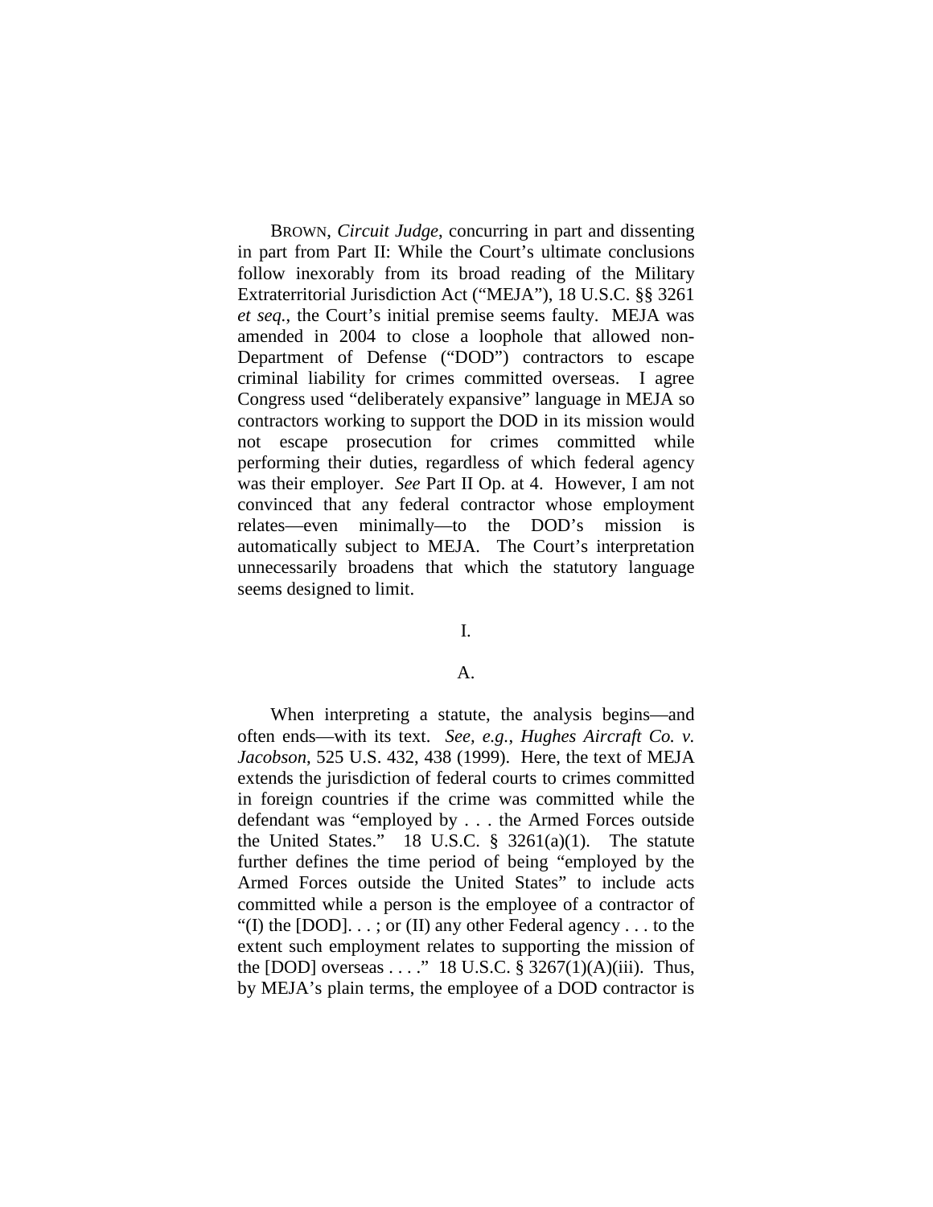BROWN, *Circuit Judge*, concurring in part and dissenting in part from Part II: While the Court's ultimate conclusions follow inexorably from its broad reading of the Military Extraterritorial Jurisdiction Act ("MEJA"), 18 U.S.C. §§ 3261 *et seq.*, the Court's initial premise seems faulty. MEJA was amended in 2004 to close a loophole that allowed non-Department of Defense ("DOD") contractors to escape criminal liability for crimes committed overseas. I agree Congress used "deliberately expansive" language in MEJA so contractors working to support the DOD in its mission would not escape prosecution for crimes committed while performing their duties, regardless of which federal agency was their employer. *See* Part II Op. at 4. However, I am not convinced that any federal contractor whose employment relates—even minimally—to the DOD's mission is automatically subject to MEJA. The Court's interpretation unnecessarily broadens that which the statutory language seems designed to limit.

I.

A.

When interpreting a statute, the analysis begins—and often ends—with its text. *See, e.g.*, *Hughes Aircraft Co. v. Jacobson*, 525 U.S. 432, 438 (1999). Here, the text of MEJA extends the jurisdiction of federal courts to crimes committed in foreign countries if the crime was committed while the defendant was "employed by . . . the Armed Forces outside the United States." 18 U.S.C. § 3261(a)(1). The statute further defines the time period of being "employed by the Armed Forces outside the United States" to include acts committed while a person is the employee of a contractor of "(I) the [DOD]. . . ; or (II) any other Federal agency . . . to the extent such employment relates to supporting the mission of the [DOD] overseas . . . ." 18 U.S.C. § 3267(1)(A)(iii). Thus, by MEJA's plain terms, the employee of a DOD contractor is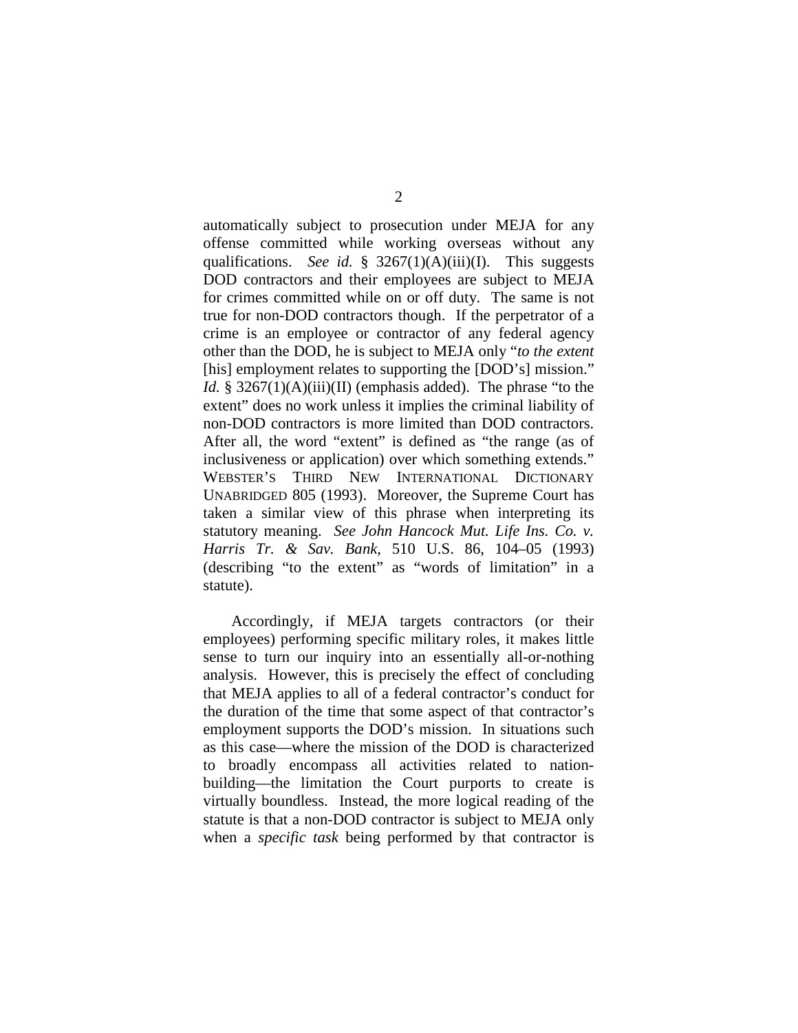automatically subject to prosecution under MEJA for any offense committed while working overseas without any qualifications. *See id.* § 3267(1)(A)(iii)(I). This suggests DOD contractors and their employees are subject to MEJA for crimes committed while on or off duty. The same is not true for non-DOD contractors though. If the perpetrator of a crime is an employee or contractor of any federal agency other than the DOD, he is subject to MEJA only "*to the extent* [his] employment relates to supporting the [DOD's] mission." *Id.* § 3267(1)(A)(iii)(II) (emphasis added). The phrase "to the extent" does no work unless it implies the criminal liability of non-DOD contractors is more limited than DOD contractors. After all, the word "extent" is defined as "the range (as of inclusiveness or application) over which something extends." WEBSTER'S THIRD NEW INTERNATIONAL DICTIONARY UNABRIDGED 805 (1993). Moreover, the Supreme Court has taken a similar view of this phrase when interpreting its statutory meaning. *See John Hancock Mut. Life Ins. Co. v. Harris Tr. & Sav. Bank*, 510 U.S. 86, 104–05 (1993) (describing "to the extent" as "words of limitation" in a statute).

Accordingly, if MEJA targets contractors (or their employees) performing specific military roles, it makes little sense to turn our inquiry into an essentially all-or-nothing analysis. However, this is precisely the effect of concluding that MEJA applies to all of a federal contractor's conduct for the duration of the time that some aspect of that contractor's employment supports the DOD's mission. In situations such as this case—where the mission of the DOD is characterized to broadly encompass all activities related to nation-building—the limitation the Court purports to create is virtually boundless. Instead, the more logical reading of the statute is that a non-DOD contractor is subject to MEJA only when a *specific task* being performed by that contractor is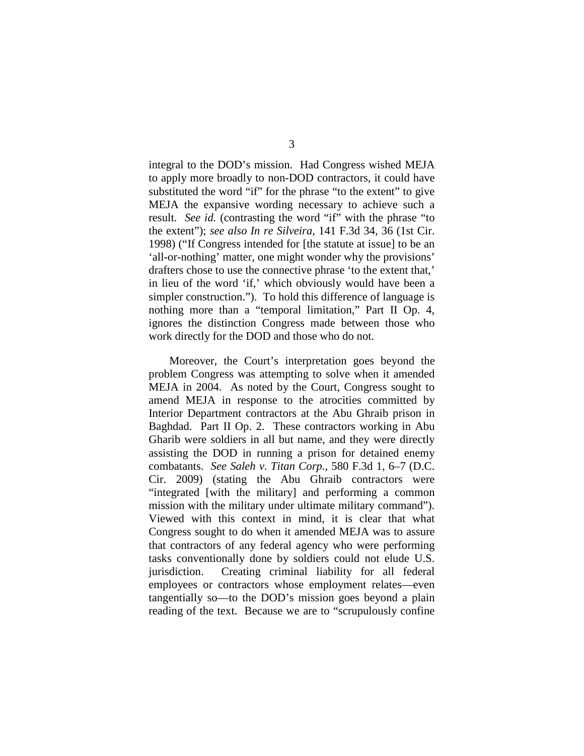integral to the DOD's mission. Had Congress wished MEJA to apply more broadly to non-DOD contractors, it could have substituted the word "if" for the phrase "to the extent" to give MEJA the expansive wording necessary to achieve such a result. *See id.* (contrasting the word "if" with the phrase "to the extent"); *see also In re Silveira*, 141 F.3d 34, 36 (1st Cir. 1998) ("If Congress intended for [the statute at issue] to be an 'all-or-nothing' matter, one might wonder why the provisions' drafters chose to use the connective phrase 'to the extent that,' in lieu of the word 'if,' which obviously would have been a simpler construction."). To hold this difference of language is nothing more than a "temporal limitation," Part II Op. 4, ignores the distinction Congress made between those who work directly for the DOD and those who do not.

Moreover, the Court's interpretation goes beyond the problem Congress was attempting to solve when it amended MEJA in 2004. As noted by the Court, Congress sought to amend MEJA in response to the atrocities committed by Interior Department contractors at the Abu Ghraib prison in Baghdad. Part II Op. 2. These contractors working in Abu Gharib were soldiers in all but name, and they were directly assisting the DOD in running a prison for detained enemy combatants. *See Saleh v. Titan Corp.*, 580 F.3d 1, 6–7 (D.C. Cir. 2009) (stating the Abu Ghraib contractors were "integrated [with the military] and performing a common mission with the military under ultimate military command"). Viewed with this context in mind, it is clear that what Congress sought to do when it amended MEJA was to assure that contractors of any federal agency who were performing tasks conventionally done by soldiers could not elude U.S. jurisdiction. Creating criminal liability for all federal employees or contractors whose employment relates—even tangentially so—to the DOD's mission goes beyond a plain reading of the text. Because we are to "scrupulously confine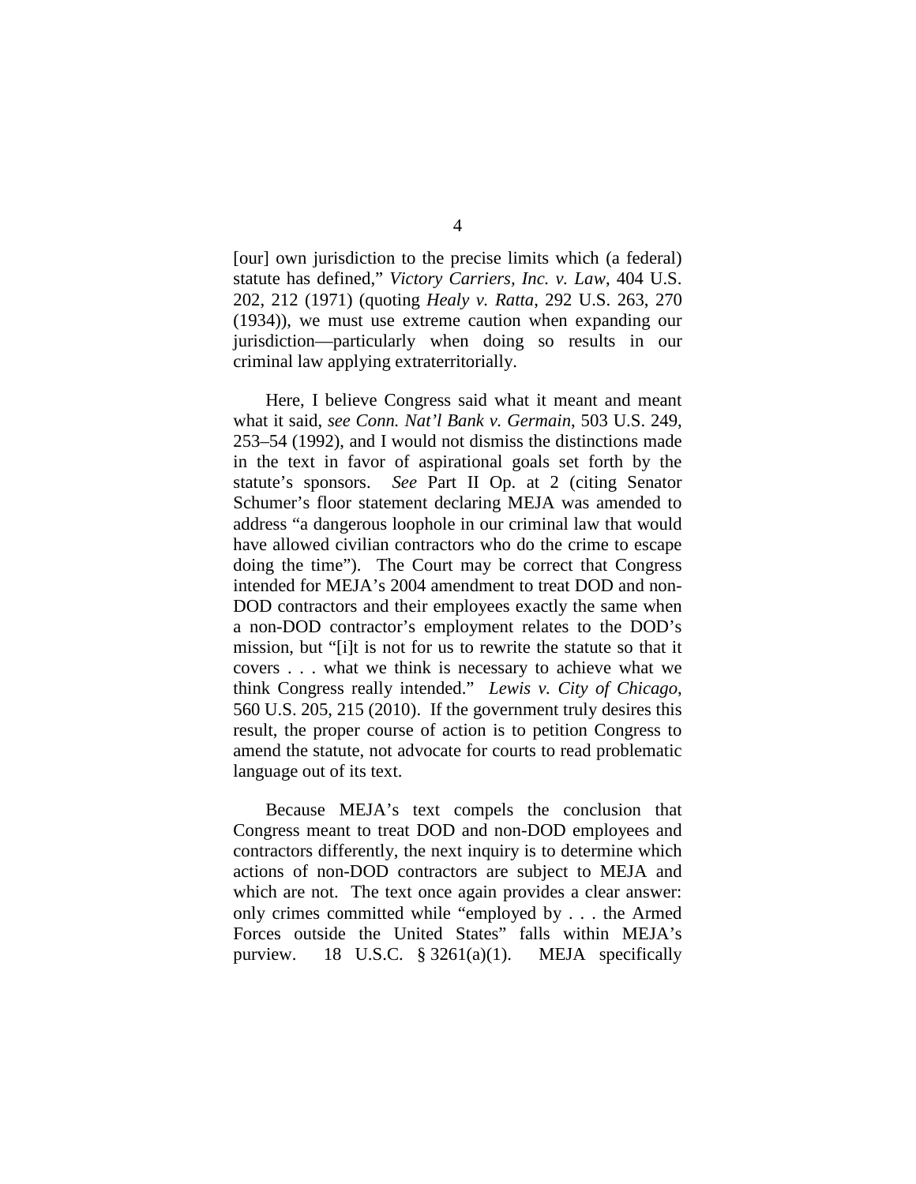[our] own jurisdiction to the precise limits which (a federal) statute has defined," *Victory Carriers, Inc. v. Law*, 404 U.S. 202, 212 (1971) (quoting *Healy v. Ratta*, 292 U.S. 263, 270 (1934)), we must use extreme caution when expanding our jurisdiction—particularly when doing so results in our criminal law applying extraterritorially.

Here, I believe Congress said what it meant and meant what it said, *see Conn. Nat'l Bank v. Germain*, 503 U.S. 249, 253–54 (1992), and I would not dismiss the distinctions made in the text in favor of aspirational goals set forth by the statute's sponsors. *See* Part II Op. at 2 (citing Senator Schumer's floor statement declaring MEJA was amended to address "a dangerous loophole in our criminal law that would have allowed civilian contractors who do the crime to escape doing the time"). The Court may be correct that Congress intended for MEJA's 2004 amendment to treat DOD and non-DOD contractors and their employees exactly the same when a non-DOD contractor's employment relates to the DOD's mission, but "[i]t is not for us to rewrite the statute so that it covers . . . what we think is necessary to achieve what we think Congress really intended." *Lewis v. City of Chicago*, 560 U.S. 205, 215 (2010). If the government truly desires this result, the proper course of action is to petition Congress to amend the statute, not advocate for courts to read problematic language out of its text.

Because MEJA's text compels the conclusion that Congress meant to treat DOD and non-DOD employees and contractors differently, the next inquiry is to determine which actions of non-DOD contractors are subject to MEJA and which are not. The text once again provides a clear answer: only crimes committed while "employed by . . . the Armed Forces outside the United States" falls within MEJA's purview. 18 U.S.C. § 3261(a)(1). MEJA specifically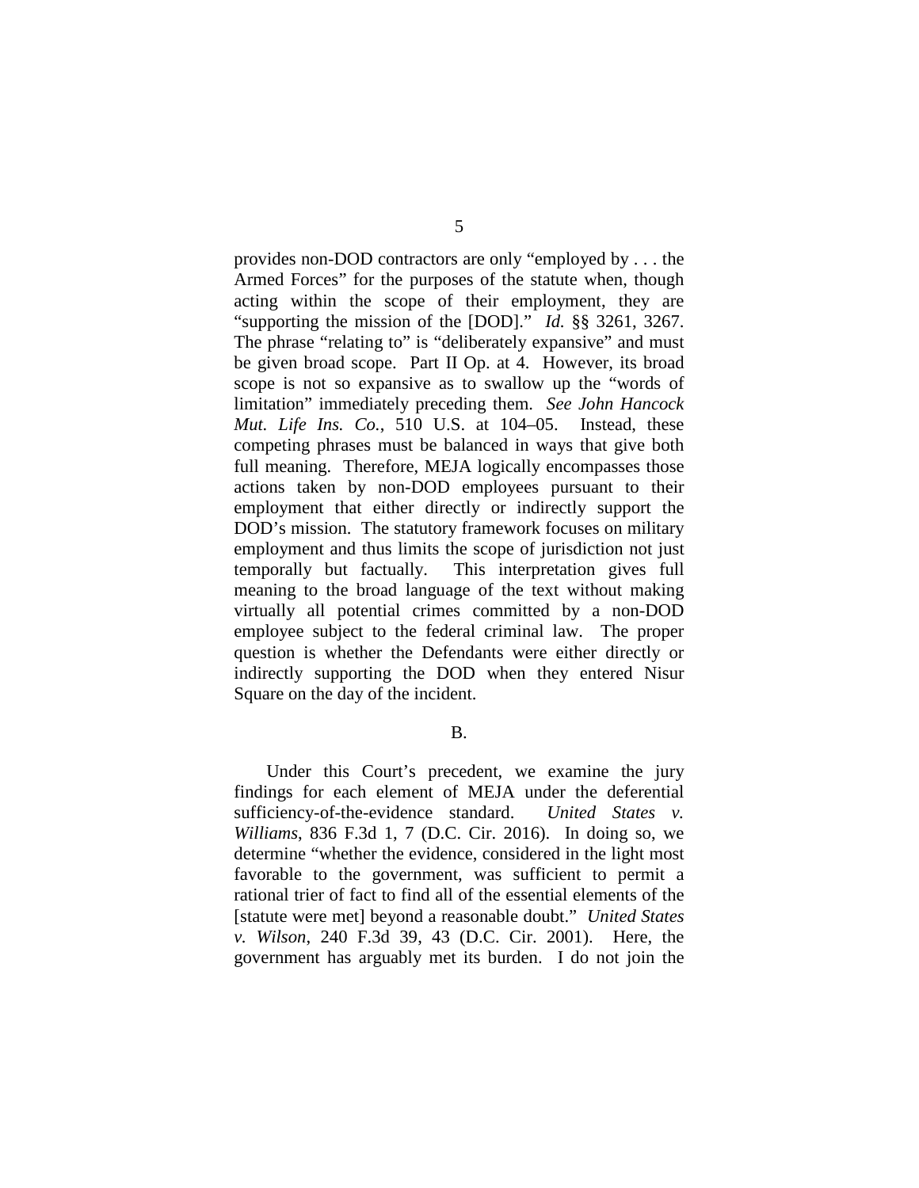provides non-DOD contractors are only "employed by . . . the Armed Forces" for the purposes of the statute when, though acting within the scope of their employment, they are "supporting the mission of the [DOD]." *Id.* §§ 3261, 3267. The phrase "relating to" is "deliberately expansive" and must be given broad scope. Part II Op. at 4. However, its broad scope is not so expansive as to swallow up the "words of limitation" immediately preceding them. *See John Hancock Mut. Life Ins. Co.*, 510 U.S. at 104–05. Instead, these competing phrases must be balanced in ways that give both full meaning. Therefore, MEJA logically encompasses those actions taken by non-DOD employees pursuant to their employment that either directly or indirectly support the DOD's mission. The statutory framework focuses on military employment and thus limits the scope of jurisdiction not just temporally but factually. This interpretation gives full meaning to the broad language of the text without making virtually all potential crimes committed by a non-DOD employee subject to the federal criminal law. The proper question is whether the Defendants were either directly or indirectly supporting the DOD when they entered Nisur Square on the day of the incident.

B.

Under this Court's precedent, we examine the jury findings for each element of MEJA under the deferential sufficiency-of-the-evidence standard. *United States v. Williams*, 836 F.3d 1, 7 (D.C. Cir. 2016). In doing so, we determine "whether the evidence, considered in the light most favorable to the government, was sufficient to permit a rational trier of fact to find all of the essential elements of the [statute were met] beyond a reasonable doubt." *United States v. Wilson*, 240 F.3d 39, 43 (D.C. Cir. 2001). Here, the government has arguably met its burden. I do not join the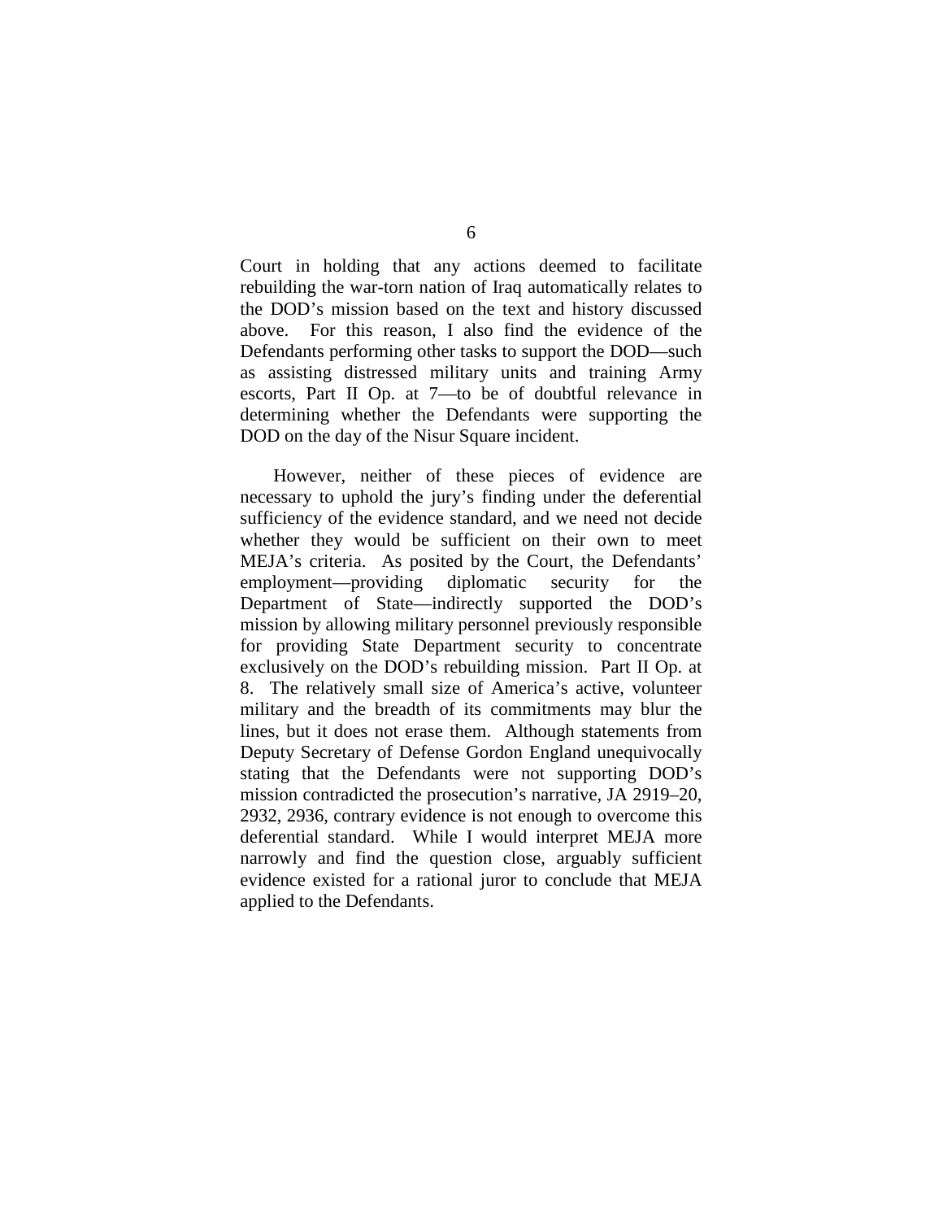Court in holding that any actions deemed to facilitate rebuilding the war-torn nation of Iraq automatically relates to the DOD's mission based on the text and history discussed above. For this reason, I also find the evidence of the Defendants performing other tasks to support the DOD—such as assisting distressed military units and training Army escorts, Part II Op. at 7—to be of doubtful relevance in determining whether the Defendants were supporting the DOD on the day of the Nisur Square incident.

However, neither of these pieces of evidence are necessary to uphold the jury's finding under the deferential sufficiency of the evidence standard, and we need not decide whether they would be sufficient on their own to meet MEJA's criteria. As posited by the Court, the Defendants' employment—providing diplomatic security for the Department of State—indirectly supported the DOD's mission by allowing military personnel previously responsible for providing State Department security to concentrate exclusively on the DOD's rebuilding mission. Part II Op. at 8. The relatively small size of America's active, volunteer military and the breadth of its commitments may blur the lines, but it does not erase them. Although statements from Deputy Secretary of Defense Gordon England unequivocally stating that the Defendants were not supporting DOD's mission contradicted the prosecution's narrative, JA 2919–20, 2932, 2936, contrary evidence is not enough to overcome this deferential standard. While I would interpret MEJA more narrowly and find the question close, arguably sufficient evidence existed for a rational juror to conclude that MEJA applied to the Defendants.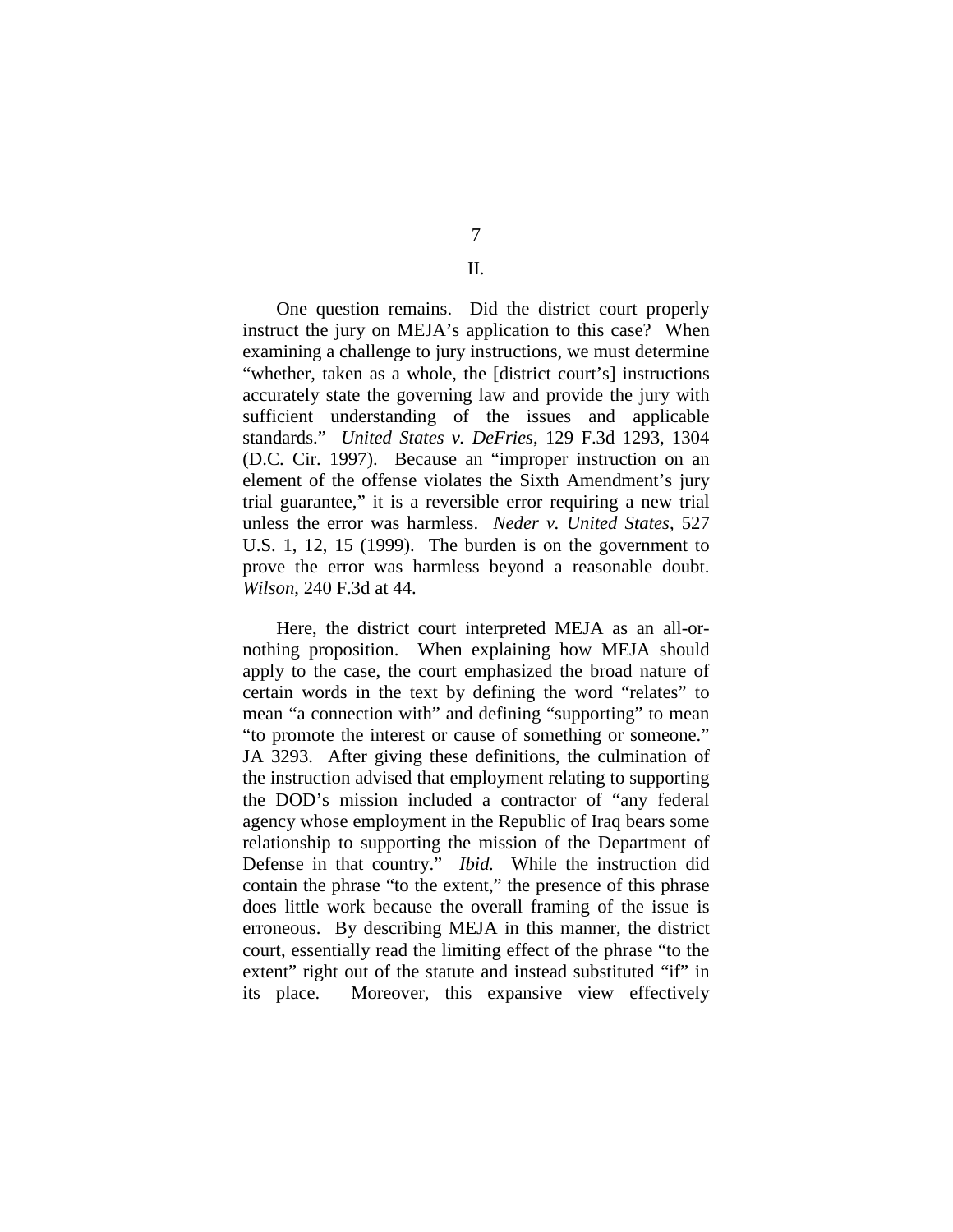## II.

One question remains. Did the district court properly instruct the jury on MEJA's application to this case? When examining a challenge to jury instructions, we must determine "whether, taken as a whole, the [district court's] instructions accurately state the governing law and provide the jury with sufficient understanding of the issues and applicable standards." *United States v. DeFries*, 129 F.3d 1293, 1304 (D.C. Cir. 1997). Because an "improper instruction on an element of the offense violates the Sixth Amendment's jury trial guarantee," it is a reversible error requiring a new trial unless the error was harmless. *Neder v. United States*, 527 U.S. 1, 12, 15 (1999). The burden is on the government to prove the error was harmless beyond a reasonable doubt. *Wilson*, 240 F.3d at 44.

Here, the district court interpreted MEJA as an all-or-nothing proposition. When explaining how MEJA should apply to the case, the court emphasized the broad nature of certain words in the text by defining the word "relates" to mean "a connection with" and defining "supporting" to mean "to promote the interest or cause of something or someone." JA 3293. After giving these definitions, the culmination of the instruction advised that employment relating to supporting the DOD's mission included a contractor of "any federal agency whose employment in the Republic of Iraq bears some relationship to supporting the mission of the Department of Defense in that country." *Ibid.* While the instruction did contain the phrase "to the extent," the presence of this phrase does little work because the overall framing of the issue is erroneous. By describing MEJA in this manner, the district court, essentially read the limiting effect of the phrase "to the extent" right out of the statute and instead substituted "if" in its place. Moreover, this expansive view effectively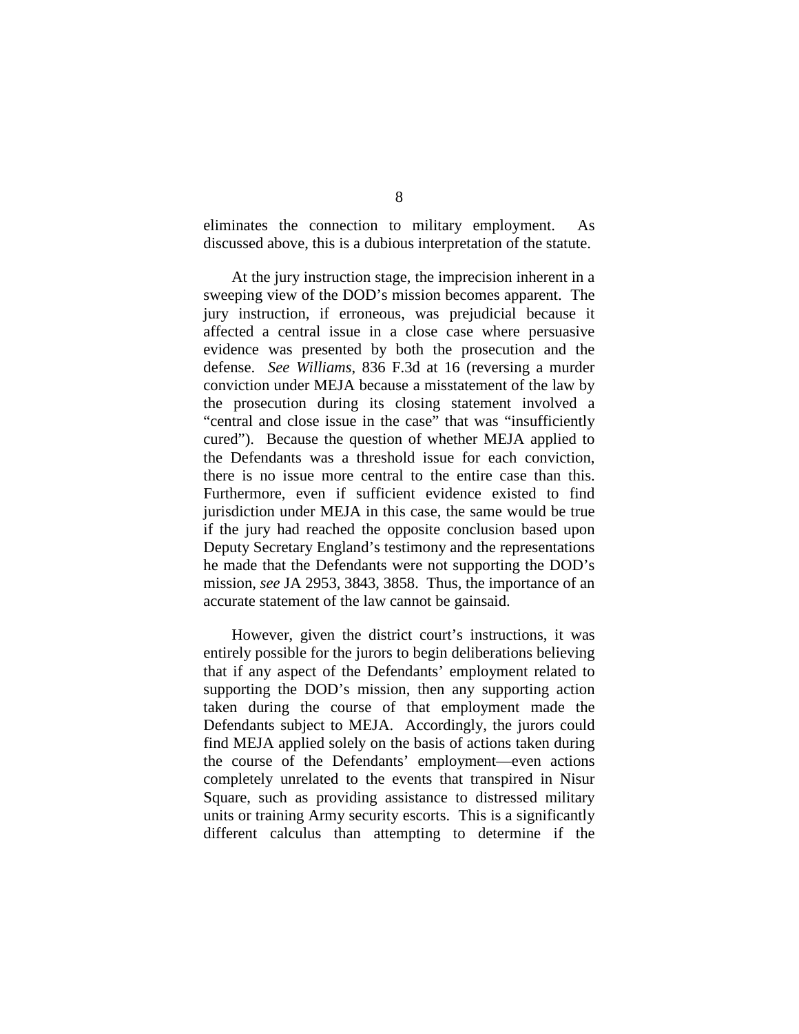eliminates the connection to military employment. As discussed above, this is a dubious interpretation of the statute.

At the jury instruction stage, the imprecision inherent in a sweeping view of the DOD's mission becomes apparent. The jury instruction, if erroneous, was prejudicial because it affected a central issue in a close case where persuasive evidence was presented by both the prosecution and the defense. *See Williams*, 836 F.3d at 16 (reversing a murder conviction under MEJA because a misstatement of the law by the prosecution during its closing statement involved a "central and close issue in the case" that was "insufficiently cured"). Because the question of whether MEJA applied to the Defendants was a threshold issue for each conviction, there is no issue more central to the entire case than this. Furthermore, even if sufficient evidence existed to find jurisdiction under MEJA in this case, the same would be true if the jury had reached the opposite conclusion based upon Deputy Secretary England's testimony and the representations he made that the Defendants were not supporting the DOD's mission, *see* JA 2953, 3843, 3858. Thus, the importance of an accurate statement of the law cannot be gainsaid.

However, given the district court's instructions, it was entirely possible for the jurors to begin deliberations believing that if any aspect of the Defendants' employment related to supporting the DOD's mission, then any supporting action taken during the course of that employment made the Defendants subject to MEJA. Accordingly, the jurors could find MEJA applied solely on the basis of actions taken during the course of the Defendants' employment—even actions completely unrelated to the events that transpired in Nisur Square, such as providing assistance to distressed military units or training Army security escorts. This is a significantly different calculus than attempting to determine if the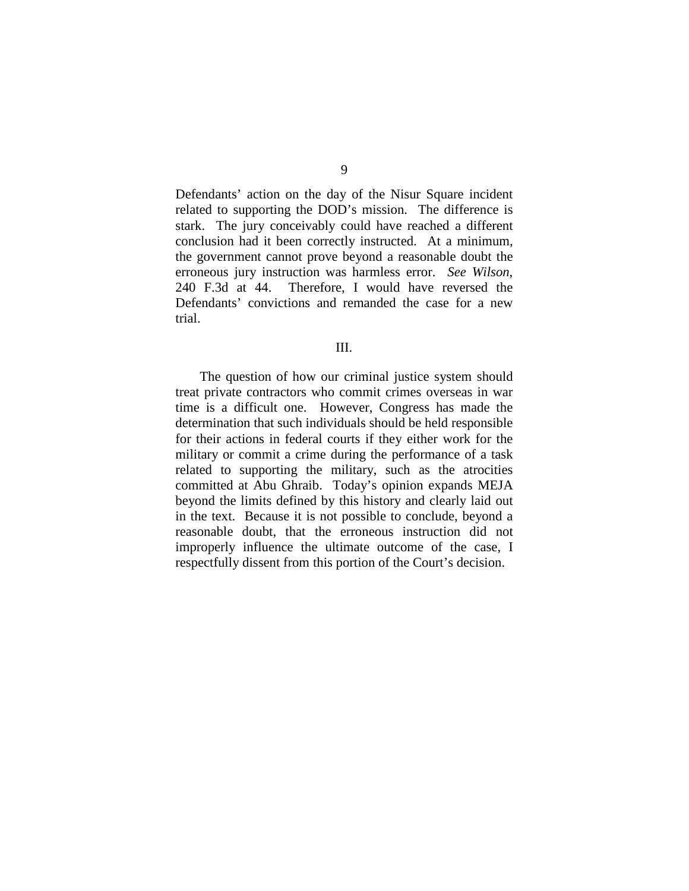Defendants' action on the day of the Nisur Square incident related to supporting the DOD's mission. The difference is stark. The jury conceivably could have reached a different conclusion had it been correctly instructed. At a minimum, the government cannot prove beyond a reasonable doubt the erroneous jury instruction was harmless error. *See Wilson*, 240 F.3d at 44. Therefore, I would have reversed the Defendants' convictions and remanded the case for a new trial.

## III.

The question of how our criminal justice system should treat private contractors who commit crimes overseas in war time is a difficult one. However, Congress has made the determination that such individuals should be held responsible for their actions in federal courts if they either work for the military or commit a crime during the performance of a task related to supporting the military, such as the atrocities committed at Abu Ghraib. Today's opinion expands MEJA beyond the limits defined by this history and clearly laid out in the text. Because it is not possible to conclude, beyond a reasonable doubt, that the erroneous instruction did not improperly influence the ultimate outcome of the case, I respectfully dissent from this portion of the Court's decision.